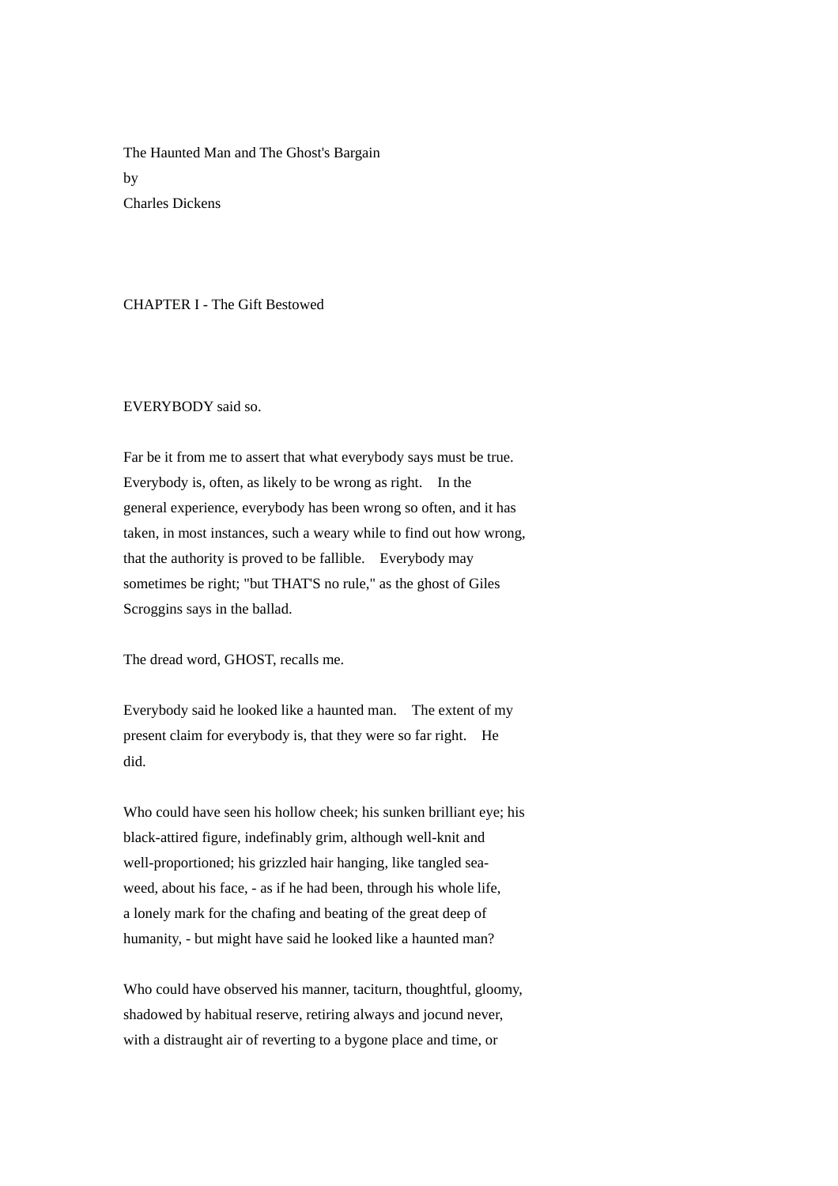# The Haunted Man and The Ghost's Bargain

by

Charles Dickens

## CHAPTER I - The Gift Bestowed

EVERYBODY said so.

Far be it from me to assert that what everybody says must be true. Everybody is, often, as likely to be wrong as right. In the general experience, everybody has been wrong so often, and it has taken, in most instances, such a weary while to find out how wrong, that the authority is proved to be fallible. Everybody may sometimes be right; "but THAT'S no rule," as the ghost of Giles Scroggins says in the ballad.

The dread word, GHOST, recalls me.

Everybody said he looked like a haunted man. The extent of my present claim for everybody is, that they were so far right. He did.

Who could have seen his hollow cheek; his sunken brilliant eye; his black-attired figure, indefinably grim, although well-knit and well-proportioned; his grizzled hair hanging, like tangled sea-weed, about his face, - as if he had been, through his whole life, a lonely mark for the chafing and beating of the great deep of humanity, - but might have said he looked like a haunted man?

Who could have observed his manner, taciturn, thoughtful, gloomy, shadowed by habitual reserve, retiring always and jocund never, with a distraught air of reverting to a bygone place and time, or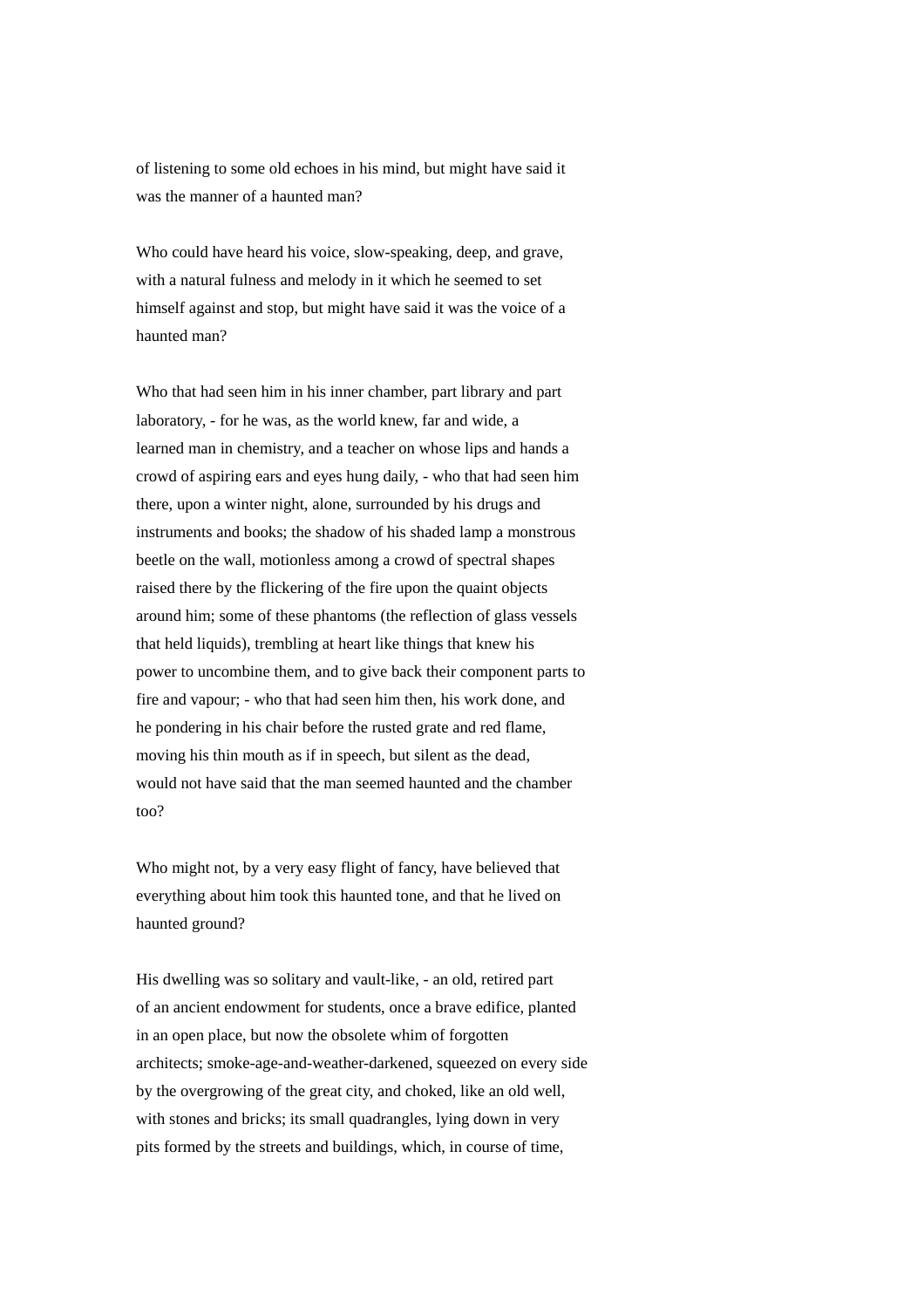of listening to some old echoes in his mind, but might have said it was the manner of a haunted man?

Who could have heard his voice, slow-speaking, deep, and grave, with a natural fulness and melody in it which he seemed to set himself against and stop, but might have said it was the voice of a haunted man?

Who that had seen him in his inner chamber, part library and part laboratory, - for he was, as the world knew, far and wide, a learned man in chemistry, and a teacher on whose lips and hands a crowd of aspiring ears and eyes hung daily, - who that had seen him there, upon a winter night, alone, surrounded by his drugs and instruments and books; the shadow of his shaded lamp a monstrous beetle on the wall, motionless among a crowd of spectral shapes raised there by the flickering of the fire upon the quaint objects around him; some of these phantoms (the reflection of glass vessels that held liquids), trembling at heart like things that knew his power to uncombine them, and to give back their component parts to fire and vapour; - who that had seen him then, his work done, and he pondering in his chair before the rusted grate and red flame, moving his thin mouth as if in speech, but silent as the dead, would not have said that the man seemed haunted and the chamber too?

Who might not, by a very easy flight of fancy, have believed that everything about him took this haunted tone, and that he lived on haunted ground?

His dwelling was so solitary and vault-like, - an old, retired part of an ancient endowment for students, once a brave edifice, planted in an open place, but now the obsolete whim of forgotten architects; smoke-age-and-weather-darkened, squeezed on every side by the overgrowing of the great city, and choked, like an old well, with stones and bricks; its small quadrangles, lying down in very pits formed by the streets and buildings, which, in course of time,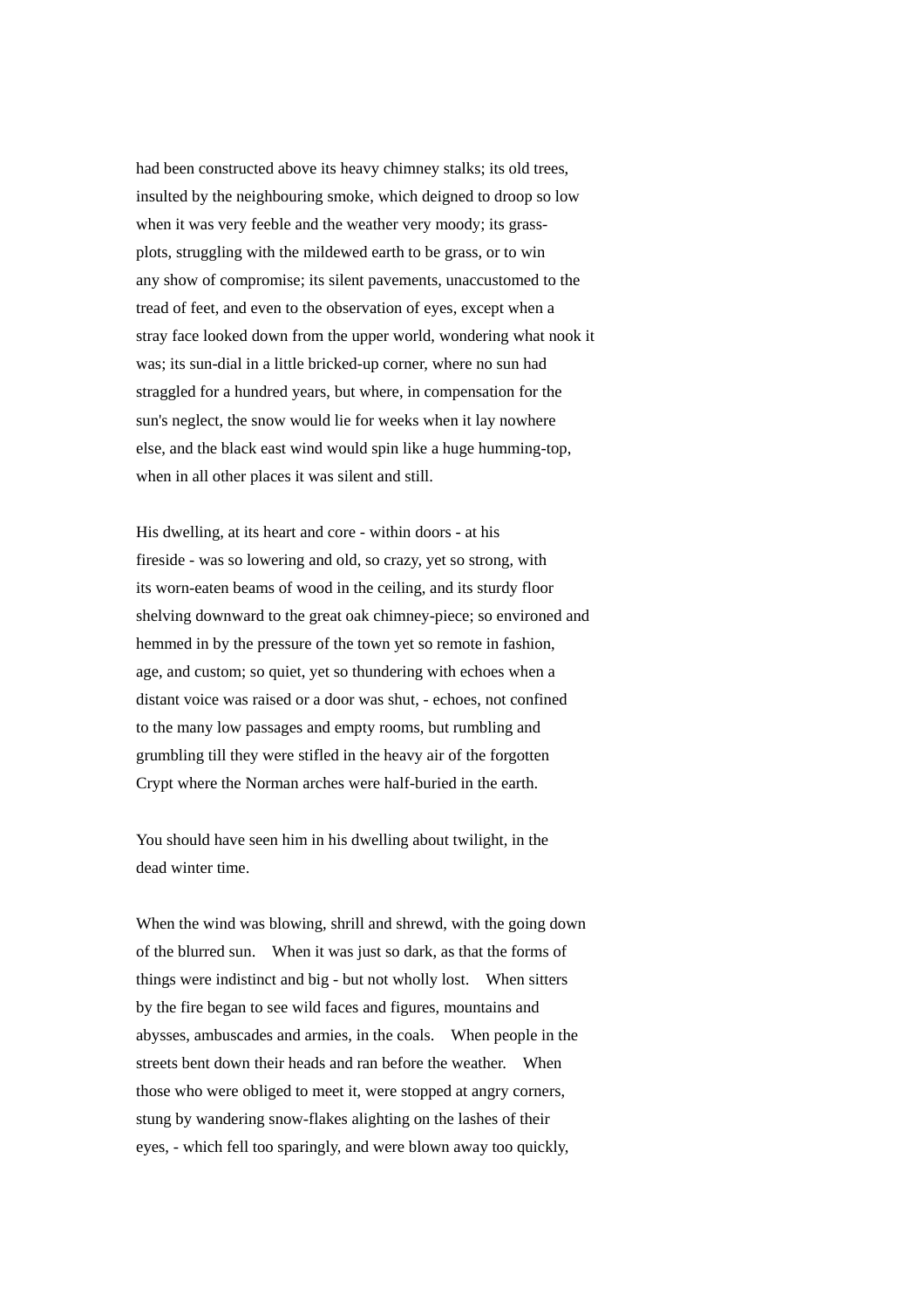had been constructed above its heavy chimney stalks; its old trees, insulted by the neighbouring smoke, which deigned to droop so low when it was very feeble and the weather very moody; its grass-plots, struggling with the mildewed earth to be grass, or to win any show of compromise; its silent pavements, unaccustomed to the tread of feet, and even to the observation of eyes, except when a stray face looked down from the upper world, wondering what nook it was; its sun-dial in a little bricked-up corner, where no sun had straggled for a hundred years, but where, in compensation for the sun's neglect, the snow would lie for weeks when it lay nowhere else, and the black east wind would spin like a huge humming-top, when in all other places it was silent and still.

His dwelling, at its heart and core - within doors - at his fireside - was so lowering and old, so crazy, yet so strong, with its worn-eaten beams of wood in the ceiling, and its sturdy floor shelving downward to the great oak chimney-piece; so environed and hemmed in by the pressure of the town yet so remote in fashion, age, and custom; so quiet, yet so thundering with echoes when a distant voice was raised or a door was shut, - echoes, not confined to the many low passages and empty rooms, but rumbling and grumbling till they were stifled in the heavy air of the forgotten Crypt where the Norman arches were half-buried in the earth.

You should have seen him in his dwelling about twilight, in the dead winter time.

When the wind was blowing, shrill and shrewd, with the going down of the blurred sun. When it was just so dark, as that the forms of things were indistinct and big - but not wholly lost. When sitters by the fire began to see wild faces and figures, mountains and abysses, ambuscades and armies, in the coals. When people in the streets bent down their heads and ran before the weather. When those who were obliged to meet it, were stopped at angry corners, stung by wandering snow-flakes alighting on the lashes of their eyes, - which fell too sparingly, and were blown away too quickly,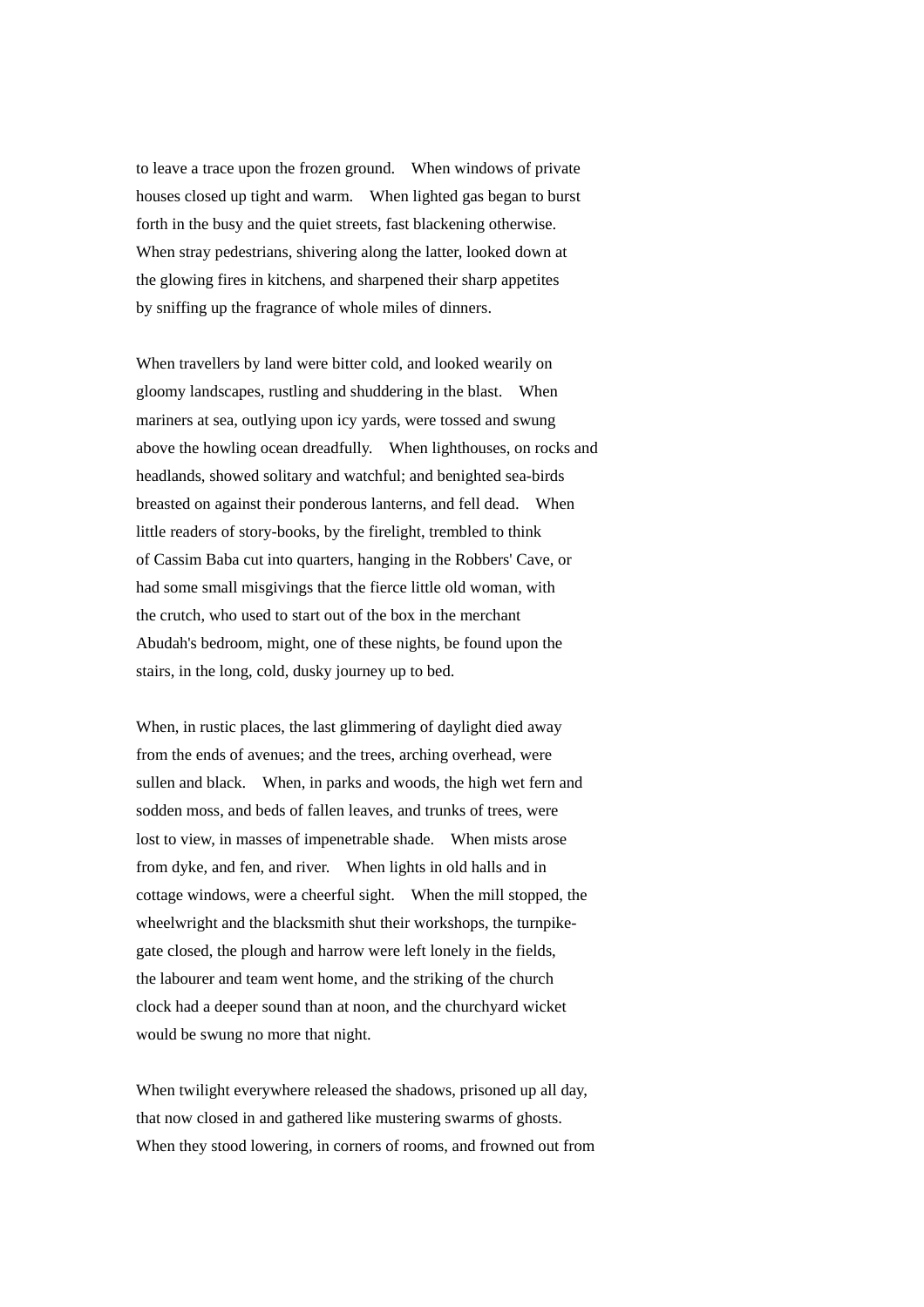to leave a trace upon the frozen ground. When windows of private houses closed up tight and warm. When lighted gas began to burst forth in the busy and the quiet streets, fast blackening otherwise. When stray pedestrians, shivering along the latter, looked down at the glowing fires in kitchens, and sharpened their sharp appetites by sniffing up the fragrance of whole miles of dinners.

When travellers by land were bitter cold, and looked wearily on gloomy landscapes, rustling and shuddering in the blast. When mariners at sea, outlying upon icy yards, were tossed and swung above the howling ocean dreadfully. When lighthouses, on rocks and headlands, showed solitary and watchful; and benighted sea-birds breasted on against their ponderous lanterns, and fell dead. When little readers of story-books, by the firelight, trembled to think of Cassim Baba cut into quarters, hanging in the Robbers' Cave, or had some small misgivings that the fierce little old woman, with the crutch, who used to start out of the box in the merchant Abudah's bedroom, might, one of these nights, be found upon the stairs, in the long, cold, dusky journey up to bed.

When, in rustic places, the last glimmering of daylight died away from the ends of avenues; and the trees, arching overhead, were sullen and black. When, in parks and woods, the high wet fern and sodden moss, and beds of fallen leaves, and trunks of trees, were lost to view, in masses of impenetrable shade. When mists arose from dyke, and fen, and river. When lights in old halls and in cottage windows, were a cheerful sight. When the mill stopped, the wheelwright and the blacksmith shut their workshops, the turnpike-gate closed, the plough and harrow were left lonely in the fields, the labourer and team went home, and the striking of the church clock had a deeper sound than at noon, and the churchyard wicket would be swung no more that night.

When twilight everywhere released the shadows, prisoned up all day, that now closed in and gathered like mustering swarms of ghosts. When they stood lowering, in corners of rooms, and frowned out from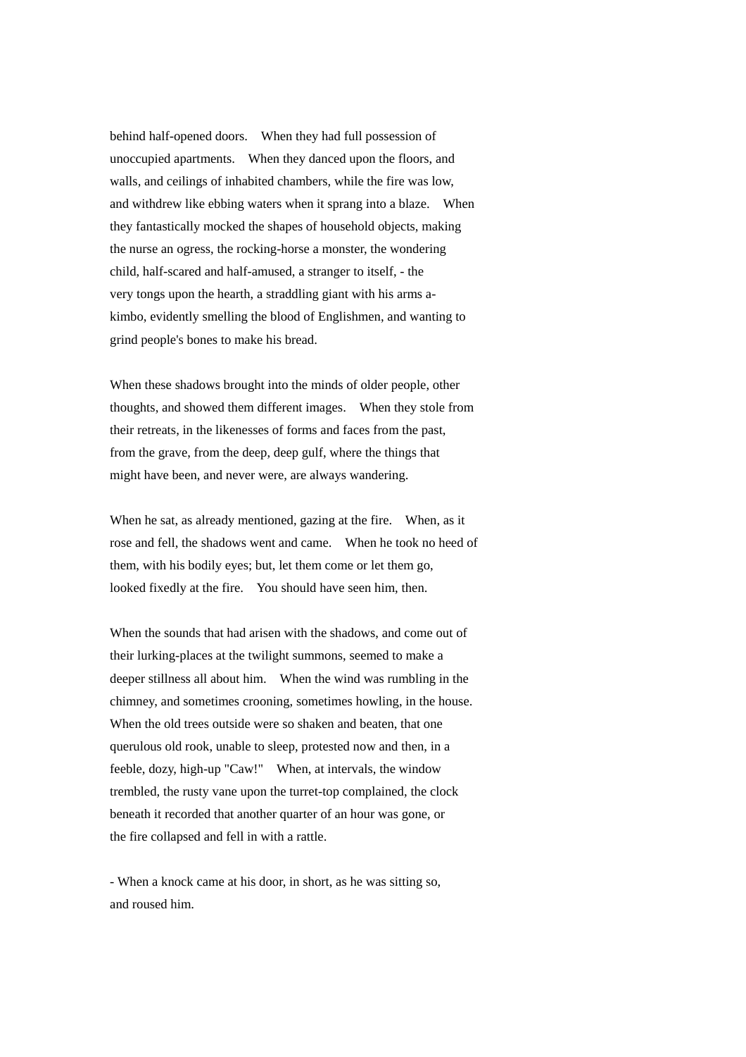behind half-opened doors. When they had full possession of unoccupied apartments. When they danced upon the floors, and walls, and ceilings of inhabited chambers, while the fire was low, and withdrew like ebbing waters when it sprang into a blaze. When they fantastically mocked the shapes of household objects, making the nurse an ogress, the rocking-horse a monster, the wondering child, half-scared and half-amused, a stranger to itself, - the very tongs upon the hearth, a straddling giant with his arms a-kimbo, evidently smelling the blood of Englishmen, and wanting to grind people's bones to make his bread.

When these shadows brought into the minds of older people, other thoughts, and showed them different images. When they stole from their retreats, in the likenesses of forms and faces from the past, from the grave, from the deep, deep gulf, where the things that might have been, and never were, are always wandering.

When he sat, as already mentioned, gazing at the fire. When, as it rose and fell, the shadows went and came. When he took no heed of them, with his bodily eyes; but, let them come or let them go, looked fixedly at the fire. You should have seen him, then.

When the sounds that had arisen with the shadows, and come out of their lurking-places at the twilight summons, seemed to make a deeper stillness all about him. When the wind was rumbling in the chimney, and sometimes crooning, sometimes howling, in the house. When the old trees outside were so shaken and beaten, that one querulous old rook, unable to sleep, protested now and then, in a feeble, dozy, high-up "Caw!" When, at intervals, the window trembled, the rusty vane upon the turret-top complained, the clock beneath it recorded that another quarter of an hour was gone, or the fire collapsed and fell in with a rattle.

- When a knock came at his door, in short, as he was sitting so, and roused him.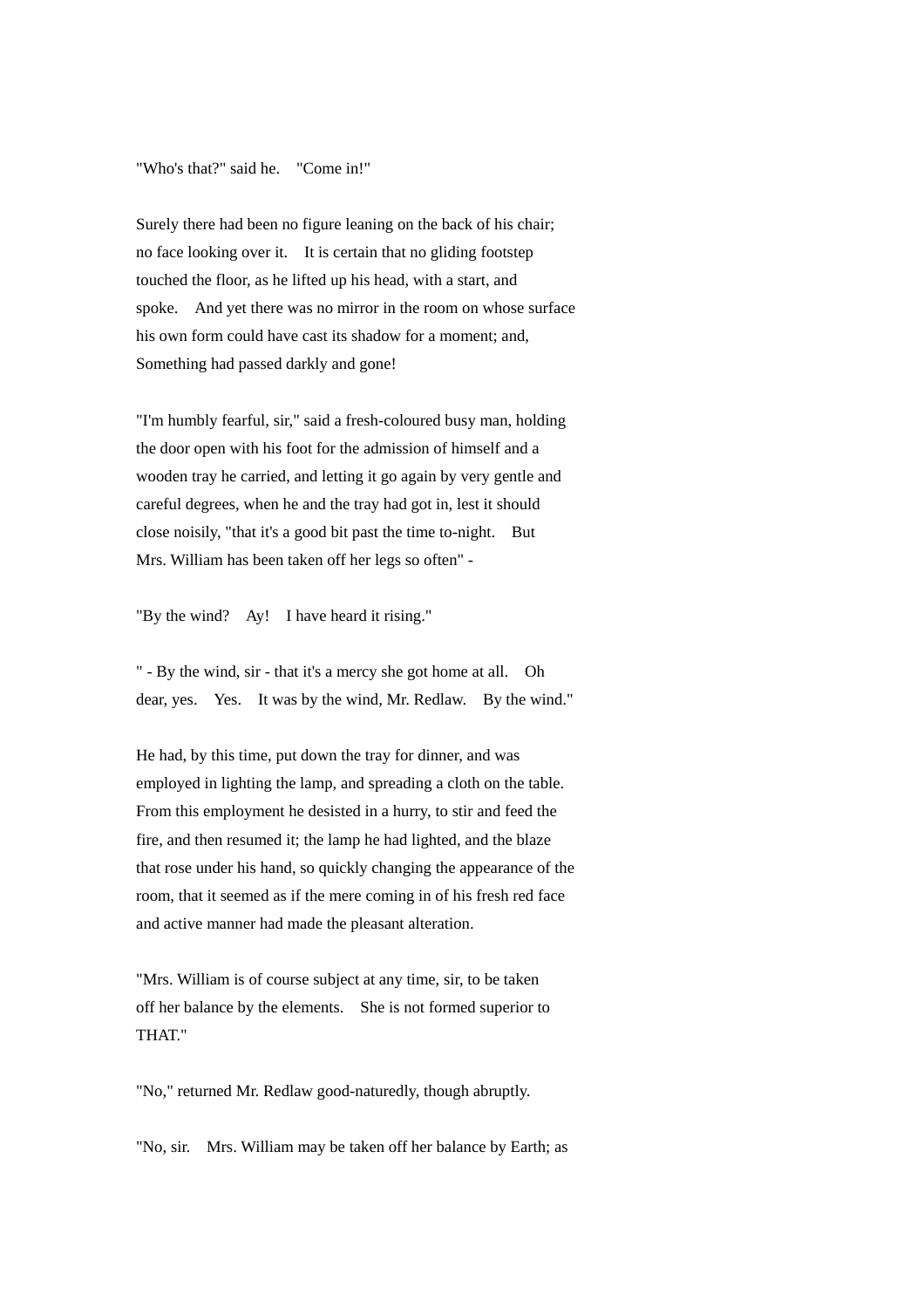"Who's that?" said he. "Come in!"

Surely there had been no figure leaning on the back of his chair; no face looking over it. It is certain that no gliding footstep touched the floor, as he lifted up his head, with a start, and spoke. And yet there was no mirror in the room on whose surface his own form could have cast its shadow for a moment; and, Something had passed darkly and gone!

"I'm humbly fearful, sir," said a fresh-coloured busy man, holding the door open with his foot for the admission of himself and a wooden tray he carried, and letting it go again by very gentle and careful degrees, when he and the tray had got in, lest it should close noisily, "that it's a good bit past the time to-night. But Mrs. William has been taken off her legs so often" -

"By the wind? Ay! I have heard it rising."

" - By the wind, sir - that it's a mercy she got home at all. Oh dear, yes. Yes. It was by the wind, Mr. Redlaw. By the wind."

He had, by this time, put down the tray for dinner, and was employed in lighting the lamp, and spreading a cloth on the table. From this employment he desisted in a hurry, to stir and feed the fire, and then resumed it; the lamp he had lighted, and the blaze that rose under his hand, so quickly changing the appearance of the room, that it seemed as if the mere coming in of his fresh red face and active manner had made the pleasant alteration.

"Mrs. William is of course subject at any time, sir, to be taken off her balance by the elements. She is not formed superior to THAT."

"No," returned Mr. Redlaw good-naturedly, though abruptly.

"No, sir. Mrs. William may be taken off her balance by Earth; as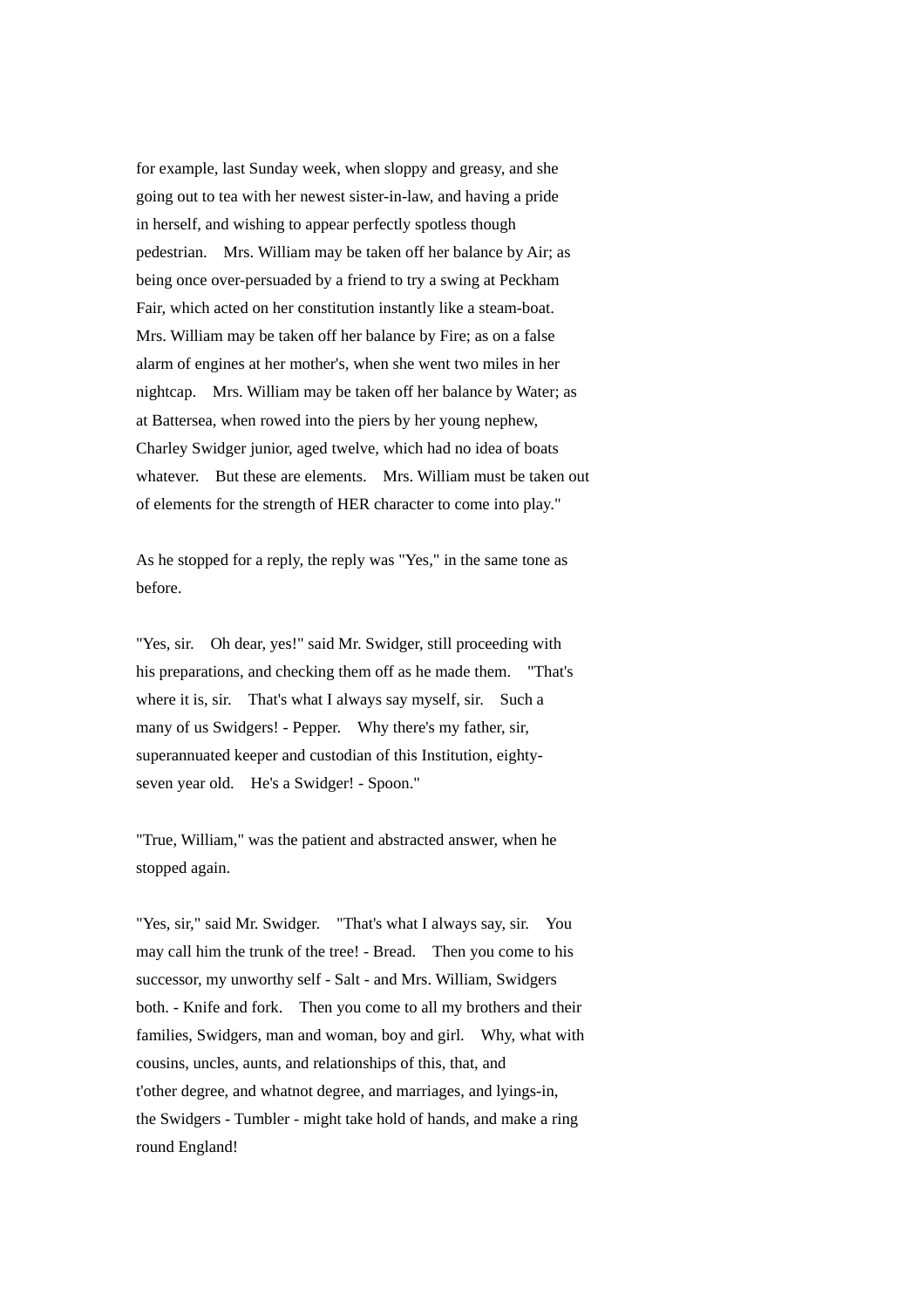for example, last Sunday week, when sloppy and greasy, and she going out to tea with her newest sister-in-law, and having a pride in herself, and wishing to appear perfectly spotless though pedestrian. Mrs. William may be taken off her balance by Air; as being once over-persuaded by a friend to try a swing at Peckham Fair, which acted on her constitution instantly like a steam-boat. Mrs. William may be taken off her balance by Fire; as on a false alarm of engines at her mother's, when she went two miles in her nightcap. Mrs. William may be taken off her balance by Water; as at Battersea, when rowed into the piers by her young nephew, Charley Swidger junior, aged twelve, which had no idea of boats whatever. But these are elements. Mrs. William must be taken out of elements for the strength of HER character to come into play."

As he stopped for a reply, the reply was "Yes," in the same tone as before.

"Yes, sir. Oh dear, yes!" said Mr. Swidger, still proceeding with his preparations, and checking them off as he made them. "That's where it is, sir. That's what I always say myself, sir. Such a many of us Swidgers! - Pepper. Why there's my father, sir, superannuated keeper and custodian of this Institution, eighty-seven year old. He's a Swidger! - Spoon."

"True, William," was the patient and abstracted answer, when he stopped again.

"Yes, sir," said Mr. Swidger. "That's what I always say, sir. You may call him the trunk of the tree! - Bread. Then you come to his successor, my unworthy self - Salt - and Mrs. William, Swidgers both. - Knife and fork. Then you come to all my brothers and their families, Swidgers, man and woman, boy and girl. Why, what with cousins, uncles, aunts, and relationships of this, that, and t'other degree, and whatnot degree, and marriages, and lyings-in, the Swidgers - Tumbler - might take hold of hands, and make a ring round England!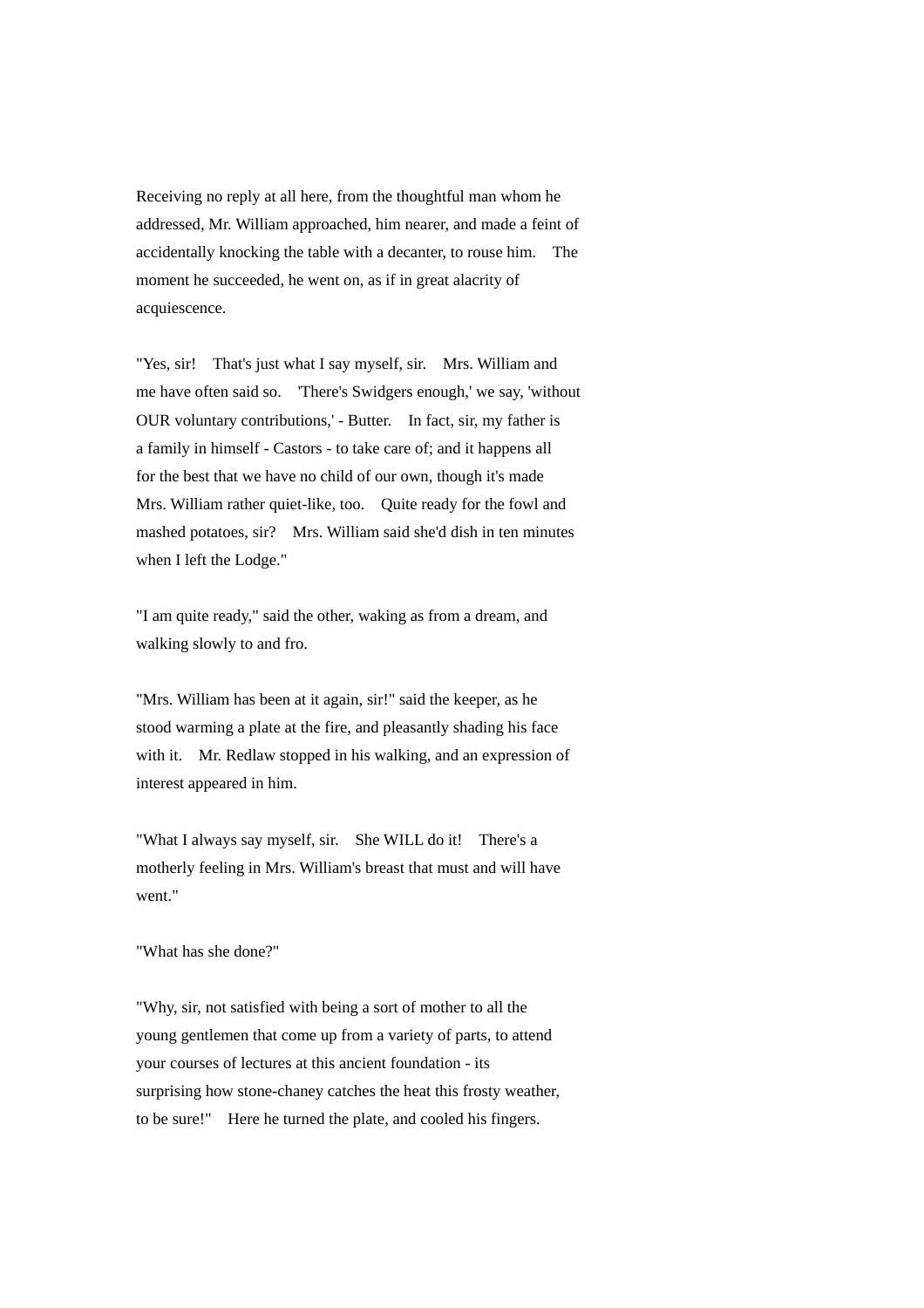Receiving no reply at all here, from the thoughtful man whom he addressed, Mr. William approached, him nearer, and made a feint of accidentally knocking the table with a decanter, to rouse him. The moment he succeeded, he went on, as if in great alacrity of acquiescence.

"Yes, sir! That's just what I say myself, sir. Mrs. William and me have often said so. 'There's Swidgers enough,' we say, 'without OUR voluntary contributions,' - Butter. In fact, sir, my father is a family in himself - Castors - to take care of; and it happens all for the best that we have no child of our own, though it's made Mrs. William rather quiet-like, too. Quite ready for the fowl and mashed potatoes, sir? Mrs. William said she'd dish in ten minutes when I left the Lodge."

"I am quite ready," said the other, waking as from a dream, and walking slowly to and fro.

"Mrs. William has been at it again, sir!" said the keeper, as he stood warming a plate at the fire, and pleasantly shading his face with it. Mr. Redlaw stopped in his walking, and an expression of interest appeared in him.

"What I always say myself, sir. She WILL do it! There's a motherly feeling in Mrs. William's breast that must and will have went."

"What has she done?"

"Why, sir, not satisfied with being a sort of mother to all the young gentlemen that come up from a variety of parts, to attend your courses of lectures at this ancient foundation - its surprising how stone-chaney catches the heat this frosty weather, to be sure!" Here he turned the plate, and cooled his fingers.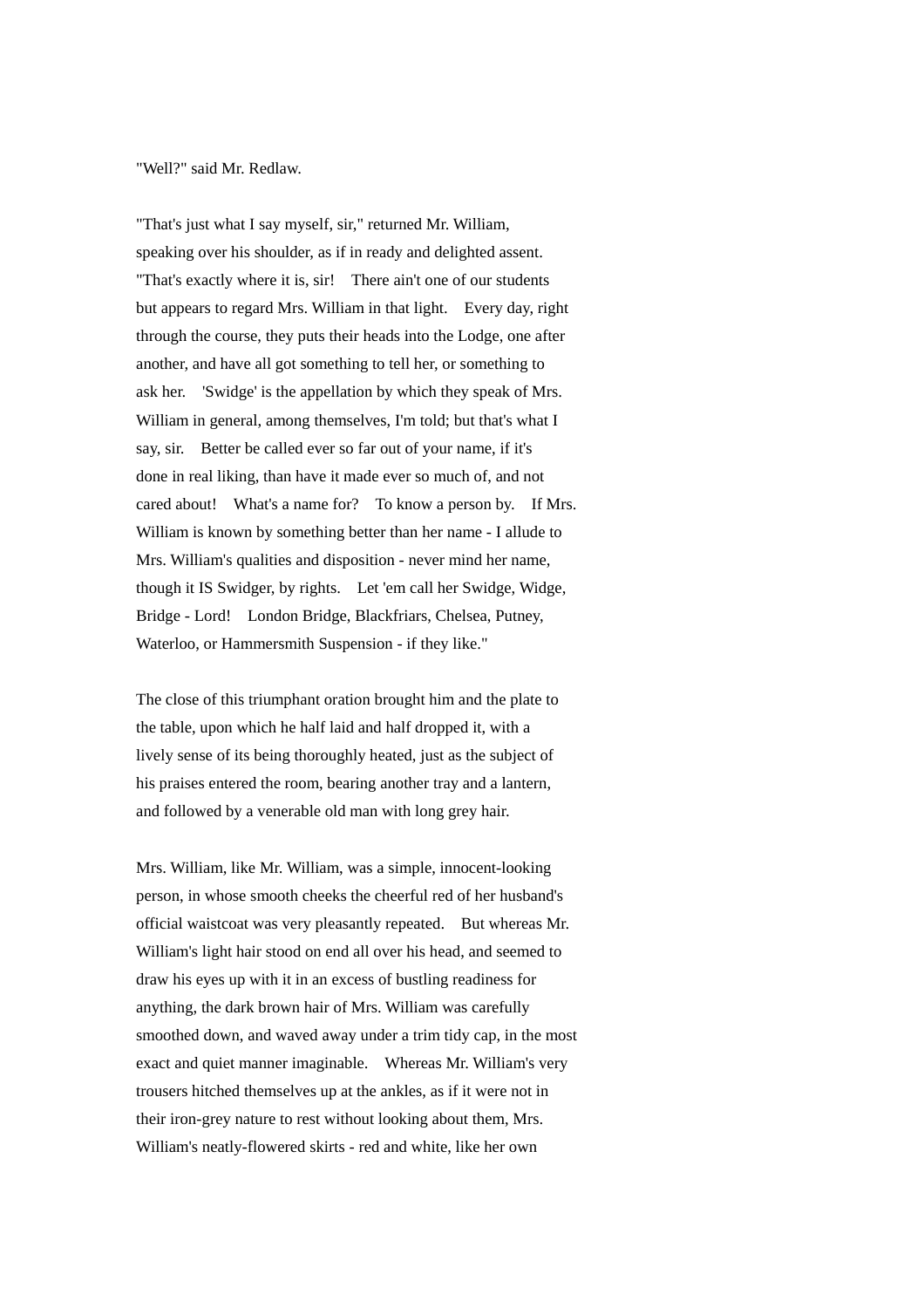"Well?" said Mr. Redlaw.

"That's just what I say myself, sir," returned Mr. William, speaking over his shoulder, as if in ready and delighted assent. "That's exactly where it is, sir!  There ain't one of our students but appears to regard Mrs. William in that light.  Every day, right through the course, they puts their heads into the Lodge, one after another, and have all got something to tell her, or something to ask her.  'Swidge' is the appellation by which they speak of Mrs. William in general, among themselves, I'm told; but that's what I say, sir.  Better be called ever so far out of your name, if it's done in real liking, than have it made ever so much of, and not cared about!  What's a name for?  To know a person by.  If Mrs. William is known by something better than her name - I allude to Mrs. William's qualities and disposition - never mind her name, though it IS Swidger, by rights.  Let 'em call her Swidge, Widge, Bridge - Lord!  London Bridge, Blackfriars, Chelsea, Putney, Waterloo, or Hammersmith Suspension - if they like."

The close of this triumphant oration brought him and the plate to the table, upon which he half laid and half dropped it, with a lively sense of its being thoroughly heated, just as the subject of his praises entered the room, bearing another tray and a lantern, and followed by a venerable old man with long grey hair.

Mrs. William, like Mr. William, was a simple, innocent-looking person, in whose smooth cheeks the cheerful red of her husband's official waistcoat was very pleasantly repeated.  But whereas Mr. William's light hair stood on end all over his head, and seemed to draw his eyes up with it in an excess of bustling readiness for anything, the dark brown hair of Mrs. William was carefully smoothed down, and waved away under a trim tidy cap, in the most exact and quiet manner imaginable.  Whereas Mr. William's very trousers hitched themselves up at the ankles, as if it were not in their iron-grey nature to rest without looking about them, Mrs. William's neatly-flowered skirts - red and white, like her own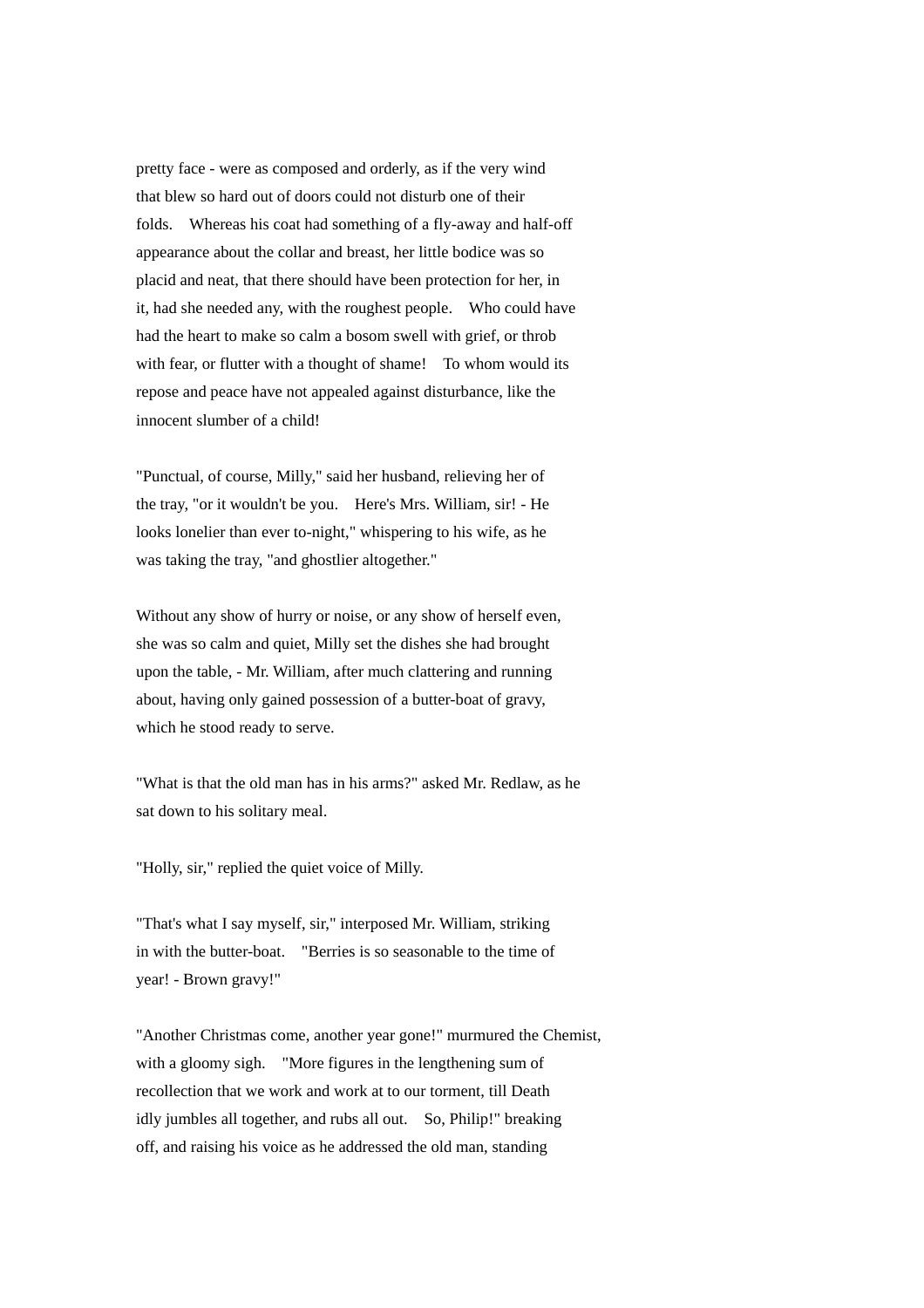pretty face - were as composed and orderly, as if the very wind that blew so hard out of doors could not disturb one of their folds. Whereas his coat had something of a fly-away and half-off appearance about the collar and breast, her little bodice was so placid and neat, that there should have been protection for her, in it, had she needed any, with the roughest people. Who could have had the heart to make so calm a bosom swell with grief, or throb with fear, or flutter with a thought of shame! To whom would its repose and peace have not appealed against disturbance, like the innocent slumber of a child!

"Punctual, of course, Milly," said her husband, relieving her of the tray, "or it wouldn't be you. Here's Mrs. William, sir! - He looks lonelier than ever to-night," whispering to his wife, as he was taking the tray, "and ghostlier altogether."

Without any show of hurry or noise, or any show of herself even, she was so calm and quiet, Milly set the dishes she had brought upon the table, - Mr. William, after much clattering and running about, having only gained possession of a butter-boat of gravy, which he stood ready to serve.

"What is that the old man has in his arms?" asked Mr. Redlaw, as he sat down to his solitary meal.

"Holly, sir," replied the quiet voice of Milly.

"That's what I say myself, sir," interposed Mr. William, striking in with the butter-boat. "Berries is so seasonable to the time of year! - Brown gravy!"

"Another Christmas come, another year gone!" murmured the Chemist, with a gloomy sigh. "More figures in the lengthening sum of recollection that we work and work at to our torment, till Death idly jumbles all together, and rubs all out. So, Philip!" breaking off, and raising his voice as he addressed the old man, standing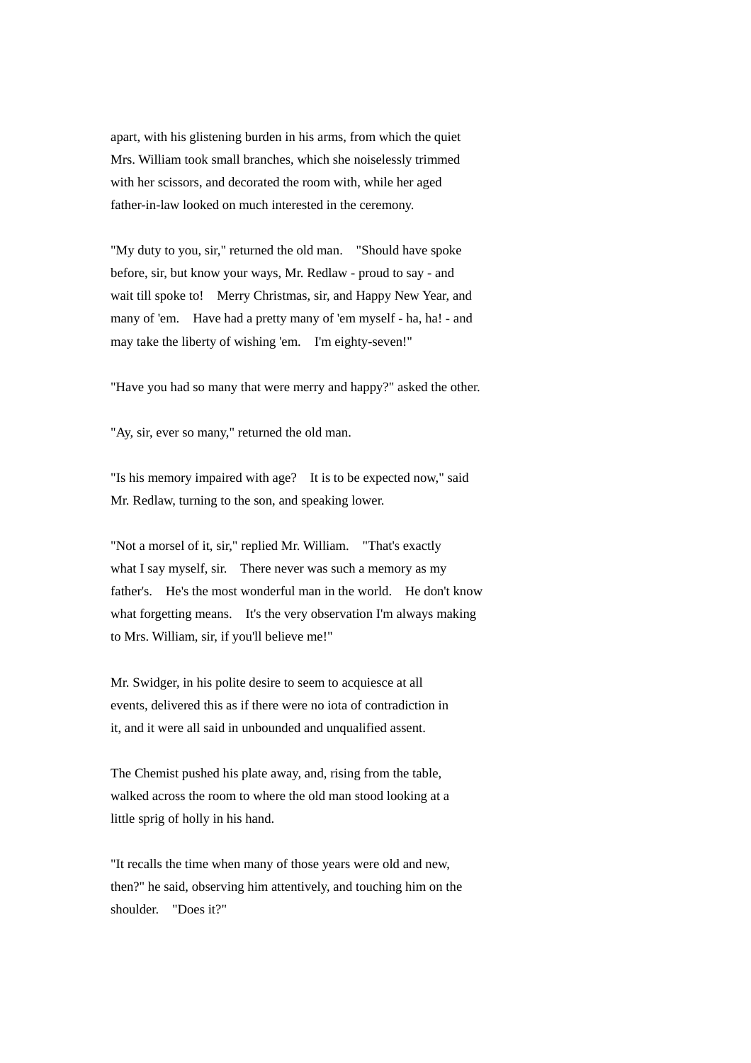apart, with his glistening burden in his arms, from which the quiet Mrs. William took small branches, which she noiselessly trimmed with her scissors, and decorated the room with, while her aged father-in-law looked on much interested in the ceremony.

"My duty to you, sir," returned the old man. "Should have spoke before, sir, but know your ways, Mr. Redlaw - proud to say - and wait till spoke to! Merry Christmas, sir, and Happy New Year, and many of 'em. Have had a pretty many of 'em myself - ha, ha! - and may take the liberty of wishing 'em. I'm eighty-seven!"

"Have you had so many that were merry and happy?" asked the other.

"Ay, sir, ever so many," returned the old man.

"Is his memory impaired with age? It is to be expected now," said Mr. Redlaw, turning to the son, and speaking lower.

"Not a morsel of it, sir," replied Mr. William. "That's exactly what I say myself, sir. There never was such a memory as my father's. He's the most wonderful man in the world. He don't know what forgetting means. It's the very observation I'm always making to Mrs. William, sir, if you'll believe me!"

Mr. Swidger, in his polite desire to seem to acquiesce at all events, delivered this as if there were no iota of contradiction in it, and it were all said in unbounded and unqualified assent.

The Chemist pushed his plate away, and, rising from the table, walked across the room to where the old man stood looking at a little sprig of holly in his hand.

"It recalls the time when many of those years were old and new, then?" he said, observing him attentively, and touching him on the shoulder. "Does it?"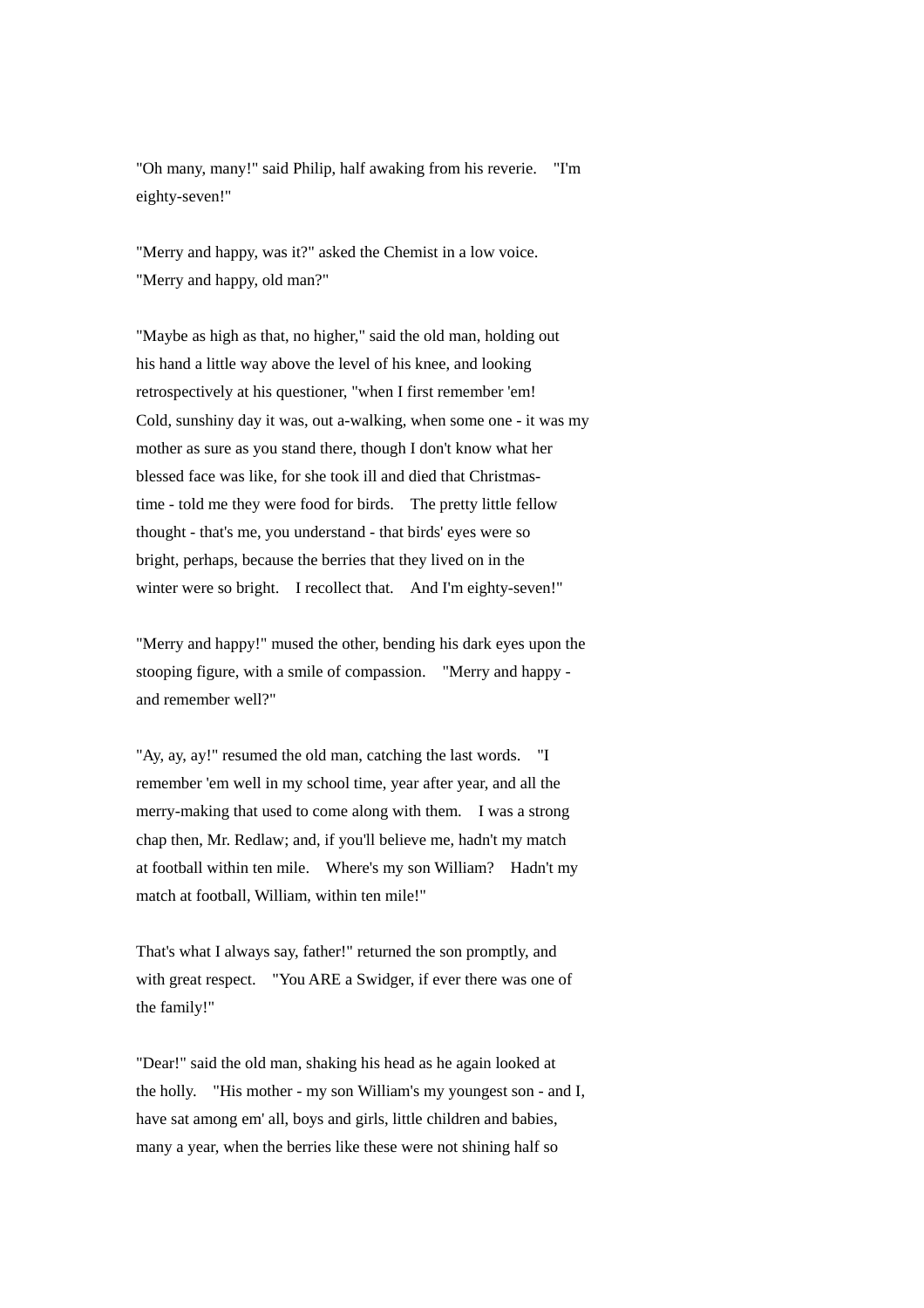"Oh many, many!" said Philip, half awaking from his reverie. "I'm eighty-seven!"

"Merry and happy, was it?" asked the Chemist in a low voice. "Merry and happy, old man?"

"Maybe as high as that, no higher," said the old man, holding out his hand a little way above the level of his knee, and looking retrospectively at his questioner, "when I first remember 'em! Cold, sunshiny day it was, out a-walking, when some one - it was my mother as sure as you stand there, though I don't know what her blessed face was like, for she took ill and died that Christmas-time - told me they were food for birds. The pretty little fellow thought - that's me, you understand - that birds' eyes were so bright, perhaps, because the berries that they lived on in the winter were so bright. I recollect that. And I'm eighty-seven!"

"Merry and happy!" mused the other, bending his dark eyes upon the stooping figure, with a smile of compassion. "Merry and happy - and remember well?"

"Ay, ay, ay!" resumed the old man, catching the last words. "I remember 'em well in my school time, year after year, and all the merry-making that used to come along with them. I was a strong chap then, Mr. Redlaw; and, if you'll believe me, hadn't my match at football within ten mile. Where's my son William? Hadn't my match at football, William, within ten mile!"

That's what I always say, father!" returned the son promptly, and with great respect. "You ARE a Swidger, if ever there was one of the family!"

"Dear!" said the old man, shaking his head as he again looked at the holly. "His mother - my son William's my youngest son - and I, have sat among em' all, boys and girls, little children and babies, many a year, when the berries like these were not shining half so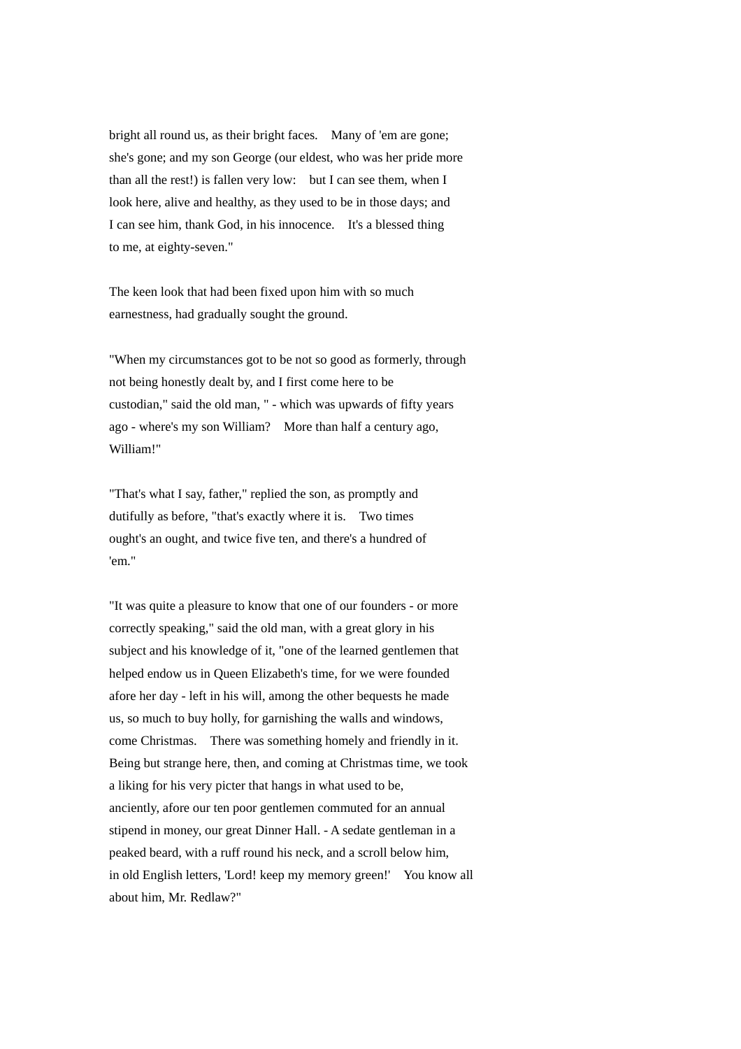bright all round us, as their bright faces. Many of 'em are gone; she's gone; and my son George (our eldest, who was her pride more than all the rest!) is fallen very low: but I can see them, when I look here, alive and healthy, as they used to be in those days; and I can see him, thank God, in his innocence. It's a blessed thing to me, at eighty-seven."

The keen look that had been fixed upon him with so much earnestness, had gradually sought the ground.

"When my circumstances got to be not so good as formerly, through not being honestly dealt by, and I first come here to be custodian," said the old man, " - which was upwards of fifty years ago - where's my son William? More than half a century ago, William!"

"That's what I say, father," replied the son, as promptly and dutifully as before, "that's exactly where it is. Two times ought's an ought, and twice five ten, and there's a hundred of 'em."

"It was quite a pleasure to know that one of our founders - or more correctly speaking," said the old man, with a great glory in his subject and his knowledge of it, "one of the learned gentlemen that helped endow us in Queen Elizabeth's time, for we were founded afore her day - left in his will, among the other bequests he made us, so much to buy holly, for garnishing the walls and windows, come Christmas. There was something homely and friendly in it. Being but strange here, then, and coming at Christmas time, we took a liking for his very picter that hangs in what used to be, anciently, afore our ten poor gentlemen commuted for an annual stipend in money, our great Dinner Hall. - A sedate gentleman in a peaked beard, with a ruff round his neck, and a scroll below him, in old English letters, 'Lord! keep my memory green!' You know all about him, Mr. Redlaw?"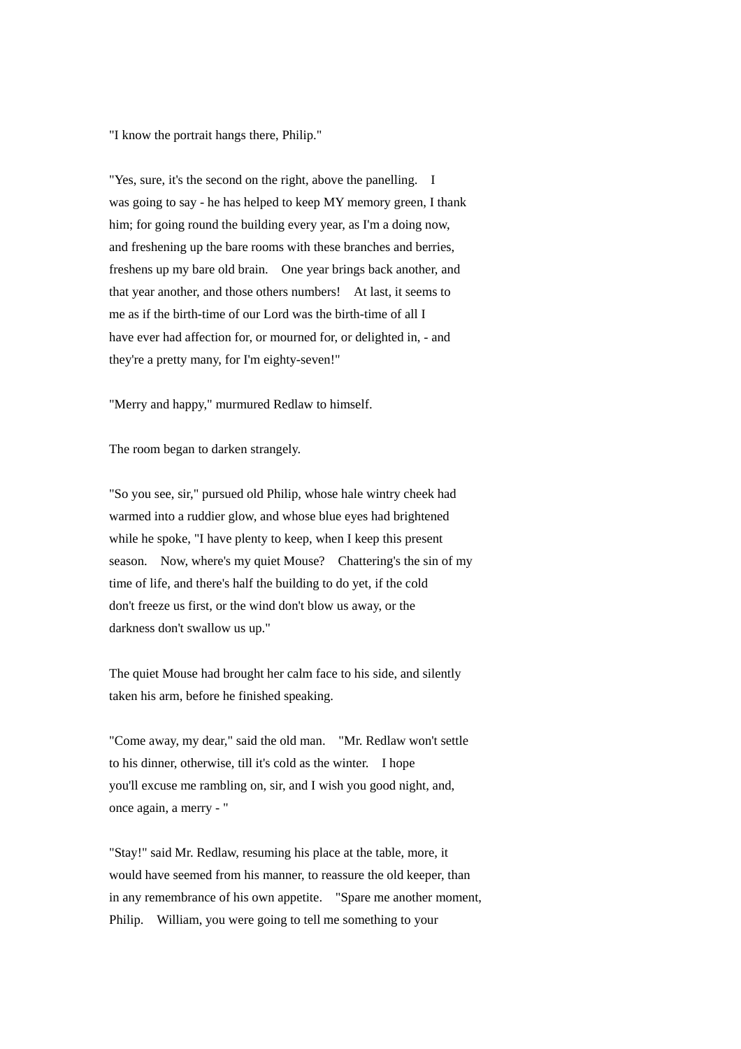"I know the portrait hangs there, Philip."

"Yes, sure, it's the second on the right, above the panelling. I was going to say - he has helped to keep MY memory green, I thank him; for going round the building every year, as I'm a doing now, and freshening up the bare rooms with these branches and berries, freshens up my bare old brain. One year brings back another, and that year another, and those others numbers! At last, it seems to me as if the birth-time of our Lord was the birth-time of all I have ever had affection for, or mourned for, or delighted in, - and they're a pretty many, for I'm eighty-seven!"

"Merry and happy," murmured Redlaw to himself.

The room began to darken strangely.

"So you see, sir," pursued old Philip, whose hale wintry cheek had warmed into a ruddier glow, and whose blue eyes had brightened while he spoke, "I have plenty to keep, when I keep this present season. Now, where's my quiet Mouse? Chattering's the sin of my time of life, and there's half the building to do yet, if the cold don't freeze us first, or the wind don't blow us away, or the darkness don't swallow us up."

The quiet Mouse had brought her calm face to his side, and silently taken his arm, before he finished speaking.

"Come away, my dear," said the old man. "Mr. Redlaw won't settle to his dinner, otherwise, till it's cold as the winter. I hope you'll excuse me rambling on, sir, and I wish you good night, and, once again, a merry - "

"Stay!" said Mr. Redlaw, resuming his place at the table, more, it would have seemed from his manner, to reassure the old keeper, than in any remembrance of his own appetite. "Spare me another moment, Philip. William, you were going to tell me something to your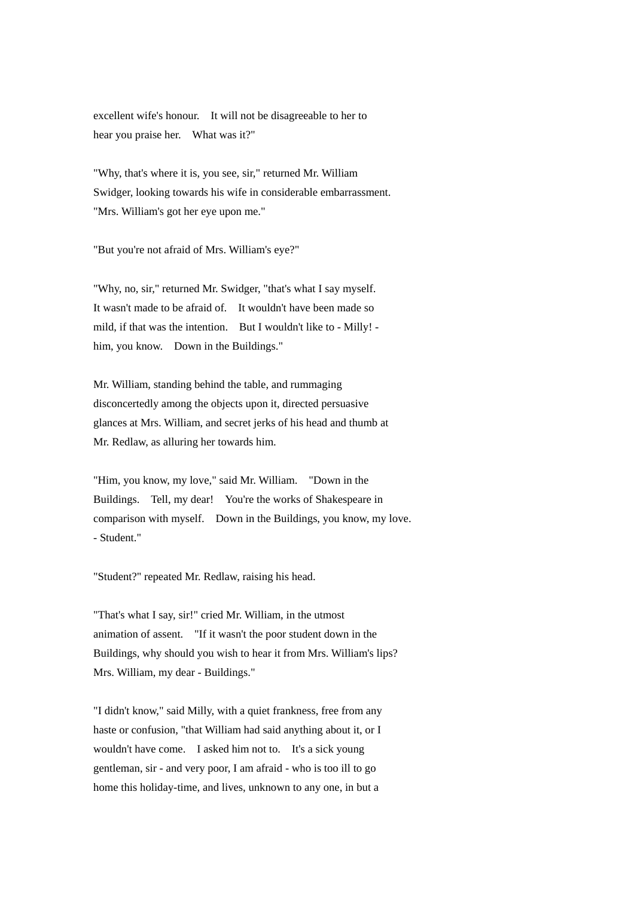excellent wife's honour. It will not be disagreeable to her to hear you praise her. What was it?"

"Why, that's where it is, you see, sir," returned Mr. William Swidger, looking towards his wife in considerable embarrassment. "Mrs. William's got her eye upon me."

"But you're not afraid of Mrs. William's eye?"

"Why, no, sir," returned Mr. Swidger, "that's what I say myself. It wasn't made to be afraid of. It wouldn't have been made so mild, if that was the intention. But I wouldn't like to - Milly! - him, you know. Down in the Buildings."

Mr. William, standing behind the table, and rummaging disconcertedly among the objects upon it, directed persuasive glances at Mrs. William, and secret jerks of his head and thumb at Mr. Redlaw, as alluring her towards him.

"Him, you know, my love," said Mr. William. "Down in the Buildings. Tell, my dear! You're the works of Shakespeare in comparison with myself. Down in the Buildings, you know, my love. - Student."

"Student?" repeated Mr. Redlaw, raising his head.

"That's what I say, sir!" cried Mr. William, in the utmost animation of assent. "If it wasn't the poor student down in the Buildings, why should you wish to hear it from Mrs. William's lips? Mrs. William, my dear - Buildings."

"I didn't know," said Milly, with a quiet frankness, free from any haste or confusion, "that William had said anything about it, or I wouldn't have come. I asked him not to. It's a sick young gentleman, sir - and very poor, I am afraid - who is too ill to go home this holiday-time, and lives, unknown to any one, in but a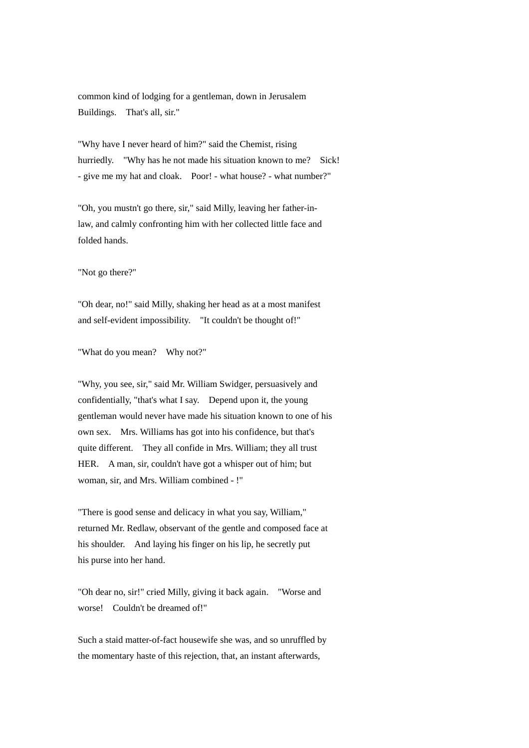common kind of lodging for a gentleman, down in Jerusalem Buildings. That's all, sir."

"Why have I never heard of him?" said the Chemist, rising hurriedly. "Why has he not made his situation known to me? Sick! - give me my hat and cloak. Poor! - what house? - what number?"

"Oh, you mustn't go there, sir," said Milly, leaving her father-in-law, and calmly confronting him with her collected little face and folded hands.

"Not go there?"

"Oh dear, no!" said Milly, shaking her head as at a most manifest and self-evident impossibility. "It couldn't be thought of!"

"What do you mean? Why not?"

"Why, you see, sir," said Mr. William Swidger, persuasively and confidentially, "that's what I say. Depend upon it, the young gentleman would never have made his situation known to one of his own sex. Mrs. Williams has got into his confidence, but that's quite different. They all confide in Mrs. William; they all trust HER. A man, sir, couldn't have got a whisper out of him; but woman, sir, and Mrs. William combined - !"

"There is good sense and delicacy in what you say, William," returned Mr. Redlaw, observant of the gentle and composed face at his shoulder. And laying his finger on his lip, he secretly put his purse into her hand.

"Oh dear no, sir!" cried Milly, giving it back again. "Worse and worse! Couldn't be dreamed of!"

Such a staid matter-of-fact housewife she was, and so unruffled by the momentary haste of this rejection, that, an instant afterwards,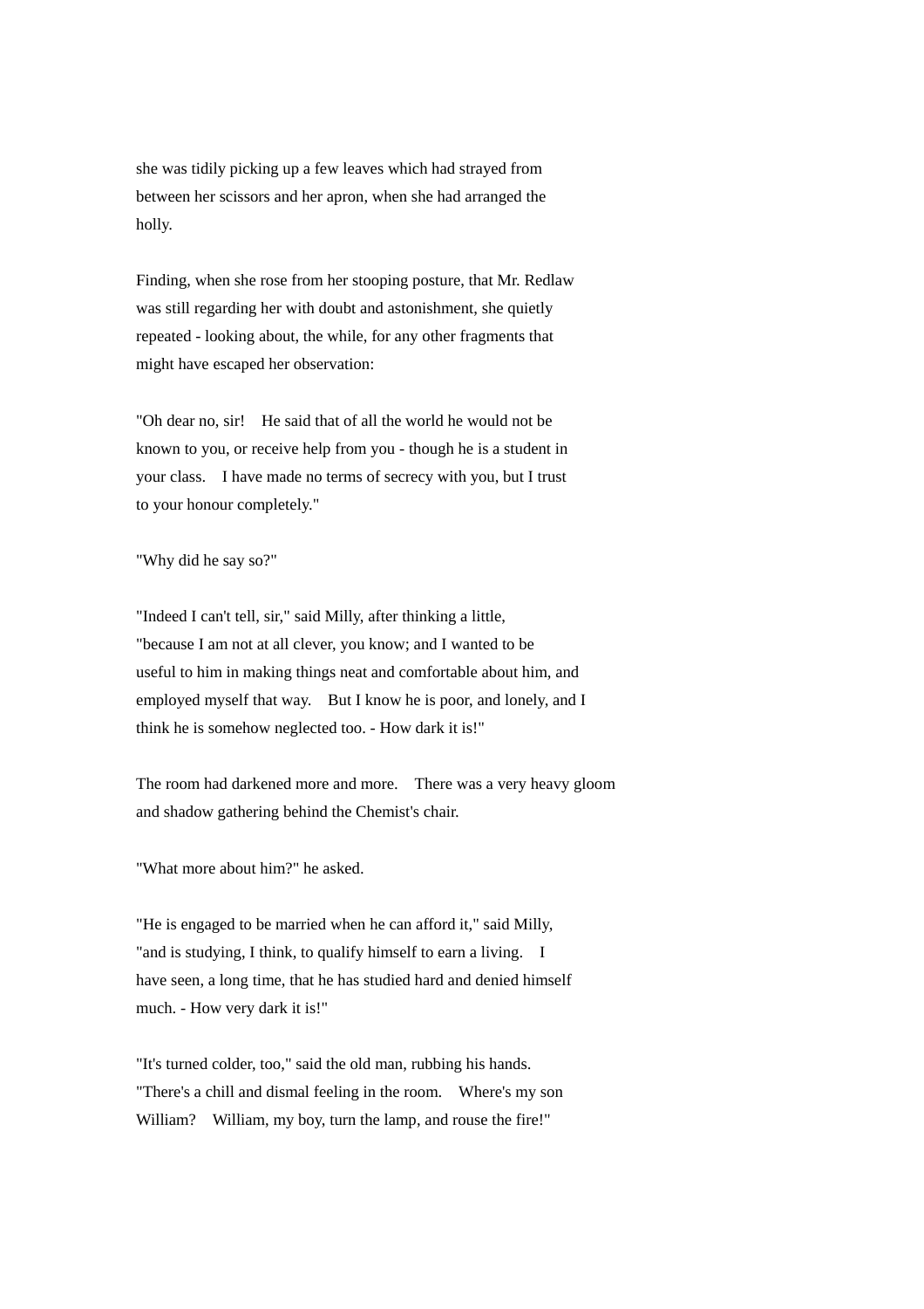she was tidily picking up a few leaves which had strayed from between her scissors and her apron, when she had arranged the holly.

Finding, when she rose from her stooping posture, that Mr. Redlaw was still regarding her with doubt and astonishment, she quietly repeated - looking about, the while, for any other fragments that might have escaped her observation:

"Oh dear no, sir! He said that of all the world he would not be known to you, or receive help from you - though he is a student in your class. I have made no terms of secrecy with you, but I trust to your honour completely."

"Why did he say so?"

"Indeed I can't tell, sir," said Milly, after thinking a little, "because I am not at all clever, you know; and I wanted to be useful to him in making things neat and comfortable about him, and employed myself that way. But I know he is poor, and lonely, and I think he is somehow neglected too. - How dark it is!"

The room had darkened more and more. There was a very heavy gloom and shadow gathering behind the Chemist's chair.

"What more about him?" he asked.

"He is engaged to be married when he can afford it," said Milly, "and is studying, I think, to qualify himself to earn a living. I have seen, a long time, that he has studied hard and denied himself much. - How very dark it is!"

"It's turned colder, too," said the old man, rubbing his hands. "There's a chill and dismal feeling in the room. Where's my son William? William, my boy, turn the lamp, and rouse the fire!"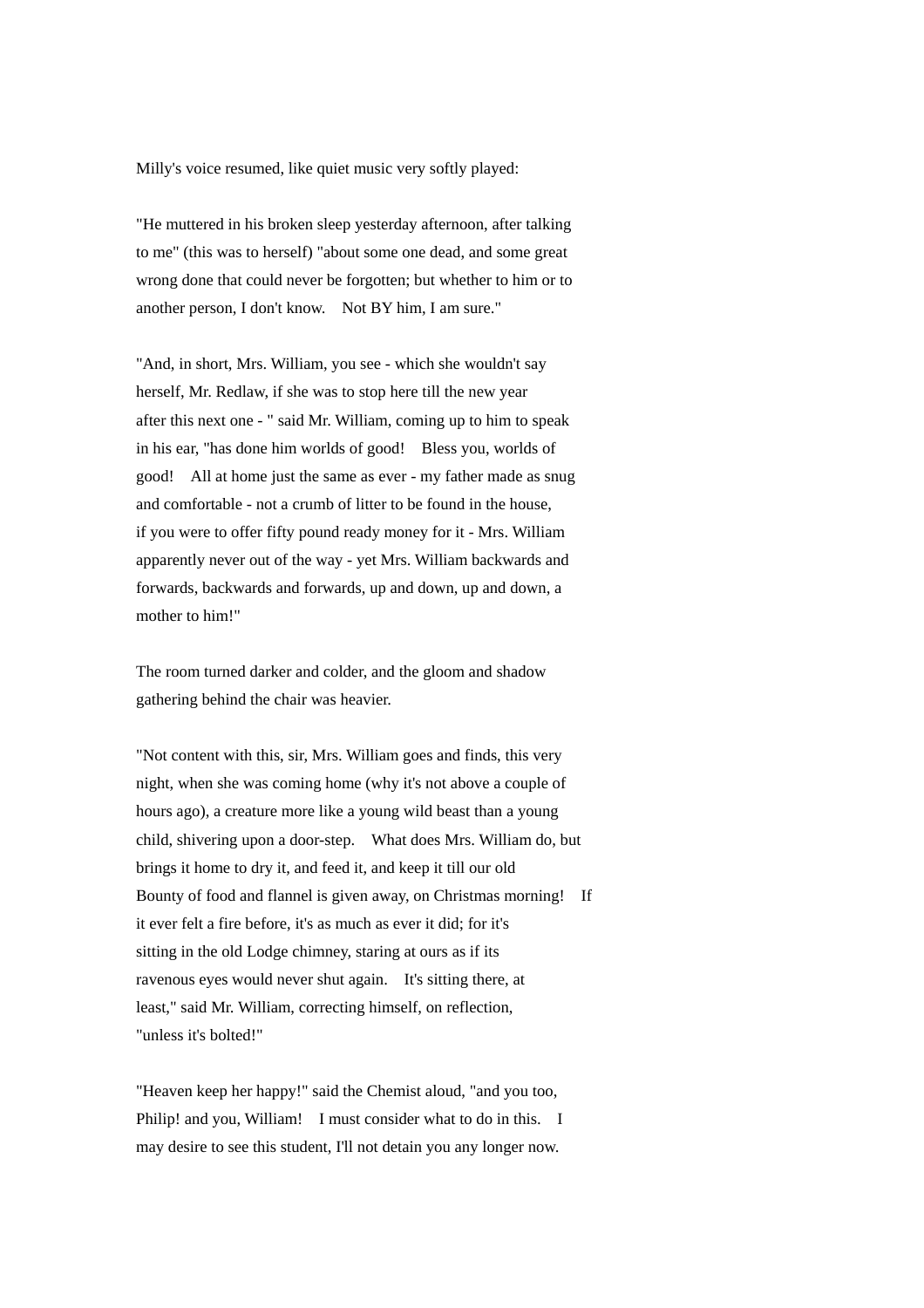Milly's voice resumed, like quiet music very softly played:

"He muttered in his broken sleep yesterday afternoon, after talking to me" (this was to herself) "about some one dead, and some great wrong done that could never be forgotten; but whether to him or to another person, I don't know. Not BY him, I am sure."

"And, in short, Mrs. William, you see - which she wouldn't say herself, Mr. Redlaw, if she was to stop here till the new year after this next one - " said Mr. William, coming up to him to speak in his ear, "has done him worlds of good! Bless you, worlds of good! All at home just the same as ever - my father made as snug and comfortable - not a crumb of litter to be found in the house, if you were to offer fifty pound ready money for it - Mrs. William apparently never out of the way - yet Mrs. William backwards and forwards, backwards and forwards, up and down, up and down, a mother to him!"

The room turned darker and colder, and the gloom and shadow gathering behind the chair was heavier.

"Not content with this, sir, Mrs. William goes and finds, this very night, when she was coming home (why it's not above a couple of hours ago), a creature more like a young wild beast than a young child, shivering upon a door-step. What does Mrs. William do, but brings it home to dry it, and feed it, and keep it till our old Bounty of food and flannel is given away, on Christmas morning! If it ever felt a fire before, it's as much as ever it did; for it's sitting in the old Lodge chimney, staring at ours as if its ravenous eyes would never shut again. It's sitting there, at least," said Mr. William, correcting himself, on reflection, "unless it's bolted!"

"Heaven keep her happy!" said the Chemist aloud, "and you too, Philip! and you, William! I must consider what to do in this. I may desire to see this student, I'll not detain you any longer now.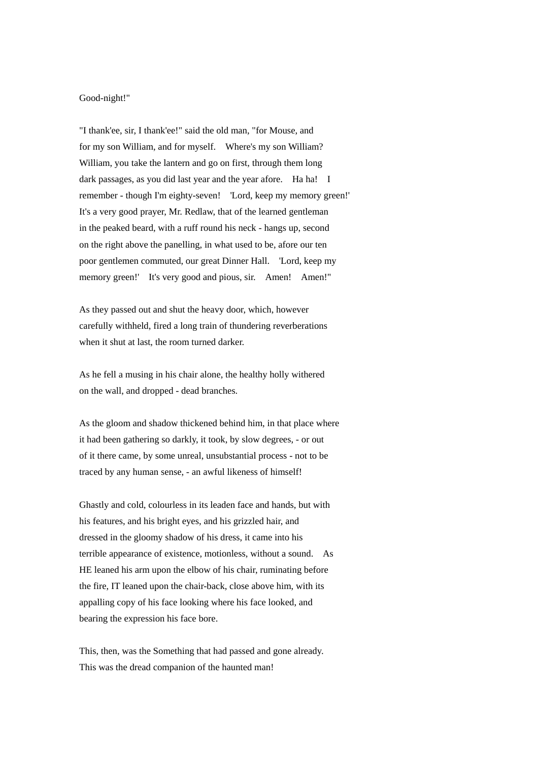Good-night!"

"I thank'ee, sir, I thank'ee!" said the old man, "for Mouse, and for my son William, and for myself. Where's my son William? William, you take the lantern and go on first, through them long dark passages, as you did last year and the year afore. Ha ha! I remember - though I'm eighty-seven! 'Lord, keep my memory green!' It's a very good prayer, Mr. Redlaw, that of the learned gentleman in the peaked beard, with a ruff round his neck - hangs up, second on the right above the panelling, in what used to be, afore our ten poor gentlemen commuted, our great Dinner Hall. 'Lord, keep my memory green!' It's very good and pious, sir. Amen! Amen!"

As they passed out and shut the heavy door, which, however carefully withheld, fired a long train of thundering reverberations when it shut at last, the room turned darker.

As he fell a musing in his chair alone, the healthy holly withered on the wall, and dropped - dead branches.

As the gloom and shadow thickened behind him, in that place where it had been gathering so darkly, it took, by slow degrees, - or out of it there came, by some unreal, unsubstantial process - not to be traced by any human sense, - an awful likeness of himself!

Ghastly and cold, colourless in its leaden face and hands, but with his features, and his bright eyes, and his grizzled hair, and dressed in the gloomy shadow of his dress, it came into his terrible appearance of existence, motionless, without a sound. As HE leaned his arm upon the elbow of his chair, ruminating before the fire, IT leaned upon the chair-back, close above him, with its appalling copy of his face looking where his face looked, and bearing the expression his face bore.

This, then, was the Something that had passed and gone already. This was the dread companion of the haunted man!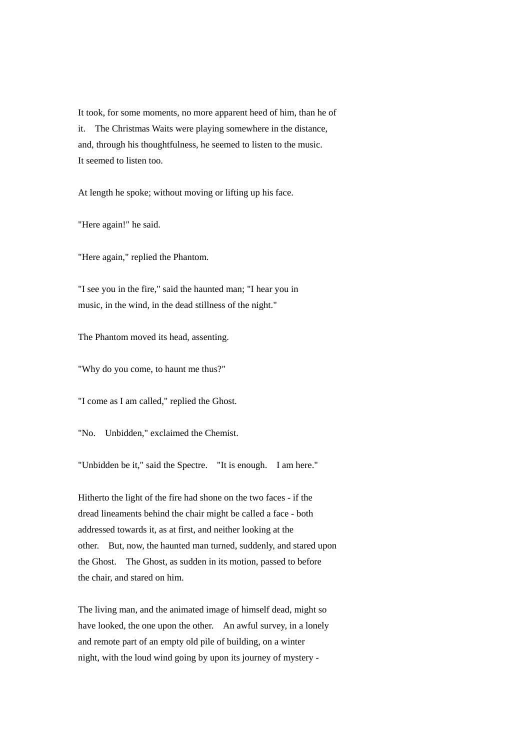It took, for some moments, no more apparent heed of him, than he of it. The Christmas Waits were playing somewhere in the distance, and, through his thoughtfulness, he seemed to listen to the music. It seemed to listen too.

At length he spoke; without moving or lifting up his face.

"Here again!" he said.

"Here again," replied the Phantom.

"I see you in the fire," said the haunted man; "I hear you in music, in the wind, in the dead stillness of the night."

The Phantom moved its head, assenting.

"Why do you come, to haunt me thus?"

"I come as I am called," replied the Ghost.

"No. Unbidden," exclaimed the Chemist.

"Unbidden be it," said the Spectre. "It is enough. I am here."

Hitherto the light of the fire had shone on the two faces - if the dread lineaments behind the chair might be called a face - both addressed towards it, as at first, and neither looking at the other. But, now, the haunted man turned, suddenly, and stared upon the Ghost. The Ghost, as sudden in its motion, passed to before the chair, and stared on him.

The living man, and the animated image of himself dead, might so have looked, the one upon the other. An awful survey, in a lonely and remote part of an empty old pile of building, on a winter night, with the loud wind going by upon its journey of mystery -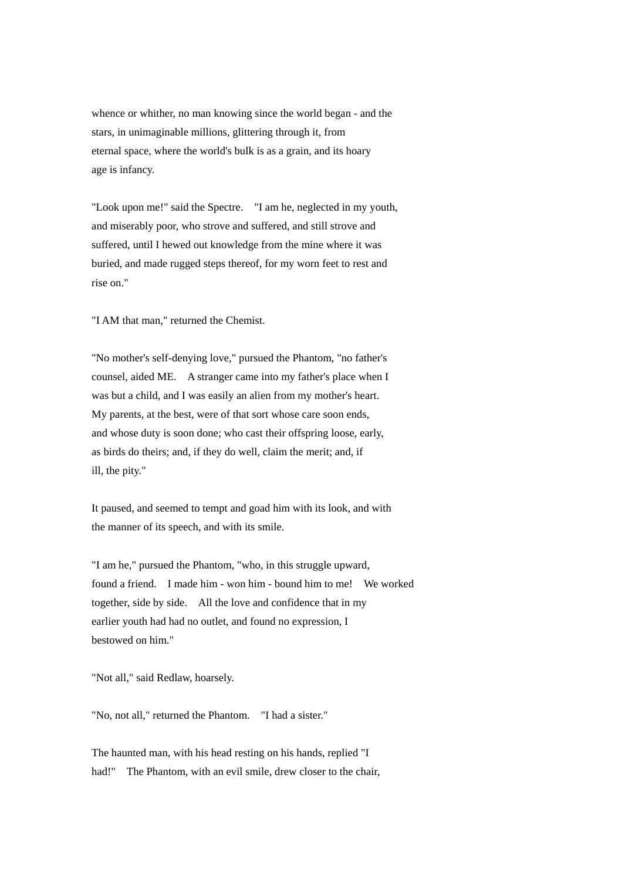whence or whither, no man knowing since the world began - and the stars, in unimaginable millions, glittering through it, from eternal space, where the world's bulk is as a grain, and its hoary age is infancy.

"Look upon me!" said the Spectre. "I am he, neglected in my youth, and miserably poor, who strove and suffered, and still strove and suffered, until I hewed out knowledge from the mine where it was buried, and made rugged steps thereof, for my worn feet to rest and rise on."

"I AM that man," returned the Chemist.

"No mother's self-denying love," pursued the Phantom, "no father's counsel, aided ME. A stranger came into my father's place when I was but a child, and I was easily an alien from my mother's heart. My parents, at the best, were of that sort whose care soon ends, and whose duty is soon done; who cast their offspring loose, early, as birds do theirs; and, if they do well, claim the merit; and, if ill, the pity."

It paused, and seemed to tempt and goad him with its look, and with the manner of its speech, and with its smile.

"I am he," pursued the Phantom, "who, in this struggle upward, found a friend. I made him - won him - bound him to me! We worked together, side by side. All the love and confidence that in my earlier youth had had no outlet, and found no expression, I bestowed on him."

"Not all," said Redlaw, hoarsely.

"No, not all," returned the Phantom. "I had a sister."

The haunted man, with his head resting on his hands, replied "I had!" The Phantom, with an evil smile, drew closer to the chair,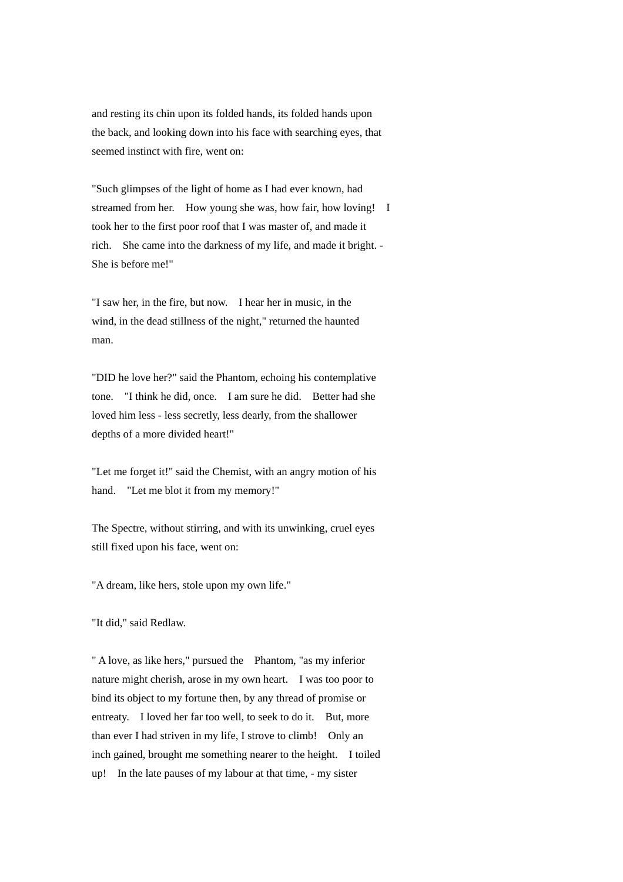and resting its chin upon its folded hands, its folded hands upon the back, and looking down into his face with searching eyes, that seemed instinct with fire, went on:

"Such glimpses of the light of home as I had ever known, had streamed from her. How young she was, how fair, how loving! I took her to the first poor roof that I was master of, and made it rich. She came into the darkness of my life, and made it bright. - She is before me!"

"I saw her, in the fire, but now. I hear her in music, in the wind, in the dead stillness of the night," returned the haunted man.

"DID he love her?" said the Phantom, echoing his contemplative tone. "I think he did, once. I am sure he did. Better had she loved him less - less secretly, less dearly, from the shallower depths of a more divided heart!"

"Let me forget it!" said the Chemist, with an angry motion of his hand. "Let me blot it from my memory!"

The Spectre, without stirring, and with its unwinking, cruel eyes still fixed upon his face, went on:

"A dream, like hers, stole upon my own life."

"It did," said Redlaw.

" A love, as like hers," pursued the Phantom, "as my inferior nature might cherish, arose in my own heart. I was too poor to bind its object to my fortune then, by any thread of promise or entreaty. I loved her far too well, to seek to do it. But, more than ever I had striven in my life, I strove to climb! Only an inch gained, brought me something nearer to the height. I toiled up! In the late pauses of my labour at that time, - my sister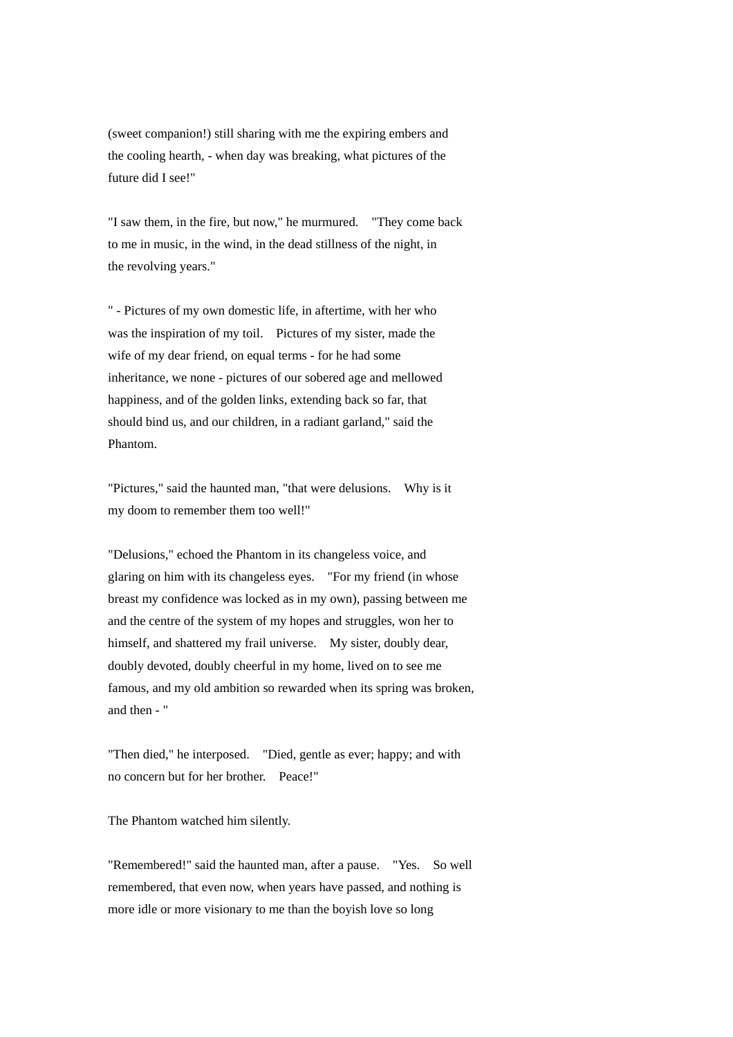(sweet companion!) still sharing with me the expiring embers and the cooling hearth, - when day was breaking, what pictures of the future did I see!"

"I saw them, in the fire, but now," he murmured. "They come back to me in music, in the wind, in the dead stillness of the night, in the revolving years."

" - Pictures of my own domestic life, in aftertime, with her who was the inspiration of my toil. Pictures of my sister, made the wife of my dear friend, on equal terms - for he had some inheritance, we none - pictures of our sobered age and mellowed happiness, and of the golden links, extending back so far, that should bind us, and our children, in a radiant garland," said the Phantom.

"Pictures," said the haunted man, "that were delusions. Why is it my doom to remember them too well!"

"Delusions," echoed the Phantom in its changeless voice, and glaring on him with its changeless eyes. "For my friend (in whose breast my confidence was locked as in my own), passing between me and the centre of the system of my hopes and struggles, won her to himself, and shattered my frail universe. My sister, doubly dear, doubly devoted, doubly cheerful in my home, lived on to see me famous, and my old ambition so rewarded when its spring was broken, and then - "

"Then died," he interposed. "Died, gentle as ever; happy; and with no concern but for her brother. Peace!"

The Phantom watched him silently.

"Remembered!" said the haunted man, after a pause. "Yes. So well remembered, that even now, when years have passed, and nothing is more idle or more visionary to me than the boyish love so long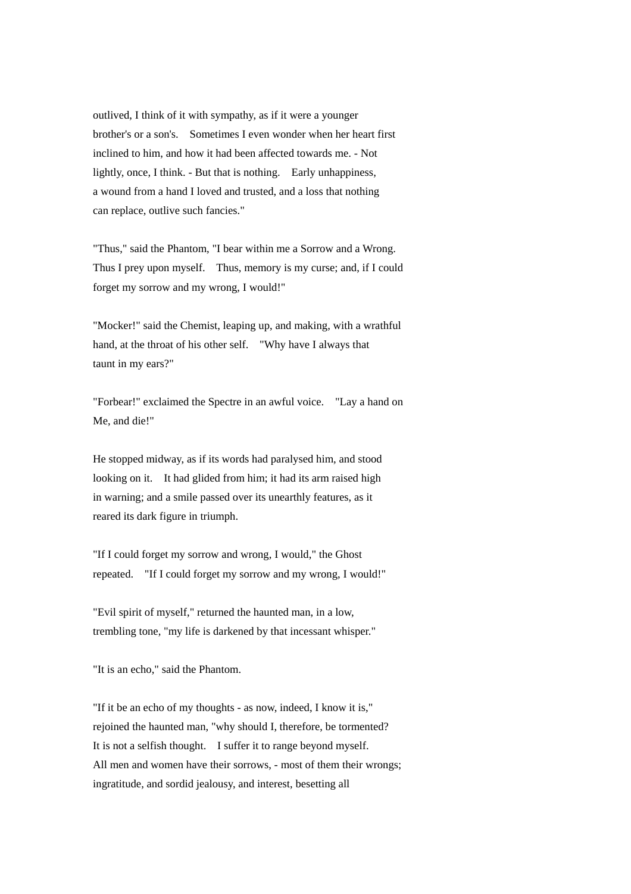outlived, I think of it with sympathy, as if it were a younger brother's or a son's. Sometimes I even wonder when her heart first inclined to him, and how it had been affected towards me. - Not lightly, once, I think. - But that is nothing. Early unhappiness, a wound from a hand I loved and trusted, and a loss that nothing can replace, outlive such fancies."

"Thus," said the Phantom, "I bear within me a Sorrow and a Wrong. Thus I prey upon myself. Thus, memory is my curse; and, if I could forget my sorrow and my wrong, I would!"

"Mocker!" said the Chemist, leaping up, and making, with a wrathful hand, at the throat of his other self. "Why have I always that taunt in my ears?"

"Forbear!" exclaimed the Spectre in an awful voice. "Lay a hand on Me, and die!"

He stopped midway, as if its words had paralysed him, and stood looking on it. It had glided from him; it had its arm raised high in warning; and a smile passed over its unearthly features, as it reared its dark figure in triumph.

"If I could forget my sorrow and wrong, I would," the Ghost repeated. "If I could forget my sorrow and my wrong, I would!"

"Evil spirit of myself," returned the haunted man, in a low, trembling tone, "my life is darkened by that incessant whisper."

"It is an echo," said the Phantom.

"If it be an echo of my thoughts - as now, indeed, I know it is," rejoined the haunted man, "why should I, therefore, be tormented? It is not a selfish thought. I suffer it to range beyond myself. All men and women have their sorrows, - most of them their wrongs; ingratitude, and sordid jealousy, and interest, besetting all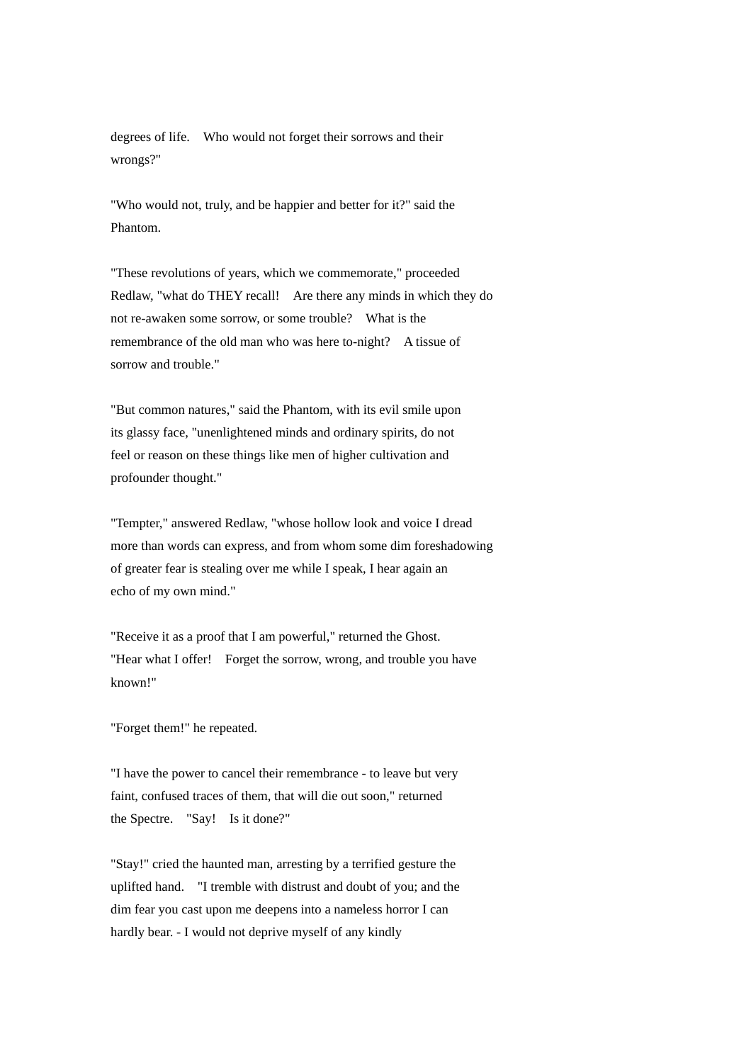degrees of life.  Who would not forget their sorrows and their wrongs?"

"Who would not, truly, and be happier and better for it?" said the Phantom.

"These revolutions of years, which we commemorate," proceeded Redlaw, "what do THEY recall!  Are there any minds in which they do not re-awaken some sorrow, or some trouble?  What is the remembrance of the old man who was here to-night?  A tissue of sorrow and trouble."

"But common natures," said the Phantom, with its evil smile upon its glassy face, "unenlightened minds and ordinary spirits, do not feel or reason on these things like men of higher cultivation and profounder thought."

"Tempter," answered Redlaw, "whose hollow look and voice I dread more than words can express, and from whom some dim foreshadowing of greater fear is stealing over me while I speak, I hear again an echo of my own mind."

"Receive it as a proof that I am powerful," returned the Ghost. "Hear what I offer!  Forget the sorrow, wrong, and trouble you have known!"

"Forget them!" he repeated.

"I have the power to cancel their remembrance - to leave but very faint, confused traces of them, that will die out soon," returned the Spectre.  "Say!  Is it done?"

"Stay!" cried the haunted man, arresting by a terrified gesture the uplifted hand.  "I tremble with distrust and doubt of you; and the dim fear you cast upon me deepens into a nameless horror I can hardly bear. - I would not deprive myself of any kindly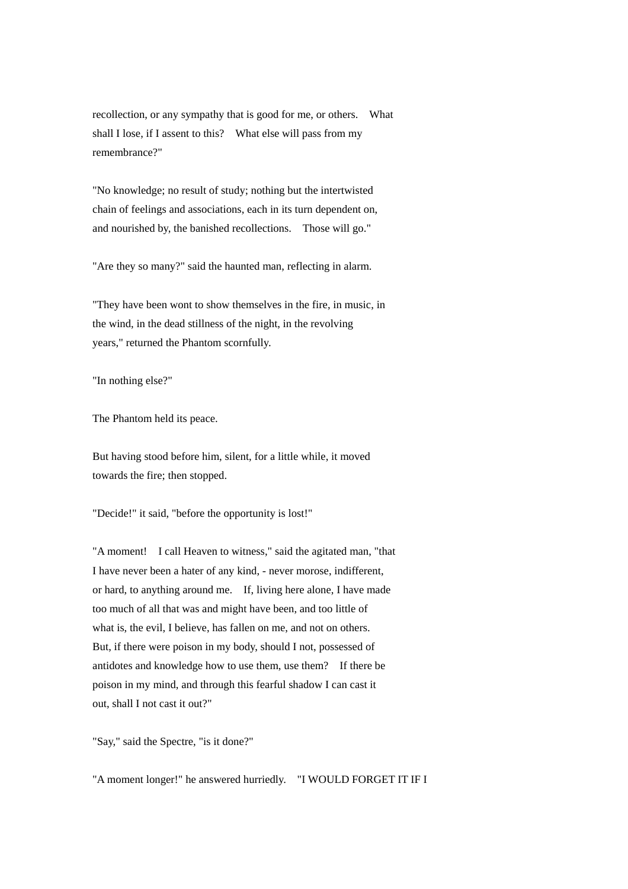recollection, or any sympathy that is good for me, or others. What shall I lose, if I assent to this? What else will pass from my remembrance?"

"No knowledge; no result of study; nothing but the intertwisted chain of feelings and associations, each in its turn dependent on, and nourished by, the banished recollections. Those will go."

"Are they so many?" said the haunted man, reflecting in alarm.

"They have been wont to show themselves in the fire, in music, in the wind, in the dead stillness of the night, in the revolving years," returned the Phantom scornfully.

"In nothing else?"

The Phantom held its peace.

But having stood before him, silent, for a little while, it moved towards the fire; then stopped.

"Decide!" it said, "before the opportunity is lost!"

"A moment! I call Heaven to witness," said the agitated man, "that I have never been a hater of any kind, - never morose, indifferent, or hard, to anything around me. If, living here alone, I have made too much of all that was and might have been, and too little of what is, the evil, I believe, has fallen on me, and not on others. But, if there were poison in my body, should I not, possessed of antidotes and knowledge how to use them, use them? If there be poison in my mind, and through this fearful shadow I can cast it out, shall I not cast it out?"

"Say," said the Spectre, "is it done?"

"A moment longer!" he answered hurriedly. "I WOULD FORGET IT IF I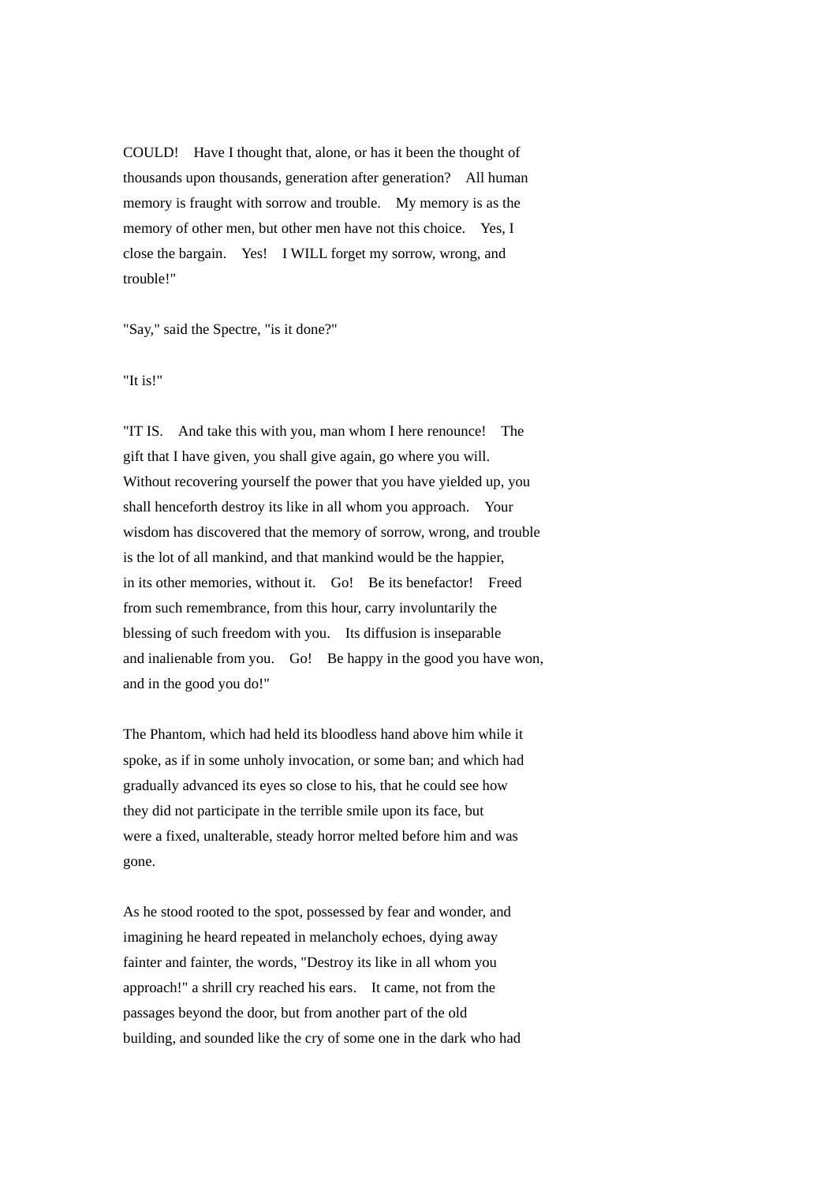COULD! Have I thought that, alone, or has it been the thought of thousands upon thousands, generation after generation? All human memory is fraught with sorrow and trouble. My memory is as the memory of other men, but other men have not this choice. Yes, I close the bargain. Yes! I WILL forget my sorrow, wrong, and trouble!"

"Say," said the Spectre, "is it done?"

"It is!"

"IT IS. And take this with you, man whom I here renounce! The gift that I have given, you shall give again, go where you will. Without recovering yourself the power that you have yielded up, you shall henceforth destroy its like in all whom you approach. Your wisdom has discovered that the memory of sorrow, wrong, and trouble is the lot of all mankind, and that mankind would be the happier, in its other memories, without it. Go! Be its benefactor! Freed from such remembrance, from this hour, carry involuntarily the blessing of such freedom with you. Its diffusion is inseparable and inalienable from you. Go! Be happy in the good you have won, and in the good you do!"

The Phantom, which had held its bloodless hand above him while it spoke, as if in some unholy invocation, or some ban; and which had gradually advanced its eyes so close to his, that he could see how they did not participate in the terrible smile upon its face, but were a fixed, unalterable, steady horror melted before him and was gone.

As he stood rooted to the spot, possessed by fear and wonder, and imagining he heard repeated in melancholy echoes, dying away fainter and fainter, the words, "Destroy its like in all whom you approach!" a shrill cry reached his ears. It came, not from the passages beyond the door, but from another part of the old building, and sounded like the cry of some one in the dark who had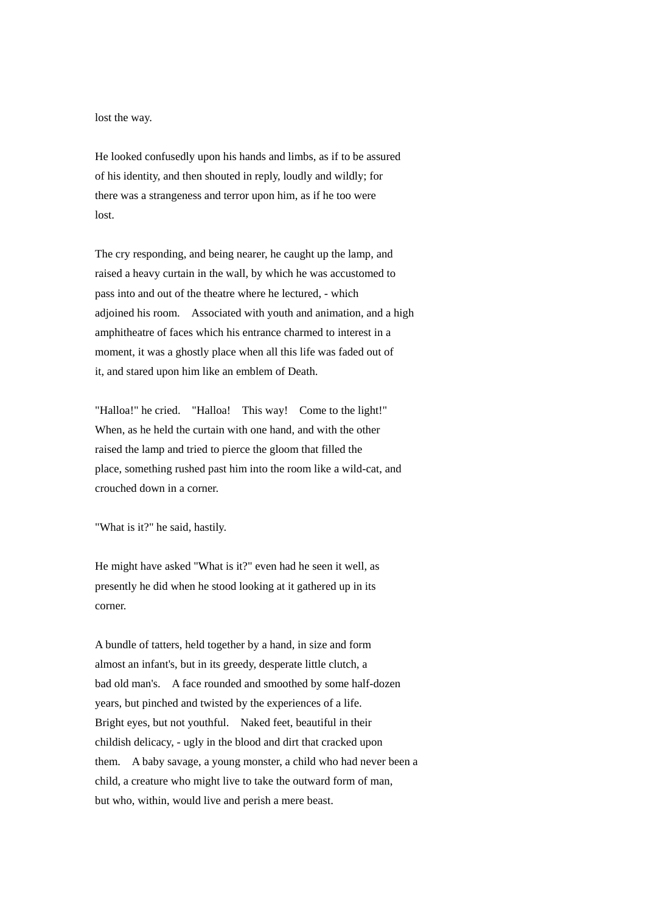lost the way.

He looked confusedly upon his hands and limbs, as if to be assured of his identity, and then shouted in reply, loudly and wildly; for there was a strangeness and terror upon him, as if he too were lost.

The cry responding, and being nearer, he caught up the lamp, and raised a heavy curtain in the wall, by which he was accustomed to pass into and out of the theatre where he lectured, - which adjoined his room. Associated with youth and animation, and a high amphitheatre of faces which his entrance charmed to interest in a moment, it was a ghostly place when all this life was faded out of it, and stared upon him like an emblem of Death.

"Halloa!" he cried. "Halloa! This way! Come to the light!" When, as he held the curtain with one hand, and with the other raised the lamp and tried to pierce the gloom that filled the place, something rushed past him into the room like a wild-cat, and crouched down in a corner.

"What is it?" he said, hastily.

He might have asked "What is it?" even had he seen it well, as presently he did when he stood looking at it gathered up in its corner.

A bundle of tatters, held together by a hand, in size and form almost an infant's, but in its greedy, desperate little clutch, a bad old man's. A face rounded and smoothed by some half-dozen years, but pinched and twisted by the experiences of a life. Bright eyes, but not youthful. Naked feet, beautiful in their childish delicacy, - ugly in the blood and dirt that cracked upon them. A baby savage, a young monster, a child who had never been a child, a creature who might live to take the outward form of man, but who, within, would live and perish a mere beast.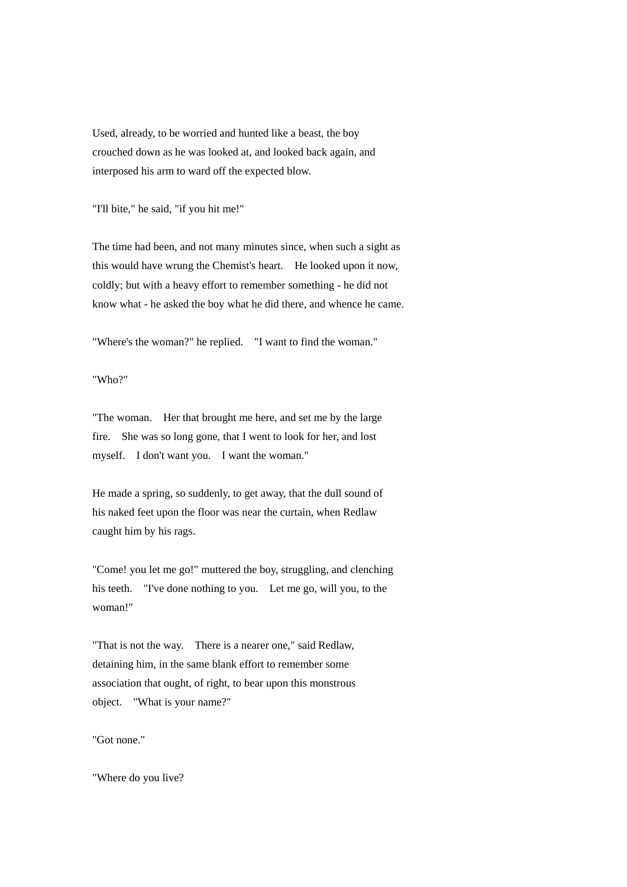Used, already, to be worried and hunted like a beast, the boy crouched down as he was looked at, and looked back again, and interposed his arm to ward off the expected blow.

"I'll bite," he said, "if you hit me!"

The time had been, and not many minutes since, when such a sight as this would have wrung the Chemist's heart.  He looked upon it now, coldly; but with a heavy effort to remember something - he did not know what - he asked the boy what he did there, and whence he came.

"Where's the woman?" he replied.  "I want to find the woman."

"Who?"

"The woman.  Her that brought me here, and set me by the large fire.  She was so long gone, that I went to look for her, and lost myself.  I don't want you.  I want the woman."

He made a spring, so suddenly, to get away, that the dull sound of his naked feet upon the floor was near the curtain, when Redlaw caught him by his rags.

"Come! you let me go!" muttered the boy, struggling, and clenching his teeth.  "I've done nothing to you.  Let me go, will you, to the woman!"

"That is not the way.  There is a nearer one," said Redlaw, detaining him, in the same blank effort to remember some association that ought, of right, to bear upon this monstrous object.  "What is your name?"

"Got none."

"Where do you live?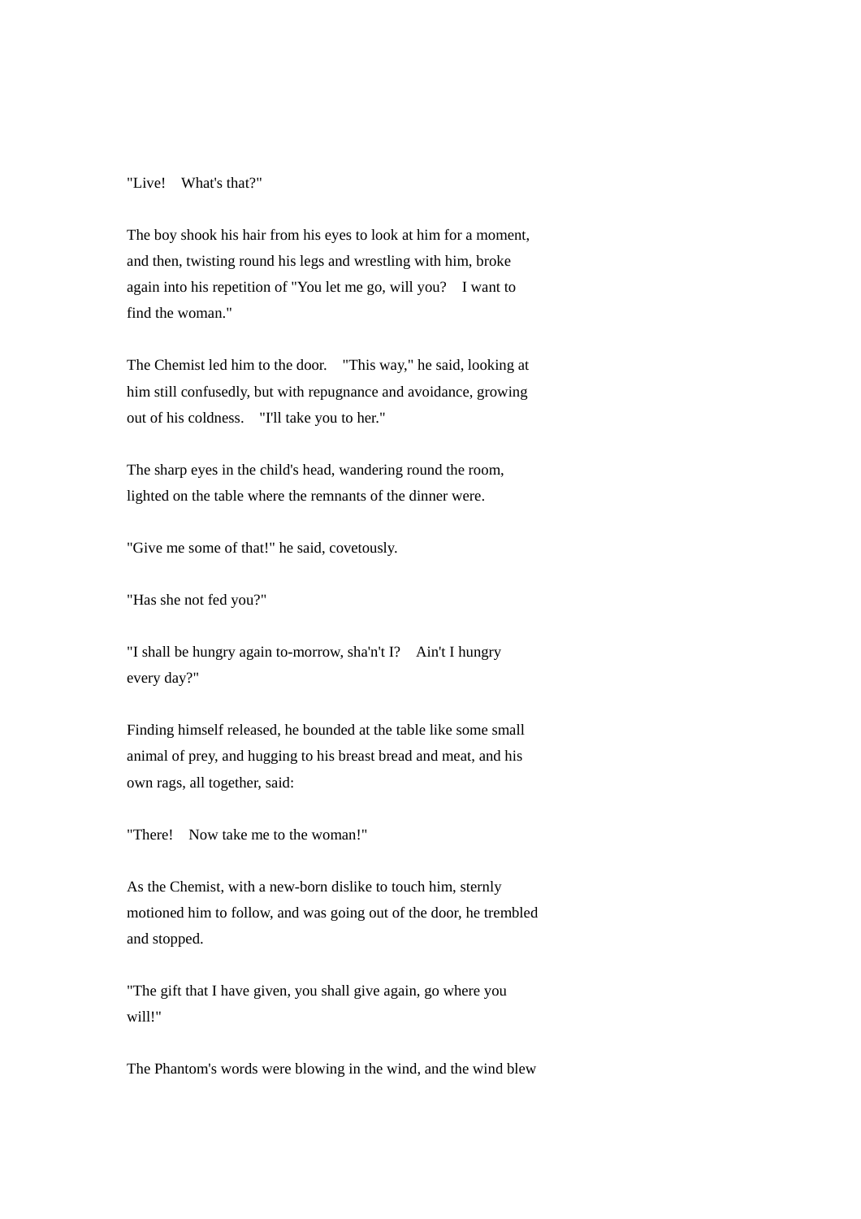"Live!  What's that?"

The boy shook his hair from his eyes to look at him for a moment, and then, twisting round his legs and wrestling with him, broke again into his repetition of "You let me go, will you?  I want to find the woman."

The Chemist led him to the door.  "This way," he said, looking at him still confusedly, but with repugnance and avoidance, growing out of his coldness.  "I'll take you to her."

The sharp eyes in the child's head, wandering round the room, lighted on the table where the remnants of the dinner were.

"Give me some of that!" he said, covetously.

"Has she not fed you?"

"I shall be hungry again to-morrow, sha'n't I?  Ain't I hungry every day?"

Finding himself released, he bounded at the table like some small animal of prey, and hugging to his breast bread and meat, and his own rags, all together, said:

"There!  Now take me to the woman!"

As the Chemist, with a new-born dislike to touch him, sternly motioned him to follow, and was going out of the door, he trembled and stopped.

"The gift that I have given, you shall give again, go where you will!"

The Phantom's words were blowing in the wind, and the wind blew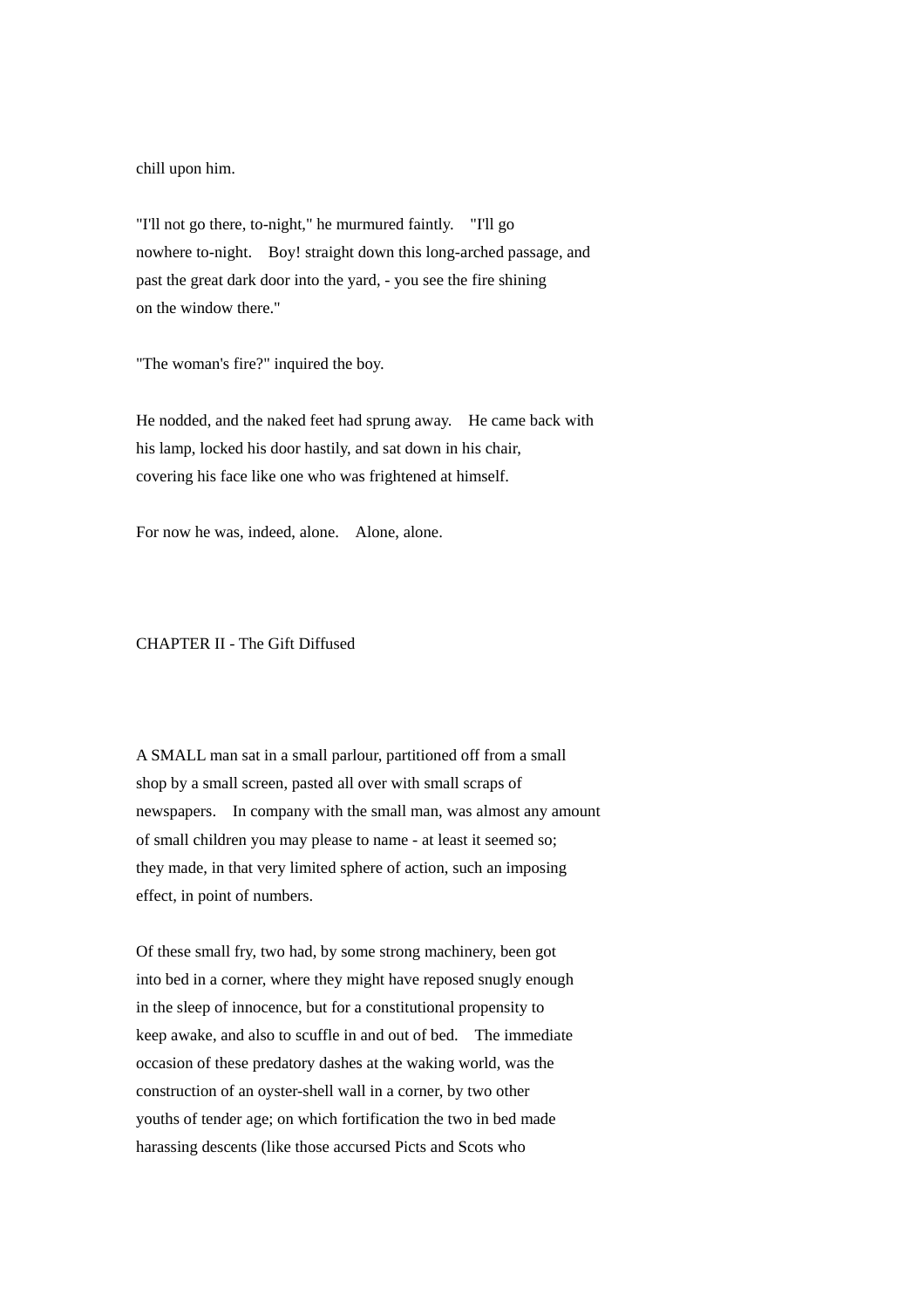chill upon him.

"I'll not go there, to-night," he murmured faintly. "I'll go nowhere to-night. Boy! straight down this long-arched passage, and past the great dark door into the yard, - you see the fire shining on the window there."

"The woman's fire?" inquired the boy.

He nodded, and the naked feet had sprung away. He came back with his lamp, locked his door hastily, and sat down in his chair, covering his face like one who was frightened at himself.

For now he was, indeed, alone. Alone, alone.

## CHAPTER II - The Gift Diffused

A SMALL man sat in a small parlour, partitioned off from a small shop by a small screen, pasted all over with small scraps of newspapers. In company with the small man, was almost any amount of small children you may please to name - at least it seemed so; they made, in that very limited sphere of action, such an imposing effect, in point of numbers.

Of these small fry, two had, by some strong machinery, been got into bed in a corner, where they might have reposed snugly enough in the sleep of innocence, but for a constitutional propensity to keep awake, and also to scuffle in and out of bed. The immediate occasion of these predatory dashes at the waking world, was the construction of an oyster-shell wall in a corner, by two other youths of tender age; on which fortification the two in bed made harassing descents (like those accursed Picts and Scots who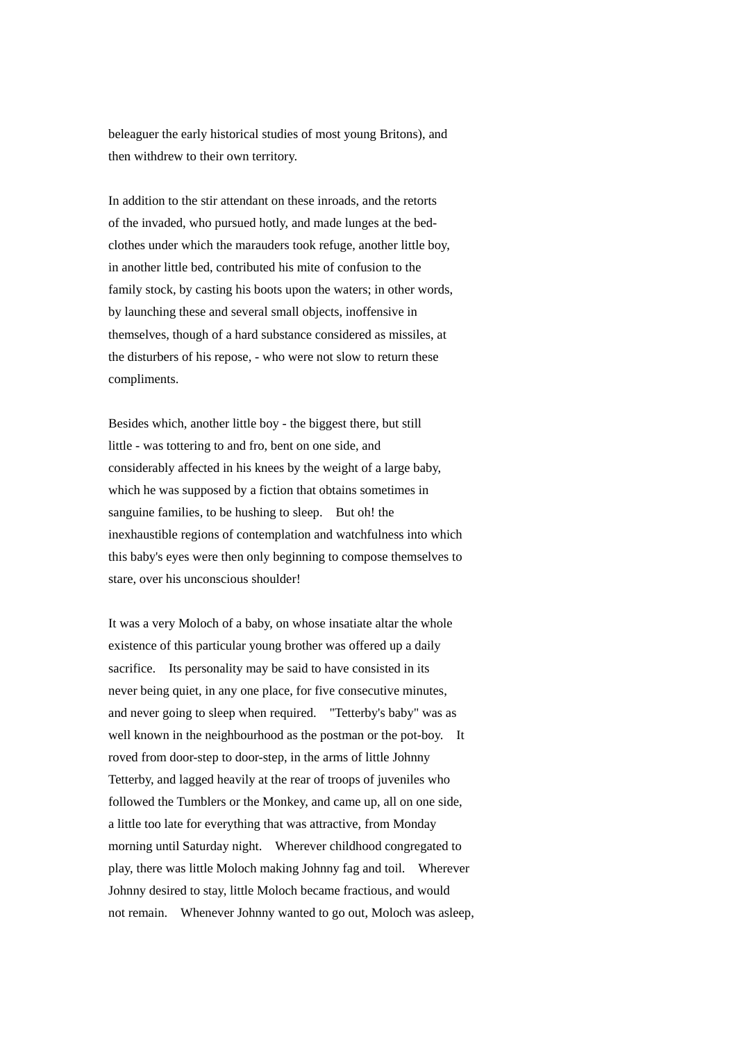beleaguer the early historical studies of most young Britons), and then withdrew to their own territory.

In addition to the stir attendant on these inroads, and the retorts of the invaded, who pursued hotly, and made lunges at the bed-clothes under which the marauders took refuge, another little boy, in another little bed, contributed his mite of confusion to the family stock, by casting his boots upon the waters; in other words, by launching these and several small objects, inoffensive in themselves, though of a hard substance considered as missiles, at the disturbers of his repose, - who were not slow to return these compliments.

Besides which, another little boy - the biggest there, but still little - was tottering to and fro, bent on one side, and considerably affected in his knees by the weight of a large baby, which he was supposed by a fiction that obtains sometimes in sanguine families, to be hushing to sleep. But oh! the inexhaustible regions of contemplation and watchfulness into which this baby's eyes were then only beginning to compose themselves to stare, over his unconscious shoulder!

It was a very Moloch of a baby, on whose insatiate altar the whole existence of this particular young brother was offered up a daily sacrifice. Its personality may be said to have consisted in its never being quiet, in any one place, for five consecutive minutes, and never going to sleep when required. "Tetterby's baby" was as well known in the neighbourhood as the postman or the pot-boy. It roved from door-step to door-step, in the arms of little Johnny Tetterby, and lagged heavily at the rear of troops of juveniles who followed the Tumblers or the Monkey, and came up, all on one side, a little too late for everything that was attractive, from Monday morning until Saturday night. Wherever childhood congregated to play, there was little Moloch making Johnny fag and toil. Wherever Johnny desired to stay, little Moloch became fractious, and would not remain. Whenever Johnny wanted to go out, Moloch was asleep,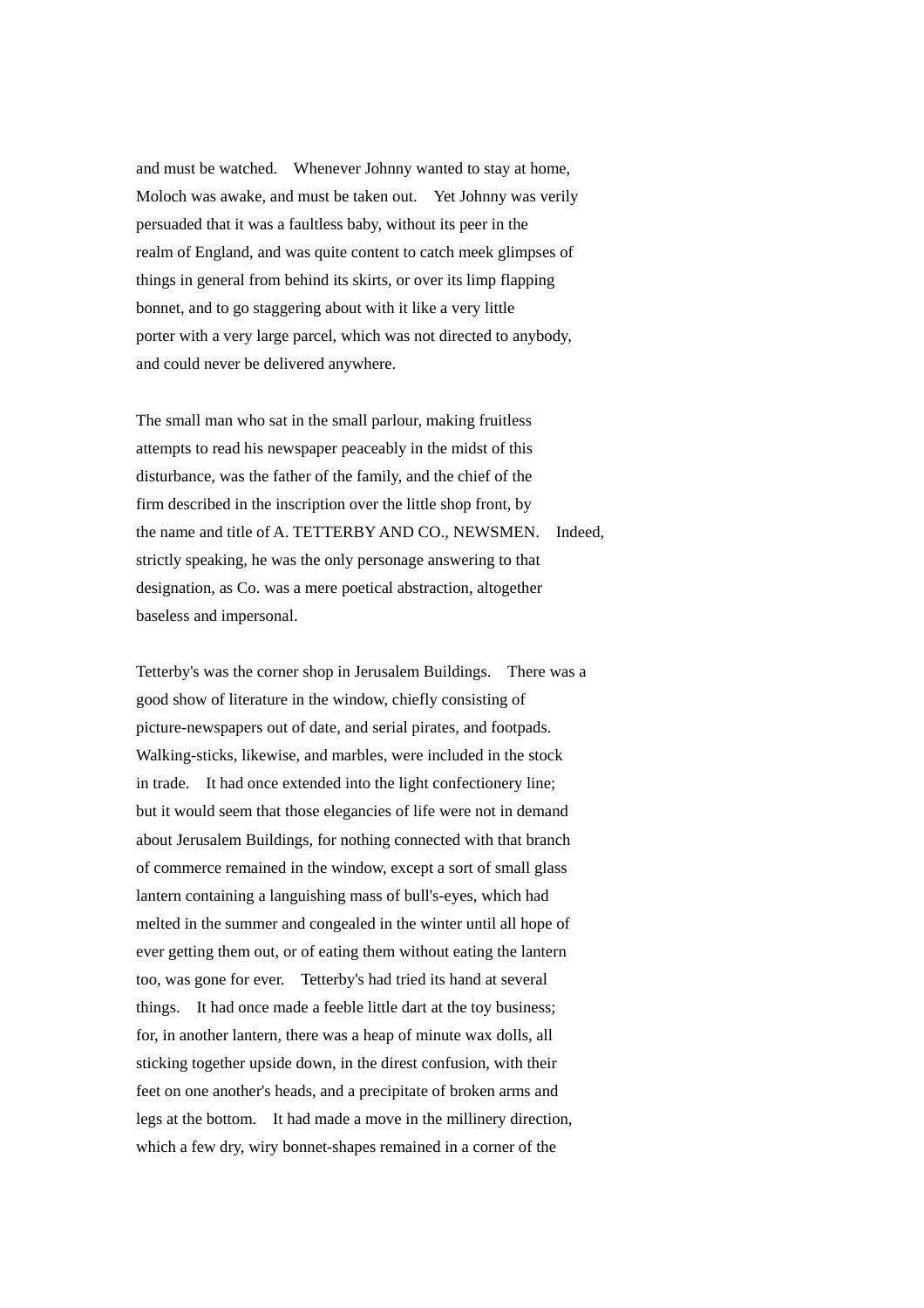and must be watched. Whenever Johnny wanted to stay at home, Moloch was awake, and must be taken out. Yet Johnny was verily persuaded that it was a faultless baby, without its peer in the realm of England, and was quite content to catch meek glimpses of things in general from behind its skirts, or over its limp flapping bonnet, and to go staggering about with it like a very little porter with a very large parcel, which was not directed to anybody, and could never be delivered anywhere.

The small man who sat in the small parlour, making fruitless attempts to read his newspaper peaceably in the midst of this disturbance, was the father of the family, and the chief of the firm described in the inscription over the little shop front, by the name and title of A. TETTERBY AND CO., NEWSMEN. Indeed, strictly speaking, he was the only personage answering to that designation, as Co. was a mere poetical abstraction, altogether baseless and impersonal.

Tetterby's was the corner shop in Jerusalem Buildings. There was a good show of literature in the window, chiefly consisting of picture-newspapers out of date, and serial pirates, and footpads. Walking-sticks, likewise, and marbles, were included in the stock in trade. It had once extended into the light confectionery line; but it would seem that those elegancies of life were not in demand about Jerusalem Buildings, for nothing connected with that branch of commerce remained in the window, except a sort of small glass lantern containing a languishing mass of bull's-eyes, which had melted in the summer and congealed in the winter until all hope of ever getting them out, or of eating them without eating the lantern too, was gone for ever. Tetterby's had tried its hand at several things. It had once made a feeble little dart at the toy business; for, in another lantern, there was a heap of minute wax dolls, all sticking together upside down, in the direst confusion, with their feet on one another's heads, and a precipitate of broken arms and legs at the bottom. It had made a move in the millinery direction, which a few dry, wiry bonnet-shapes remained in a corner of the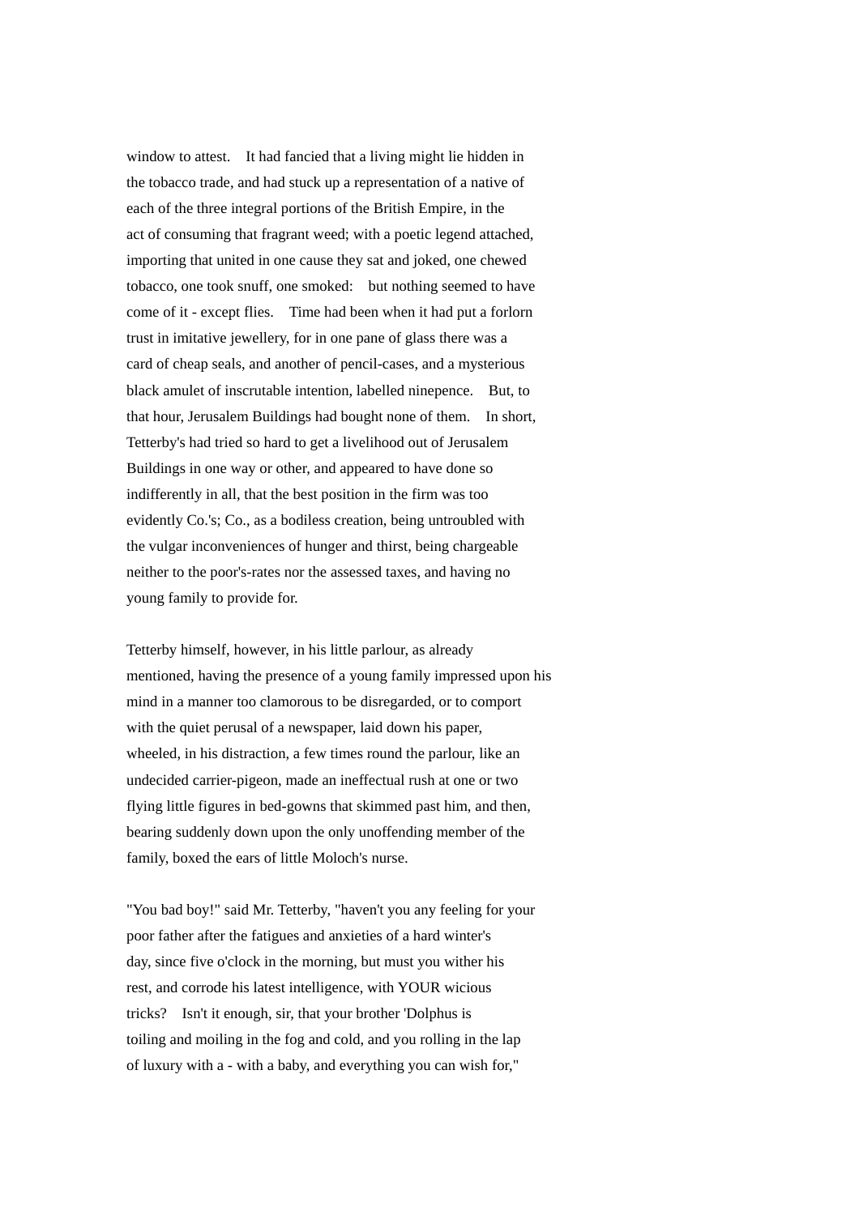window to attest. It had fancied that a living might lie hidden in the tobacco trade, and had stuck up a representation of a native of each of the three integral portions of the British Empire, in the act of consuming that fragrant weed; with a poetic legend attached, importing that united in one cause they sat and joked, one chewed tobacco, one took snuff, one smoked: but nothing seemed to have come of it - except flies. Time had been when it had put a forlorn trust in imitative jewellery, for in one pane of glass there was a card of cheap seals, and another of pencil-cases, and a mysterious black amulet of inscrutable intention, labelled ninepence. But, to that hour, Jerusalem Buildings had bought none of them. In short, Tetterby's had tried so hard to get a livelihood out of Jerusalem Buildings in one way or other, and appeared to have done so indifferently in all, that the best position in the firm was too evidently Co.'s; Co., as a bodiless creation, being untroubled with the vulgar inconveniences of hunger and thirst, being chargeable neither to the poor's-rates nor the assessed taxes, and having no young family to provide for.

Tetterby himself, however, in his little parlour, as already mentioned, having the presence of a young family impressed upon his mind in a manner too clamorous to be disregarded, or to comport with the quiet perusal of a newspaper, laid down his paper, wheeled, in his distraction, a few times round the parlour, like an undecided carrier-pigeon, made an ineffectual rush at one or two flying little figures in bed-gowns that skimmed past him, and then, bearing suddenly down upon the only unoffending member of the family, boxed the ears of little Moloch's nurse.

"You bad boy!" said Mr. Tetterby, "haven't you any feeling for your poor father after the fatigues and anxieties of a hard winter's day, since five o'clock in the morning, but must you wither his rest, and corrode his latest intelligence, with YOUR wicious tricks? Isn't it enough, sir, that your brother 'Dolphus is toiling and moiling in the fog and cold, and you rolling in the lap of luxury with a - with a baby, and everything you can wish for,"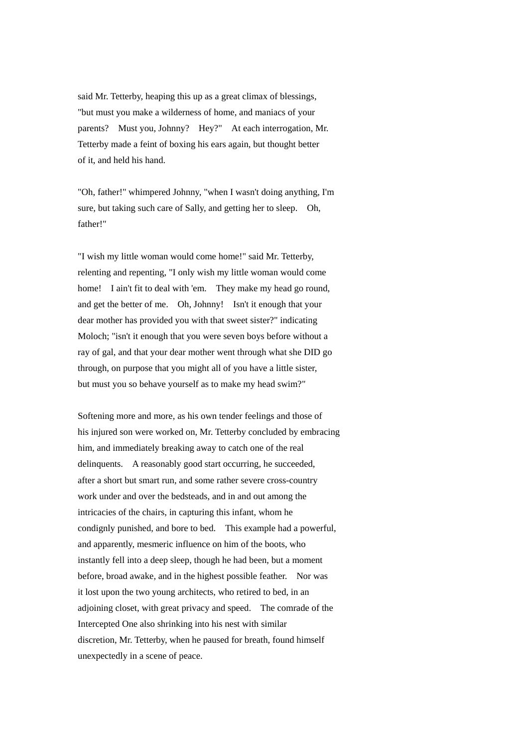said Mr. Tetterby, heaping this up as a great climax of blessings, "but must you make a wilderness of home, and maniacs of your parents? Must you, Johnny? Hey?" At each interrogation, Mr. Tetterby made a feint of boxing his ears again, but thought better of it, and held his hand.

"Oh, father!" whimpered Johnny, "when I wasn't doing anything, I'm sure, but taking such care of Sally, and getting her to sleep. Oh, father!"

"I wish my little woman would come home!" said Mr. Tetterby, relenting and repenting, "I only wish my little woman would come home! I ain't fit to deal with 'em. They make my head go round, and get the better of me. Oh, Johnny! Isn't it enough that your dear mother has provided you with that sweet sister?" indicating Moloch; "isn't it enough that you were seven boys before without a ray of gal, and that your dear mother went through what she DID go through, on purpose that you might all of you have a little sister, but must you so behave yourself as to make my head swim?"

Softening more and more, as his own tender feelings and those of his injured son were worked on, Mr. Tetterby concluded by embracing him, and immediately breaking away to catch one of the real delinquents. A reasonably good start occurring, he succeeded, after a short but smart run, and some rather severe cross-country work under and over the bedsteads, and in and out among the intricacies of the chairs, in capturing this infant, whom he condignly punished, and bore to bed. This example had a powerful, and apparently, mesmeric influence on him of the boots, who instantly fell into a deep sleep, though he had been, but a moment before, broad awake, and in the highest possible feather. Nor was it lost upon the two young architects, who retired to bed, in an adjoining closet, with great privacy and speed. The comrade of the Intercepted One also shrinking into his nest with similar discretion, Mr. Tetterby, when he paused for breath, found himself unexpectedly in a scene of peace.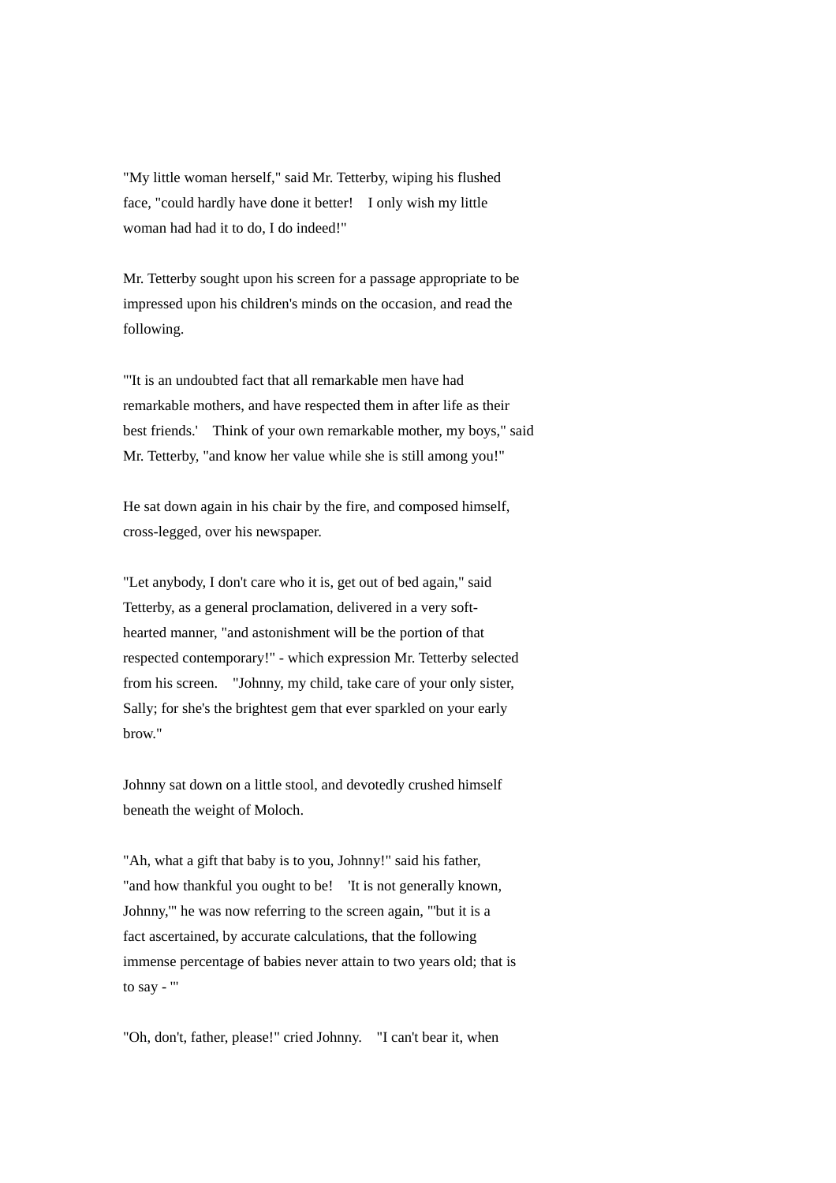"My little woman herself," said Mr. Tetterby, wiping his flushed face, "could hardly have done it better!    I only wish my little woman had had it to do, I do indeed!"

Mr. Tetterby sought upon his screen for a passage appropriate to be impressed upon his children's minds on the occasion, and read the following.

"'It is an undoubted fact that all remarkable men have had remarkable mothers, and have respected them in after life as their best friends.'    Think of your own remarkable mother, my boys," said Mr. Tetterby, "and know her value while she is still among you!"

He sat down again in his chair by the fire, and composed himself, cross-legged, over his newspaper.

"Let anybody, I don't care who it is, get out of bed again," said Tetterby, as a general proclamation, delivered in a very soft-hearted manner, "and astonishment will be the portion of that respected contemporary!" - which expression Mr. Tetterby selected from his screen.    "Johnny, my child, take care of your only sister, Sally; for she's the brightest gem that ever sparkled on your early brow."

Johnny sat down on a little stool, and devotedly crushed himself beneath the weight of Moloch.

"Ah, what a gift that baby is to you, Johnny!" said his father, "and how thankful you ought to be!    'It is not generally known, Johnny,'" he was now referring to the screen again, "'but it is a fact ascertained, by accurate calculations, that the following immense percentage of babies never attain to two years old; that is to say - '"

"Oh, don't, father, please!" cried Johnny.    "I can't bear it, when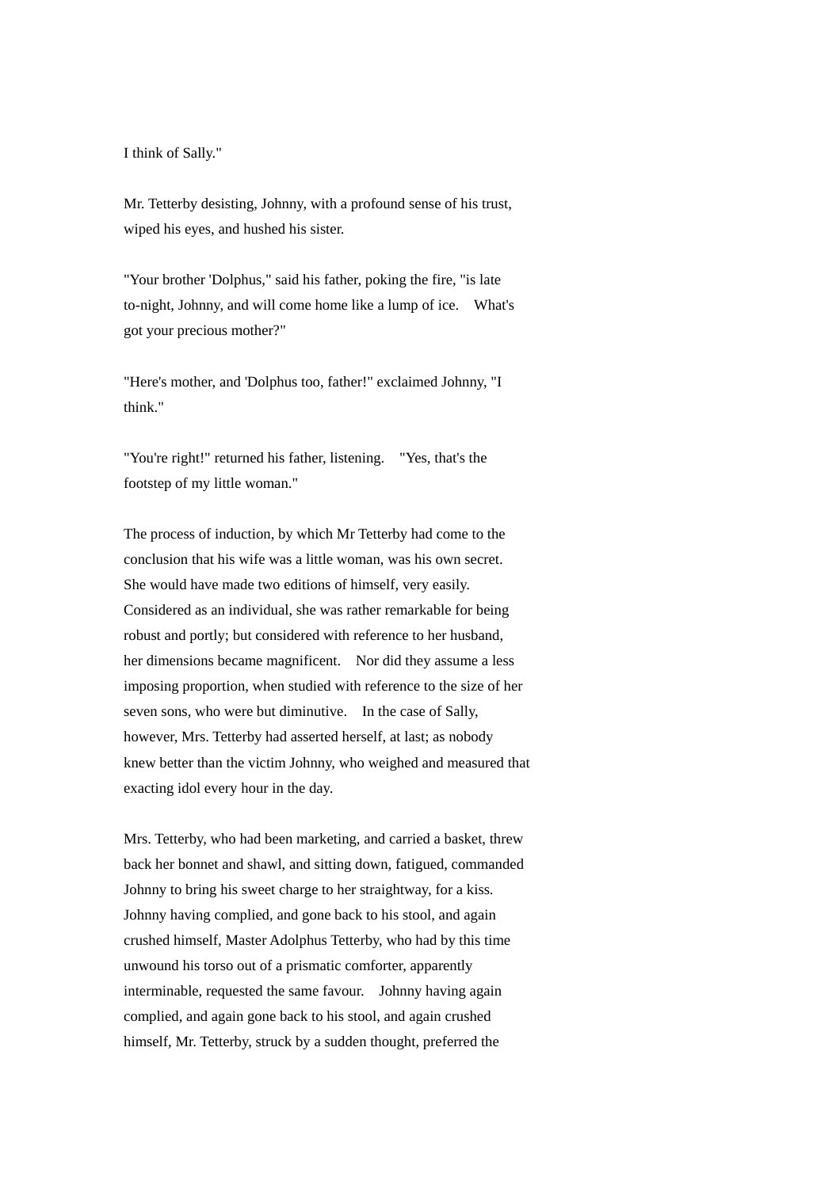I think of Sally."

Mr. Tetterby desisting, Johnny, with a profound sense of his trust, wiped his eyes, and hushed his sister.

"Your brother 'Dolphus," said his father, poking the fire, "is late to-night, Johnny, and will come home like a lump of ice. What's got your precious mother?"

"Here's mother, and 'Dolphus too, father!" exclaimed Johnny, "I think."

"You're right!" returned his father, listening. "Yes, that's the footstep of my little woman."

The process of induction, by which Mr Tetterby had come to the conclusion that his wife was a little woman, was his own secret. She would have made two editions of himself, very easily. Considered as an individual, she was rather remarkable for being robust and portly; but considered with reference to her husband, her dimensions became magnificent. Nor did they assume a less imposing proportion, when studied with reference to the size of her seven sons, who were but diminutive. In the case of Sally, however, Mrs. Tetterby had asserted herself, at last; as nobody knew better than the victim Johnny, who weighed and measured that exacting idol every hour in the day.

Mrs. Tetterby, who had been marketing, and carried a basket, threw back her bonnet and shawl, and sitting down, fatigued, commanded Johnny to bring his sweet charge to her straightway, for a kiss. Johnny having complied, and gone back to his stool, and again crushed himself, Master Adolphus Tetterby, who had by this time unwound his torso out of a prismatic comforter, apparently interminable, requested the same favour. Johnny having again complied, and again gone back to his stool, and again crushed himself, Mr. Tetterby, struck by a sudden thought, preferred the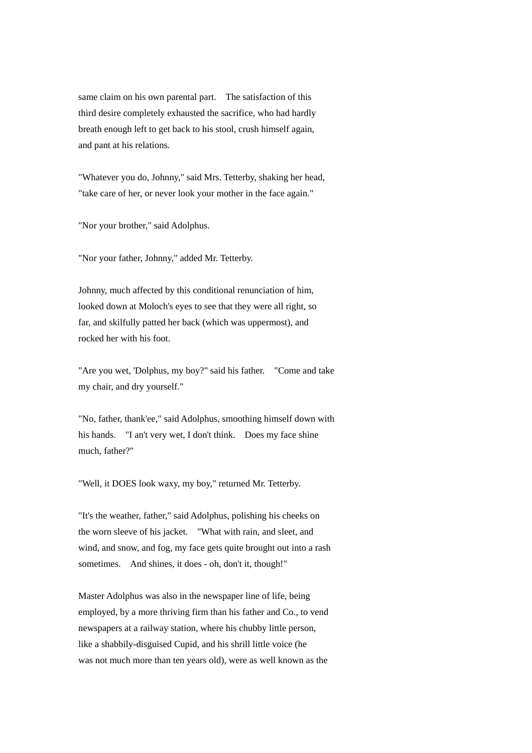same claim on his own parental part. The satisfaction of this third desire completely exhausted the sacrifice, who had hardly breath enough left to get back to his stool, crush himself again, and pant at his relations.

"Whatever you do, Johnny," said Mrs. Tetterby, shaking her head, "take care of her, or never look your mother in the face again."

"Nor your brother," said Adolphus.

"Nor your father, Johnny," added Mr. Tetterby.

Johnny, much affected by this conditional renunciation of him, looked down at Moloch's eyes to see that they were all right, so far, and skilfully patted her back (which was uppermost), and rocked her with his foot.

"Are you wet, 'Dolphus, my boy?" said his father. "Come and take my chair, and dry yourself."

"No, father, thank'ee," said Adolphus, smoothing himself down with his hands. "I an't very wet, I don't think. Does my face shine much, father?"

"Well, it DOES look waxy, my boy," returned Mr. Tetterby.

"It's the weather, father," said Adolphus, polishing his cheeks on the worn sleeve of his jacket. "What with rain, and sleet, and wind, and snow, and fog, my face gets quite brought out into a rash sometimes. And shines, it does - oh, don't it, though!"

Master Adolphus was also in the newspaper line of life, being employed, by a more thriving firm than his father and Co., to vend newspapers at a railway station, where his chubby little person, like a shabbily-disguised Cupid, and his shrill little voice (he was not much more than ten years old), were as well known as the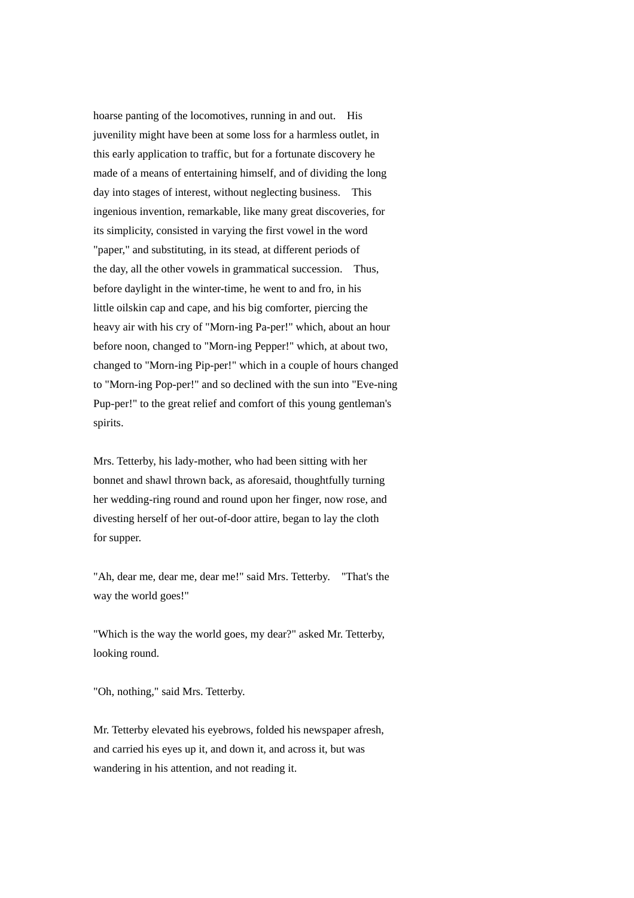hoarse panting of the locomotives, running in and out. His juvenility might have been at some loss for a harmless outlet, in this early application to traffic, but for a fortunate discovery he made of a means of entertaining himself, and of dividing the long day into stages of interest, without neglecting business. This ingenious invention, remarkable, like many great discoveries, for its simplicity, consisted in varying the first vowel in the word "paper," and substituting, in its stead, at different periods of the day, all the other vowels in grammatical succession. Thus, before daylight in the winter-time, he went to and fro, in his little oilskin cap and cape, and his big comforter, piercing the heavy air with his cry of "Morn-ing Pa-per!" which, about an hour before noon, changed to "Morn-ing Pepper!" which, at about two, changed to "Morn-ing Pip-per!" which in a couple of hours changed to "Morn-ing Pop-per!" and so declined with the sun into "Eve-ning Pup-per!" to the great relief and comfort of this young gentleman's spirits.

Mrs. Tetterby, his lady-mother, who had been sitting with her bonnet and shawl thrown back, as aforesaid, thoughtfully turning her wedding-ring round and round upon her finger, now rose, and divesting herself of her out-of-door attire, began to lay the cloth for supper.

"Ah, dear me, dear me, dear me!" said Mrs. Tetterby. "That's the way the world goes!"

"Which is the way the world goes, my dear?" asked Mr. Tetterby, looking round.

"Oh, nothing," said Mrs. Tetterby.

Mr. Tetterby elevated his eyebrows, folded his newspaper afresh, and carried his eyes up it, and down it, and across it, but was wandering in his attention, and not reading it.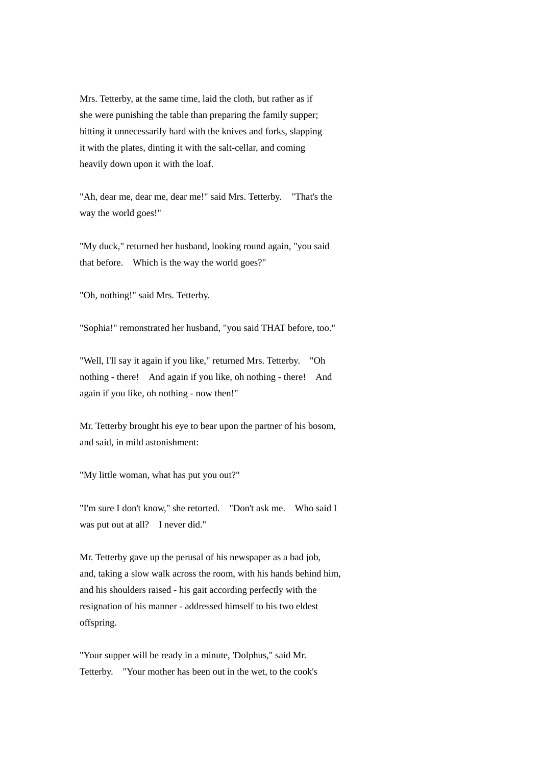Mrs. Tetterby, at the same time, laid the cloth, but rather as if she were punishing the table than preparing the family supper; hitting it unnecessarily hard with the knives and forks, slapping it with the plates, dinting it with the salt-cellar, and coming heavily down upon it with the loaf.

"Ah, dear me, dear me, dear me!" said Mrs. Tetterby. "That's the way the world goes!"

"My duck," returned her husband, looking round again, "you said that before. Which is the way the world goes?"

"Oh, nothing!" said Mrs. Tetterby.

"Sophia!" remonstrated her husband, "you said THAT before, too."

"Well, I'll say it again if you like," returned Mrs. Tetterby. "Oh nothing - there! And again if you like, oh nothing - there! And again if you like, oh nothing - now then!"

Mr. Tetterby brought his eye to bear upon the partner of his bosom, and said, in mild astonishment:

"My little woman, what has put you out?"

"I'm sure I don't know," she retorted. "Don't ask me. Who said I was put out at all? I never did."

Mr. Tetterby gave up the perusal of his newspaper as a bad job, and, taking a slow walk across the room, with his hands behind him, and his shoulders raised - his gait according perfectly with the resignation of his manner - addressed himself to his two eldest offspring.

"Your supper will be ready in a minute, 'Dolphus," said Mr. Tetterby. "Your mother has been out in the wet, to the cook's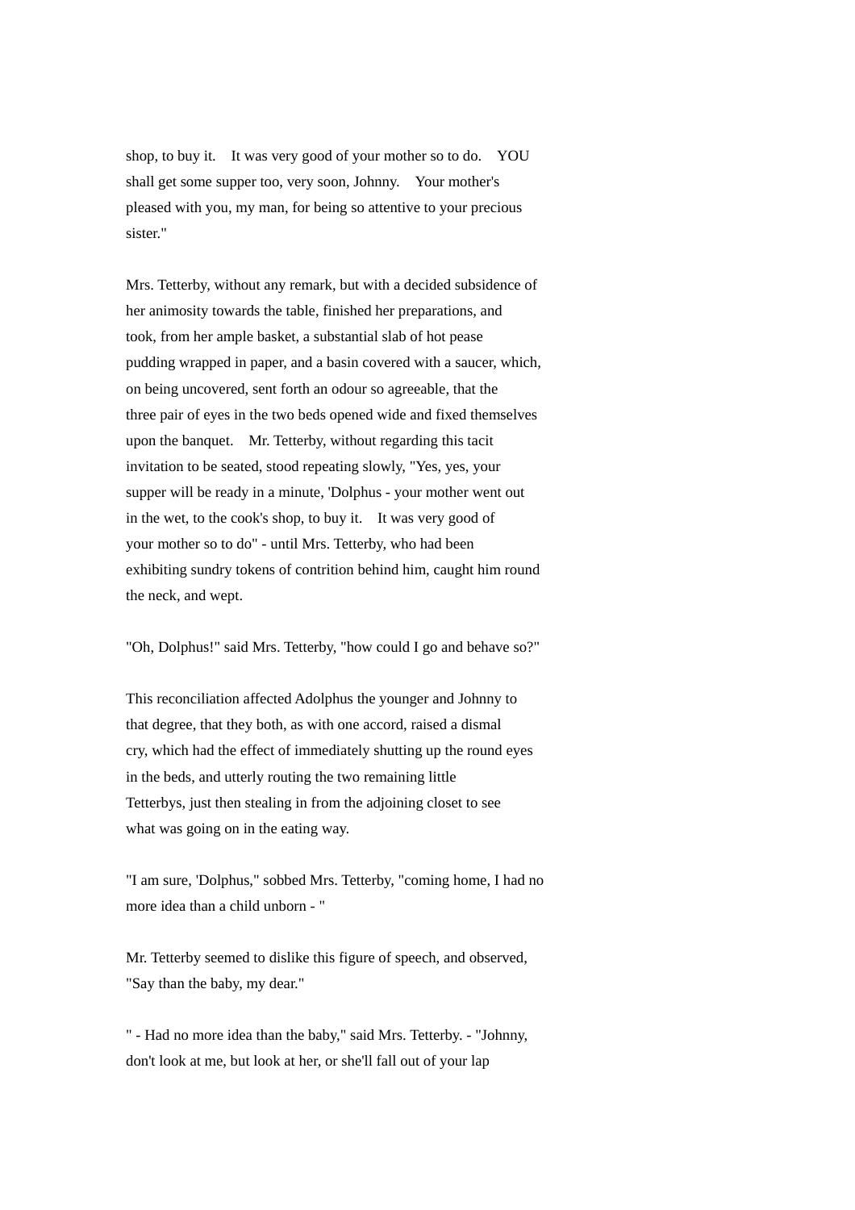shop, to buy it. It was very good of your mother so to do. YOU shall get some supper too, very soon, Johnny. Your mother's pleased with you, my man, for being so attentive to your precious sister."

Mrs. Tetterby, without any remark, but with a decided subsidence of her animosity towards the table, finished her preparations, and took, from her ample basket, a substantial slab of hot pease pudding wrapped in paper, and a basin covered with a saucer, which, on being uncovered, sent forth an odour so agreeable, that the three pair of eyes in the two beds opened wide and fixed themselves upon the banquet. Mr. Tetterby, without regarding this tacit invitation to be seated, stood repeating slowly, "Yes, yes, your supper will be ready in a minute, 'Dolphus - your mother went out in the wet, to the cook's shop, to buy it. It was very good of your mother so to do" - until Mrs. Tetterby, who had been exhibiting sundry tokens of contrition behind him, caught him round the neck, and wept.

"Oh, Dolphus!" said Mrs. Tetterby, "how could I go and behave so?"

This reconciliation affected Adolphus the younger and Johnny to that degree, that they both, as with one accord, raised a dismal cry, which had the effect of immediately shutting up the round eyes in the beds, and utterly routing the two remaining little Tetterbys, just then stealing in from the adjoining closet to see what was going on in the eating way.

"I am sure, 'Dolphus," sobbed Mrs. Tetterby, "coming home, I had no more idea than a child unborn - "

Mr. Tetterby seemed to dislike this figure of speech, and observed, "Say than the baby, my dear."

" - Had no more idea than the baby," said Mrs. Tetterby. - "Johnny, don't look at me, but look at her, or she'll fall out of your lap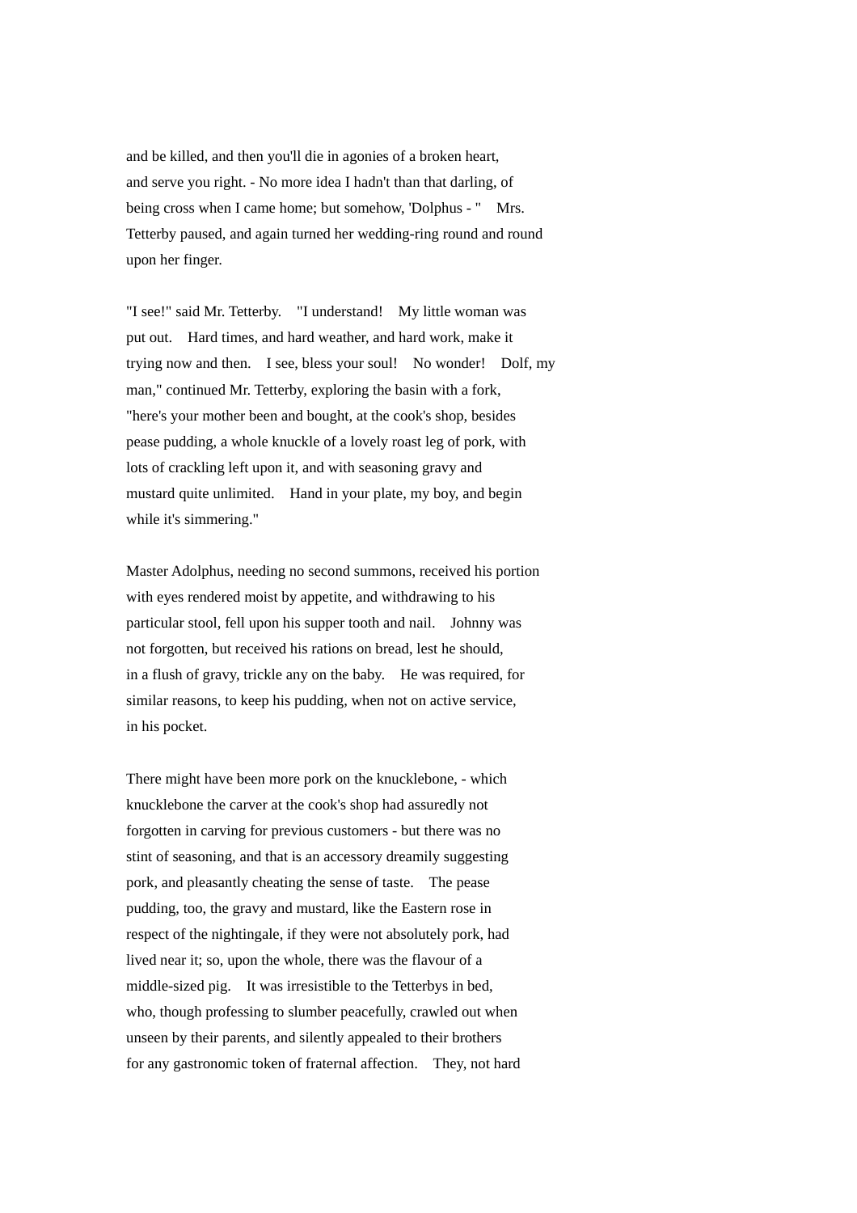and be killed, and then you'll die in agonies of a broken heart, and serve you right. - No more idea I hadn't than that darling, of being cross when I came home; but somehow, 'Dolphus - "  Mrs. Tetterby paused, and again turned her wedding-ring round and round upon her finger.

"I see!" said Mr. Tetterby.  "I understand!  My little woman was put out.  Hard times, and hard weather, and hard work, make it trying now and then.  I see, bless your soul!  No wonder!  Dolf, my man," continued Mr. Tetterby, exploring the basin with a fork, "here's your mother been and bought, at the cook's shop, besides pease pudding, a whole knuckle of a lovely roast leg of pork, with lots of crackling left upon it, and with seasoning gravy and mustard quite unlimited.  Hand in your plate, my boy, and begin while it's simmering."

Master Adolphus, needing no second summons, received his portion with eyes rendered moist by appetite, and withdrawing to his particular stool, fell upon his supper tooth and nail.  Johnny was not forgotten, but received his rations on bread, lest he should, in a flush of gravy, trickle any on the baby.  He was required, for similar reasons, to keep his pudding, when not on active service, in his pocket.

There might have been more pork on the knucklebone, - which knucklebone the carver at the cook's shop had assuredly not forgotten in carving for previous customers - but there was no stint of seasoning, and that is an accessory dreamily suggesting pork, and pleasantly cheating the sense of taste.  The pease pudding, too, the gravy and mustard, like the Eastern rose in respect of the nightingale, if they were not absolutely pork, had lived near it; so, upon the whole, there was the flavour of a middle-sized pig.  It was irresistible to the Tetterbys in bed, who, though professing to slumber peacefully, crawled out when unseen by their parents, and silently appealed to their brothers for any gastronomic token of fraternal affection.  They, not hard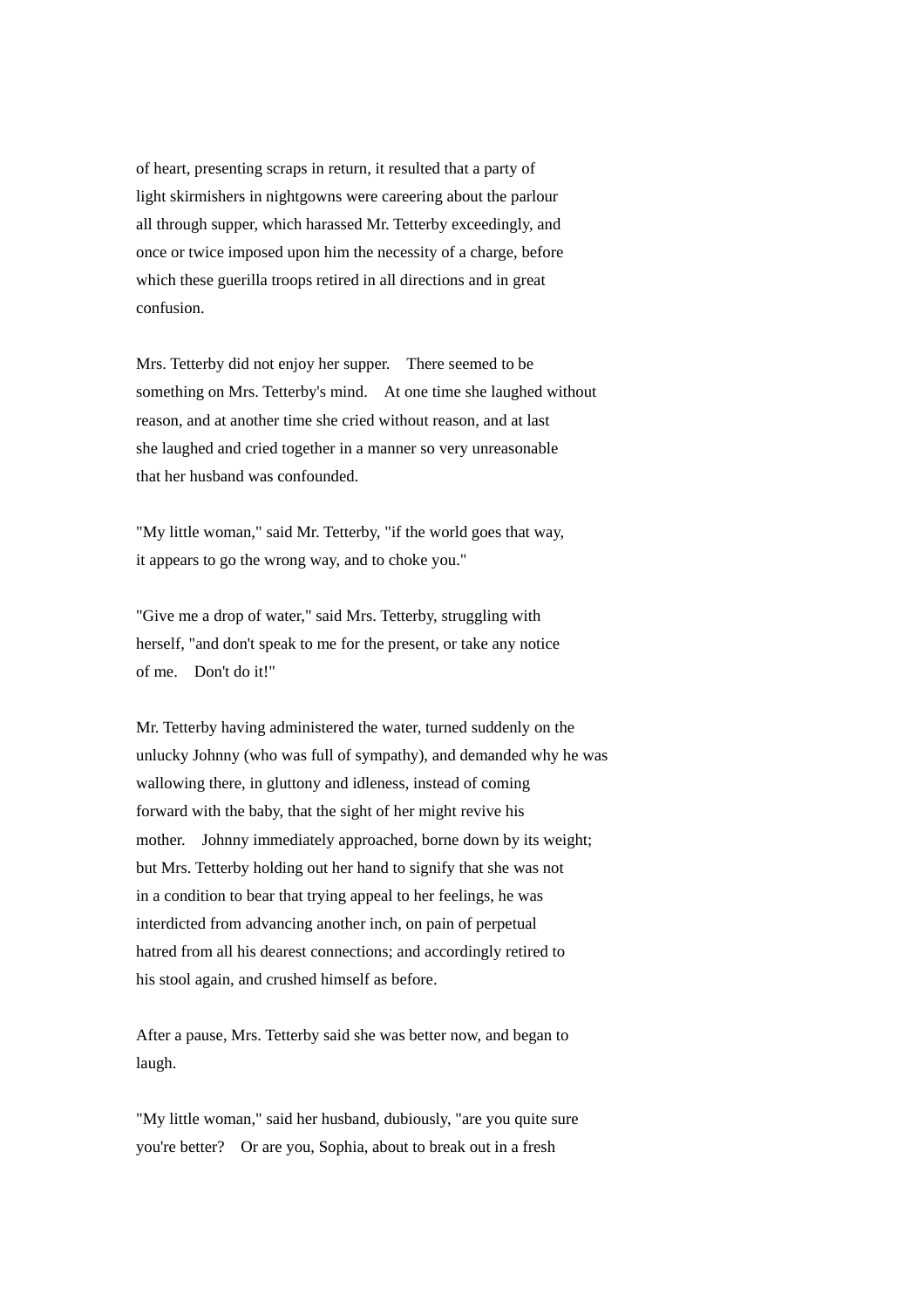of heart, presenting scraps in return, it resulted that a party of light skirmishers in nightgowns were careering about the parlour all through supper, which harassed Mr. Tetterby exceedingly, and once or twice imposed upon him the necessity of a charge, before which these guerilla troops retired in all directions and in great confusion.

Mrs. Tetterby did not enjoy her supper. There seemed to be something on Mrs. Tetterby's mind. At one time she laughed without reason, and at another time she cried without reason, and at last she laughed and cried together in a manner so very unreasonable that her husband was confounded.

"My little woman," said Mr. Tetterby, "if the world goes that way, it appears to go the wrong way, and to choke you."

"Give me a drop of water," said Mrs. Tetterby, struggling with herself, "and don't speak to me for the present, or take any notice of me. Don't do it!"

Mr. Tetterby having administered the water, turned suddenly on the unlucky Johnny (who was full of sympathy), and demanded why he was wallowing there, in gluttony and idleness, instead of coming forward with the baby, that the sight of her might revive his mother. Johnny immediately approached, borne down by its weight; but Mrs. Tetterby holding out her hand to signify that she was not in a condition to bear that trying appeal to her feelings, he was interdicted from advancing another inch, on pain of perpetual hatred from all his dearest connections; and accordingly retired to his stool again, and crushed himself as before.

After a pause, Mrs. Tetterby said she was better now, and began to laugh.

"My little woman," said her husband, dubiously, "are you quite sure you're better? Or are you, Sophia, about to break out in a fresh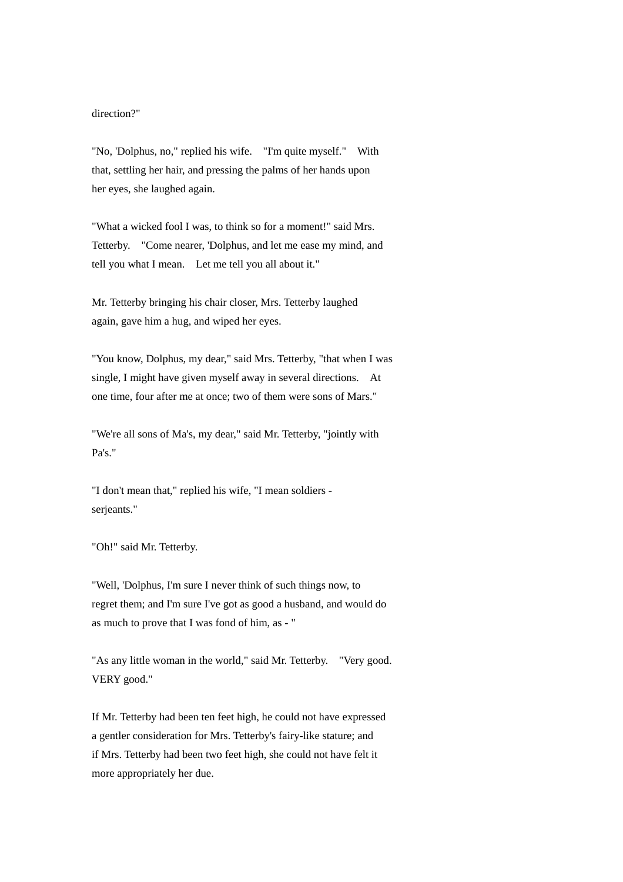direction?"

"No, 'Dolphus, no," replied his wife. "I'm quite myself." With that, settling her hair, and pressing the palms of her hands upon her eyes, she laughed again.

"What a wicked fool I was, to think so for a moment!" said Mrs. Tetterby. "Come nearer, 'Dolphus, and let me ease my mind, and tell you what I mean. Let me tell you all about it."

Mr. Tetterby bringing his chair closer, Mrs. Tetterby laughed again, gave him a hug, and wiped her eyes.

"You know, Dolphus, my dear," said Mrs. Tetterby, "that when I was single, I might have given myself away in several directions. At one time, four after me at once; two of them were sons of Mars."

"We're all sons of Ma's, my dear," said Mr. Tetterby, "jointly with Pa's."

"I don't mean that," replied his wife, "I mean soldiers - serjeants."

"Oh!" said Mr. Tetterby.

"Well, 'Dolphus, I'm sure I never think of such things now, to regret them; and I'm sure I've got as good a husband, and would do as much to prove that I was fond of him, as - "

"As any little woman in the world," said Mr. Tetterby. "Very good. VERY good."

If Mr. Tetterby had been ten feet high, he could not have expressed a gentler consideration for Mrs. Tetterby's fairy-like stature; and if Mrs. Tetterby had been two feet high, she could not have felt it more appropriately her due.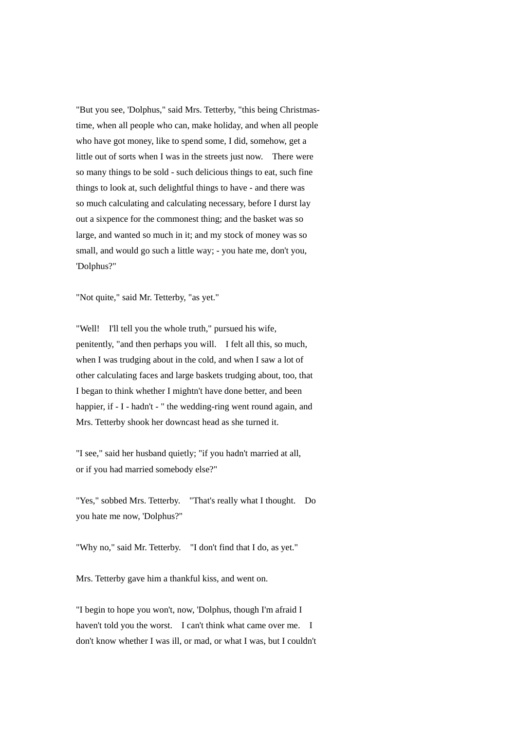"But you see, 'Dolphus," said Mrs. Tetterby, "this being Christmas-time, when all people who can, make holiday, and when all people who have got money, like to spend some, I did, somehow, get a little out of sorts when I was in the streets just now. There were so many things to be sold - such delicious things to eat, such fine things to look at, such delightful things to have - and there was so much calculating and calculating necessary, before I durst lay out a sixpence for the commonest thing; and the basket was so large, and wanted so much in it; and my stock of money was so small, and would go such a little way; - you hate me, don't you, 'Dolphus?"

"Not quite," said Mr. Tetterby, "as yet."

"Well! I'll tell you the whole truth," pursued his wife, penitently, "and then perhaps you will. I felt all this, so much, when I was trudging about in the cold, and when I saw a lot of other calculating faces and large baskets trudging about, too, that I began to think whether I mightn't have done better, and been happier, if - I - hadn't - " the wedding-ring went round again, and Mrs. Tetterby shook her downcast head as she turned it.

"I see," said her husband quietly; "if you hadn't married at all, or if you had married somebody else?"

"Yes," sobbed Mrs. Tetterby. "That's really what I thought. Do you hate me now, 'Dolphus?"

"Why no," said Mr. Tetterby. "I don't find that I do, as yet."

Mrs. Tetterby gave him a thankful kiss, and went on.

"I begin to hope you won't, now, 'Dolphus, though I'm afraid I haven't told you the worst. I can't think what came over me. I don't know whether I was ill, or mad, or what I was, but I couldn't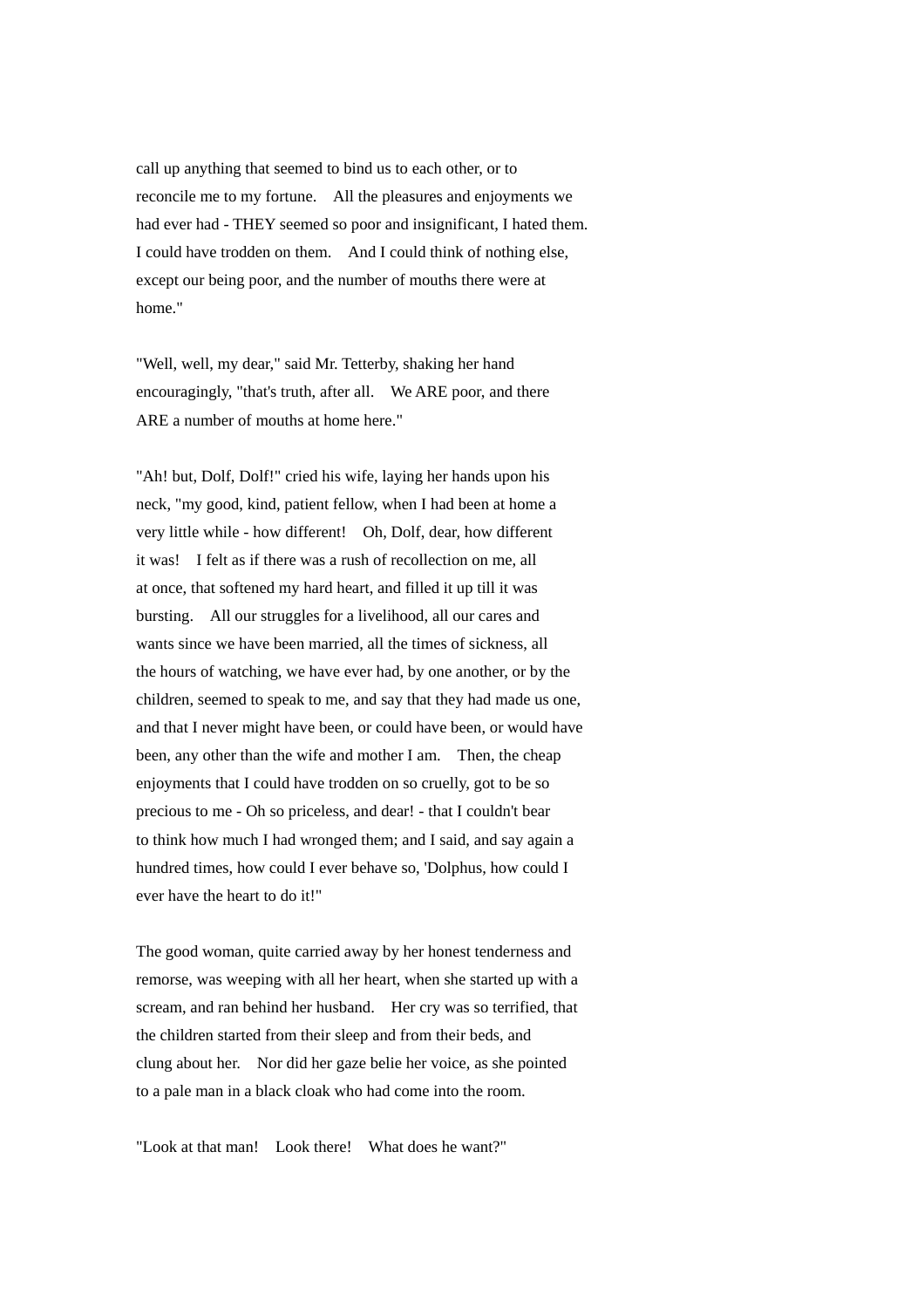call up anything that seemed to bind us to each other, or to reconcile me to my fortune. All the pleasures and enjoyments we had ever had - THEY seemed so poor and insignificant, I hated them. I could have trodden on them. And I could think of nothing else, except our being poor, and the number of mouths there were at home."

"Well, well, my dear," said Mr. Tetterby, shaking her hand encouragingly, "that's truth, after all. We ARE poor, and there ARE a number of mouths at home here."

"Ah! but, Dolf, Dolf!" cried his wife, laying her hands upon his neck, "my good, kind, patient fellow, when I had been at home a very little while - how different! Oh, Dolf, dear, how different it was! I felt as if there was a rush of recollection on me, all at once, that softened my hard heart, and filled it up till it was bursting. All our struggles for a livelihood, all our cares and wants since we have been married, all the times of sickness, all the hours of watching, we have ever had, by one another, or by the children, seemed to speak to me, and say that they had made us one, and that I never might have been, or could have been, or would have been, any other than the wife and mother I am. Then, the cheap enjoyments that I could have trodden on so cruelly, got to be so precious to me - Oh so priceless, and dear! - that I couldn't bear to think how much I had wronged them; and I said, and say again a hundred times, how could I ever behave so, 'Dolphus, how could I ever have the heart to do it!"

The good woman, quite carried away by her honest tenderness and remorse, was weeping with all her heart, when she started up with a scream, and ran behind her husband. Her cry was so terrified, that the children started from their sleep and from their beds, and clung about her. Nor did her gaze belie her voice, as she pointed to a pale man in a black cloak who had come into the room.

"Look at that man! Look there! What does he want?"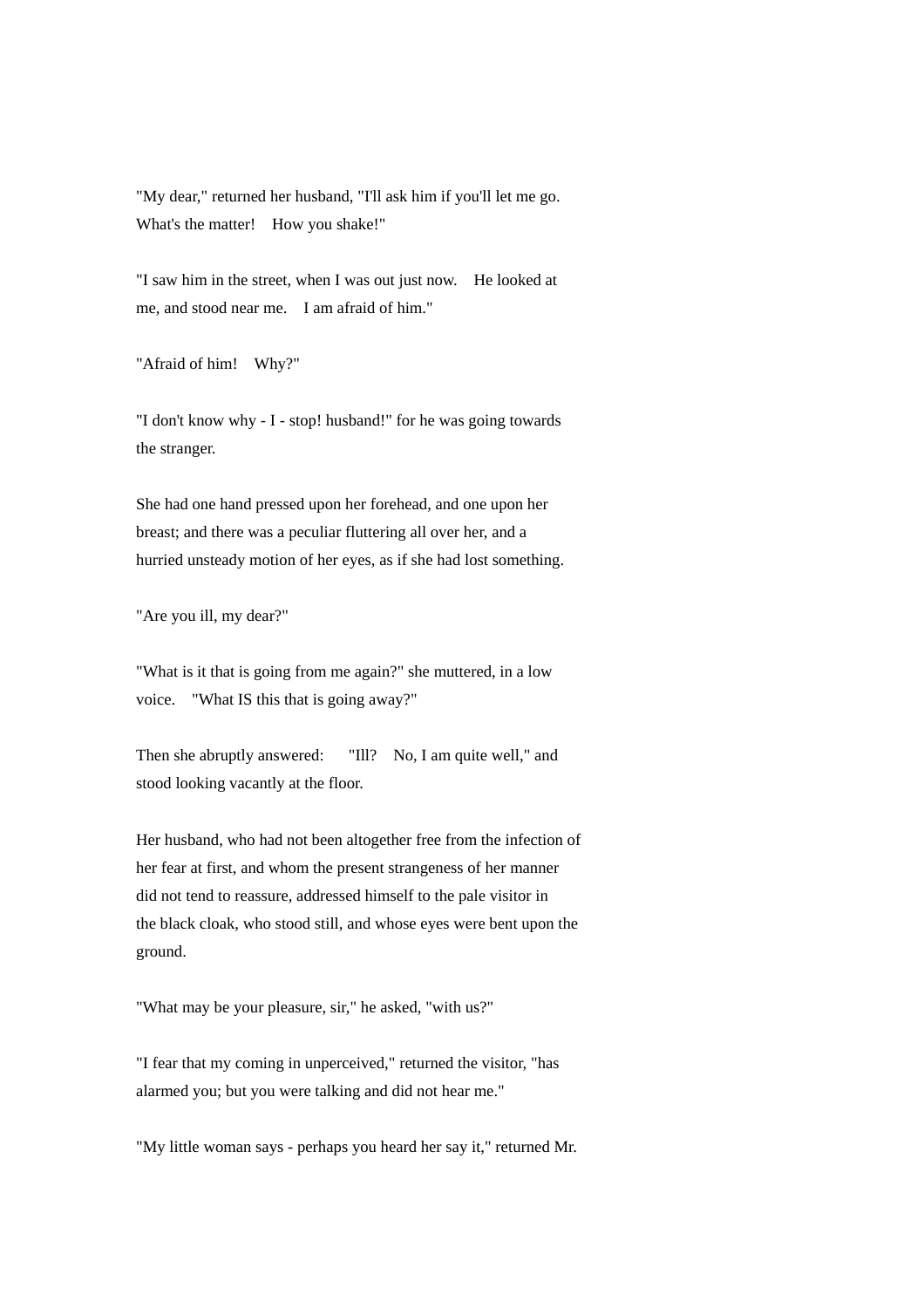"My dear," returned her husband, "I'll ask him if you'll let me go. What's the matter!  How you shake!"

"I saw him in the street, when I was out just now.  He looked at me, and stood near me.  I am afraid of him."

"Afraid of him!  Why?"

"I don't know why - I - stop! husband!" for he was going towards the stranger.

She had one hand pressed upon her forehead, and one upon her breast; and there was a peculiar fluttering all over her, and a hurried unsteady motion of her eyes, as if she had lost something.

"Are you ill, my dear?"

"What is it that is going from me again?" she muttered, in a low voice.  "What IS this that is going away?"

Then she abruptly answered:   "Ill?  No, I am quite well," and stood looking vacantly at the floor.

Her husband, who had not been altogether free from the infection of her fear at first, and whom the present strangeness of her manner did not tend to reassure, addressed himself to the pale visitor in the black cloak, who stood still, and whose eyes were bent upon the ground.

"What may be your pleasure, sir," he asked, "with us?"

"I fear that my coming in unperceived," returned the visitor, "has alarmed you; but you were talking and did not hear me."

"My little woman says - perhaps you heard her say it," returned Mr.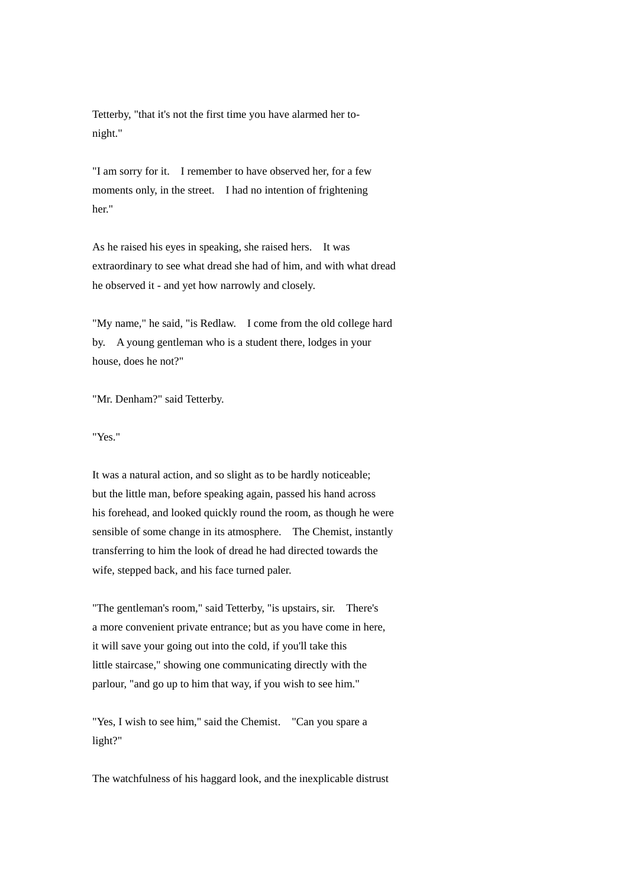Tetterby, "that it's not the first time you have alarmed her to-night."

"I am sorry for it. I remember to have observed her, for a few moments only, in the street. I had no intention of frightening her."

As he raised his eyes in speaking, she raised hers. It was extraordinary to see what dread she had of him, and with what dread he observed it - and yet how narrowly and closely.

"My name," he said, "is Redlaw. I come from the old college hard by. A young gentleman who is a student there, lodges in your house, does he not?"

"Mr. Denham?" said Tetterby.

"Yes."

It was a natural action, and so slight as to be hardly noticeable; but the little man, before speaking again, passed his hand across his forehead, and looked quickly round the room, as though he were sensible of some change in its atmosphere. The Chemist, instantly transferring to him the look of dread he had directed towards the wife, stepped back, and his face turned paler.

"The gentleman's room," said Tetterby, "is upstairs, sir. There's a more convenient private entrance; but as you have come in here, it will save your going out into the cold, if you'll take this little staircase," showing one communicating directly with the parlour, "and go up to him that way, if you wish to see him."

"Yes, I wish to see him," said the Chemist. "Can you spare a light?"

The watchfulness of his haggard look, and the inexplicable distrust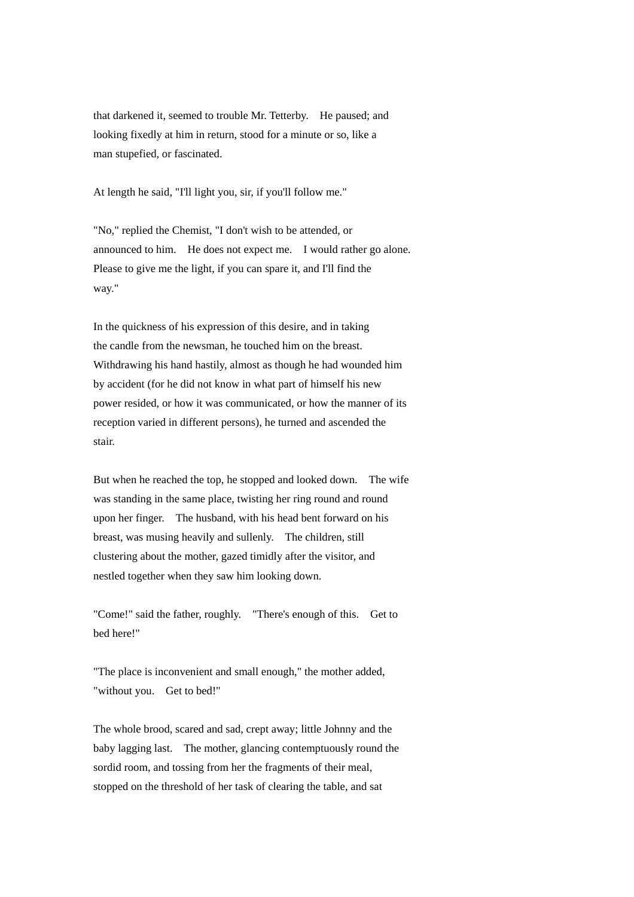that darkened it, seemed to trouble Mr. Tetterby. He paused; and looking fixedly at him in return, stood for a minute or so, like a man stupefied, or fascinated.

At length he said, "I'll light you, sir, if you'll follow me."

"No," replied the Chemist, "I don't wish to be attended, or announced to him. He does not expect me. I would rather go alone. Please to give me the light, if you can spare it, and I'll find the way."

In the quickness of his expression of this desire, and in taking the candle from the newsman, he touched him on the breast. Withdrawing his hand hastily, almost as though he had wounded him by accident (for he did not know in what part of himself his new power resided, or how it was communicated, or how the manner of its reception varied in different persons), he turned and ascended the stair.

But when he reached the top, he stopped and looked down. The wife was standing in the same place, twisting her ring round and round upon her finger. The husband, with his head bent forward on his breast, was musing heavily and sullenly. The children, still clustering about the mother, gazed timidly after the visitor, and nestled together when they saw him looking down.

"Come!" said the father, roughly. "There's enough of this. Get to bed here!"

"The place is inconvenient and small enough," the mother added, "without you. Get to bed!"

The whole brood, scared and sad, crept away; little Johnny and the baby lagging last. The mother, glancing contemptuously round the sordid room, and tossing from her the fragments of their meal, stopped on the threshold of her task of clearing the table, and sat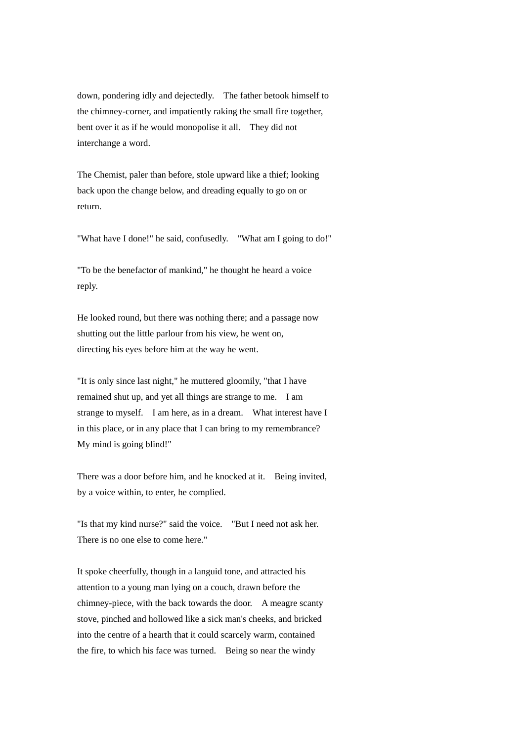down, pondering idly and dejectedly. The father betook himself to the chimney-corner, and impatiently raking the small fire together, bent over it as if he would monopolise it all. They did not interchange a word.

The Chemist, paler than before, stole upward like a thief; looking back upon the change below, and dreading equally to go on or return.

"What have I done!" he said, confusedly. "What am I going to do!"

"To be the benefactor of mankind," he thought he heard a voice reply.

He looked round, but there was nothing there; and a passage now shutting out the little parlour from his view, he went on, directing his eyes before him at the way he went.

"It is only since last night," he muttered gloomily, "that I have remained shut up, and yet all things are strange to me. I am strange to myself. I am here, as in a dream. What interest have I in this place, or in any place that I can bring to my remembrance? My mind is going blind!"

There was a door before him, and he knocked at it. Being invited, by a voice within, to enter, he complied.

"Is that my kind nurse?" said the voice. "But I need not ask her. There is no one else to come here."

It spoke cheerfully, though in a languid tone, and attracted his attention to a young man lying on a couch, drawn before the chimney-piece, with the back towards the door. A meagre scanty stove, pinched and hollowed like a sick man's cheeks, and bricked into the centre of a hearth that it could scarcely warm, contained the fire, to which his face was turned. Being so near the windy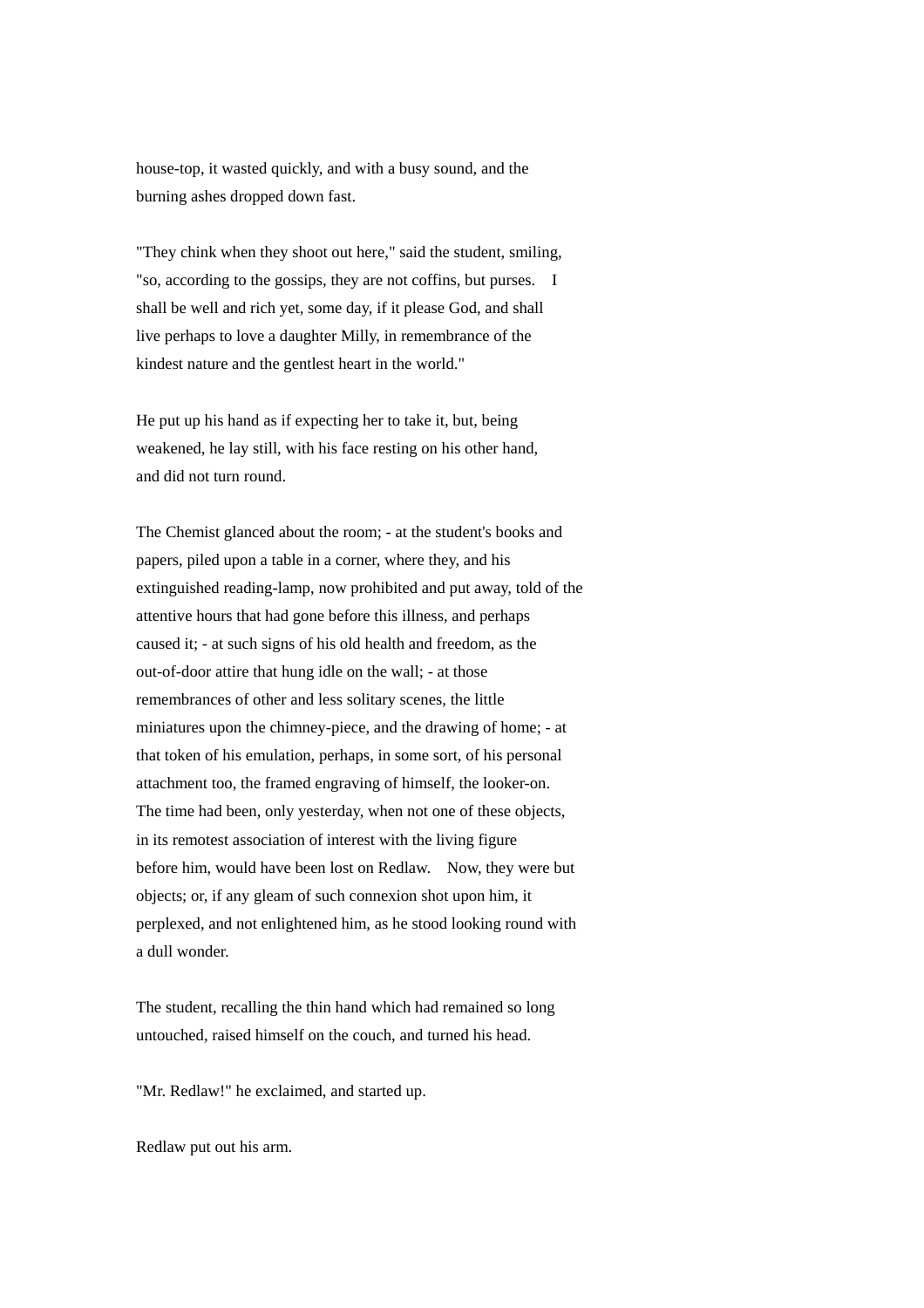house-top, it wasted quickly, and with a busy sound, and the burning ashes dropped down fast.

"They chink when they shoot out here," said the student, smiling, "so, according to the gossips, they are not coffins, but purses. I shall be well and rich yet, some day, if it please God, and shall live perhaps to love a daughter Milly, in remembrance of the kindest nature and the gentlest heart in the world."

He put up his hand as if expecting her to take it, but, being weakened, he lay still, with his face resting on his other hand, and did not turn round.

The Chemist glanced about the room; - at the student's books and papers, piled upon a table in a corner, where they, and his extinguished reading-lamp, now prohibited and put away, told of the attentive hours that had gone before this illness, and perhaps caused it; - at such signs of his old health and freedom, as the out-of-door attire that hung idle on the wall; - at those remembrances of other and less solitary scenes, the little miniatures upon the chimney-piece, and the drawing of home; - at that token of his emulation, perhaps, in some sort, of his personal attachment too, the framed engraving of himself, the looker-on. The time had been, only yesterday, when not one of these objects, in its remotest association of interest with the living figure before him, would have been lost on Redlaw. Now, they were but objects; or, if any gleam of such connexion shot upon him, it perplexed, and not enlightened him, as he stood looking round with a dull wonder.

The student, recalling the thin hand which had remained so long untouched, raised himself on the couch, and turned his head.

"Mr. Redlaw!" he exclaimed, and started up.

Redlaw put out his arm.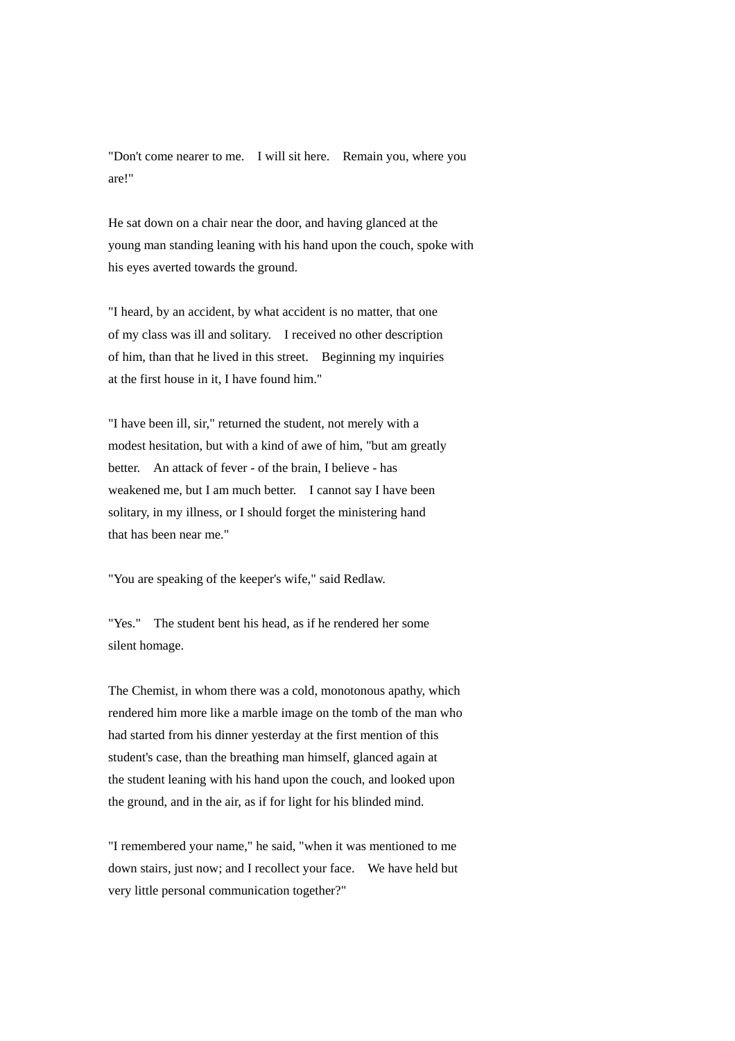"Don't come nearer to me. I will sit here. Remain you, where you are!"

He sat down on a chair near the door, and having glanced at the young man standing leaning with his hand upon the couch, spoke with his eyes averted towards the ground.

"I heard, by an accident, by what accident is no matter, that one of my class was ill and solitary. I received no other description of him, than that he lived in this street. Beginning my inquiries at the first house in it, I have found him."

"I have been ill, sir," returned the student, not merely with a modest hesitation, but with a kind of awe of him, "but am greatly better. An attack of fever - of the brain, I believe - has weakened me, but I am much better. I cannot say I have been solitary, in my illness, or I should forget the ministering hand that has been near me."

"You are speaking of the keeper's wife," said Redlaw.

"Yes." The student bent his head, as if he rendered her some silent homage.

The Chemist, in whom there was a cold, monotonous apathy, which rendered him more like a marble image on the tomb of the man who had started from his dinner yesterday at the first mention of this student's case, than the breathing man himself, glanced again at the student leaning with his hand upon the couch, and looked upon the ground, and in the air, as if for light for his blinded mind.

"I remembered your name," he said, "when it was mentioned to me down stairs, just now; and I recollect your face. We have held but very little personal communication together?"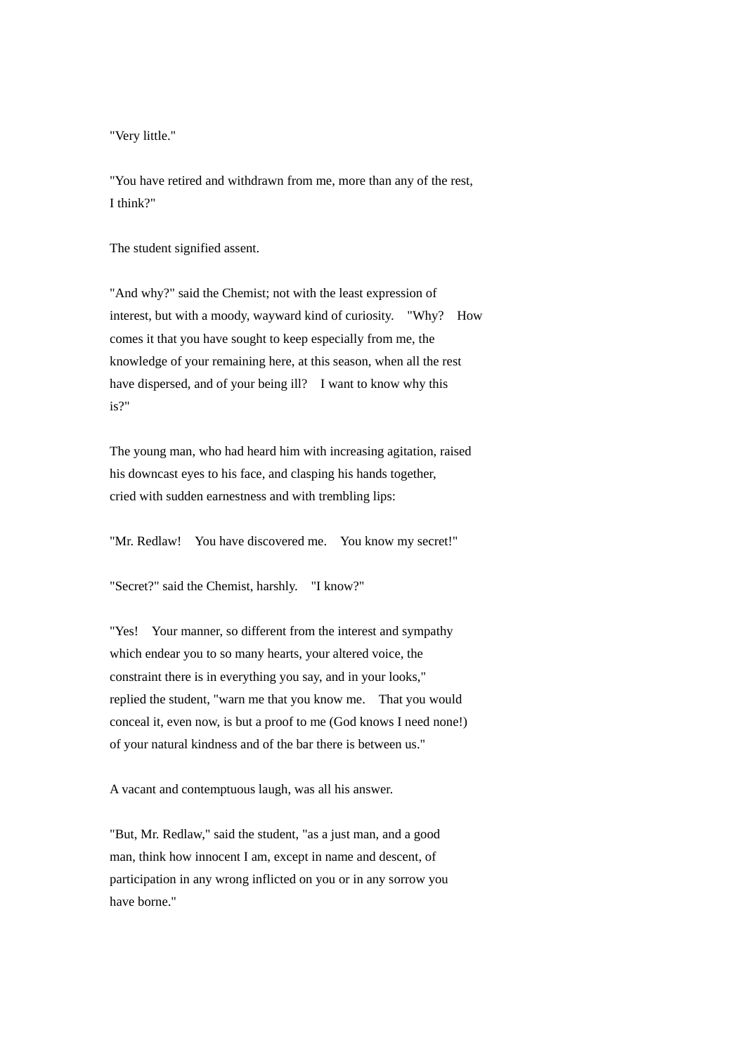"Very little."

"You have retired and withdrawn from me, more than any of the rest, I think?"

The student signified assent.

"And why?" said the Chemist; not with the least expression of interest, but with a moody, wayward kind of curiosity. "Why? How comes it that you have sought to keep especially from me, the knowledge of your remaining here, at this season, when all the rest have dispersed, and of your being ill? I want to know why this is?"

The young man, who had heard him with increasing agitation, raised his downcast eyes to his face, and clasping his hands together, cried with sudden earnestness and with trembling lips:

"Mr. Redlaw! You have discovered me. You know my secret!"

"Secret?" said the Chemist, harshly. "I know?"

"Yes! Your manner, so different from the interest and sympathy which endear you to so many hearts, your altered voice, the constraint there is in everything you say, and in your looks," replied the student, "warn me that you know me. That you would conceal it, even now, is but a proof to me (God knows I need none!) of your natural kindness and of the bar there is between us."

A vacant and contemptuous laugh, was all his answer.

"But, Mr. Redlaw," said the student, "as a just man, and a good man, think how innocent I am, except in name and descent, of participation in any wrong inflicted on you or in any sorrow you have borne."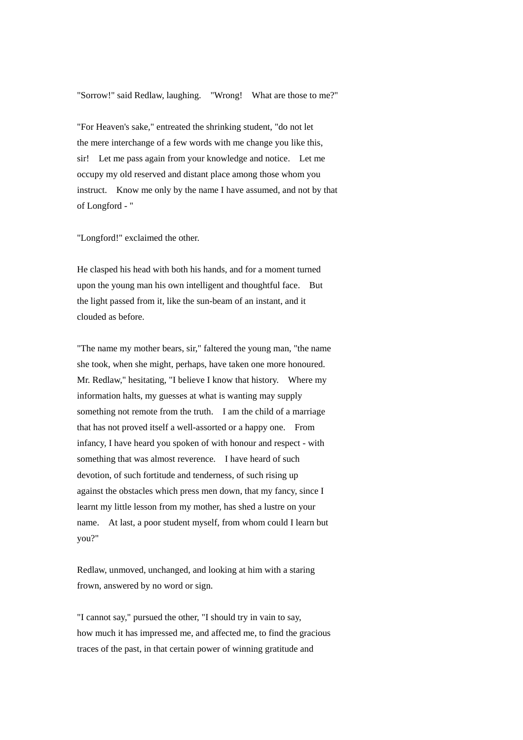"Sorrow!" said Redlaw, laughing. "Wrong! What are those to me?"

"For Heaven's sake," entreated the shrinking student, "do not let the mere interchange of a few words with me change you like this, sir! Let me pass again from your knowledge and notice. Let me occupy my old reserved and distant place among those whom you instruct. Know me only by the name I have assumed, and not by that of Longford - "

"Longford!" exclaimed the other.

He clasped his head with both his hands, and for a moment turned upon the young man his own intelligent and thoughtful face. But the light passed from it, like the sun-beam of an instant, and it clouded as before.

"The name my mother bears, sir," faltered the young man, "the name she took, when she might, perhaps, have taken one more honoured. Mr. Redlaw," hesitating, "I believe I know that history. Where my information halts, my guesses at what is wanting may supply something not remote from the truth. I am the child of a marriage that has not proved itself a well-assorted or a happy one. From infancy, I have heard you spoken of with honour and respect - with something that was almost reverence. I have heard of such devotion, of such fortitude and tenderness, of such rising up against the obstacles which press men down, that my fancy, since I learnt my little lesson from my mother, has shed a lustre on your name. At last, a poor student myself, from whom could I learn but you?"

Redlaw, unmoved, unchanged, and looking at him with a staring frown, answered by no word or sign.

"I cannot say," pursued the other, "I should try in vain to say, how much it has impressed me, and affected me, to find the gracious traces of the past, in that certain power of winning gratitude and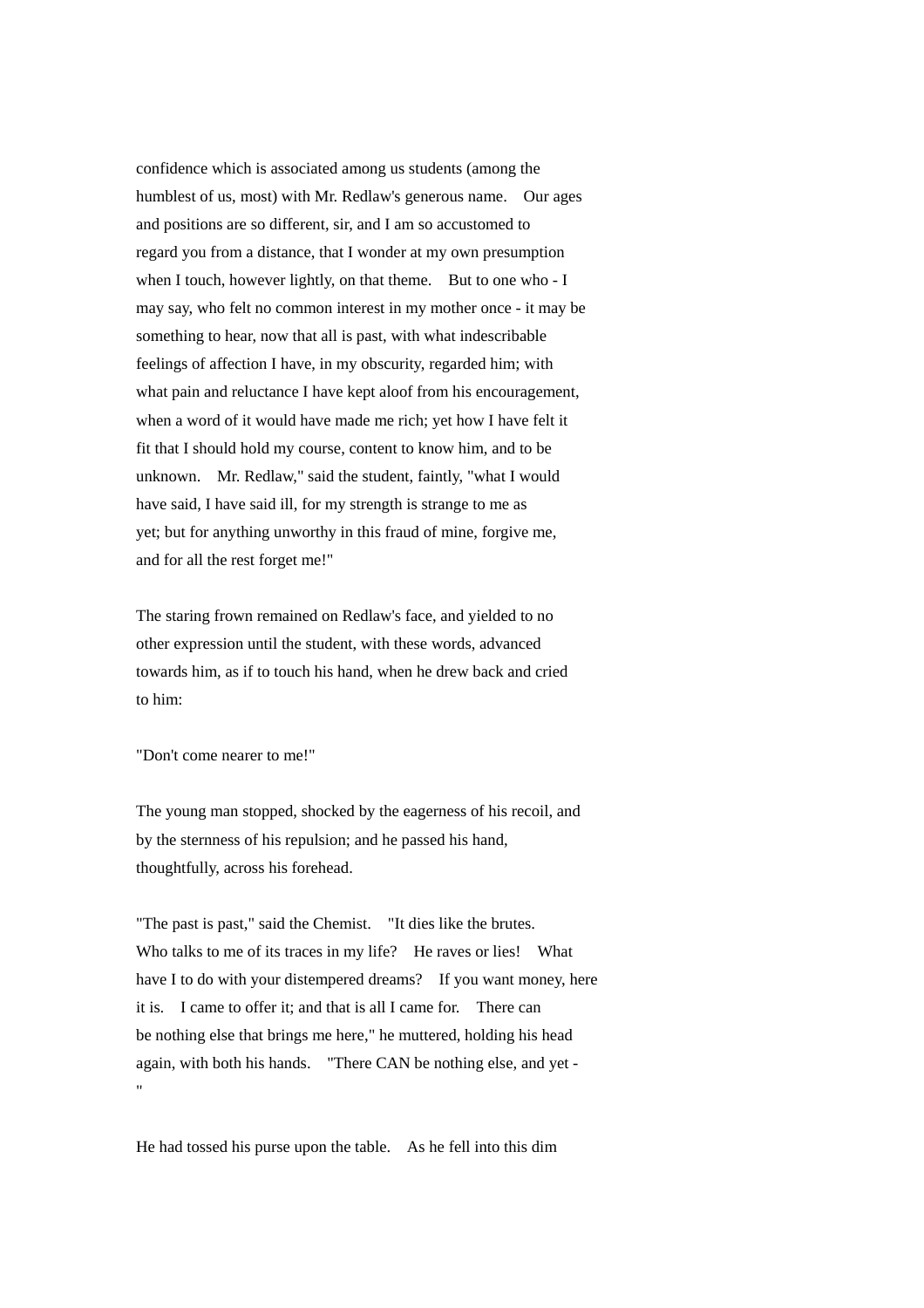confidence which is associated among us students (among the humblest of us, most) with Mr. Redlaw's generous name. Our ages and positions are so different, sir, and I am so accustomed to regard you from a distance, that I wonder at my own presumption when I touch, however lightly, on that theme. But to one who - I may say, who felt no common interest in my mother once - it may be something to hear, now that all is past, with what indescribable feelings of affection I have, in my obscurity, regarded him; with what pain and reluctance I have kept aloof from his encouragement, when a word of it would have made me rich; yet how I have felt it fit that I should hold my course, content to know him, and to be unknown. Mr. Redlaw," said the student, faintly, "what I would have said, I have said ill, for my strength is strange to me as yet; but for anything unworthy in this fraud of mine, forgive me, and for all the rest forget me!"

The staring frown remained on Redlaw's face, and yielded to no other expression until the student, with these words, advanced towards him, as if to touch his hand, when he drew back and cried to him:

"Don't come nearer to me!"

The young man stopped, shocked by the eagerness of his recoil, and by the sternness of his repulsion; and he passed his hand, thoughtfully, across his forehead.

"The past is past," said the Chemist. "It dies like the brutes. Who talks to me of its traces in my life? He raves or lies! What have I to do with your distempered dreams? If you want money, here it is. I came to offer it; and that is all I came for. There can be nothing else that brings me here," he muttered, holding his head again, with both his hands. "There CAN be nothing else, and yet - "

He had tossed his purse upon the table. As he fell into this dim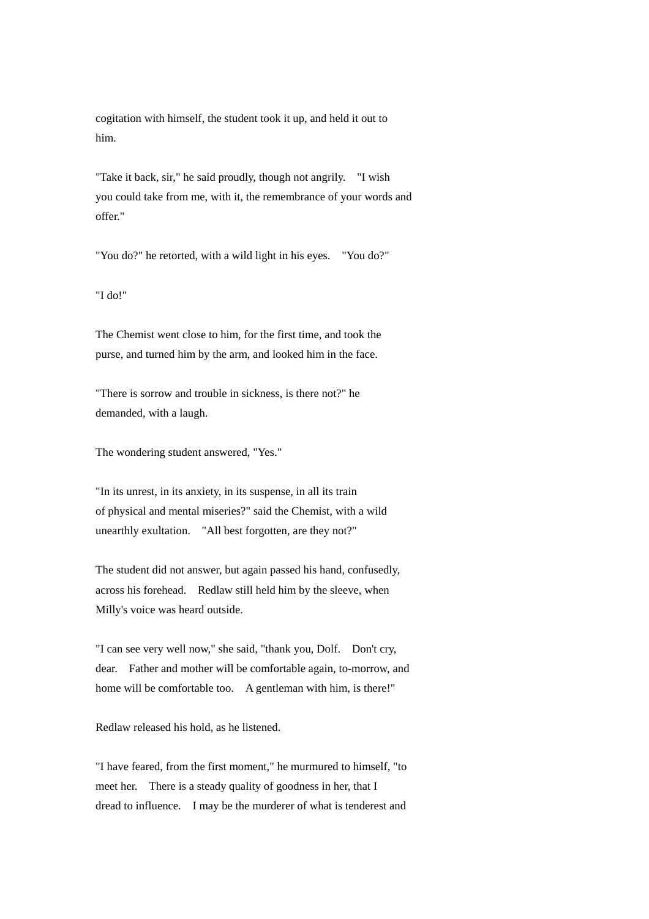cogitation with himself, the student took it up, and held it out to him.

"Take it back, sir," he said proudly, though not angrily. "I wish you could take from me, with it, the remembrance of your words and offer."

"You do?" he retorted, with a wild light in his eyes. "You do?"

"I do!"

The Chemist went close to him, for the first time, and took the purse, and turned him by the arm, and looked him in the face.

"There is sorrow and trouble in sickness, is there not?" he demanded, with a laugh.

The wondering student answered, "Yes."

"In its unrest, in its anxiety, in its suspense, in all its train of physical and mental miseries?" said the Chemist, with a wild unearthly exultation. "All best forgotten, are they not?"

The student did not answer, but again passed his hand, confusedly, across his forehead. Redlaw still held him by the sleeve, when Milly's voice was heard outside.

"I can see very well now," she said, "thank you, Dolf. Don't cry, dear. Father and mother will be comfortable again, to-morrow, and home will be comfortable too. A gentleman with him, is there!"

Redlaw released his hold, as he listened.

"I have feared, from the first moment," he murmured to himself, "to meet her. There is a steady quality of goodness in her, that I dread to influence. I may be the murderer of what is tenderest and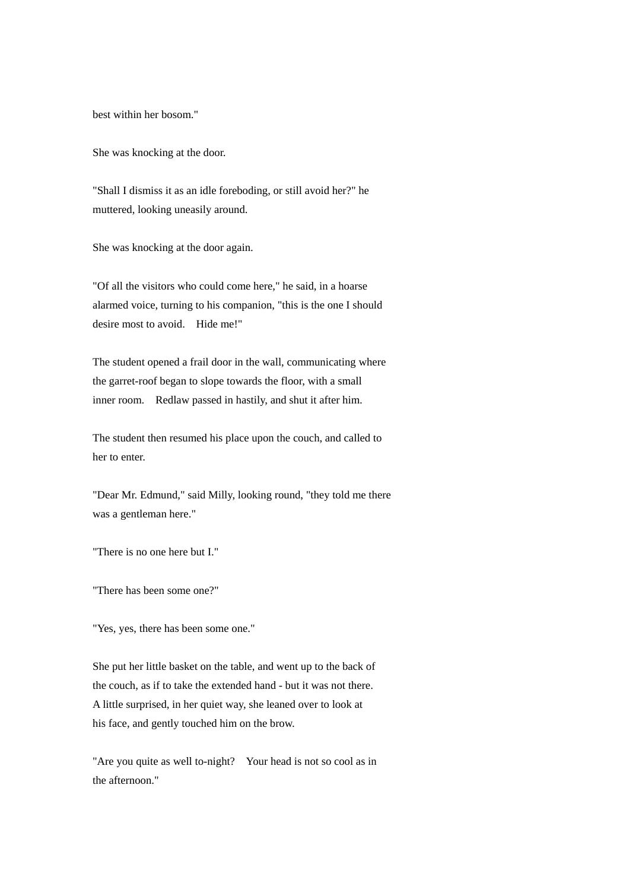best within her bosom."

She was knocking at the door.

"Shall I dismiss it as an idle foreboding, or still avoid her?" he muttered, looking uneasily around.

She was knocking at the door again.

"Of all the visitors who could come here," he said, in a hoarse alarmed voice, turning to his companion, "this is the one I should desire most to avoid. Hide me!"

The student opened a frail door in the wall, communicating where the garret-roof began to slope towards the floor, with a small inner room. Redlaw passed in hastily, and shut it after him.

The student then resumed his place upon the couch, and called to her to enter.

"Dear Mr. Edmund," said Milly, looking round, "they told me there was a gentleman here."

"There is no one here but I."

"There has been some one?"

"Yes, yes, there has been some one."

She put her little basket on the table, and went up to the back of the couch, as if to take the extended hand - but it was not there. A little surprised, in her quiet way, she leaned over to look at his face, and gently touched him on the brow.

"Are you quite as well to-night? Your head is not so cool as in the afternoon."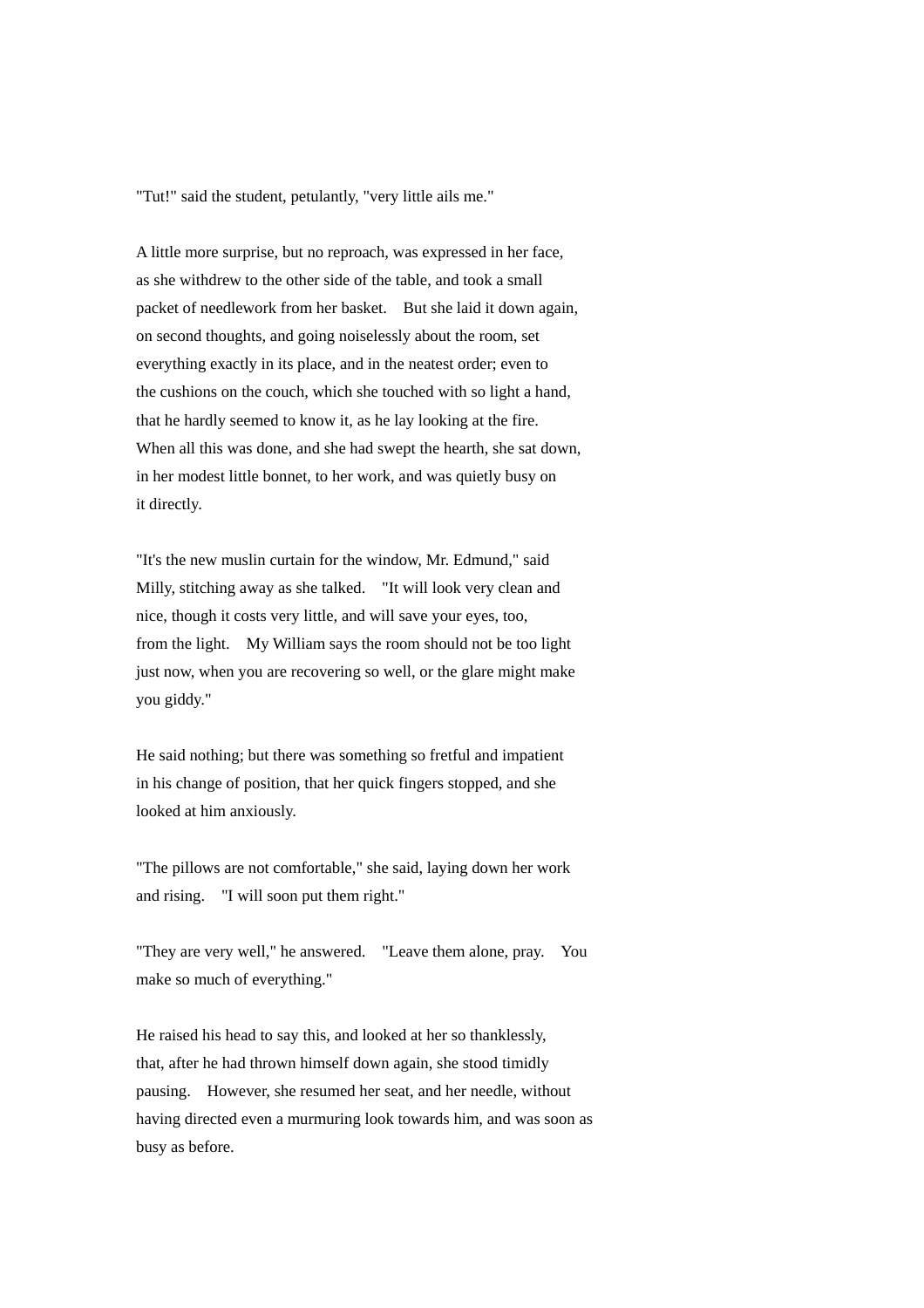"Tut!" said the student, petulantly, "very little ails me."

A little more surprise, but no reproach, was expressed in her face, as she withdrew to the other side of the table, and took a small packet of needlework from her basket.  But she laid it down again, on second thoughts, and going noiselessly about the room, set everything exactly in its place, and in the neatest order; even to the cushions on the couch, which she touched with so light a hand, that he hardly seemed to know it, as he lay looking at the fire. When all this was done, and she had swept the hearth, she sat down, in her modest little bonnet, to her work, and was quietly busy on it directly.

"It's the new muslin curtain for the window, Mr. Edmund," said Milly, stitching away as she talked.  "It will look very clean and nice, though it costs very little, and will save your eyes, too, from the light.  My William says the room should not be too light just now, when you are recovering so well, or the glare might make you giddy."

He said nothing; but there was something so fretful and impatient in his change of position, that her quick fingers stopped, and she looked at him anxiously.

"The pillows are not comfortable," she said, laying down her work and rising.  "I will soon put them right."

"They are very well," he answered.  "Leave them alone, pray.  You make so much of everything."

He raised his head to say this, and looked at her so thanklessly, that, after he had thrown himself down again, she stood timidly pausing.  However, she resumed her seat, and her needle, without having directed even a murmuring look towards him, and was soon as busy as before.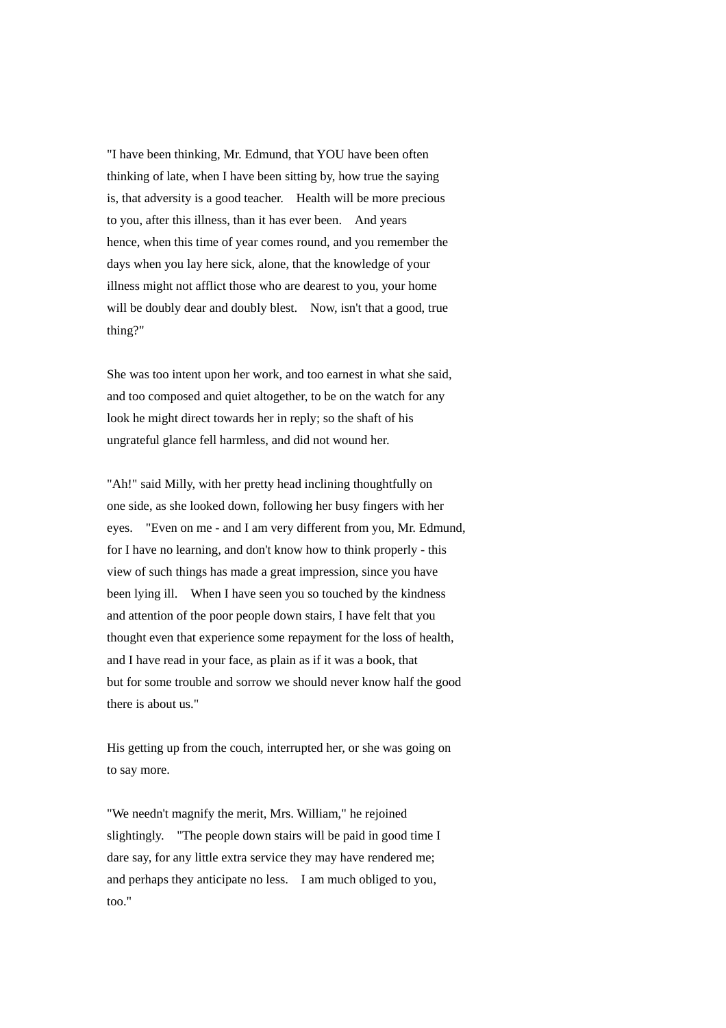"I have been thinking, Mr. Edmund, that YOU have been often thinking of late, when I have been sitting by, how true the saying is, that adversity is a good teacher. Health will be more precious to you, after this illness, than it has ever been. And years hence, when this time of year comes round, and you remember the days when you lay here sick, alone, that the knowledge of your illness might not afflict those who are dearest to you, your home will be doubly dear and doubly blest. Now, isn't that a good, true thing?"

She was too intent upon her work, and too earnest in what she said, and too composed and quiet altogether, to be on the watch for any look he might direct towards her in reply; so the shaft of his ungrateful glance fell harmless, and did not wound her.

"Ah!" said Milly, with her pretty head inclining thoughtfully on one side, as she looked down, following her busy fingers with her eyes. "Even on me - and I am very different from you, Mr. Edmund, for I have no learning, and don't know how to think properly - this view of such things has made a great impression, since you have been lying ill. When I have seen you so touched by the kindness and attention of the poor people down stairs, I have felt that you thought even that experience some repayment for the loss of health, and I have read in your face, as plain as if it was a book, that but for some trouble and sorrow we should never know half the good there is about us."

His getting up from the couch, interrupted her, or she was going on to say more.

"We needn't magnify the merit, Mrs. William," he rejoined slightingly. "The people down stairs will be paid in good time I dare say, for any little extra service they may have rendered me; and perhaps they anticipate no less. I am much obliged to you, too."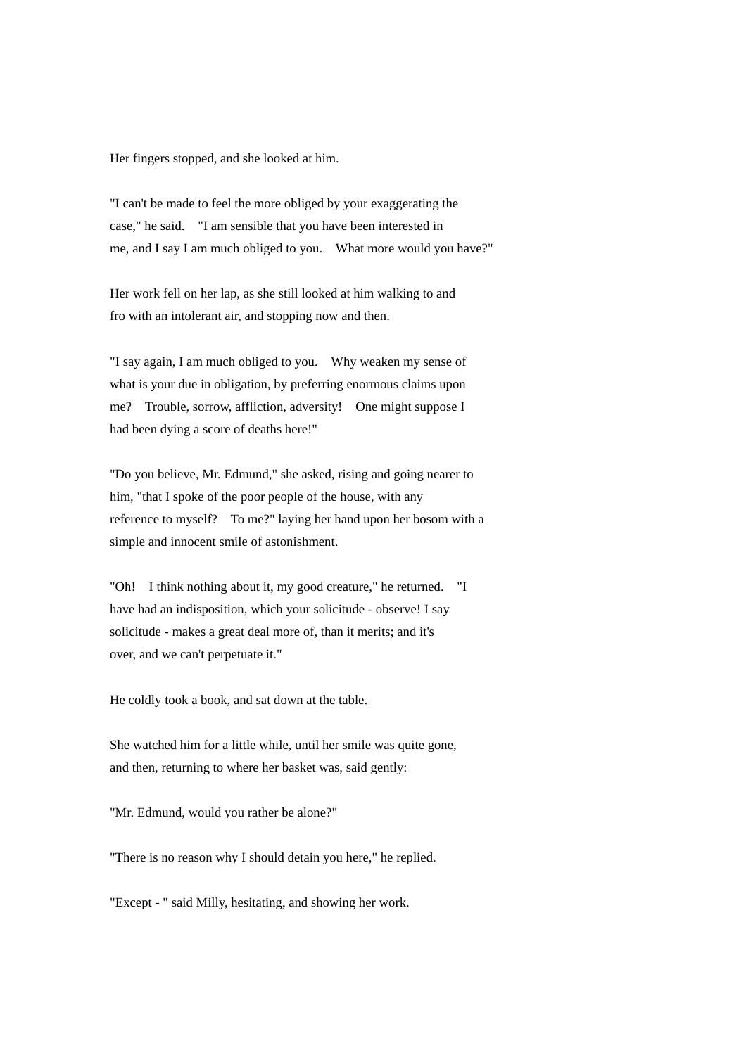Her fingers stopped, and she looked at him.

"I can't be made to feel the more obliged by your exaggerating the case," he said. "I am sensible that you have been interested in me, and I say I am much obliged to you. What more would you have?"

Her work fell on her lap, as she still looked at him walking to and fro with an intolerant air, and stopping now and then.

"I say again, I am much obliged to you. Why weaken my sense of what is your due in obligation, by preferring enormous claims upon me? Trouble, sorrow, affliction, adversity! One might suppose I had been dying a score of deaths here!"

"Do you believe, Mr. Edmund," she asked, rising and going nearer to him, "that I spoke of the poor people of the house, with any reference to myself? To me?" laying her hand upon her bosom with a simple and innocent smile of astonishment.

"Oh! I think nothing about it, my good creature," he returned. "I have had an indisposition, which your solicitude - observe! I say solicitude - makes a great deal more of, than it merits; and it's over, and we can't perpetuate it."

He coldly took a book, and sat down at the table.

She watched him for a little while, until her smile was quite gone, and then, returning to where her basket was, said gently:

"Mr. Edmund, would you rather be alone?"

"There is no reason why I should detain you here," he replied.

"Except - " said Milly, hesitating, and showing her work.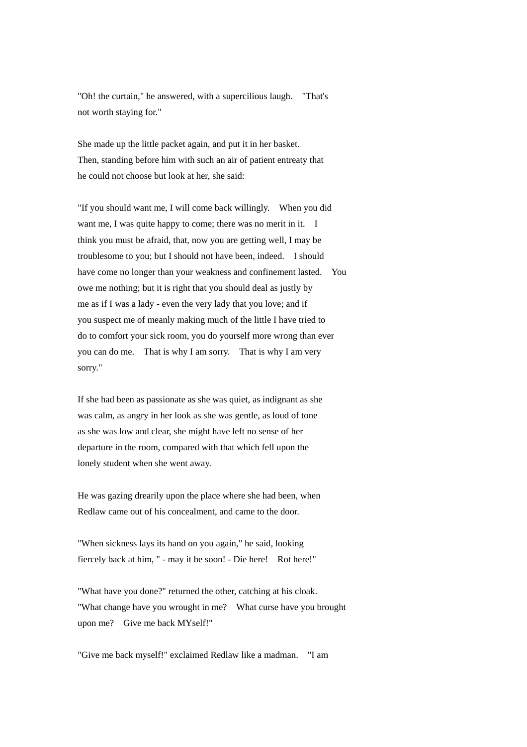"Oh! the curtain," he answered, with a supercilious laugh. "That's not worth staying for."

She made up the little packet again, and put it in her basket. Then, standing before him with such an air of patient entreaty that he could not choose but look at her, she said:

"If you should want me, I will come back willingly. When you did want me, I was quite happy to come; there was no merit in it. I think you must be afraid, that, now you are getting well, I may be troublesome to you; but I should not have been, indeed. I should have come no longer than your weakness and confinement lasted. You owe me nothing; but it is right that you should deal as justly by me as if I was a lady - even the very lady that you love; and if you suspect me of meanly making much of the little I have tried to do to comfort your sick room, you do yourself more wrong than ever you can do me. That is why I am sorry. That is why I am very sorry."

If she had been as passionate as she was quiet, as indignant as she was calm, as angry in her look as she was gentle, as loud of tone as she was low and clear, she might have left no sense of her departure in the room, compared with that which fell upon the lonely student when she went away.

He was gazing drearily upon the place where she had been, when Redlaw came out of his concealment, and came to the door.

"When sickness lays its hand on you again," he said, looking fiercely back at him, " - may it be soon! - Die here! Rot here!"

"What have you done?" returned the other, catching at his cloak. "What change have you wrought in me? What curse have you brought upon me? Give me back MYself!"

"Give me back myself!" exclaimed Redlaw like a madman. "I am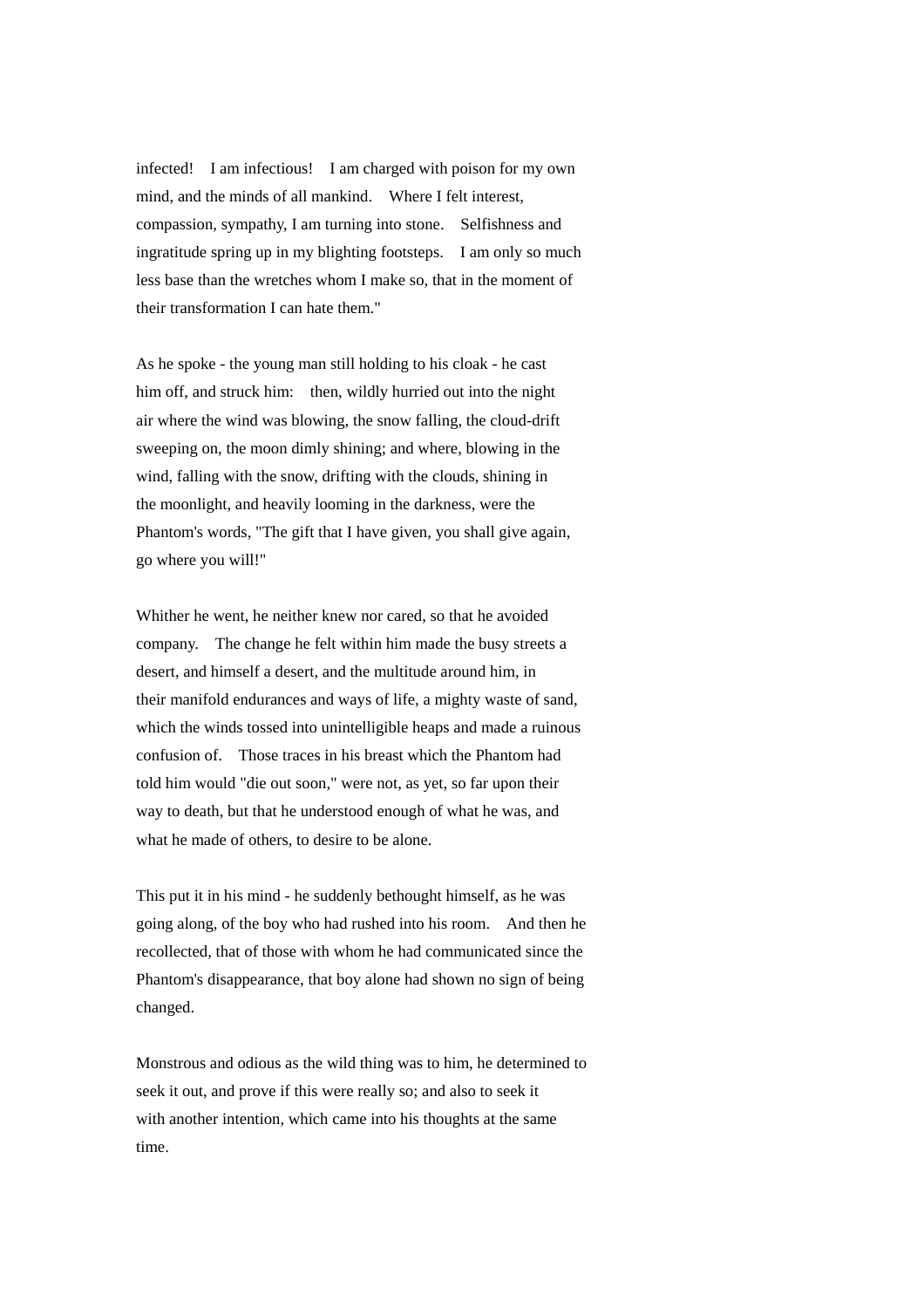infected! I am infectious! I am charged with poison for my own mind, and the minds of all mankind. Where I felt interest, compassion, sympathy, I am turning into stone. Selfishness and ingratitude spring up in my blighting footsteps. I am only so much less base than the wretches whom I make so, that in the moment of their transformation I can hate them."

As he spoke - the young man still holding to his cloak - he cast him off, and struck him: then, wildly hurried out into the night air where the wind was blowing, the snow falling, the cloud-drift sweeping on, the moon dimly shining; and where, blowing in the wind, falling with the snow, drifting with the clouds, shining in the moonlight, and heavily looming in the darkness, were the Phantom's words, "The gift that I have given, you shall give again, go where you will!"

Whither he went, he neither knew nor cared, so that he avoided company. The change he felt within him made the busy streets a desert, and himself a desert, and the multitude around him, in their manifold endurances and ways of life, a mighty waste of sand, which the winds tossed into unintelligible heaps and made a ruinous confusion of. Those traces in his breast which the Phantom had told him would "die out soon," were not, as yet, so far upon their way to death, but that he understood enough of what he was, and what he made of others, to desire to be alone.

This put it in his mind - he suddenly bethought himself, as he was going along, of the boy who had rushed into his room. And then he recollected, that of those with whom he had communicated since the Phantom's disappearance, that boy alone had shown no sign of being changed.

Monstrous and odious as the wild thing was to him, he determined to seek it out, and prove if this were really so; and also to seek it with another intention, which came into his thoughts at the same time.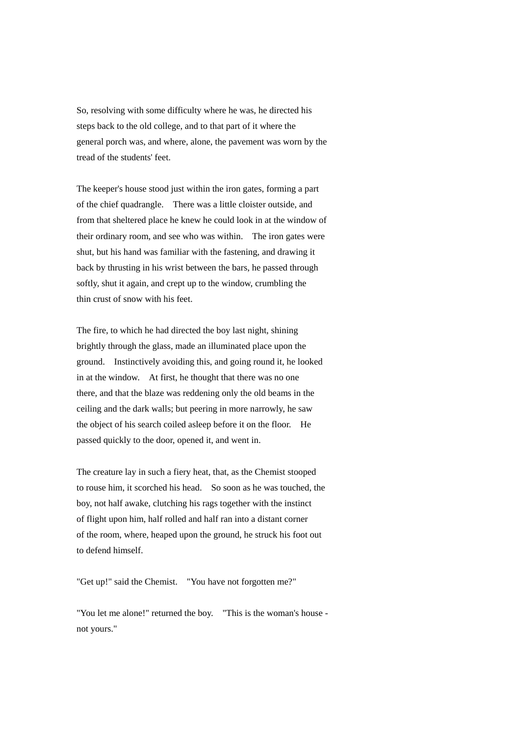So, resolving with some difficulty where he was, he directed his steps back to the old college, and to that part of it where the general porch was, and where, alone, the pavement was worn by the tread of the students' feet.

The keeper's house stood just within the iron gates, forming a part of the chief quadrangle. There was a little cloister outside, and from that sheltered place he knew he could look in at the window of their ordinary room, and see who was within. The iron gates were shut, but his hand was familiar with the fastening, and drawing it back by thrusting in his wrist between the bars, he passed through softly, shut it again, and crept up to the window, crumbling the thin crust of snow with his feet.

The fire, to which he had directed the boy last night, shining brightly through the glass, made an illuminated place upon the ground. Instinctively avoiding this, and going round it, he looked in at the window. At first, he thought that there was no one there, and that the blaze was reddening only the old beams in the ceiling and the dark walls; but peering in more narrowly, he saw the object of his search coiled asleep before it on the floor. He passed quickly to the door, opened it, and went in.

The creature lay in such a fiery heat, that, as the Chemist stooped to rouse him, it scorched his head. So soon as he was touched, the boy, not half awake, clutching his rags together with the instinct of flight upon him, half rolled and half ran into a distant corner of the room, where, heaped upon the ground, he struck his foot out to defend himself.

"Get up!" said the Chemist. "You have not forgotten me?"

"You let me alone!" returned the boy. "This is the woman's house - not yours."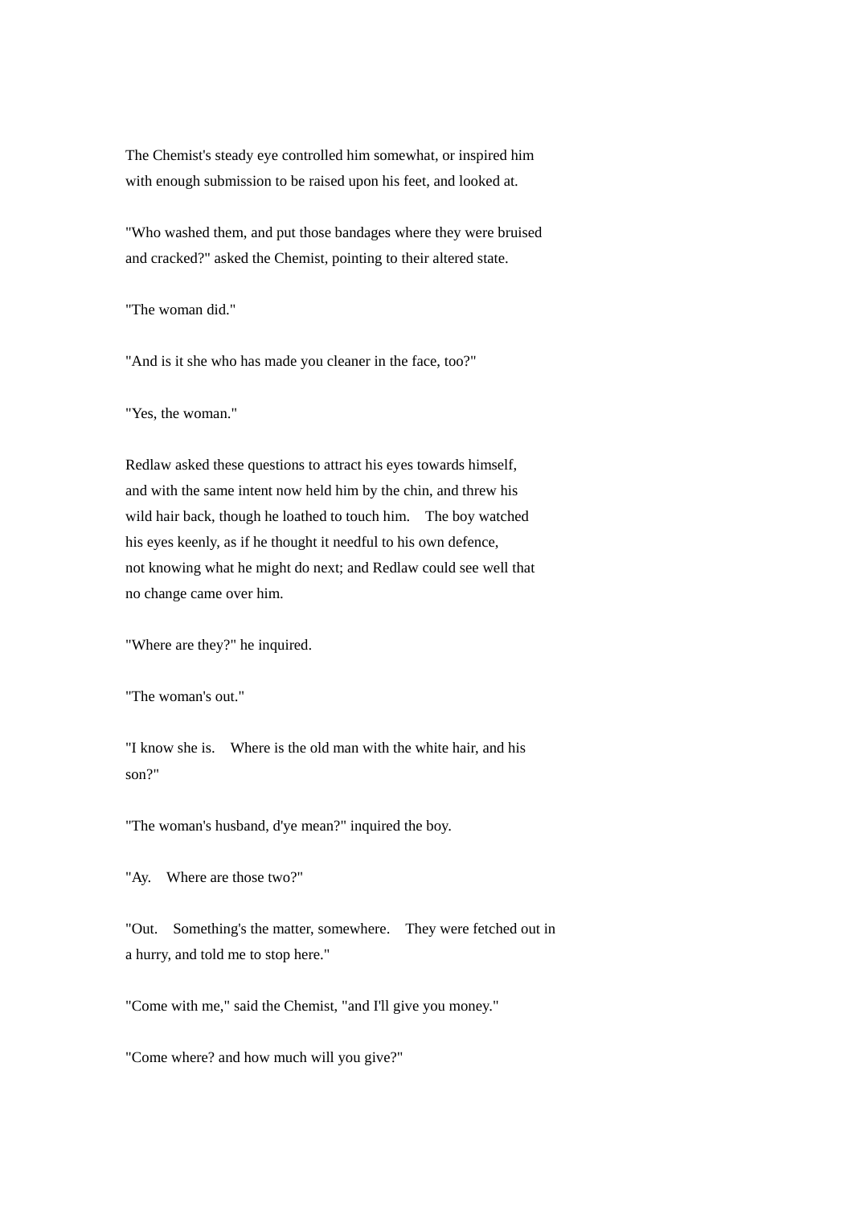The Chemist's steady eye controlled him somewhat, or inspired him with enough submission to be raised upon his feet, and looked at.

"Who washed them, and put those bandages where they were bruised and cracked?" asked the Chemist, pointing to their altered state.

"The woman did."

"And is it she who has made you cleaner in the face, too?"

"Yes, the woman."

Redlaw asked these questions to attract his eyes towards himself, and with the same intent now held him by the chin, and threw his wild hair back, though he loathed to touch him. The boy watched his eyes keenly, as if he thought it needful to his own defence, not knowing what he might do next; and Redlaw could see well that no change came over him.

"Where are they?" he inquired.

"The woman's out."

"I know she is. Where is the old man with the white hair, and his son?"

"The woman's husband, d'ye mean?" inquired the boy.

"Ay. Where are those two?"

"Out. Something's the matter, somewhere. They were fetched out in a hurry, and told me to stop here."

"Come with me," said the Chemist, "and I'll give you money."

"Come where? and how much will you give?"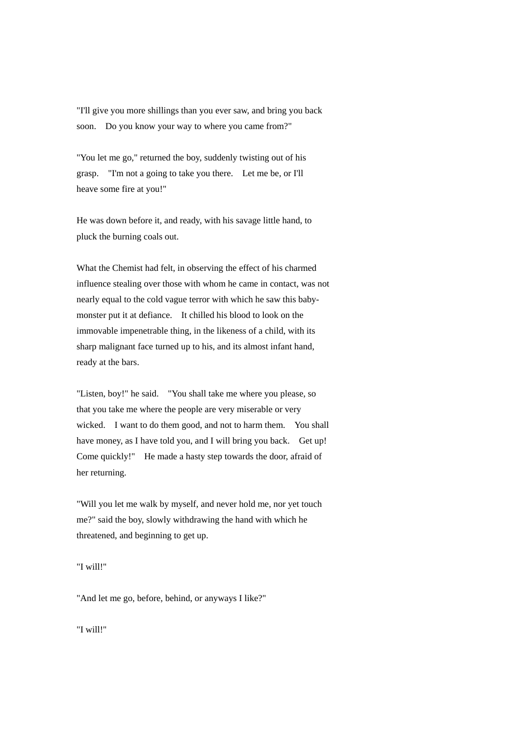"I'll give you more shillings than you ever saw, and bring you back soon. Do you know your way to where you came from?"

"You let me go," returned the boy, suddenly twisting out of his grasp. "I'm not a going to take you there. Let me be, or I'll heave some fire at you!"

He was down before it, and ready, with his savage little hand, to pluck the burning coals out.

What the Chemist had felt, in observing the effect of his charmed influence stealing over those with whom he came in contact, was not nearly equal to the cold vague terror with which he saw this baby-monster put it at defiance. It chilled his blood to look on the immovable impenetrable thing, in the likeness of a child, with its sharp malignant face turned up to his, and its almost infant hand, ready at the bars.

"Listen, boy!" he said. "You shall take me where you please, so that you take me where the people are very miserable or very wicked. I want to do them good, and not to harm them. You shall have money, as I have told you, and I will bring you back. Get up! Come quickly!" He made a hasty step towards the door, afraid of her returning.

"Will you let me walk by myself, and never hold me, nor yet touch me?" said the boy, slowly withdrawing the hand with which he threatened, and beginning to get up.

"I will!"

"And let me go, before, behind, or anyways I like?"

"I will!"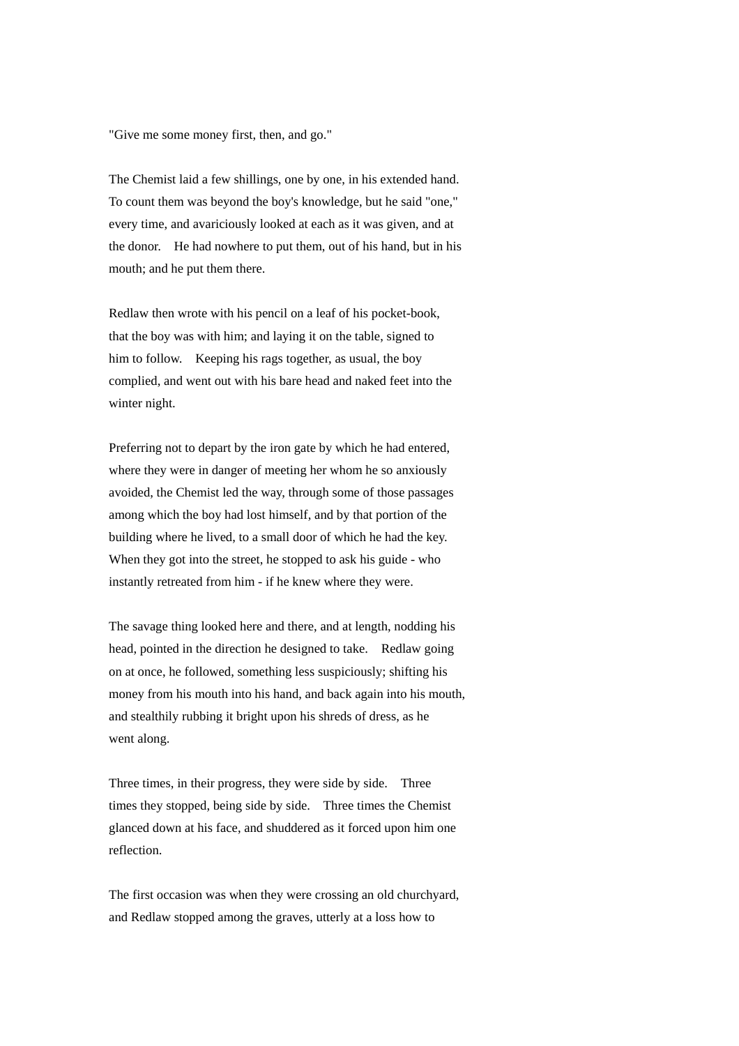"Give me some money first, then, and go."

The Chemist laid a few shillings, one by one, in his extended hand. To count them was beyond the boy's knowledge, but he said "one," every time, and avariciously looked at each as it was given, and at the donor. He had nowhere to put them, out of his hand, but in his mouth; and he put them there.

Redlaw then wrote with his pencil on a leaf of his pocket-book, that the boy was with him; and laying it on the table, signed to him to follow. Keeping his rags together, as usual, the boy complied, and went out with his bare head and naked feet into the winter night.

Preferring not to depart by the iron gate by which he had entered, where they were in danger of meeting her whom he so anxiously avoided, the Chemist led the way, through some of those passages among which the boy had lost himself, and by that portion of the building where he lived, to a small door of which he had the key. When they got into the street, he stopped to ask his guide - who instantly retreated from him - if he knew where they were.

The savage thing looked here and there, and at length, nodding his head, pointed in the direction he designed to take. Redlaw going on at once, he followed, something less suspiciously; shifting his money from his mouth into his hand, and back again into his mouth, and stealthily rubbing it bright upon his shreds of dress, as he went along.

Three times, in their progress, they were side by side. Three times they stopped, being side by side. Three times the Chemist glanced down at his face, and shuddered as it forced upon him one reflection.

The first occasion was when they were crossing an old churchyard, and Redlaw stopped among the graves, utterly at a loss how to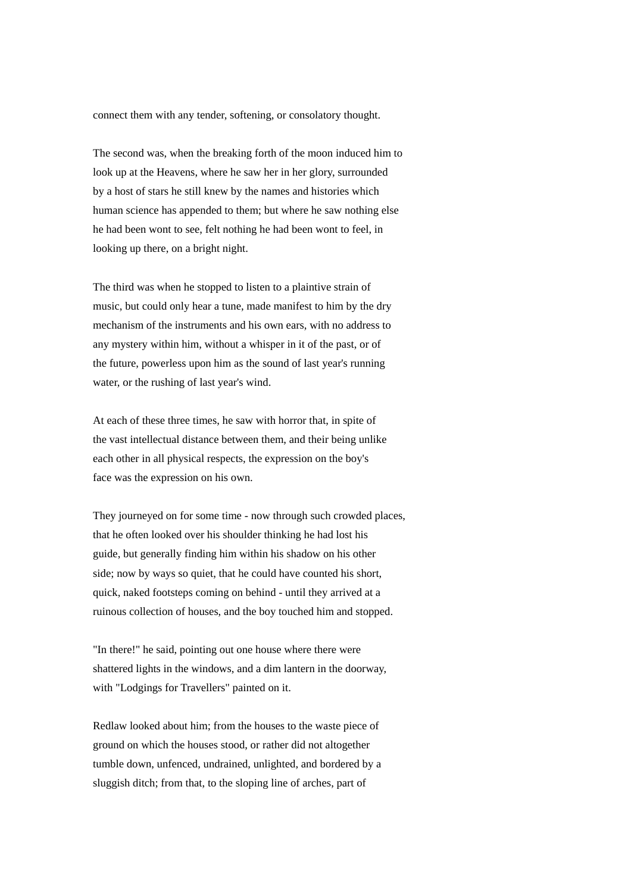connect them with any tender, softening, or consolatory thought.

The second was, when the breaking forth of the moon induced him to look up at the Heavens, where he saw her in her glory, surrounded by a host of stars he still knew by the names and histories which human science has appended to them; but where he saw nothing else he had been wont to see, felt nothing he had been wont to feel, in looking up there, on a bright night.

The third was when he stopped to listen to a plaintive strain of music, but could only hear a tune, made manifest to him by the dry mechanism of the instruments and his own ears, with no address to any mystery within him, without a whisper in it of the past, or of the future, powerless upon him as the sound of last year's running water, or the rushing of last year's wind.

At each of these three times, he saw with horror that, in spite of the vast intellectual distance between them, and their being unlike each other in all physical respects, the expression on the boy's face was the expression on his own.

They journeyed on for some time - now through such crowded places, that he often looked over his shoulder thinking he had lost his guide, but generally finding him within his shadow on his other side; now by ways so quiet, that he could have counted his short, quick, naked footsteps coming on behind - until they arrived at a ruinous collection of houses, and the boy touched him and stopped.

"In there!" he said, pointing out one house where there were shattered lights in the windows, and a dim lantern in the doorway, with "Lodgings for Travellers" painted on it.

Redlaw looked about him; from the houses to the waste piece of ground on which the houses stood, or rather did not altogether tumble down, unfenced, undrained, unlighted, and bordered by a sluggish ditch; from that, to the sloping line of arches, part of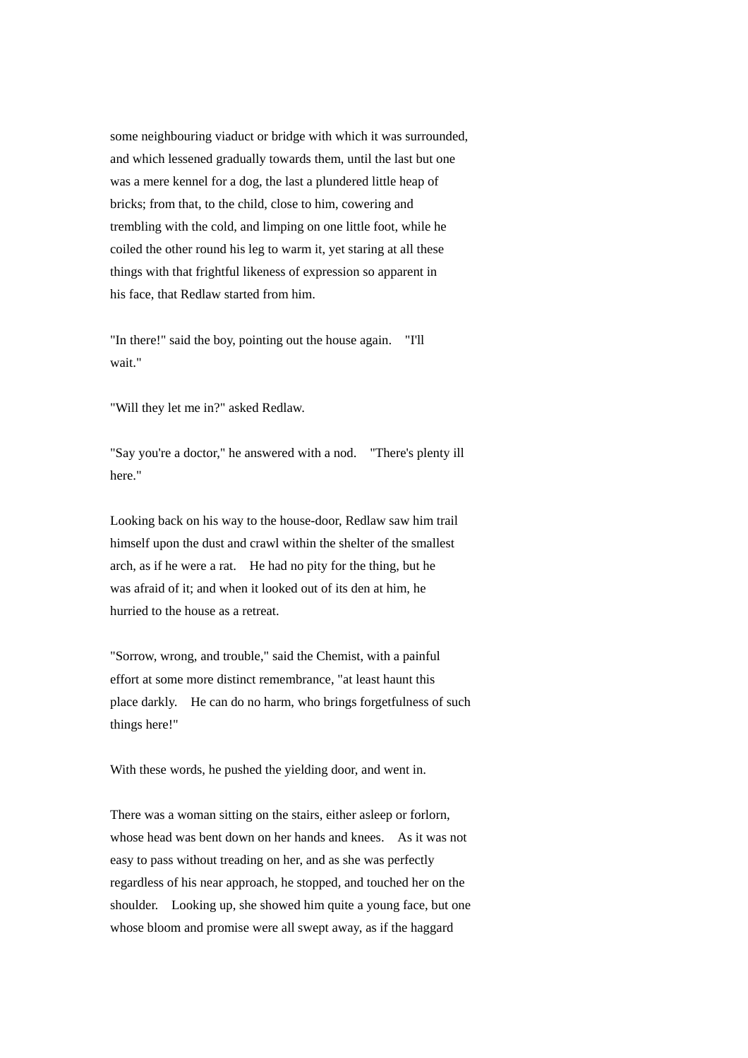some neighbouring viaduct or bridge with which it was surrounded, and which lessened gradually towards them, until the last but one was a mere kennel for a dog, the last a plundered little heap of bricks; from that, to the child, close to him, cowering and trembling with the cold, and limping on one little foot, while he coiled the other round his leg to warm it, yet staring at all these things with that frightful likeness of expression so apparent in his face, that Redlaw started from him.

"In there!" said the boy, pointing out the house again. "I'll wait."

"Will they let me in?" asked Redlaw.

"Say you're a doctor," he answered with a nod. "There's plenty ill here."

Looking back on his way to the house-door, Redlaw saw him trail himself upon the dust and crawl within the shelter of the smallest arch, as if he were a rat. He had no pity for the thing, but he was afraid of it; and when it looked out of its den at him, he hurried to the house as a retreat.

"Sorrow, wrong, and trouble," said the Chemist, with a painful effort at some more distinct remembrance, "at least haunt this place darkly. He can do no harm, who brings forgetfulness of such things here!"

With these words, he pushed the yielding door, and went in.

There was a woman sitting on the stairs, either asleep or forlorn, whose head was bent down on her hands and knees. As it was not easy to pass without treading on her, and as she was perfectly regardless of his near approach, he stopped, and touched her on the shoulder. Looking up, she showed him quite a young face, but one whose bloom and promise were all swept away, as if the haggard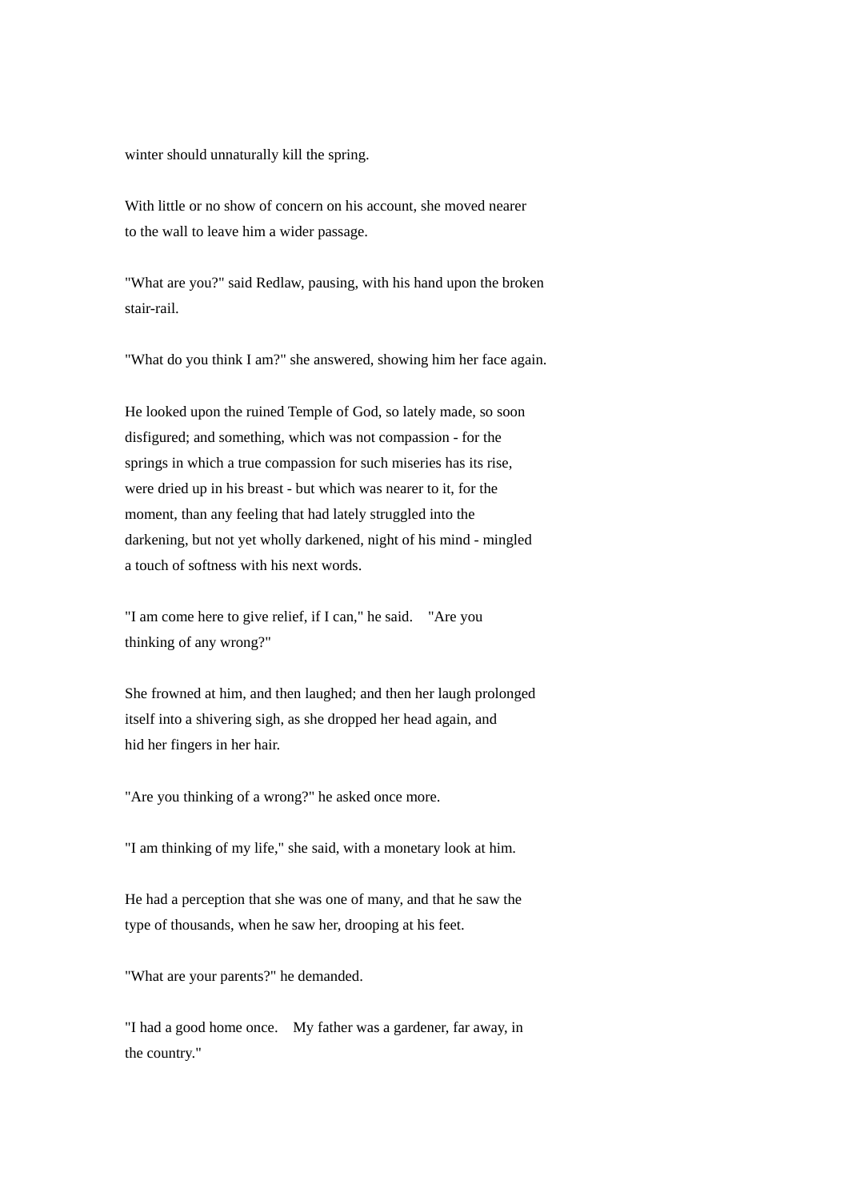winter should unnaturally kill the spring.

With little or no show of concern on his account, she moved nearer to the wall to leave him a wider passage.

"What are you?" said Redlaw, pausing, with his hand upon the broken stair-rail.

"What do you think I am?" she answered, showing him her face again.

He looked upon the ruined Temple of God, so lately made, so soon disfigured; and something, which was not compassion - for the springs in which a true compassion for such miseries has its rise, were dried up in his breast - but which was nearer to it, for the moment, than any feeling that had lately struggled into the darkening, but not yet wholly darkened, night of his mind - mingled a touch of softness with his next words.

"I am come here to give relief, if I can," he said. "Are you thinking of any wrong?"

She frowned at him, and then laughed; and then her laugh prolonged itself into a shivering sigh, as she dropped her head again, and hid her fingers in her hair.

"Are you thinking of a wrong?" he asked once more.

"I am thinking of my life," she said, with a monetary look at him.

He had a perception that she was one of many, and that he saw the type of thousands, when he saw her, drooping at his feet.

"What are your parents?" he demanded.

"I had a good home once. My father was a gardener, far away, in the country."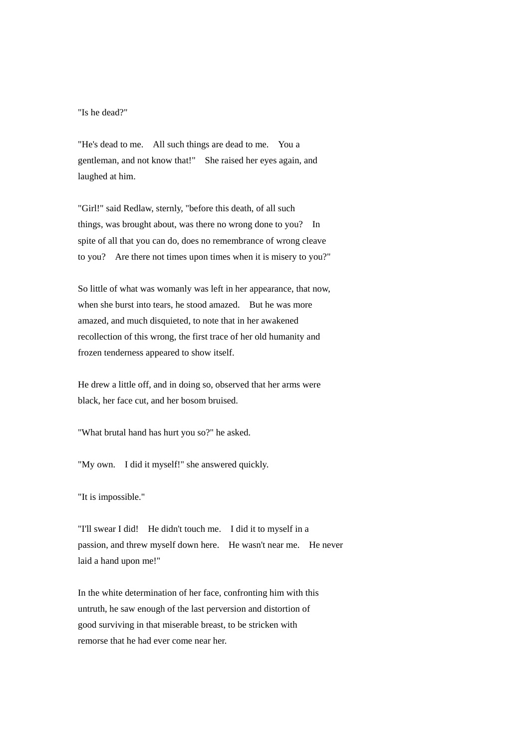"Is he dead?"

"He's dead to me. All such things are dead to me. You a gentleman, and not know that!" She raised her eyes again, and laughed at him.

"Girl!" said Redlaw, sternly, "before this death, of all such things, was brought about, was there no wrong done to you? In spite of all that you can do, does no remembrance of wrong cleave to you? Are there not times upon times when it is misery to you?"

So little of what was womanly was left in her appearance, that now, when she burst into tears, he stood amazed. But he was more amazed, and much disquieted, to note that in her awakened recollection of this wrong, the first trace of her old humanity and frozen tenderness appeared to show itself.

He drew a little off, and in doing so, observed that her arms were black, her face cut, and her bosom bruised.

"What brutal hand has hurt you so?" he asked.

"My own. I did it myself!" she answered quickly.

"It is impossible."

"I'll swear I did! He didn't touch me. I did it to myself in a passion, and threw myself down here. He wasn't near me. He never laid a hand upon me!"

In the white determination of her face, confronting him with this untruth, he saw enough of the last perversion and distortion of good surviving in that miserable breast, to be stricken with remorse that he had ever come near her.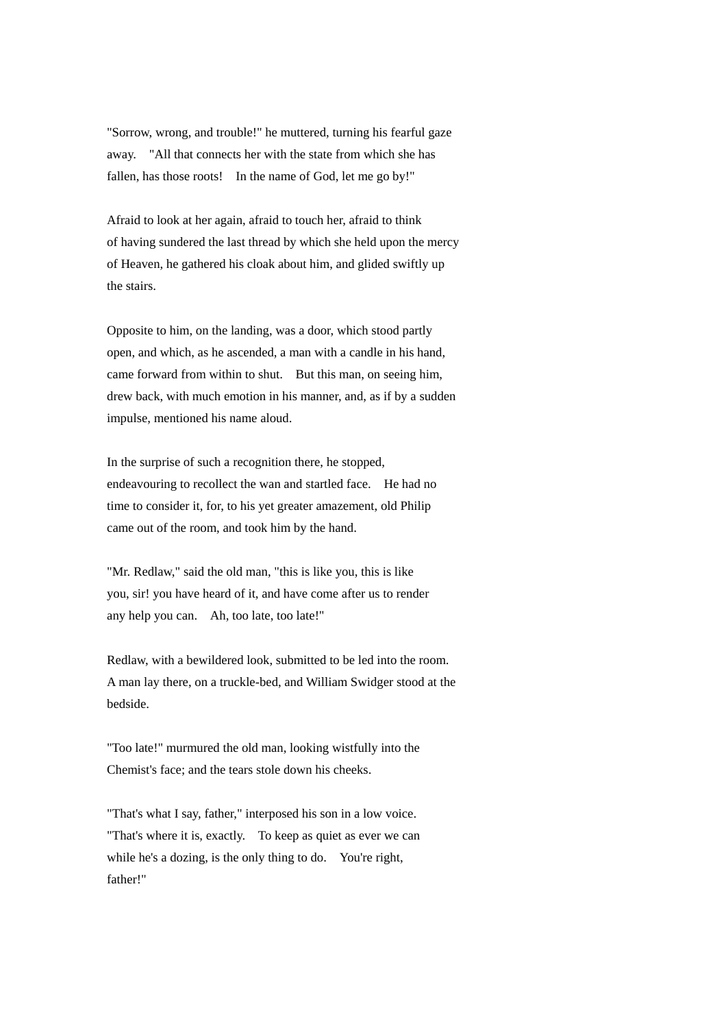"Sorrow, wrong, and trouble!" he muttered, turning his fearful gaze away. "All that connects her with the state from which she has fallen, has those roots! In the name of God, let me go by!"

Afraid to look at her again, afraid to touch her, afraid to think of having sundered the last thread by which she held upon the mercy of Heaven, he gathered his cloak about him, and glided swiftly up the stairs.

Opposite to him, on the landing, was a door, which stood partly open, and which, as he ascended, a man with a candle in his hand, came forward from within to shut. But this man, on seeing him, drew back, with much emotion in his manner, and, as if by a sudden impulse, mentioned his name aloud.

In the surprise of such a recognition there, he stopped, endeavouring to recollect the wan and startled face. He had no time to consider it, for, to his yet greater amazement, old Philip came out of the room, and took him by the hand.

"Mr. Redlaw," said the old man, "this is like you, this is like you, sir! you have heard of it, and have come after us to render any help you can. Ah, too late, too late!"

Redlaw, with a bewildered look, submitted to be led into the room. A man lay there, on a truckle-bed, and William Swidger stood at the bedside.

"Too late!" murmured the old man, looking wistfully into the Chemist's face; and the tears stole down his cheeks.

"That's what I say, father," interposed his son in a low voice. "That's where it is, exactly. To keep as quiet as ever we can while he's a dozing, is the only thing to do. You're right, father!"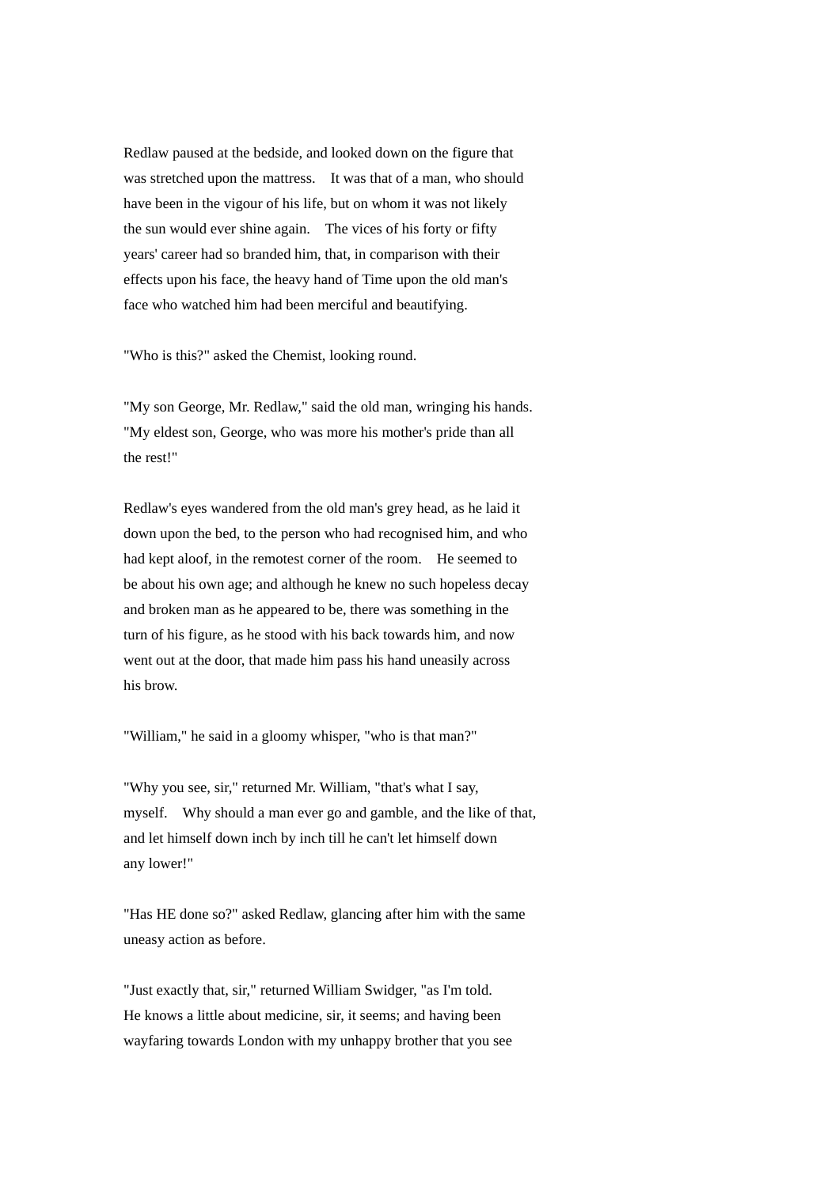Redlaw paused at the bedside, and looked down on the figure that was stretched upon the mattress. It was that of a man, who should have been in the vigour of his life, but on whom it was not likely the sun would ever shine again. The vices of his forty or fifty years' career had so branded him, that, in comparison with their effects upon his face, the heavy hand of Time upon the old man's face who watched him had been merciful and beautifying.

"Who is this?" asked the Chemist, looking round.

"My son George, Mr. Redlaw," said the old man, wringing his hands. "My eldest son, George, who was more his mother's pride than all the rest!"

Redlaw's eyes wandered from the old man's grey head, as he laid it down upon the bed, to the person who had recognised him, and who had kept aloof, in the remotest corner of the room. He seemed to be about his own age; and although he knew no such hopeless decay and broken man as he appeared to be, there was something in the turn of his figure, as he stood with his back towards him, and now went out at the door, that made him pass his hand uneasily across his brow.

"William," he said in a gloomy whisper, "who is that man?"

"Why you see, sir," returned Mr. William, "that's what I say, myself. Why should a man ever go and gamble, and the like of that, and let himself down inch by inch till he can't let himself down any lower!"

"Has HE done so?" asked Redlaw, glancing after him with the same uneasy action as before.

"Just exactly that, sir," returned William Swidger, "as I'm told. He knows a little about medicine, sir, it seems; and having been wayfaring towards London with my unhappy brother that you see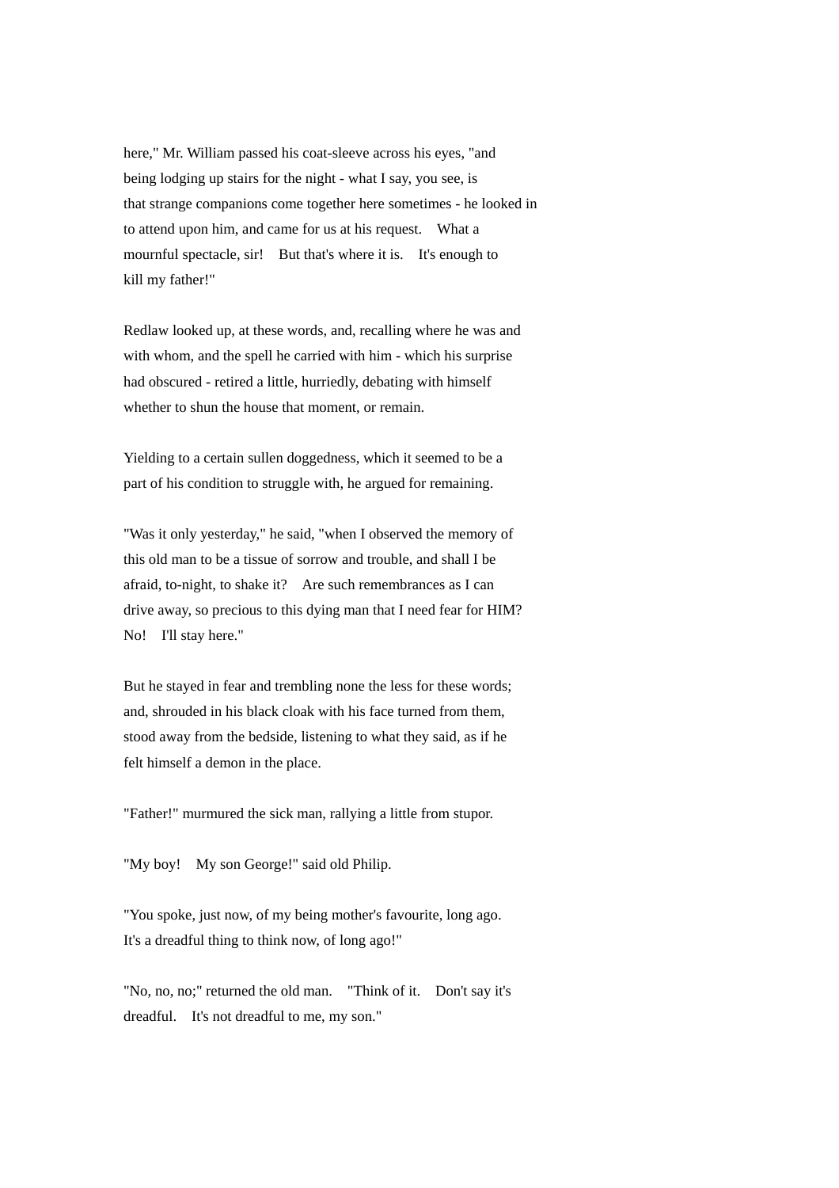here," Mr. William passed his coat-sleeve across his eyes, "and being lodging up stairs for the night - what I say, you see, is that strange companions come together here sometimes - he looked in to attend upon him, and came for us at his request. What a mournful spectacle, sir! But that's where it is. It's enough to kill my father!"

Redlaw looked up, at these words, and, recalling where he was and with whom, and the spell he carried with him - which his surprise had obscured - retired a little, hurriedly, debating with himself whether to shun the house that moment, or remain.

Yielding to a certain sullen doggedness, which it seemed to be a part of his condition to struggle with, he argued for remaining.

"Was it only yesterday," he said, "when I observed the memory of this old man to be a tissue of sorrow and trouble, and shall I be afraid, to-night, to shake it? Are such remembrances as I can drive away, so precious to this dying man that I need fear for HIM? No! I'll stay here."

But he stayed in fear and trembling none the less for these words; and, shrouded in his black cloak with his face turned from them, stood away from the bedside, listening to what they said, as if he felt himself a demon in the place.

"Father!" murmured the sick man, rallying a little from stupor.

"My boy! My son George!" said old Philip.

"You spoke, just now, of my being mother's favourite, long ago. It's a dreadful thing to think now, of long ago!"

"No, no, no;" returned the old man. "Think of it. Don't say it's dreadful. It's not dreadful to me, my son."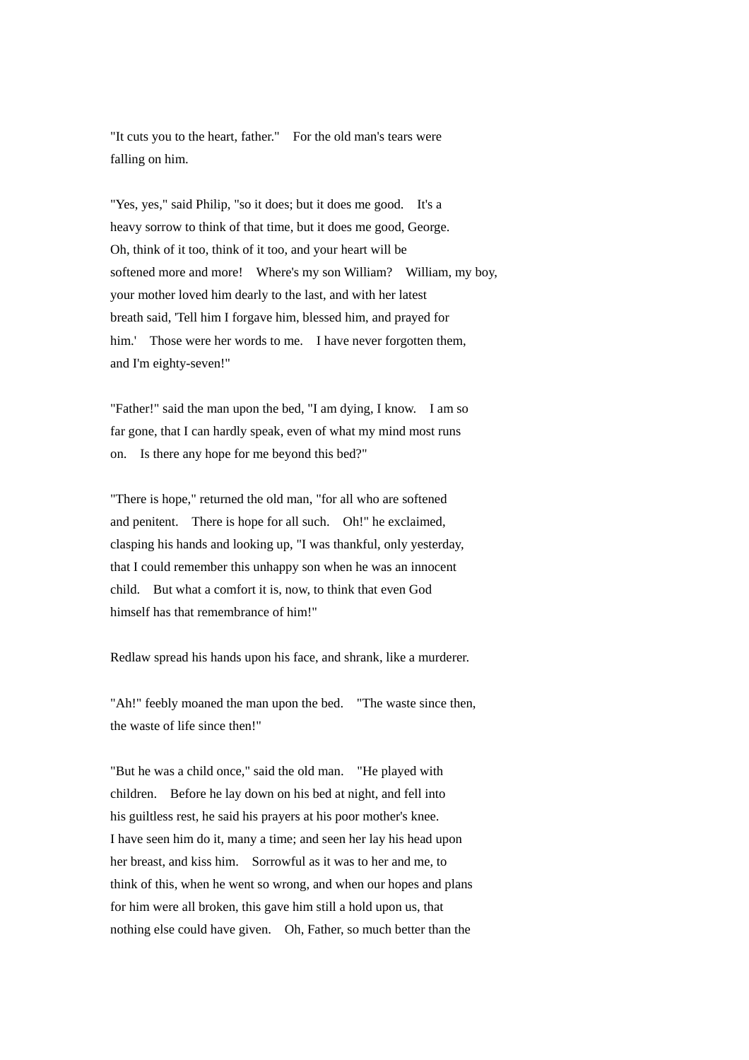"It cuts you to the heart, father." For the old man's tears were falling on him.

"Yes, yes," said Philip, "so it does; but it does me good. It's a heavy sorrow to think of that time, but it does me good, George. Oh, think of it too, think of it too, and your heart will be softened more and more! Where's my son William? William, my boy, your mother loved him dearly to the last, and with her latest breath said, 'Tell him I forgave him, blessed him, and prayed for him.' Those were her words to me. I have never forgotten them, and I'm eighty-seven!"

"Father!" said the man upon the bed, "I am dying, I know. I am so far gone, that I can hardly speak, even of what my mind most runs on. Is there any hope for me beyond this bed?"

"There is hope," returned the old man, "for all who are softened and penitent. There is hope for all such. Oh!" he exclaimed, clasping his hands and looking up, "I was thankful, only yesterday, that I could remember this unhappy son when he was an innocent child. But what a comfort it is, now, to think that even God himself has that remembrance of him!"

Redlaw spread his hands upon his face, and shrank, like a murderer.

"Ah!" feebly moaned the man upon the bed. "The waste since then, the waste of life since then!"

"But he was a child once," said the old man. "He played with children. Before he lay down on his bed at night, and fell into his guiltless rest, he said his prayers at his poor mother's knee. I have seen him do it, many a time; and seen her lay his head upon her breast, and kiss him. Sorrowful as it was to her and me, to think of this, when he went so wrong, and when our hopes and plans for him were all broken, this gave him still a hold upon us, that nothing else could have given. Oh, Father, so much better than the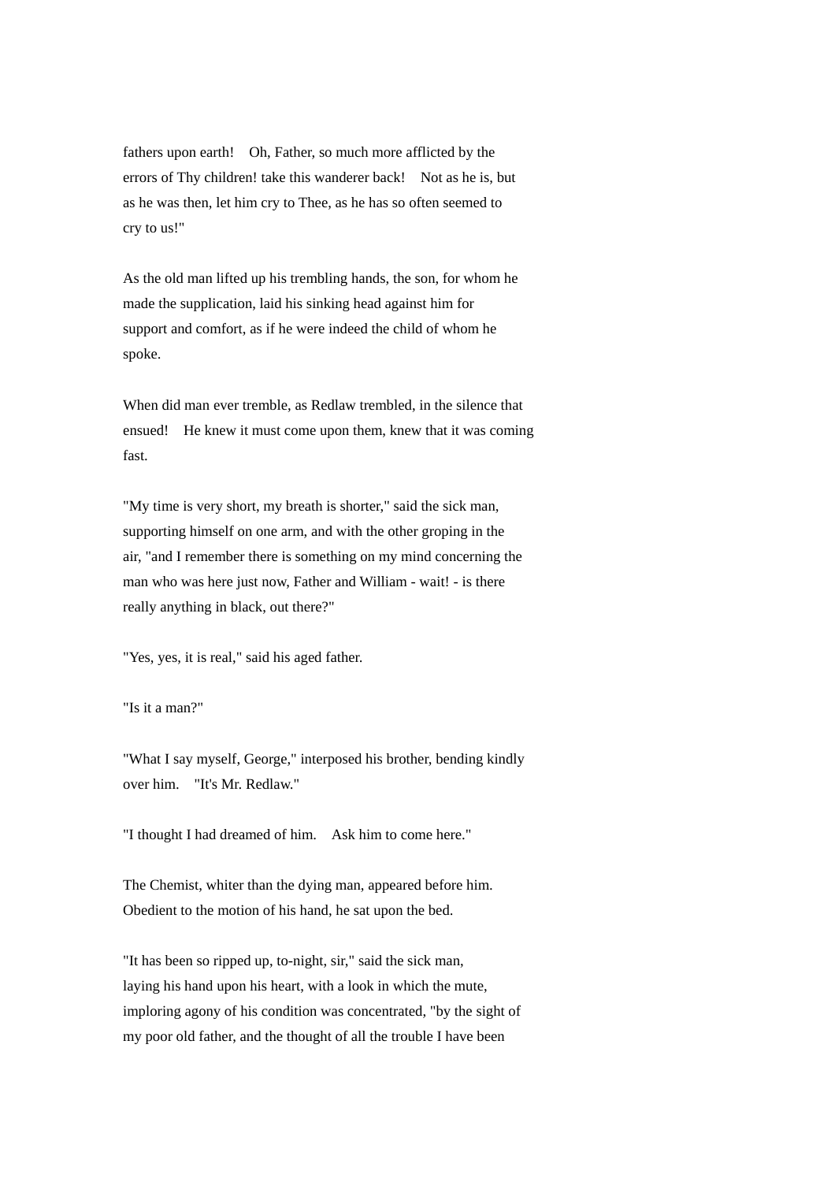fathers upon earth!  Oh, Father, so much more afflicted by the errors of Thy children! take this wanderer back!  Not as he is, but as he was then, let him cry to Thee, as he has so often seemed to cry to us!"

As the old man lifted up his trembling hands, the son, for whom he made the supplication, laid his sinking head against him for support and comfort, as if he were indeed the child of whom he spoke.

When did man ever tremble, as Redlaw trembled, in the silence that ensued!  He knew it must come upon them, knew that it was coming fast.

"My time is very short, my breath is shorter," said the sick man, supporting himself on one arm, and with the other groping in the air, "and I remember there is something on my mind concerning the man who was here just now, Father and William - wait! - is there really anything in black, out there?"

"Yes, yes, it is real," said his aged father.

"Is it a man?"

"What I say myself, George," interposed his brother, bending kindly over him.  "It's Mr. Redlaw."

"I thought I had dreamed of him.  Ask him to come here."

The Chemist, whiter than the dying man, appeared before him. Obedient to the motion of his hand, he sat upon the bed.

"It has been so ripped up, to-night, sir," said the sick man, laying his hand upon his heart, with a look in which the mute, imploring agony of his condition was concentrated, "by the sight of my poor old father, and the thought of all the trouble I have been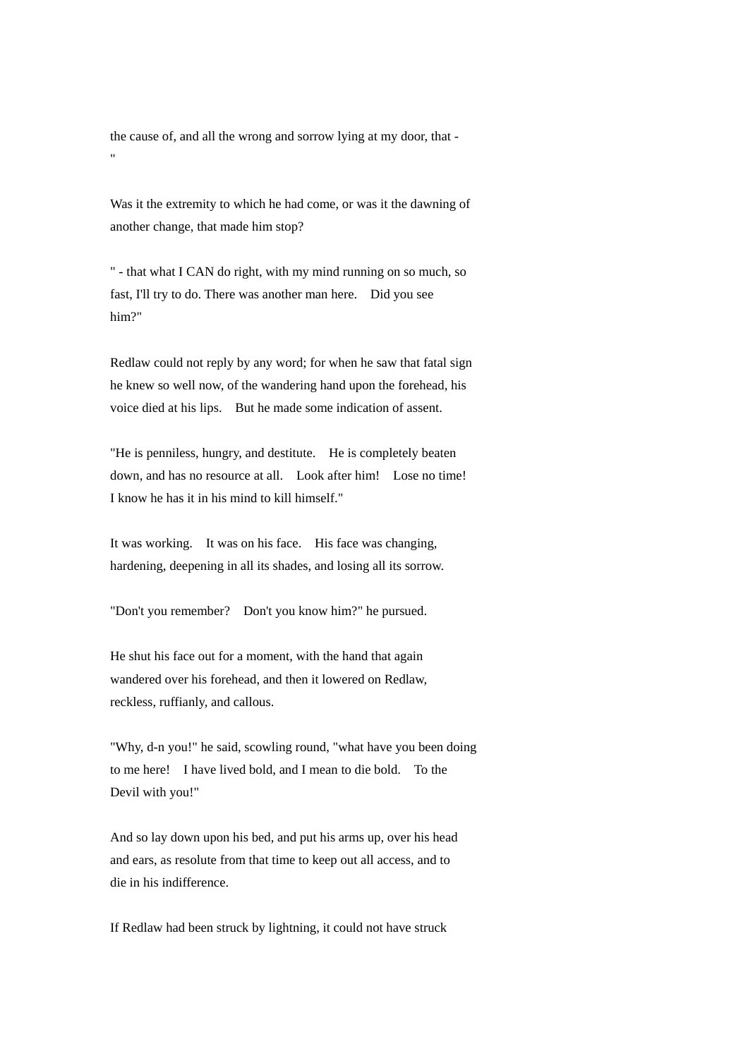the cause of, and all the wrong and sorrow lying at my door, that - "

Was it the extremity to which he had come, or was it the dawning of another change, that made him stop?

" - that what I CAN do right, with my mind running on so much, so fast, I'll try to do. There was another man here. Did you see him?"

Redlaw could not reply by any word; for when he saw that fatal sign he knew so well now, of the wandering hand upon the forehead, his voice died at his lips. But he made some indication of assent.

"He is penniless, hungry, and destitute. He is completely beaten down, and has no resource at all. Look after him! Lose no time! I know he has it in his mind to kill himself."

It was working. It was on his face. His face was changing, hardening, deepening in all its shades, and losing all its sorrow.

"Don't you remember? Don't you know him?" he pursued.

He shut his face out for a moment, with the hand that again wandered over his forehead, and then it lowered on Redlaw, reckless, ruffianly, and callous.

"Why, d-n you!" he said, scowling round, "what have you been doing to me here! I have lived bold, and I mean to die bold. To the Devil with you!"

And so lay down upon his bed, and put his arms up, over his head and ears, as resolute from that time to keep out all access, and to die in his indifference.

If Redlaw had been struck by lightning, it could not have struck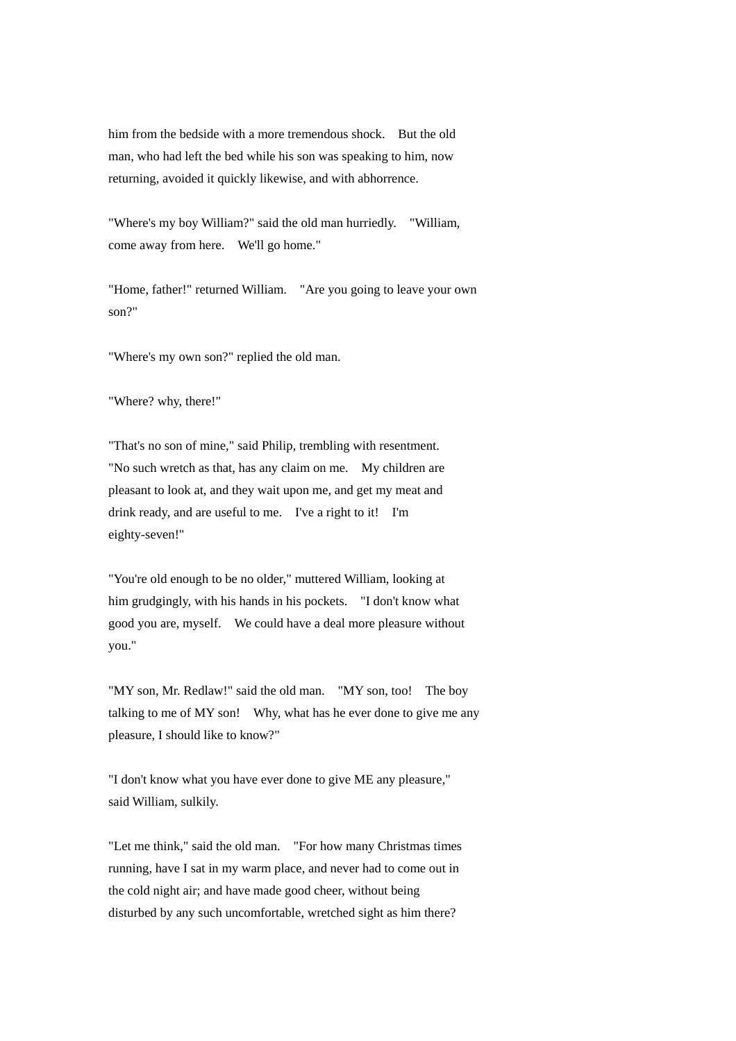him from the bedside with a more tremendous shock. But the old man, who had left the bed while his son was speaking to him, now returning, avoided it quickly likewise, and with abhorrence.

"Where's my boy William?" said the old man hurriedly. "William, come away from here. We'll go home."

"Home, father!" returned William. "Are you going to leave your own son?"

"Where's my own son?" replied the old man.

"Where? why, there!"

"That's no son of mine," said Philip, trembling with resentment. "No such wretch as that, has any claim on me. My children are pleasant to look at, and they wait upon me, and get my meat and drink ready, and are useful to me. I've a right to it! I'm eighty-seven!"

"You're old enough to be no older," muttered William, looking at him grudgingly, with his hands in his pockets. "I don't know what good you are, myself. We could have a deal more pleasure without you."

"MY son, Mr. Redlaw!" said the old man. "MY son, too! The boy talking to me of MY son! Why, what has he ever done to give me any pleasure, I should like to know?"

"I don't know what you have ever done to give ME any pleasure," said William, sulkily.

"Let me think," said the old man. "For how many Christmas times running, have I sat in my warm place, and never had to come out in the cold night air; and have made good cheer, without being disturbed by any such uncomfortable, wretched sight as him there?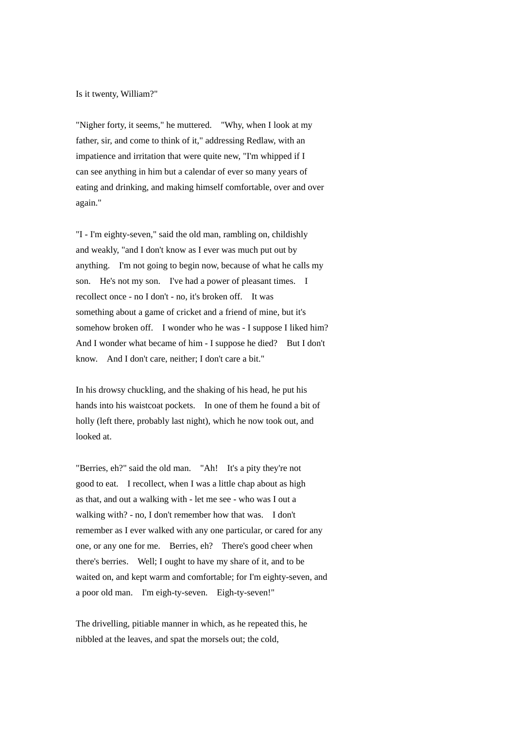Is it twenty, William?"

"Nigher forty, it seems," he muttered. "Why, when I look at my father, sir, and come to think of it," addressing Redlaw, with an impatience and irritation that were quite new, "I'm whipped if I can see anything in him but a calendar of ever so many years of eating and drinking, and making himself comfortable, over and over again."

"I - I'm eighty-seven," said the old man, rambling on, childishly and weakly, "and I don't know as I ever was much put out by anything. I'm not going to begin now, because of what he calls my son. He's not my son. I've had a power of pleasant times. I recollect once - no I don't - no, it's broken off. It was something about a game of cricket and a friend of mine, but it's somehow broken off. I wonder who he was - I suppose I liked him? And I wonder what became of him - I suppose he died? But I don't know. And I don't care, neither; I don't care a bit."

In his drowsy chuckling, and the shaking of his head, he put his hands into his waistcoat pockets. In one of them he found a bit of holly (left there, probably last night), which he now took out, and looked at.

"Berries, eh?" said the old man. "Ah! It's a pity they're not good to eat. I recollect, when I was a little chap about as high as that, and out a walking with - let me see - who was I out a walking with? - no, I don't remember how that was. I don't remember as I ever walked with any one particular, or cared for any one, or any one for me. Berries, eh? There's good cheer when there's berries. Well; I ought to have my share of it, and to be waited on, and kept warm and comfortable; for I'm eighty-seven, and a poor old man. I'm eigh-ty-seven. Eigh-ty-seven!"

The drivelling, pitiable manner in which, as he repeated this, he nibbled at the leaves, and spat the morsels out; the cold,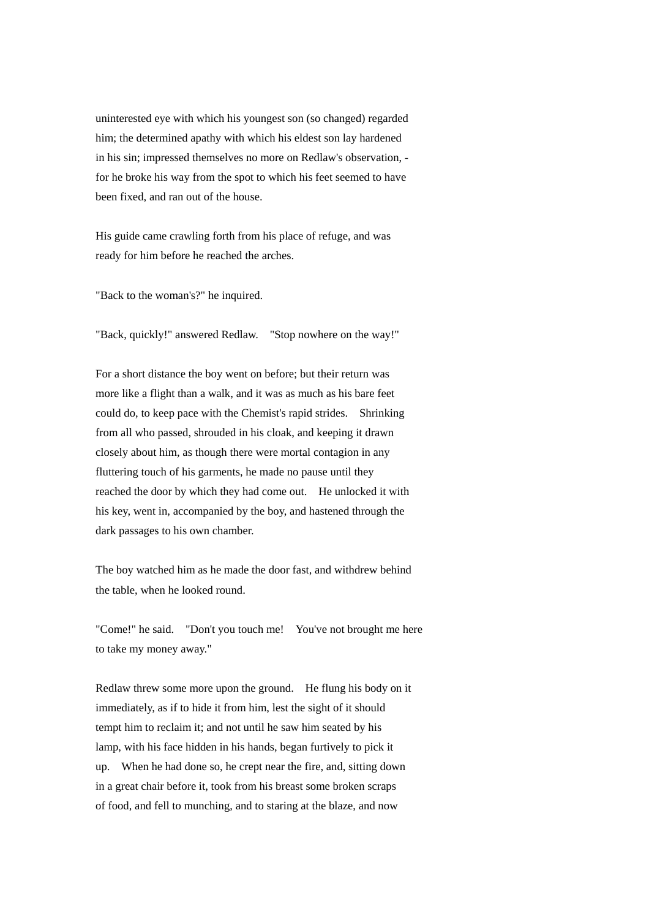uninterested eye with which his youngest son (so changed) regarded him; the determined apathy with which his eldest son lay hardened in his sin; impressed themselves no more on Redlaw's observation, - for he broke his way from the spot to which his feet seemed to have been fixed, and ran out of the house.

His guide came crawling forth from his place of refuge, and was ready for him before he reached the arches.

"Back to the woman's?" he inquired.

"Back, quickly!" answered Redlaw. "Stop nowhere on the way!"

For a short distance the boy went on before; but their return was more like a flight than a walk, and it was as much as his bare feet could do, to keep pace with the Chemist's rapid strides. Shrinking from all who passed, shrouded in his cloak, and keeping it drawn closely about him, as though there were mortal contagion in any fluttering touch of his garments, he made no pause until they reached the door by which they had come out. He unlocked it with his key, went in, accompanied by the boy, and hastened through the dark passages to his own chamber.

The boy watched him as he made the door fast, and withdrew behind the table, when he looked round.

"Come!" he said. "Don't you touch me! You've not brought me here to take my money away."

Redlaw threw some more upon the ground. He flung his body on it immediately, as if to hide it from him, lest the sight of it should tempt him to reclaim it; and not until he saw him seated by his lamp, with his face hidden in his hands, began furtively to pick it up. When he had done so, he crept near the fire, and, sitting down in a great chair before it, took from his breast some broken scraps of food, and fell to munching, and to staring at the blaze, and now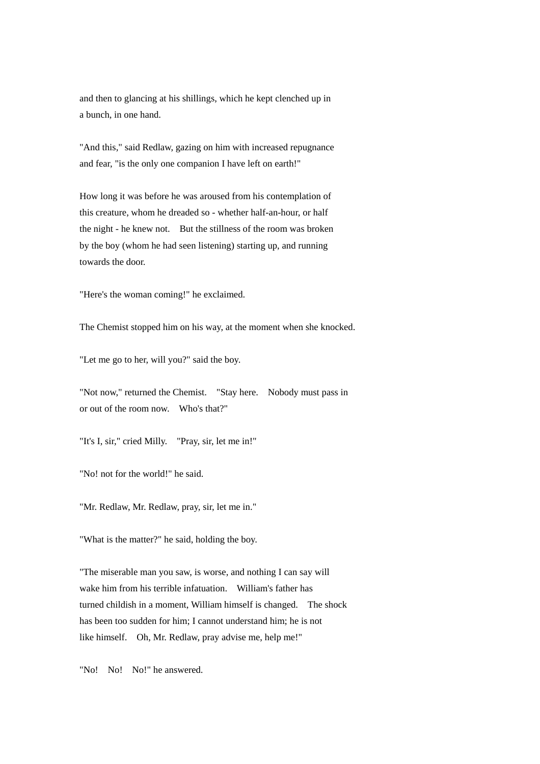and then to glancing at his shillings, which he kept clenched up in a bunch, in one hand.

"And this," said Redlaw, gazing on him with increased repugnance and fear, "is the only one companion I have left on earth!"

How long it was before he was aroused from his contemplation of this creature, whom he dreaded so - whether half-an-hour, or half the night - he knew not. But the stillness of the room was broken by the boy (whom he had seen listening) starting up, and running towards the door.

"Here's the woman coming!" he exclaimed.

The Chemist stopped him on his way, at the moment when she knocked.

"Let me go to her, will you?" said the boy.

"Not now," returned the Chemist. "Stay here. Nobody must pass in or out of the room now. Who's that?"

"It's I, sir," cried Milly. "Pray, sir, let me in!"

"No! not for the world!" he said.

"Mr. Redlaw, Mr. Redlaw, pray, sir, let me in."

"What is the matter?" he said, holding the boy.

"The miserable man you saw, is worse, and nothing I can say will wake him from his terrible infatuation. William's father has turned childish in a moment, William himself is changed. The shock has been too sudden for him; I cannot understand him; he is not like himself. Oh, Mr. Redlaw, pray advise me, help me!"

"No! No! No!" he answered.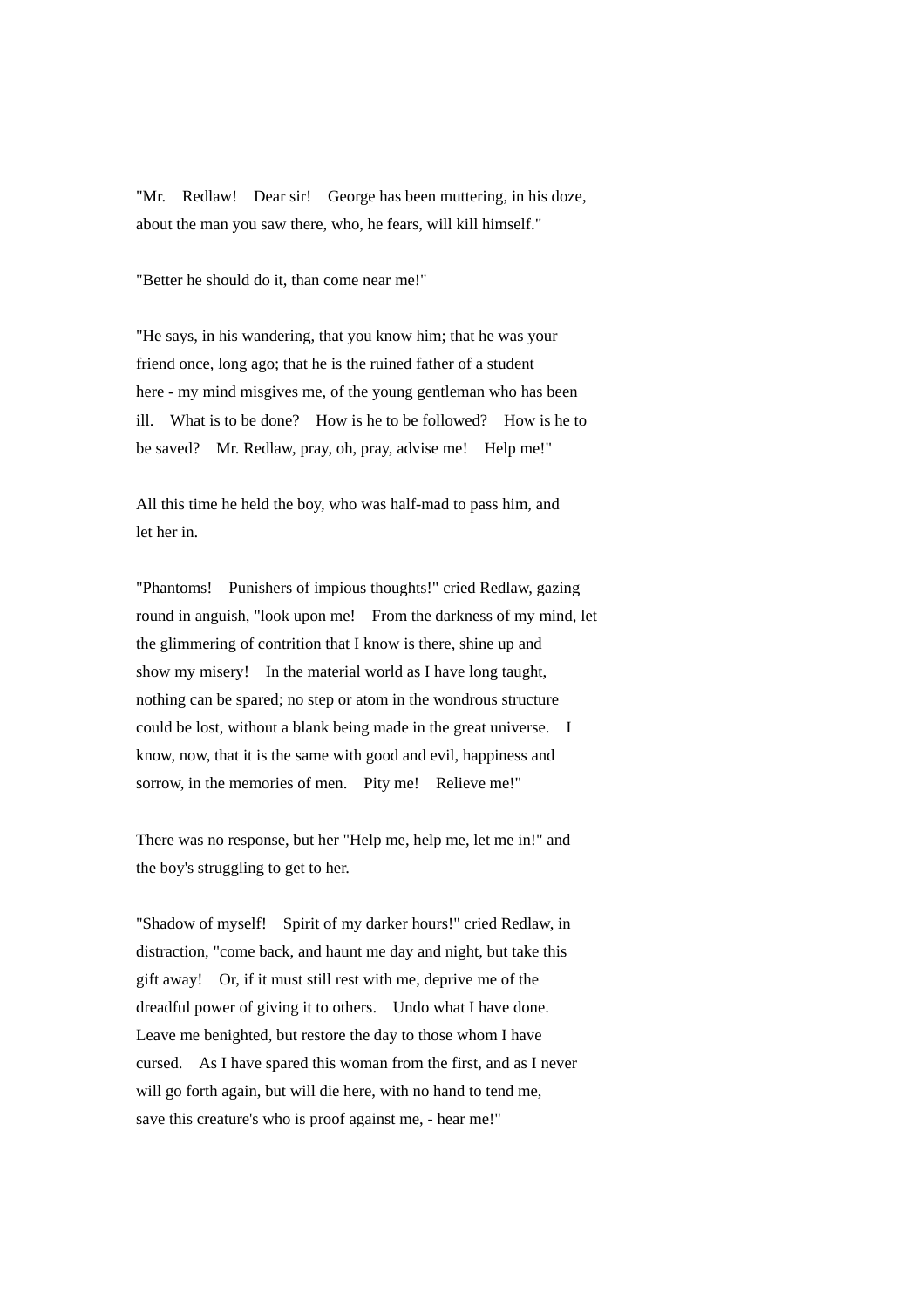"Mr. Redlaw! Dear sir! George has been muttering, in his doze, about the man you saw there, who, he fears, will kill himself."

"Better he should do it, than come near me!"

"He says, in his wandering, that you know him; that he was your friend once, long ago; that he is the ruined father of a student here - my mind misgives me, of the young gentleman who has been ill. What is to be done? How is he to be followed? How is he to be saved? Mr. Redlaw, pray, oh, pray, advise me! Help me!"

All this time he held the boy, who was half-mad to pass him, and let her in.

"Phantoms! Punishers of impious thoughts!" cried Redlaw, gazing round in anguish, "look upon me! From the darkness of my mind, let the glimmering of contrition that I know is there, shine up and show my misery! In the material world as I have long taught, nothing can be spared; no step or atom in the wondrous structure could be lost, without a blank being made in the great universe. I know, now, that it is the same with good and evil, happiness and sorrow, in the memories of men. Pity me! Relieve me!"

There was no response, but her "Help me, help me, let me in!" and the boy's struggling to get to her.

"Shadow of myself! Spirit of my darker hours!" cried Redlaw, in distraction, "come back, and haunt me day and night, but take this gift away! Or, if it must still rest with me, deprive me of the dreadful power of giving it to others. Undo what I have done. Leave me benighted, but restore the day to those whom I have cursed. As I have spared this woman from the first, and as I never will go forth again, but will die here, with no hand to tend me, save this creature's who is proof against me, - hear me!"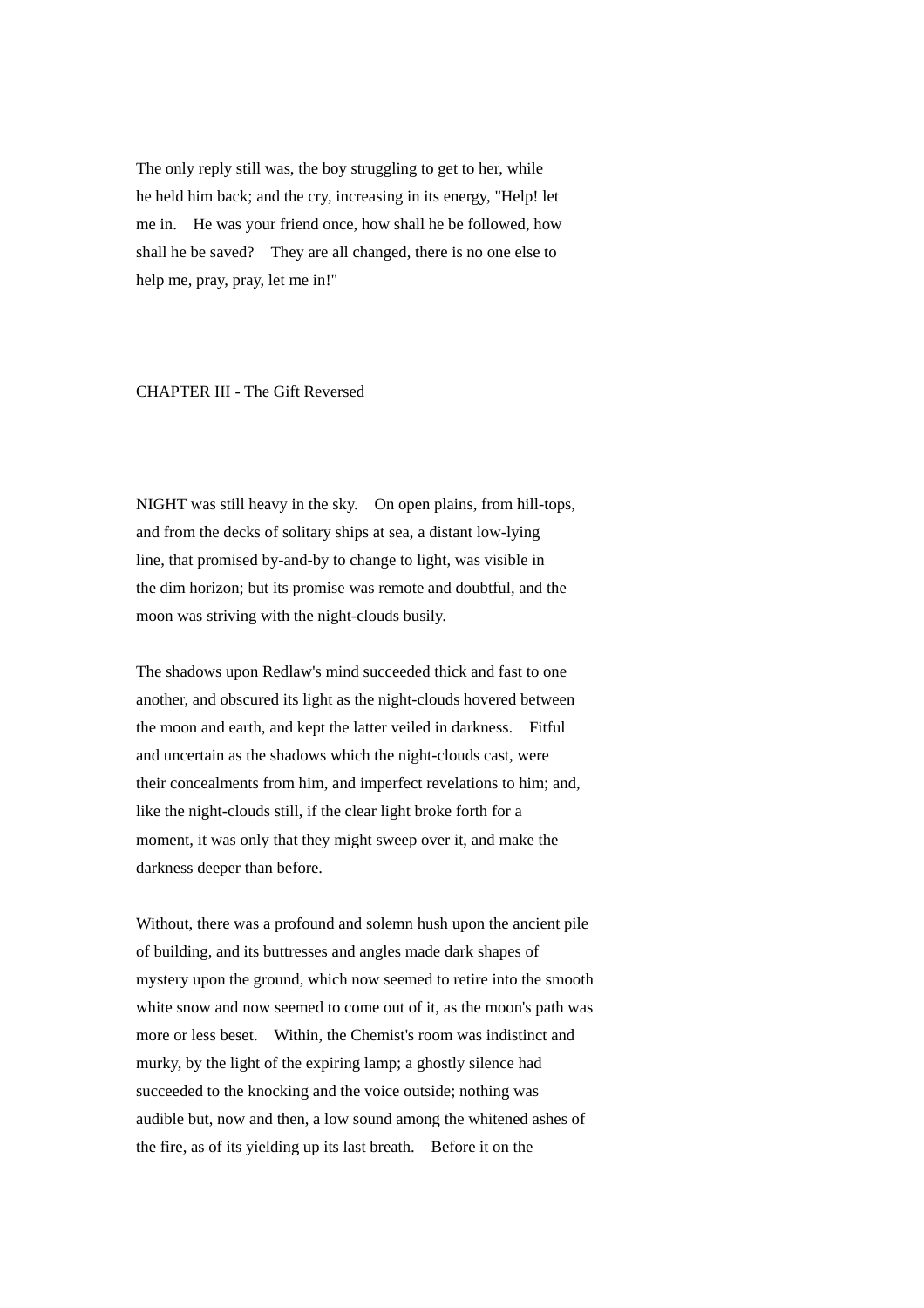The only reply still was, the boy struggling to get to her, while he held him back; and the cry, increasing in its energy, "Help! let me in.  He was your friend once, how shall he be followed, how shall he be saved?  They are all changed, there is no one else to help me, pray, pray, let me in!"

## CHAPTER III - The Gift Reversed

NIGHT was still heavy in the sky.  On open plains, from hill-tops, and from the decks of solitary ships at sea, a distant low-lying line, that promised by-and-by to change to light, was visible in the dim horizon; but its promise was remote and doubtful, and the moon was striving with the night-clouds busily.

The shadows upon Redlaw's mind succeeded thick and fast to one another, and obscured its light as the night-clouds hovered between the moon and earth, and kept the latter veiled in darkness.  Fitful and uncertain as the shadows which the night-clouds cast, were their concealments from him, and imperfect revelations to him; and, like the night-clouds still, if the clear light broke forth for a moment, it was only that they might sweep over it, and make the darkness deeper than before.

Without, there was a profound and solemn hush upon the ancient pile of building, and its buttresses and angles made dark shapes of mystery upon the ground, which now seemed to retire into the smooth white snow and now seemed to come out of it, as the moon's path was more or less beset.  Within, the Chemist's room was indistinct and murky, by the light of the expiring lamp; a ghostly silence had succeeded to the knocking and the voice outside; nothing was audible but, now and then, a low sound among the whitened ashes of the fire, as of its yielding up its last breath.  Before it on the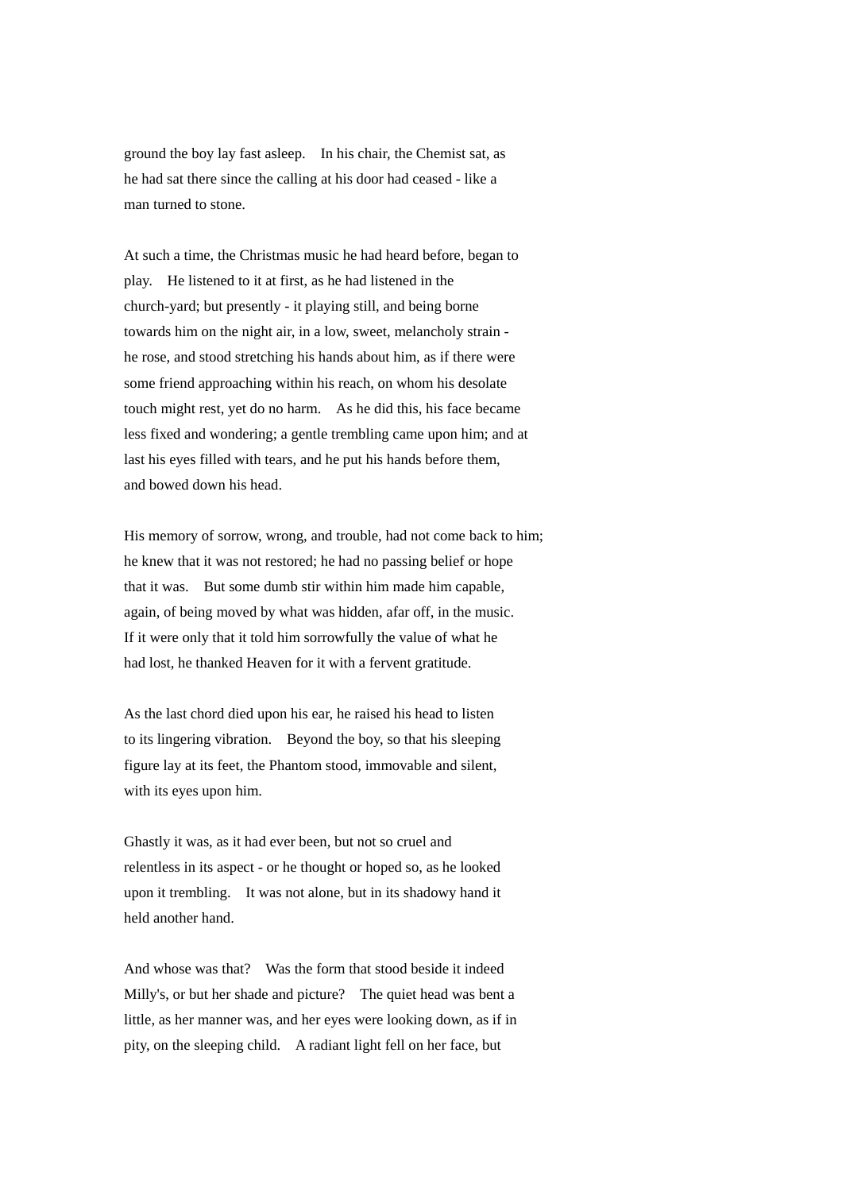ground the boy lay fast asleep. In his chair, the Chemist sat, as he had sat there since the calling at his door had ceased - like a man turned to stone.

At such a time, the Christmas music he had heard before, began to play. He listened to it at first, as he had listened in the church-yard; but presently - it playing still, and being borne towards him on the night air, in a low, sweet, melancholy strain - he rose, and stood stretching his hands about him, as if there were some friend approaching within his reach, on whom his desolate touch might rest, yet do no harm. As he did this, his face became less fixed and wondering; a gentle trembling came upon him; and at last his eyes filled with tears, and he put his hands before them, and bowed down his head.

His memory of sorrow, wrong, and trouble, had not come back to him; he knew that it was not restored; he had no passing belief or hope that it was. But some dumb stir within him made him capable, again, of being moved by what was hidden, afar off, in the music. If it were only that it told him sorrowfully the value of what he had lost, he thanked Heaven for it with a fervent gratitude.

As the last chord died upon his ear, he raised his head to listen to its lingering vibration. Beyond the boy, so that his sleeping figure lay at its feet, the Phantom stood, immovable and silent, with its eyes upon him.

Ghastly it was, as it had ever been, but not so cruel and relentless in its aspect - or he thought or hoped so, as he looked upon it trembling. It was not alone, but in its shadowy hand it held another hand.

And whose was that? Was the form that stood beside it indeed Milly's, or but her shade and picture? The quiet head was bent a little, as her manner was, and her eyes were looking down, as if in pity, on the sleeping child. A radiant light fell on her face, but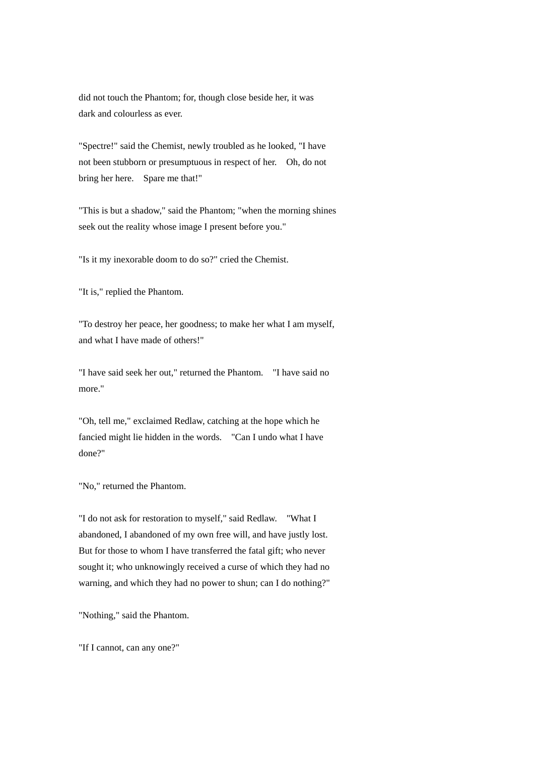did not touch the Phantom; for, though close beside her, it was dark and colourless as ever.

"Spectre!" said the Chemist, newly troubled as he looked, "I have not been stubborn or presumptuous in respect of her. Oh, do not bring her here. Spare me that!"

"This is but a shadow," said the Phantom; "when the morning shines seek out the reality whose image I present before you."

"Is it my inexorable doom to do so?" cried the Chemist.

"It is," replied the Phantom.

"To destroy her peace, her goodness; to make her what I am myself, and what I have made of others!"

"I have said seek her out," returned the Phantom. "I have said no more."

"Oh, tell me," exclaimed Redlaw, catching at the hope which he fancied might lie hidden in the words. "Can I undo what I have done?"

"No," returned the Phantom.

"I do not ask for restoration to myself," said Redlaw. "What I abandoned, I abandoned of my own free will, and have justly lost. But for those to whom I have transferred the fatal gift; who never sought it; who unknowingly received a curse of which they had no warning, and which they had no power to shun; can I do nothing?"

"Nothing," said the Phantom.

"If I cannot, can any one?"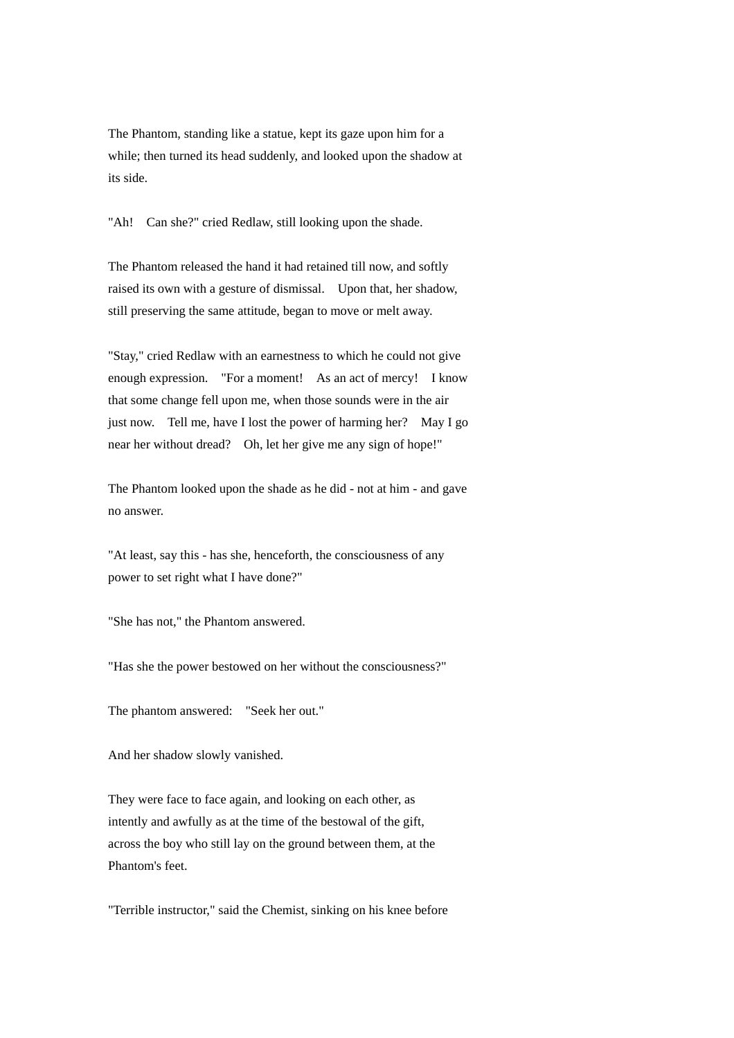The Phantom, standing like a statue, kept its gaze upon him for a while; then turned its head suddenly, and looked upon the shadow at its side.

"Ah! Can she?" cried Redlaw, still looking upon the shade.

The Phantom released the hand it had retained till now, and softly raised its own with a gesture of dismissal. Upon that, her shadow, still preserving the same attitude, began to move or melt away.

"Stay," cried Redlaw with an earnestness to which he could not give enough expression. "For a moment! As an act of mercy! I know that some change fell upon me, when those sounds were in the air just now. Tell me, have I lost the power of harming her? May I go near her without dread? Oh, let her give me any sign of hope!"

The Phantom looked upon the shade as he did - not at him - and gave no answer.

"At least, say this - has she, henceforth, the consciousness of any power to set right what I have done?"

"She has not," the Phantom answered.

"Has she the power bestowed on her without the consciousness?"

The phantom answered: "Seek her out."

And her shadow slowly vanished.

They were face to face again, and looking on each other, as intently and awfully as at the time of the bestowal of the gift, across the boy who still lay on the ground between them, at the Phantom's feet.

"Terrible instructor," said the Chemist, sinking on his knee before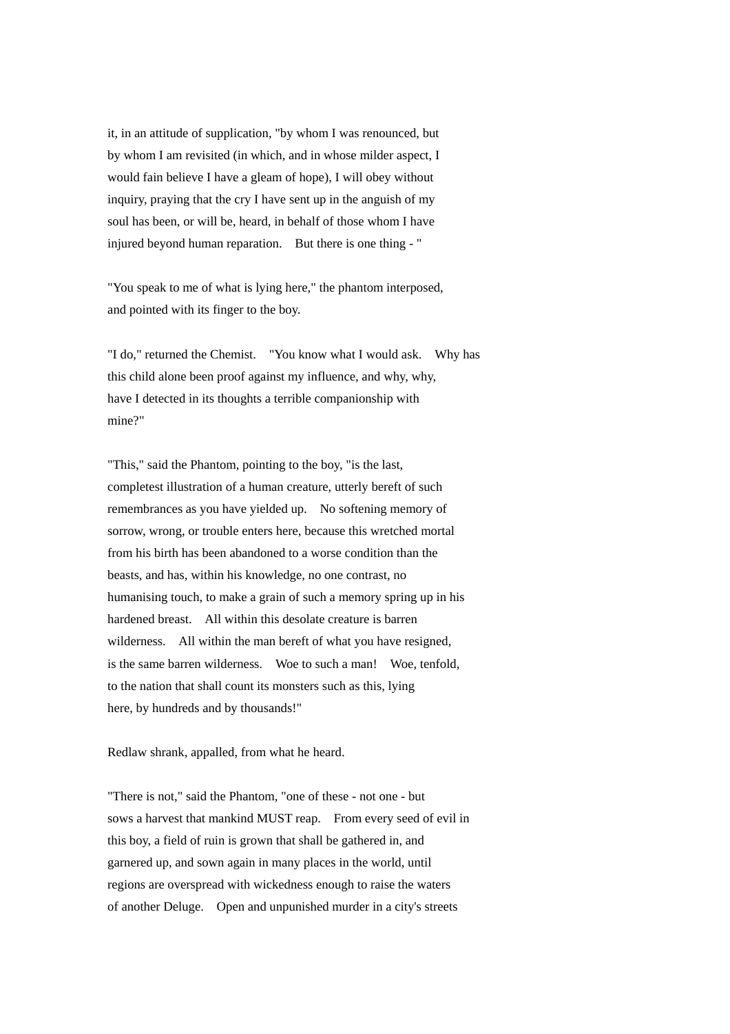it, in an attitude of supplication, "by whom I was renounced, but by whom I am revisited (in which, and in whose milder aspect, I would fain believe I have a gleam of hope), I will obey without inquiry, praying that the cry I have sent up in the anguish of my soul has been, or will be, heard, in behalf of those whom I have injured beyond human reparation. But there is one thing - "

"You speak to me of what is lying here," the phantom interposed, and pointed with its finger to the boy.

"I do," returned the Chemist. "You know what I would ask. Why has this child alone been proof against my influence, and why, why, have I detected in its thoughts a terrible companionship with mine?"

"This," said the Phantom, pointing to the boy, "is the last, completest illustration of a human creature, utterly bereft of such remembrances as you have yielded up. No softening memory of sorrow, wrong, or trouble enters here, because this wretched mortal from his birth has been abandoned to a worse condition than the beasts, and has, within his knowledge, no one contrast, no humanising touch, to make a grain of such a memory spring up in his hardened breast. All within this desolate creature is barren wilderness. All within the man bereft of what you have resigned, is the same barren wilderness. Woe to such a man! Woe, tenfold, to the nation that shall count its monsters such as this, lying here, by hundreds and by thousands!"

Redlaw shrank, appalled, from what he heard.

"There is not," said the Phantom, "one of these - not one - but sows a harvest that mankind MUST reap. From every seed of evil in this boy, a field of ruin is grown that shall be gathered in, and garnered up, and sown again in many places in the world, until regions are overspread with wickedness enough to raise the waters of another Deluge. Open and unpunished murder in a city's streets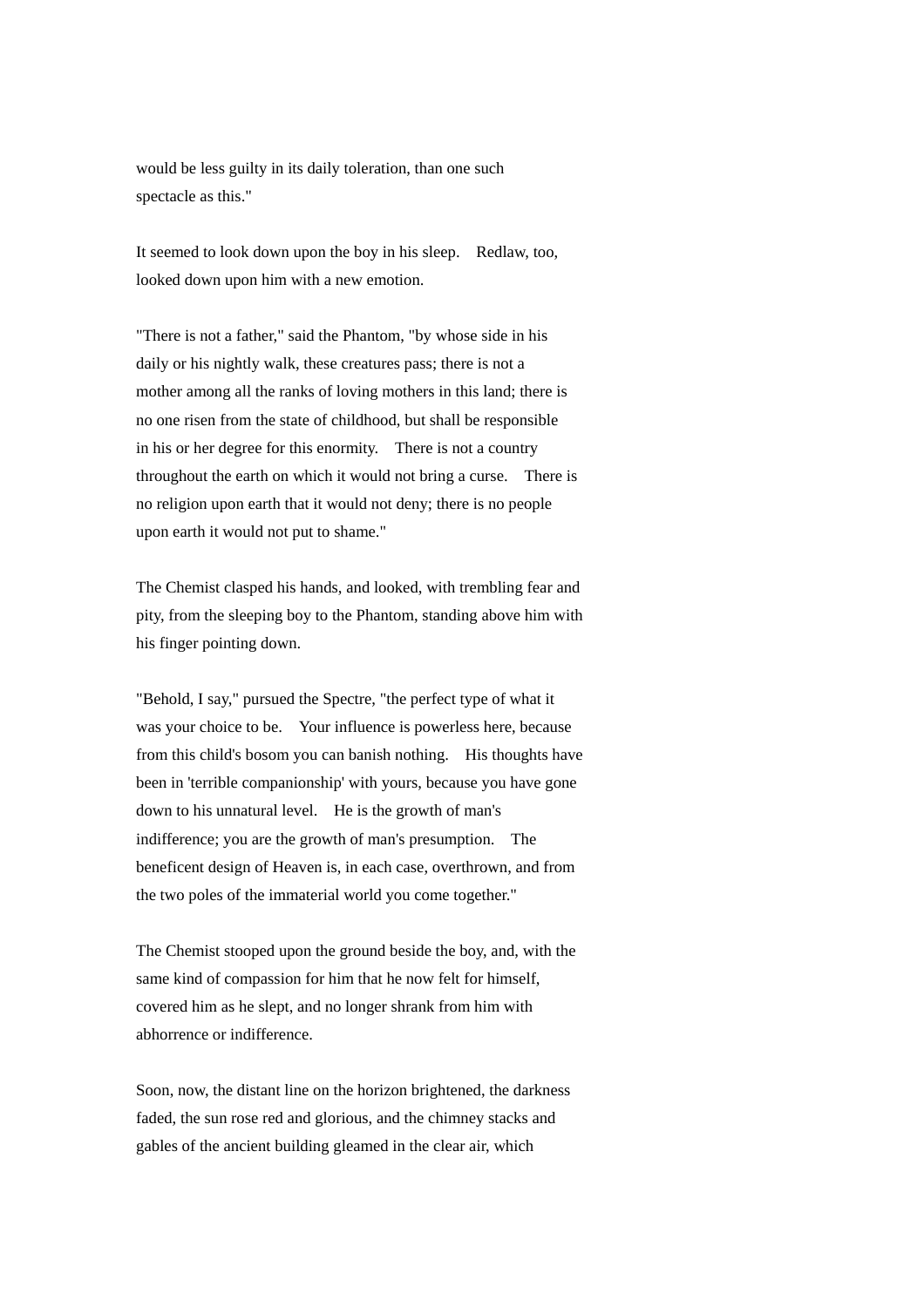would be less guilty in its daily toleration, than one such spectacle as this."

It seemed to look down upon the boy in his sleep. Redlaw, too, looked down upon him with a new emotion.

"There is not a father," said the Phantom, "by whose side in his daily or his nightly walk, these creatures pass; there is not a mother among all the ranks of loving mothers in this land; there is no one risen from the state of childhood, but shall be responsible in his or her degree for this enormity. There is not a country throughout the earth on which it would not bring a curse. There is no religion upon earth that it would not deny; there is no people upon earth it would not put to shame."

The Chemist clasped his hands, and looked, with trembling fear and pity, from the sleeping boy to the Phantom, standing above him with his finger pointing down.

"Behold, I say," pursued the Spectre, "the perfect type of what it was your choice to be. Your influence is powerless here, because from this child's bosom you can banish nothing. His thoughts have been in 'terrible companionship' with yours, because you have gone down to his unnatural level. He is the growth of man's indifference; you are the growth of man's presumption. The beneficent design of Heaven is, in each case, overthrown, and from the two poles of the immaterial world you come together."

The Chemist stooped upon the ground beside the boy, and, with the same kind of compassion for him that he now felt for himself, covered him as he slept, and no longer shrank from him with abhorrence or indifference.

Soon, now, the distant line on the horizon brightened, the darkness faded, the sun rose red and glorious, and the chimney stacks and gables of the ancient building gleamed in the clear air, which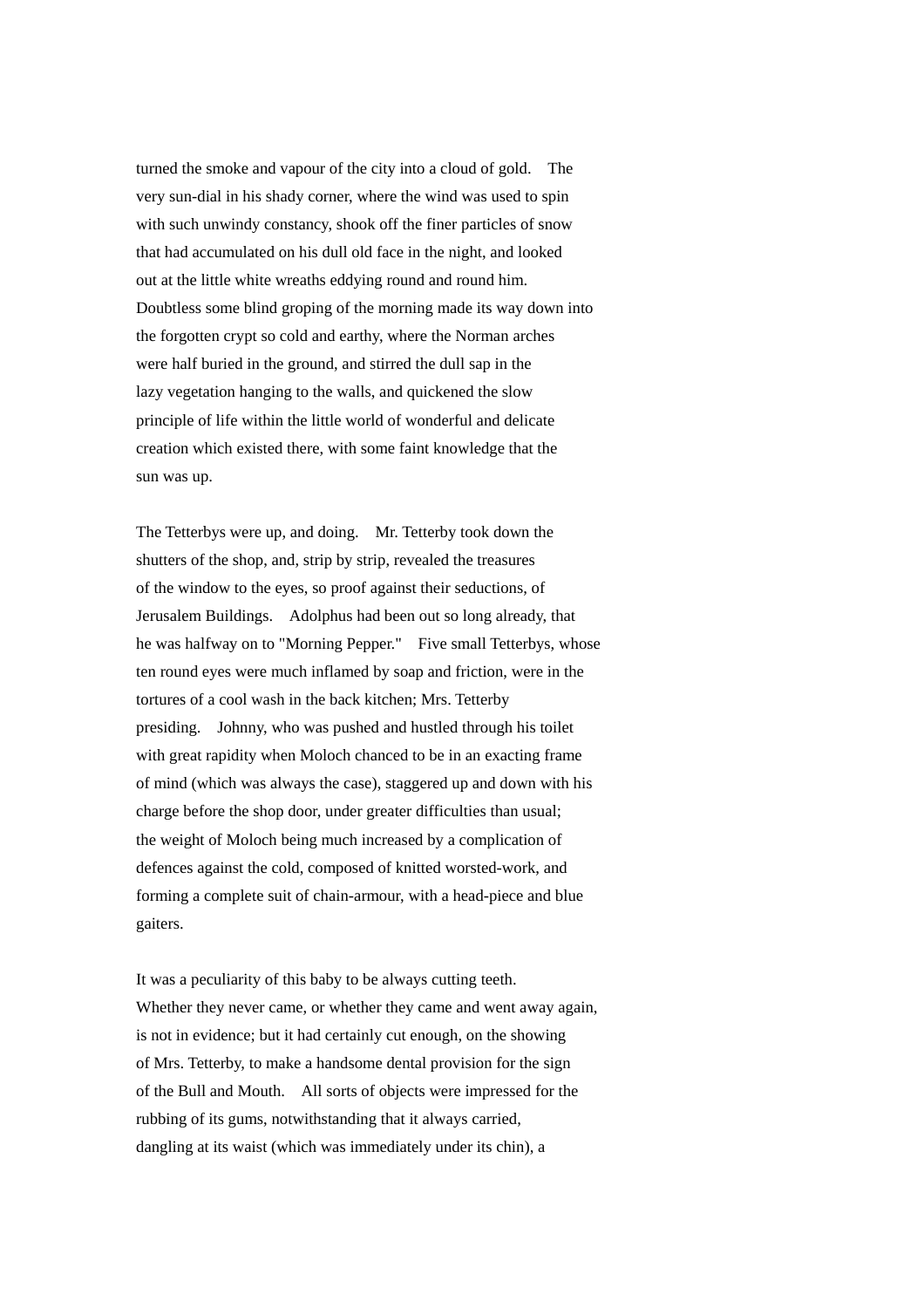turned the smoke and vapour of the city into a cloud of gold. The very sun-dial in his shady corner, where the wind was used to spin with such unwindy constancy, shook off the finer particles of snow that had accumulated on his dull old face in the night, and looked out at the little white wreaths eddying round and round him. Doubtless some blind groping of the morning made its way down into the forgotten crypt so cold and earthy, where the Norman arches were half buried in the ground, and stirred the dull sap in the lazy vegetation hanging to the walls, and quickened the slow principle of life within the little world of wonderful and delicate creation which existed there, with some faint knowledge that the sun was up.

The Tetterbys were up, and doing. Mr. Tetterby took down the shutters of the shop, and, strip by strip, revealed the treasures of the window to the eyes, so proof against their seductions, of Jerusalem Buildings. Adolphus had been out so long already, that he was halfway on to "Morning Pepper." Five small Tetterbys, whose ten round eyes were much inflamed by soap and friction, were in the tortures of a cool wash in the back kitchen; Mrs. Tetterby presiding. Johnny, who was pushed and hustled through his toilet with great rapidity when Moloch chanced to be in an exacting frame of mind (which was always the case), staggered up and down with his charge before the shop door, under greater difficulties than usual; the weight of Moloch being much increased by a complication of defences against the cold, composed of knitted worsted-work, and forming a complete suit of chain-armour, with a head-piece and blue gaiters.

It was a peculiarity of this baby to be always cutting teeth. Whether they never came, or whether they came and went away again, is not in evidence; but it had certainly cut enough, on the showing of Mrs. Tetterby, to make a handsome dental provision for the sign of the Bull and Mouth. All sorts of objects were impressed for the rubbing of its gums, notwithstanding that it always carried, dangling at its waist (which was immediately under its chin), a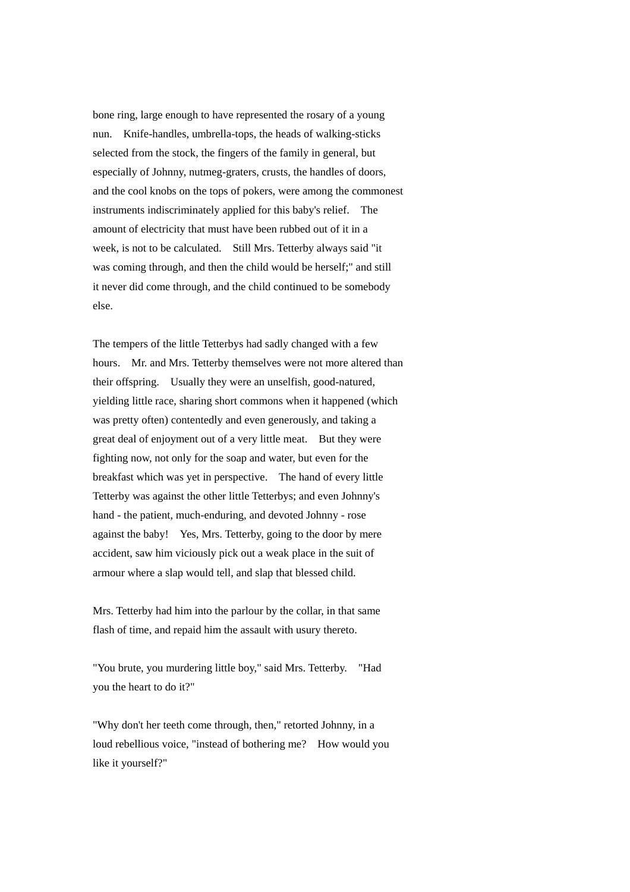bone ring, large enough to have represented the rosary of a young nun. Knife-handles, umbrella-tops, the heads of walking-sticks selected from the stock, the fingers of the family in general, but especially of Johnny, nutmeg-graters, crusts, the handles of doors, and the cool knobs on the tops of pokers, were among the commonest instruments indiscriminately applied for this baby's relief. The amount of electricity that must have been rubbed out of it in a week, is not to be calculated. Still Mrs. Tetterby always said "it was coming through, and then the child would be herself;" and still it never did come through, and the child continued to be somebody else.

The tempers of the little Tetterbys had sadly changed with a few hours. Mr. and Mrs. Tetterby themselves were not more altered than their offspring. Usually they were an unselfish, good-natured, yielding little race, sharing short commons when it happened (which was pretty often) contentedly and even generously, and taking a great deal of enjoyment out of a very little meat. But they were fighting now, not only for the soap and water, but even for the breakfast which was yet in perspective. The hand of every little Tetterby was against the other little Tetterbys; and even Johnny's hand - the patient, much-enduring, and devoted Johnny - rose against the baby! Yes, Mrs. Tetterby, going to the door by mere accident, saw him viciously pick out a weak place in the suit of armour where a slap would tell, and slap that blessed child.

Mrs. Tetterby had him into the parlour by the collar, in that same flash of time, and repaid him the assault with usury thereto.

"You brute, you murdering little boy," said Mrs. Tetterby. "Had you the heart to do it?"

"Why don't her teeth come through, then," retorted Johnny, in a loud rebellious voice, "instead of bothering me? How would you like it yourself?"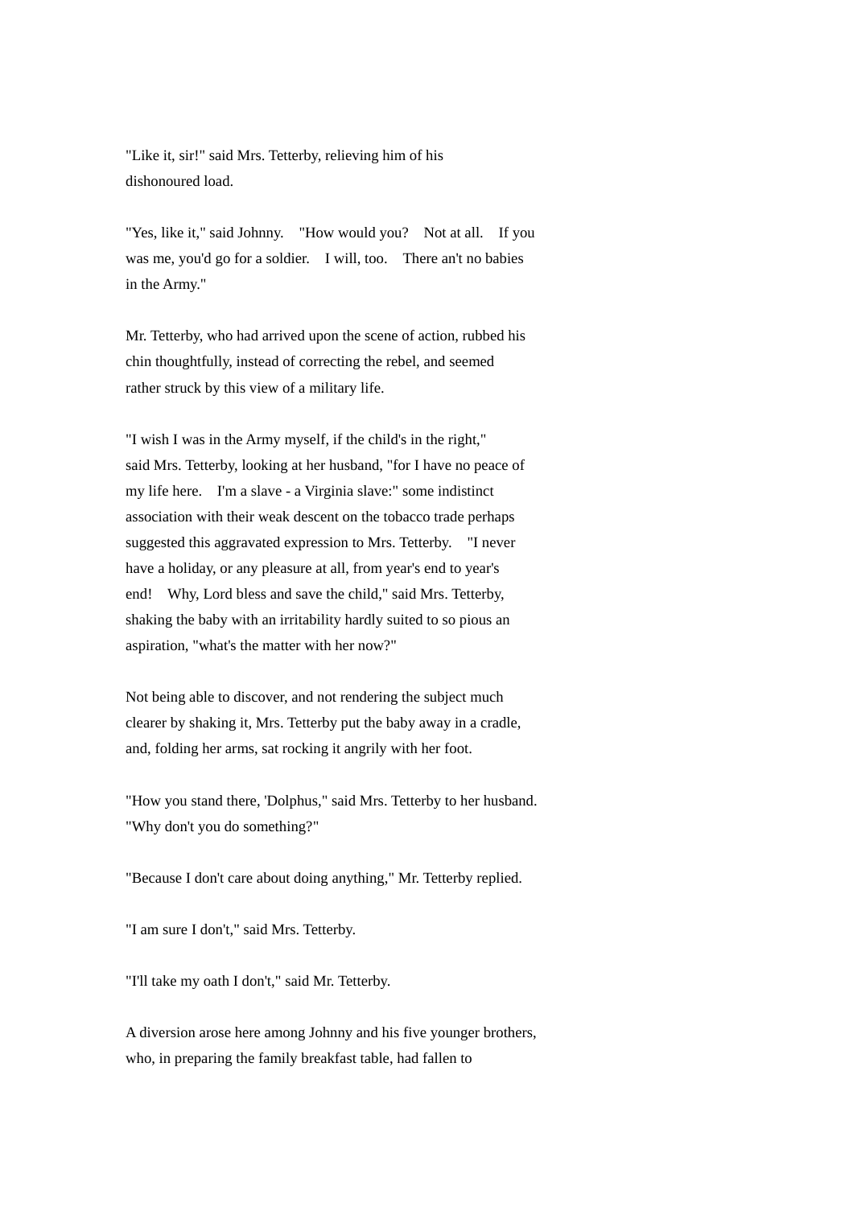"Like it, sir!" said Mrs. Tetterby, relieving him of his dishonoured load.

"Yes, like it," said Johnny. "How would you? Not at all. If you was me, you'd go for a soldier. I will, too. There an't no babies in the Army."

Mr. Tetterby, who had arrived upon the scene of action, rubbed his chin thoughtfully, instead of correcting the rebel, and seemed rather struck by this view of a military life.

"I wish I was in the Army myself, if the child's in the right," said Mrs. Tetterby, looking at her husband, "for I have no peace of my life here. I'm a slave - a Virginia slave:" some indistinct association with their weak descent on the tobacco trade perhaps suggested this aggravated expression to Mrs. Tetterby. "I never have a holiday, or any pleasure at all, from year's end to year's end! Why, Lord bless and save the child," said Mrs. Tetterby, shaking the baby with an irritability hardly suited to so pious an aspiration, "what's the matter with her now?"

Not being able to discover, and not rendering the subject much clearer by shaking it, Mrs. Tetterby put the baby away in a cradle, and, folding her arms, sat rocking it angrily with her foot.

"How you stand there, 'Dolphus," said Mrs. Tetterby to her husband. "Why don't you do something?"

"Because I don't care about doing anything," Mr. Tetterby replied.

"I am sure I don't," said Mrs. Tetterby.

"I'll take my oath I don't," said Mr. Tetterby.

A diversion arose here among Johnny and his five younger brothers, who, in preparing the family breakfast table, had fallen to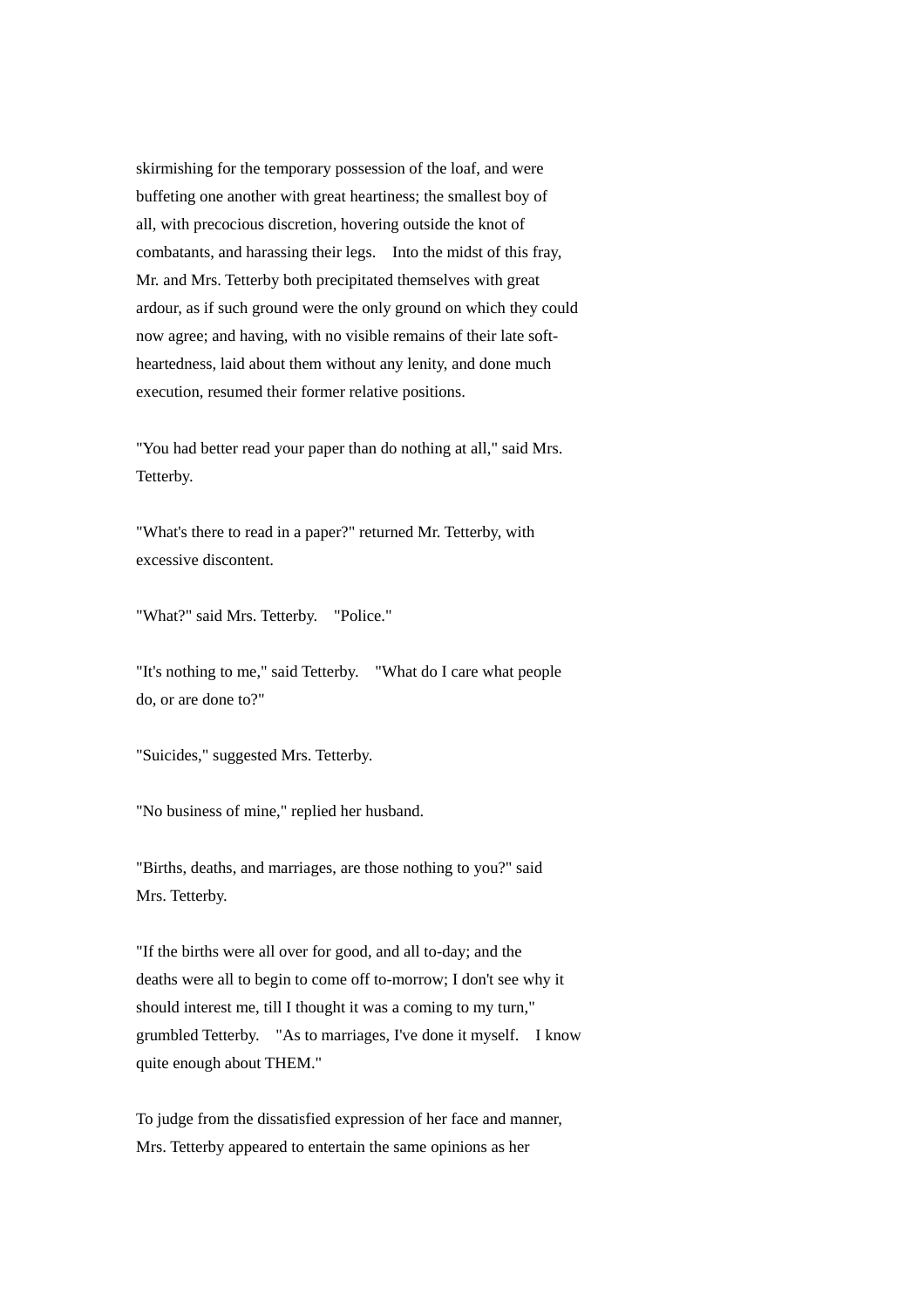skirmishing for the temporary possession of the loaf, and were buffeting one another with great heartiness; the smallest boy of all, with precocious discretion, hovering outside the knot of combatants, and harassing their legs.  Into the midst of this fray, Mr. and Mrs. Tetterby both precipitated themselves with great ardour, as if such ground were the only ground on which they could now agree; and having, with no visible remains of their late soft-heartedness, laid about them without any lenity, and done much execution, resumed their former relative positions.

"You had better read your paper than do nothing at all," said Mrs. Tetterby.

"What's there to read in a paper?" returned Mr. Tetterby, with excessive discontent.

"What?" said Mrs. Tetterby.  "Police."

"It's nothing to me," said Tetterby.  "What do I care what people do, or are done to?"

"Suicides," suggested Mrs. Tetterby.

"No business of mine," replied her husband.

"Births, deaths, and marriages, are those nothing to you?" said Mrs. Tetterby.

"If the births were all over for good, and all to-day; and the deaths were all to begin to come off to-morrow; I don't see why it should interest me, till I thought it was a coming to my turn," grumbled Tetterby.  "As to marriages, I've done it myself.  I know quite enough about THEM."

To judge from the dissatisfied expression of her face and manner, Mrs. Tetterby appeared to entertain the same opinions as her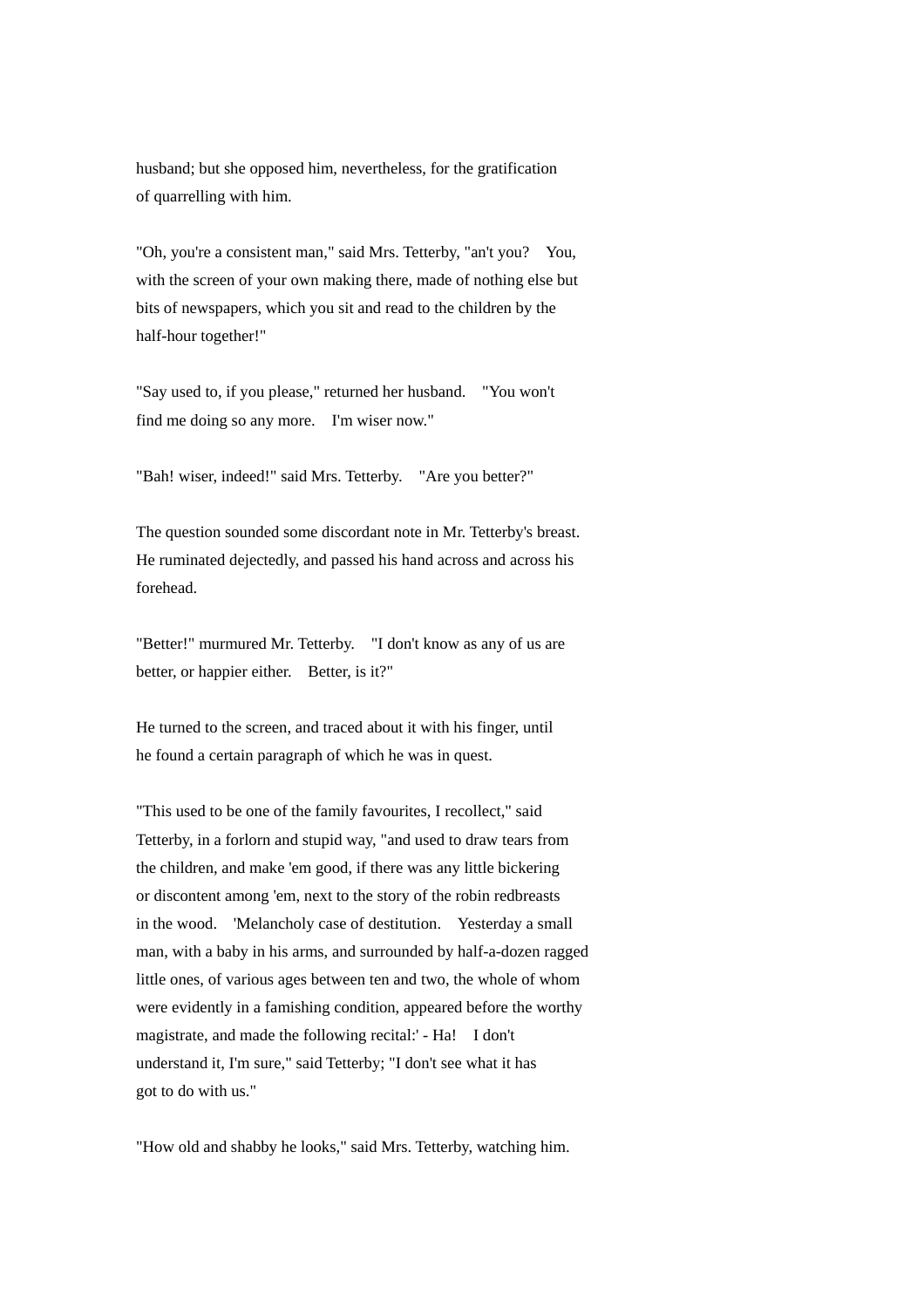husband; but she opposed him, nevertheless, for the gratification of quarrelling with him.

"Oh, you're a consistent man," said Mrs. Tetterby, "an't you? You, with the screen of your own making there, made of nothing else but bits of newspapers, which you sit and read to the children by the half-hour together!"

"Say used to, if you please," returned her husband. "You won't find me doing so any more. I'm wiser now."

"Bah! wiser, indeed!" said Mrs. Tetterby. "Are you better?"

The question sounded some discordant note in Mr. Tetterby's breast. He ruminated dejectedly, and passed his hand across and across his forehead.

"Better!" murmured Mr. Tetterby. "I don't know as any of us are better, or happier either. Better, is it?"

He turned to the screen, and traced about it with his finger, until he found a certain paragraph of which he was in quest.

"This used to be one of the family favourites, I recollect," said Tetterby, in a forlorn and stupid way, "and used to draw tears from the children, and make 'em good, if there was any little bickering or discontent among 'em, next to the story of the robin redbreasts in the wood. 'Melancholy case of destitution. Yesterday a small man, with a baby in his arms, and surrounded by half-a-dozen ragged little ones, of various ages between ten and two, the whole of whom were evidently in a famishing condition, appeared before the worthy magistrate, and made the following recital:' - Ha! I don't understand it, I'm sure," said Tetterby; "I don't see what it has got to do with us."

"How old and shabby he looks," said Mrs. Tetterby, watching him.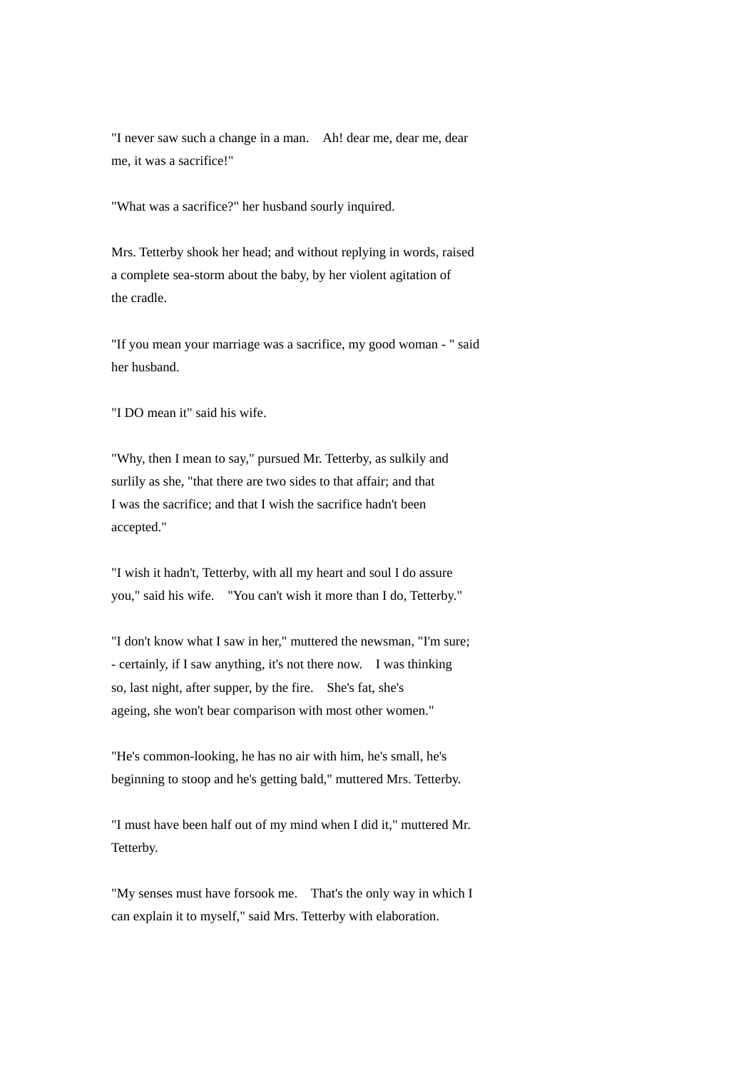"I never saw such a change in a man. Ah! dear me, dear me, dear me, it was a sacrifice!"

"What was a sacrifice?" her husband sourly inquired.

Mrs. Tetterby shook her head; and without replying in words, raised a complete sea-storm about the baby, by her violent agitation of the cradle.

"If you mean your marriage was a sacrifice, my good woman - " said her husband.

"I DO mean it" said his wife.

"Why, then I mean to say," pursued Mr. Tetterby, as sulkily and surlily as she, "that there are two sides to that affair; and that I was the sacrifice; and that I wish the sacrifice hadn't been accepted."

"I wish it hadn't, Tetterby, with all my heart and soul I do assure you," said his wife. "You can't wish it more than I do, Tetterby."

"I don't know what I saw in her," muttered the newsman, "I'm sure; - certainly, if I saw anything, it's not there now. I was thinking so, last night, after supper, by the fire. She's fat, she's ageing, she won't bear comparison with most other women."

"He's common-looking, he has no air with him, he's small, he's beginning to stoop and he's getting bald," muttered Mrs. Tetterby.

"I must have been half out of my mind when I did it," muttered Mr. Tetterby.

"My senses must have forsook me. That's the only way in which I can explain it to myself," said Mrs. Tetterby with elaboration.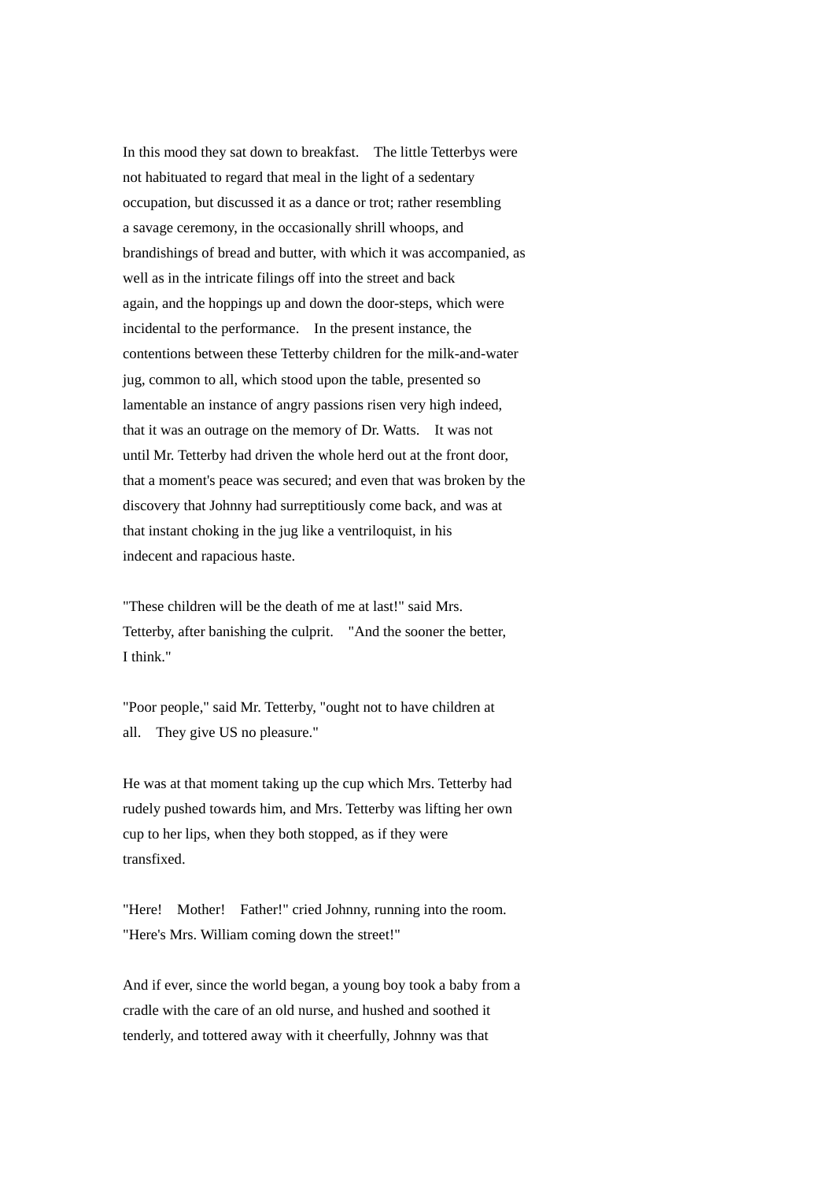In this mood they sat down to breakfast. The little Tetterbys were not habituated to regard that meal in the light of a sedentary occupation, but discussed it as a dance or trot; rather resembling a savage ceremony, in the occasionally shrill whoops, and brandishings of bread and butter, with which it was accompanied, as well as in the intricate filings off into the street and back again, and the hoppings up and down the door-steps, which were incidental to the performance. In the present instance, the contentions between these Tetterby children for the milk-and-water jug, common to all, which stood upon the table, presented so lamentable an instance of angry passions risen very high indeed, that it was an outrage on the memory of Dr. Watts. It was not until Mr. Tetterby had driven the whole herd out at the front door, that a moment's peace was secured; and even that was broken by the discovery that Johnny had surreptitiously come back, and was at that instant choking in the jug like a ventriloquist, in his indecent and rapacious haste.

"These children will be the death of me at last!" said Mrs. Tetterby, after banishing the culprit. "And the sooner the better, I think."

"Poor people," said Mr. Tetterby, "ought not to have children at all. They give US no pleasure."

He was at that moment taking up the cup which Mrs. Tetterby had rudely pushed towards him, and Mrs. Tetterby was lifting her own cup to her lips, when they both stopped, as if they were transfixed.

"Here! Mother! Father!" cried Johnny, running into the room. "Here's Mrs. William coming down the street!"

And if ever, since the world began, a young boy took a baby from a cradle with the care of an old nurse, and hushed and soothed it tenderly, and tottered away with it cheerfully, Johnny was that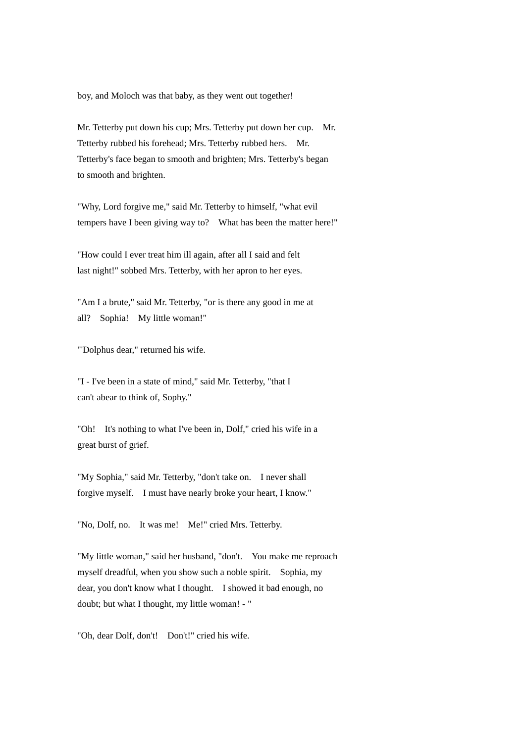boy, and Moloch was that baby, as they went out together!

Mr. Tetterby put down his cup; Mrs. Tetterby put down her cup. Mr. Tetterby rubbed his forehead; Mrs. Tetterby rubbed hers. Mr. Tetterby's face began to smooth and brighten; Mrs. Tetterby's began to smooth and brighten.

"Why, Lord forgive me," said Mr. Tetterby to himself, "what evil tempers have I been giving way to? What has been the matter here!"

"How could I ever treat him ill again, after all I said and felt last night!" sobbed Mrs. Tetterby, with her apron to her eyes.

"Am I a brute," said Mr. Tetterby, "or is there any good in me at all? Sophia! My little woman!"

"'Dolphus dear," returned his wife.

"I - I've been in a state of mind," said Mr. Tetterby, "that I can't abear to think of, Sophy."

"Oh! It's nothing to what I've been in, Dolf," cried his wife in a great burst of grief.

"My Sophia," said Mr. Tetterby, "don't take on. I never shall forgive myself. I must have nearly broke your heart, I know."

"No, Dolf, no. It was me! Me!" cried Mrs. Tetterby.

"My little woman," said her husband, "don't. You make me reproach myself dreadful, when you show such a noble spirit. Sophia, my dear, you don't know what I thought. I showed it bad enough, no doubt; but what I thought, my little woman! - "

"Oh, dear Dolf, don't! Don't!" cried his wife.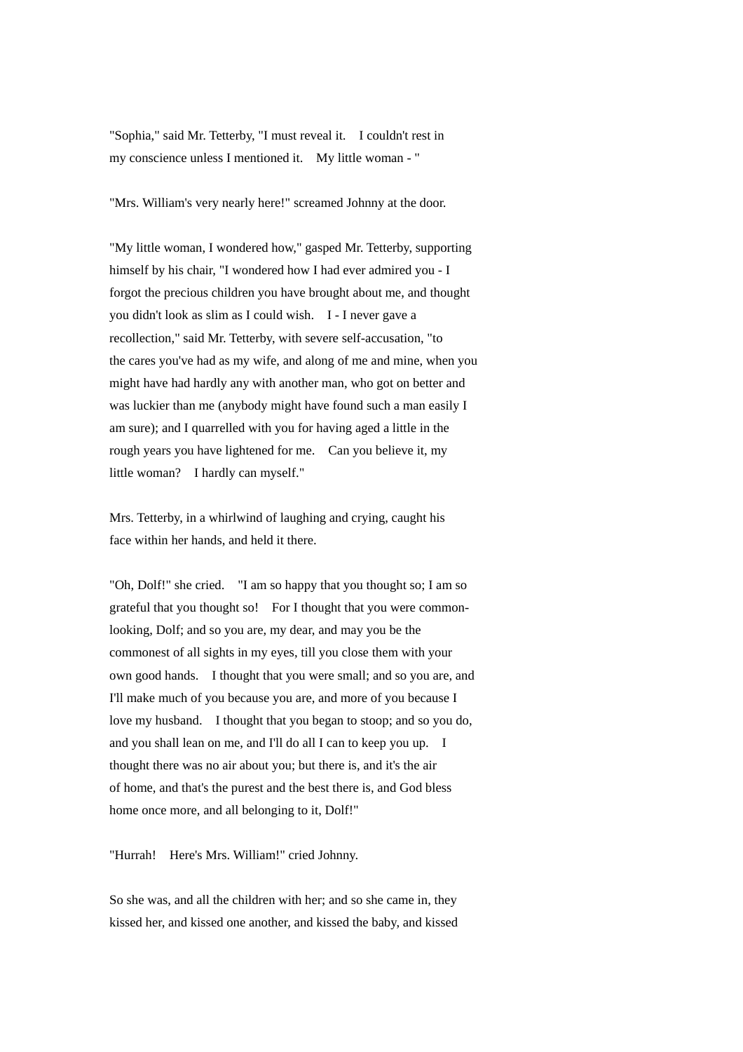"Sophia," said Mr. Tetterby, "I must reveal it. I couldn't rest in my conscience unless I mentioned it. My little woman - "

"Mrs. William's very nearly here!" screamed Johnny at the door.

"My little woman, I wondered how," gasped Mr. Tetterby, supporting himself by his chair, "I wondered how I had ever admired you - I forgot the precious children you have brought about me, and thought you didn't look as slim as I could wish. I - I never gave a recollection," said Mr. Tetterby, with severe self-accusation, "to the cares you've had as my wife, and along of me and mine, when you might have had hardly any with another man, who got on better and was luckier than me (anybody might have found such a man easily I am sure); and I quarrelled with you for having aged a little in the rough years you have lightened for me. Can you believe it, my little woman? I hardly can myself."

Mrs. Tetterby, in a whirlwind of laughing and crying, caught his face within her hands, and held it there.

"Oh, Dolf!" she cried. "I am so happy that you thought so; I am so grateful that you thought so! For I thought that you were common-looking, Dolf; and so you are, my dear, and may you be the commonest of all sights in my eyes, till you close them with your own good hands. I thought that you were small; and so you are, and I'll make much of you because you are, and more of you because I love my husband. I thought that you began to stoop; and so you do, and you shall lean on me, and I'll do all I can to keep you up. I thought there was no air about you; but there is, and it's the air of home, and that's the purest and the best there is, and God bless home once more, and all belonging to it, Dolf!"

"Hurrah! Here's Mrs. William!" cried Johnny.

So she was, and all the children with her; and so she came in, they kissed her, and kissed one another, and kissed the baby, and kissed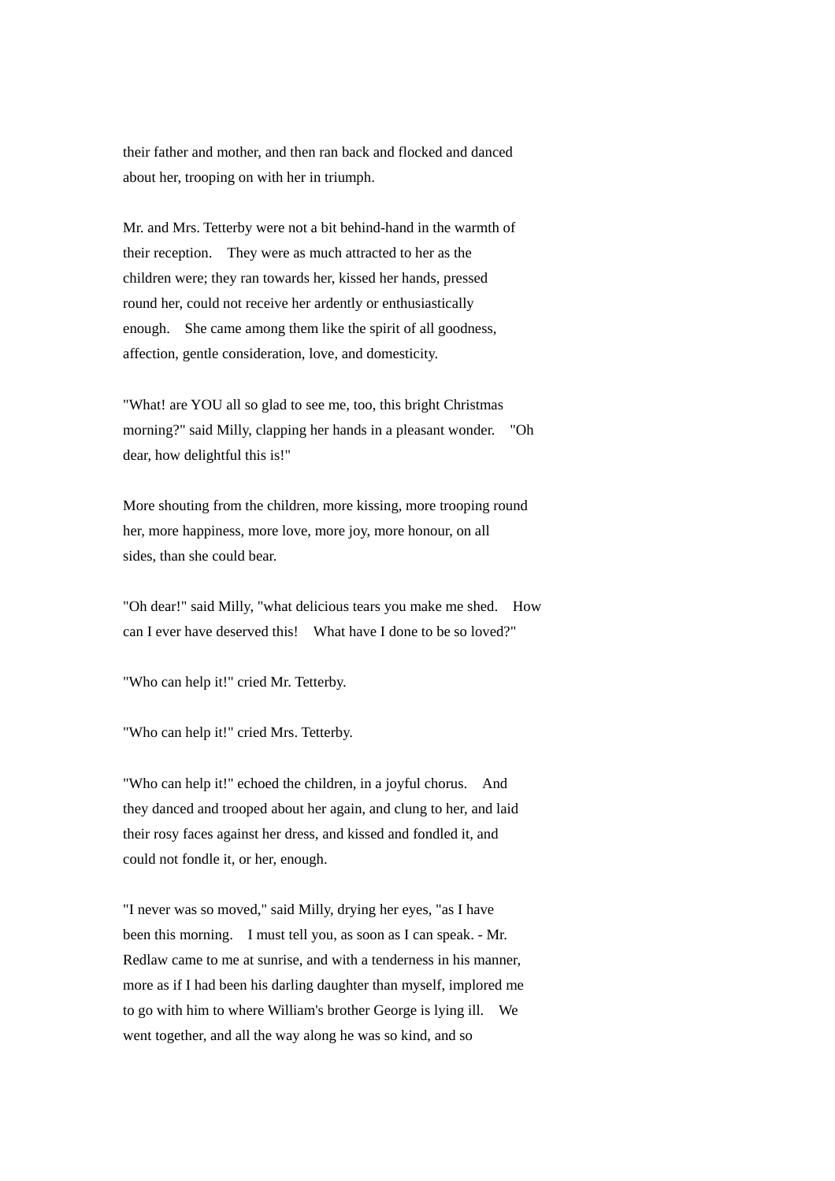their father and mother, and then ran back and flocked and danced about her, trooping on with her in triumph.

Mr. and Mrs. Tetterby were not a bit behind-hand in the warmth of their reception. They were as much attracted to her as the children were; they ran towards her, kissed her hands, pressed round her, could not receive her ardently or enthusiastically enough. She came among them like the spirit of all goodness, affection, gentle consideration, love, and domesticity.

"What! are YOU all so glad to see me, too, this bright Christmas morning?" said Milly, clapping her hands in a pleasant wonder. "Oh dear, how delightful this is!"

More shouting from the children, more kissing, more trooping round her, more happiness, more love, more joy, more honour, on all sides, than she could bear.

"Oh dear!" said Milly, "what delicious tears you make me shed. How can I ever have deserved this! What have I done to be so loved?"

"Who can help it!" cried Mr. Tetterby.

"Who can help it!" cried Mrs. Tetterby.

"Who can help it!" echoed the children, in a joyful chorus. And they danced and trooped about her again, and clung to her, and laid their rosy faces against her dress, and kissed and fondled it, and could not fondle it, or her, enough.

"I never was so moved," said Milly, drying her eyes, "as I have been this morning. I must tell you, as soon as I can speak. - Mr. Redlaw came to me at sunrise, and with a tenderness in his manner, more as if I had been his darling daughter than myself, implored me to go with him to where William's brother George is lying ill. We went together, and all the way along he was so kind, and so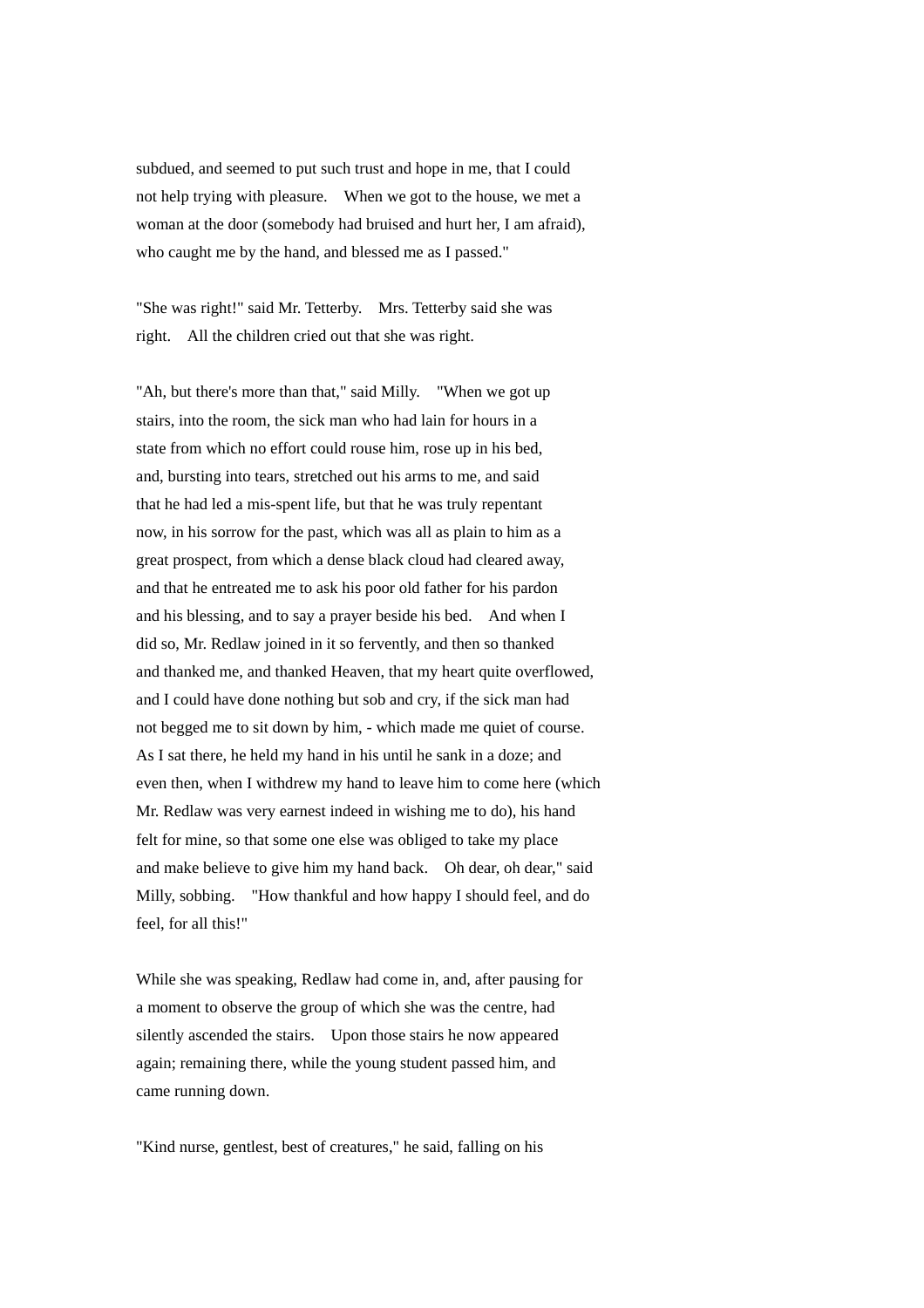subdued, and seemed to put such trust and hope in me, that I could not help trying with pleasure. When we got to the house, we met a woman at the door (somebody had bruised and hurt her, I am afraid), who caught me by the hand, and blessed me as I passed."

"She was right!" said Mr. Tetterby. Mrs. Tetterby said she was right. All the children cried out that she was right.

"Ah, but there's more than that," said Milly. "When we got up stairs, into the room, the sick man who had lain for hours in a state from which no effort could rouse him, rose up in his bed, and, bursting into tears, stretched out his arms to me, and said that he had led a mis-spent life, but that he was truly repentant now, in his sorrow for the past, which was all as plain to him as a great prospect, from which a dense black cloud had cleared away, and that he entreated me to ask his poor old father for his pardon and his blessing, and to say a prayer beside his bed. And when I did so, Mr. Redlaw joined in it so fervently, and then so thanked and thanked me, and thanked Heaven, that my heart quite overflowed, and I could have done nothing but sob and cry, if the sick man had not begged me to sit down by him, - which made me quiet of course. As I sat there, he held my hand in his until he sank in a doze; and even then, when I withdrew my hand to leave him to come here (which Mr. Redlaw was very earnest indeed in wishing me to do), his hand felt for mine, so that some one else was obliged to take my place and make believe to give him my hand back. Oh dear, oh dear," said Milly, sobbing. "How thankful and how happy I should feel, and do feel, for all this!"

While she was speaking, Redlaw had come in, and, after pausing for a moment to observe the group of which she was the centre, had silently ascended the stairs. Upon those stairs he now appeared again; remaining there, while the young student passed him, and came running down.

"Kind nurse, gentlest, best of creatures," he said, falling on his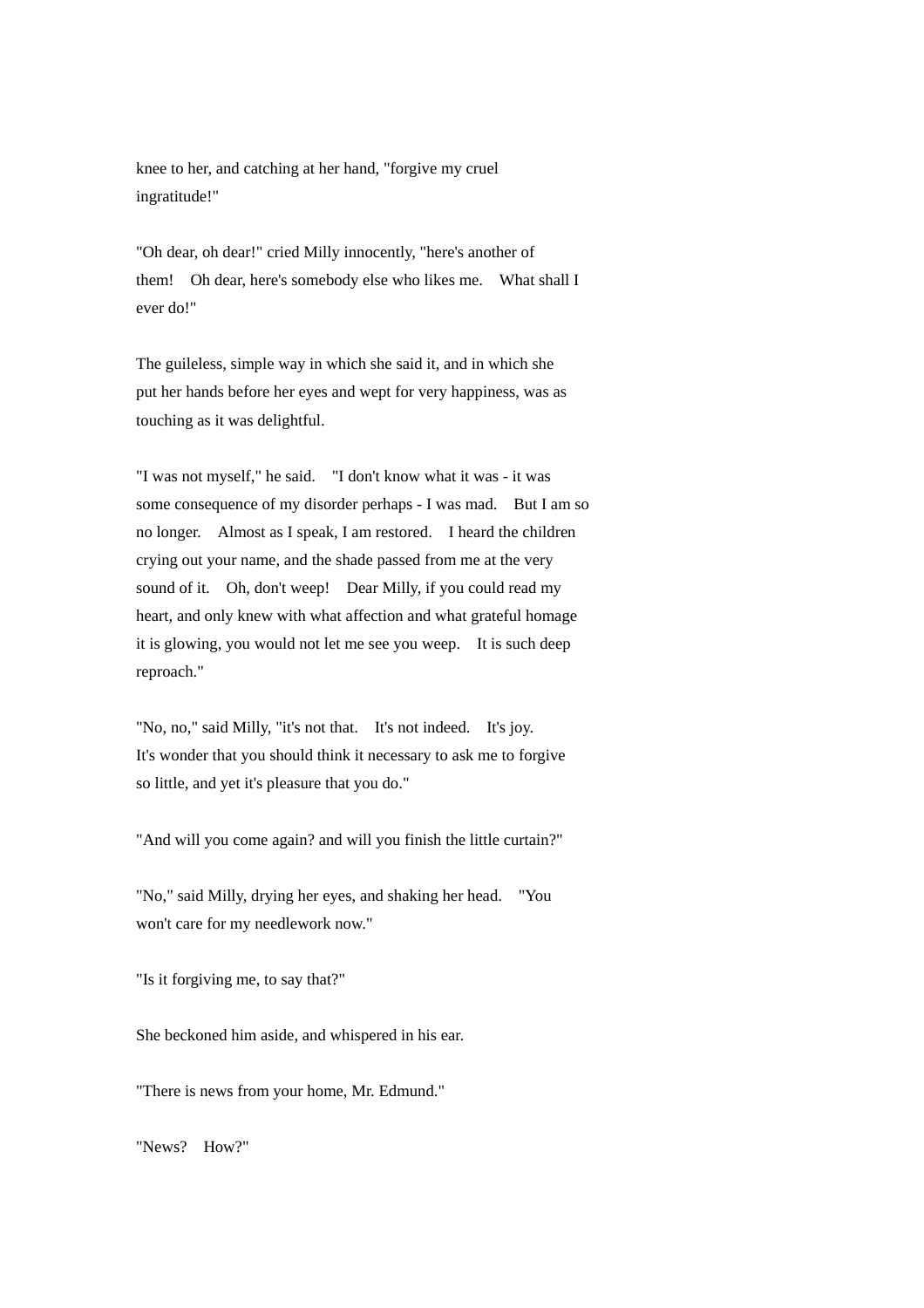knee to her, and catching at her hand, "forgive my cruel ingratitude!"

"Oh dear, oh dear!" cried Milly innocently, "here's another of them! Oh dear, here's somebody else who likes me. What shall I ever do!"

The guileless, simple way in which she said it, and in which she put her hands before her eyes and wept for very happiness, was as touching as it was delightful.

"I was not myself," he said. "I don't know what it was - it was some consequence of my disorder perhaps - I was mad. But I am so no longer. Almost as I speak, I am restored. I heard the children crying out your name, and the shade passed from me at the very sound of it. Oh, don't weep! Dear Milly, if you could read my heart, and only knew with what affection and what grateful homage it is glowing, you would not let me see you weep. It is such deep reproach."

"No, no," said Milly, "it's not that. It's not indeed. It's joy. It's wonder that you should think it necessary to ask me to forgive so little, and yet it's pleasure that you do."

"And will you come again? and will you finish the little curtain?"

"No," said Milly, drying her eyes, and shaking her head. "You won't care for my needlework now."

"Is it forgiving me, to say that?"

She beckoned him aside, and whispered in his ear.

"There is news from your home, Mr. Edmund."

"News? How?"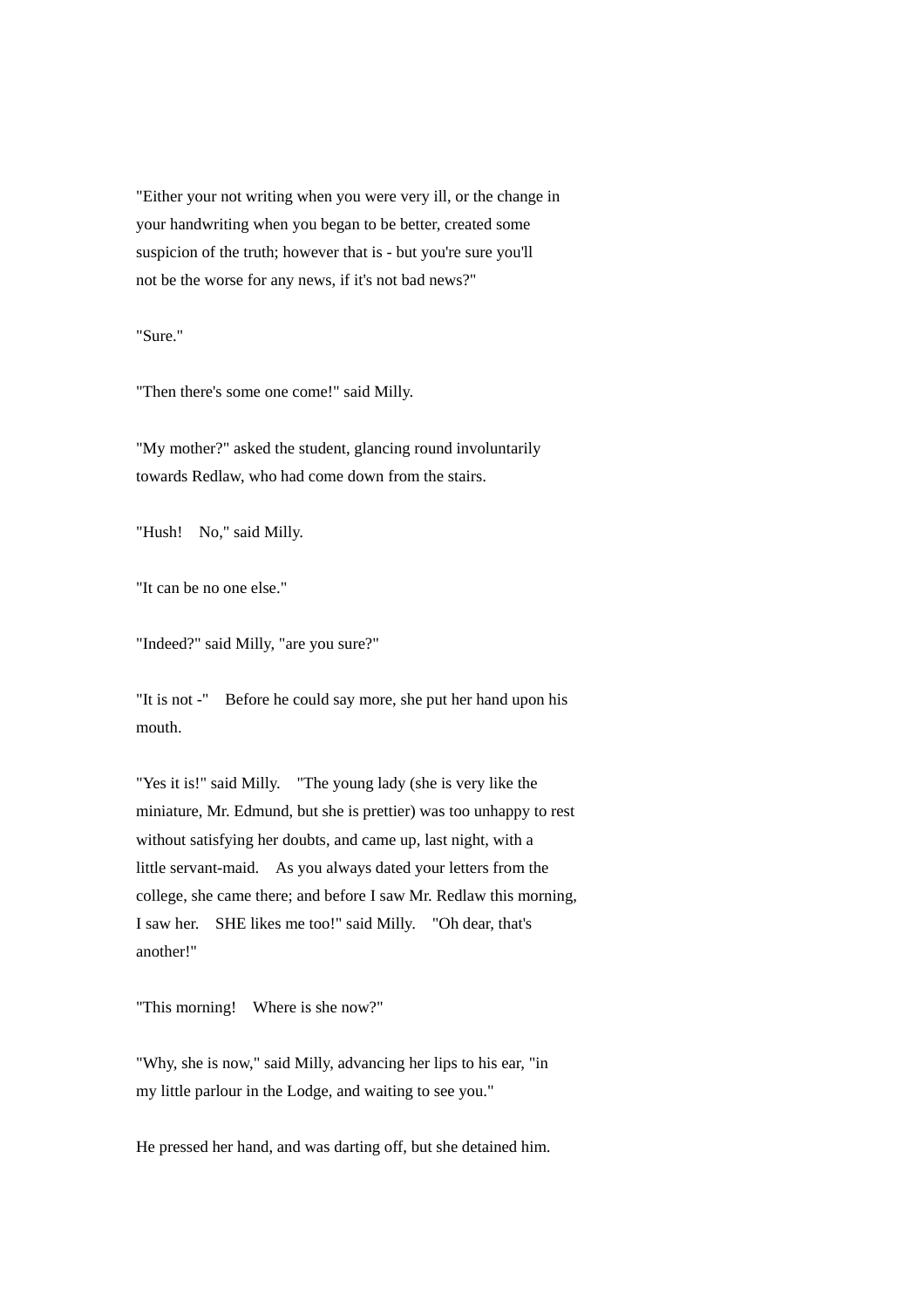"Either your not writing when you were very ill, or the change in your handwriting when you began to be better, created some suspicion of the truth; however that is - but you're sure you'll not be the worse for any news, if it's not bad news?"

"Sure."

"Then there's some one come!" said Milly.

"My mother?" asked the student, glancing round involuntarily towards Redlaw, who had come down from the stairs.

"Hush! No," said Milly.

"It can be no one else."

"Indeed?" said Milly, "are you sure?"

"It is not -" Before he could say more, she put her hand upon his mouth.

"Yes it is!" said Milly. "The young lady (she is very like the miniature, Mr. Edmund, but she is prettier) was too unhappy to rest without satisfying her doubts, and came up, last night, with a little servant-maid. As you always dated your letters from the college, she came there; and before I saw Mr. Redlaw this morning, I saw her. SHE likes me too!" said Milly. "Oh dear, that's another!"

"This morning! Where is she now?"

"Why, she is now," said Milly, advancing her lips to his ear, "in my little parlour in the Lodge, and waiting to see you."

He pressed her hand, and was darting off, but she detained him.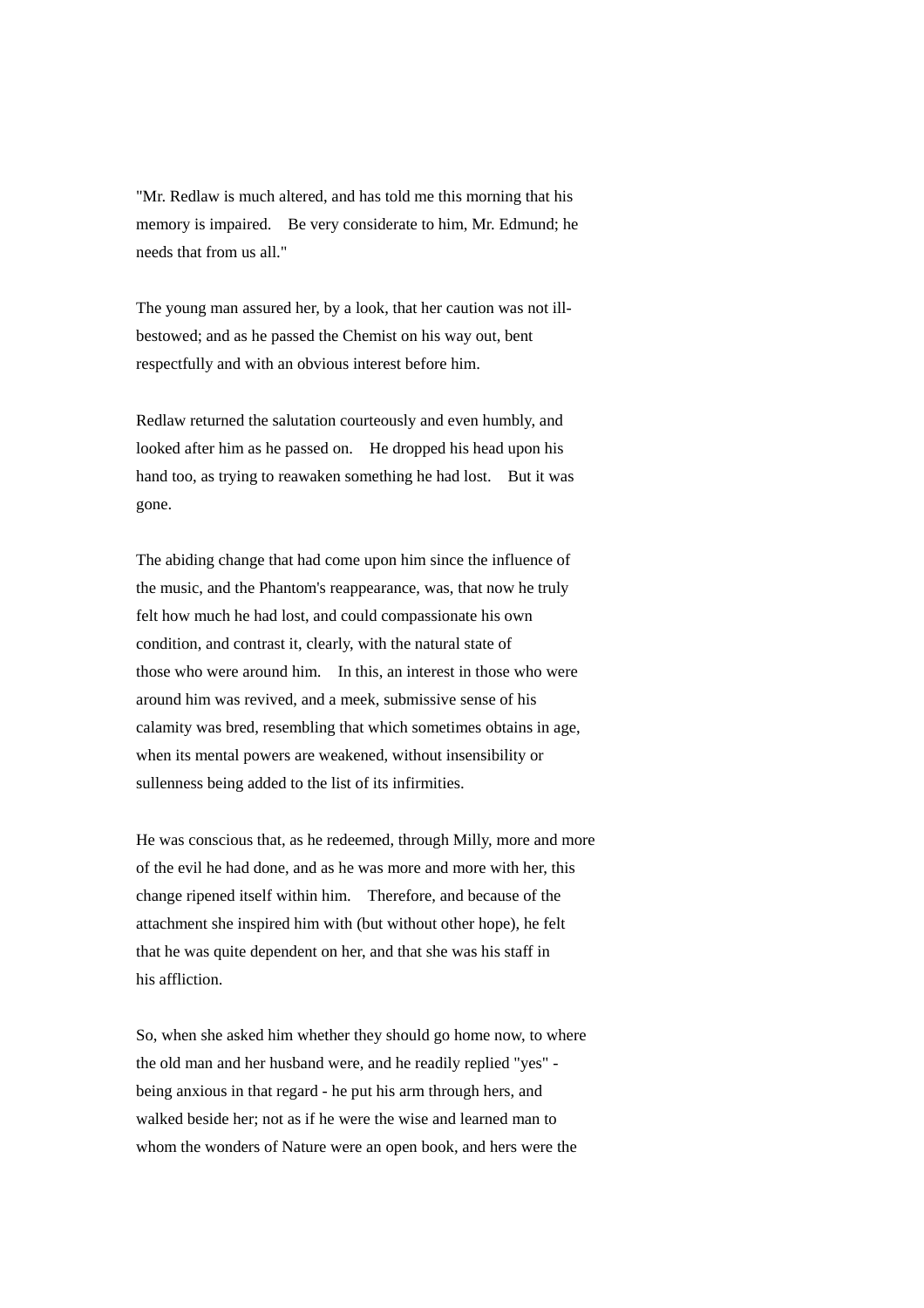"Mr. Redlaw is much altered, and has told me this morning that his memory is impaired. Be very considerate to him, Mr. Edmund; he needs that from us all."

The young man assured her, by a look, that her caution was not ill-bestowed; and as he passed the Chemist on his way out, bent respectfully and with an obvious interest before him.

Redlaw returned the salutation courteously and even humbly, and looked after him as he passed on. He dropped his head upon his hand too, as trying to reawaken something he had lost. But it was gone.

The abiding change that had come upon him since the influence of the music, and the Phantom's reappearance, was, that now he truly felt how much he had lost, and could compassionate his own condition, and contrast it, clearly, with the natural state of those who were around him. In this, an interest in those who were around him was revived, and a meek, submissive sense of his calamity was bred, resembling that which sometimes obtains in age, when its mental powers are weakened, without insensibility or sullenness being added to the list of its infirmities.

He was conscious that, as he redeemed, through Milly, more and more of the evil he had done, and as he was more and more with her, this change ripened itself within him. Therefore, and because of the attachment she inspired him with (but without other hope), he felt that he was quite dependent on her, and that she was his staff in his affliction.

So, when she asked him whether they should go home now, to where the old man and her husband were, and he readily replied "yes" - being anxious in that regard - he put his arm through hers, and walked beside her; not as if he were the wise and learned man to whom the wonders of Nature were an open book, and hers were the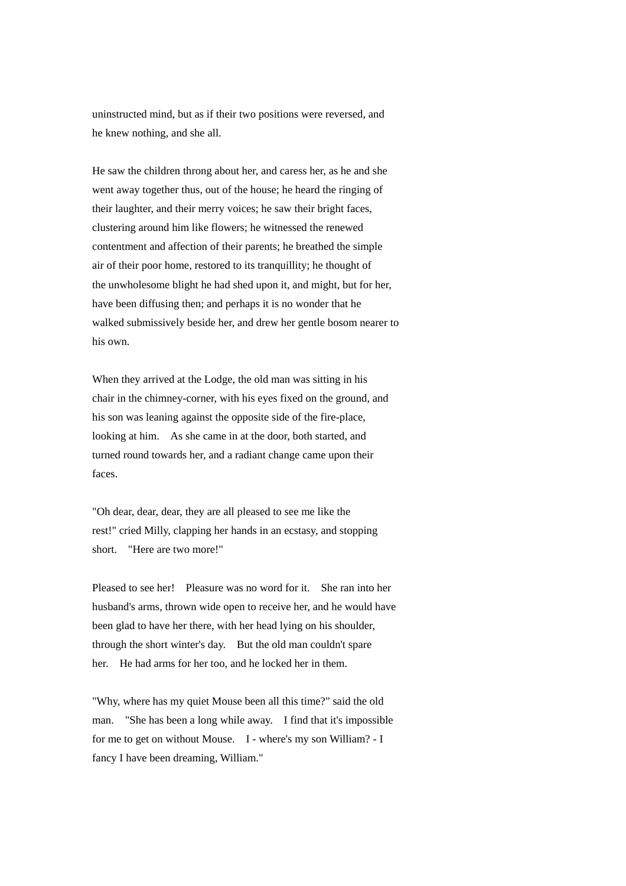uninstructed mind, but as if their two positions were reversed, and he knew nothing, and she all.

He saw the children throng about her, and caress her, as he and she went away together thus, out of the house; he heard the ringing of their laughter, and their merry voices; he saw their bright faces, clustering around him like flowers; he witnessed the renewed contentment and affection of their parents; he breathed the simple air of their poor home, restored to its tranquillity; he thought of the unwholesome blight he had shed upon it, and might, but for her, have been diffusing then; and perhaps it is no wonder that he walked submissively beside her, and drew her gentle bosom nearer to his own.

When they arrived at the Lodge, the old man was sitting in his chair in the chimney-corner, with his eyes fixed on the ground, and his son was leaning against the opposite side of the fire-place, looking at him. As she came in at the door, both started, and turned round towards her, and a radiant change came upon their faces.

"Oh dear, dear, dear, they are all pleased to see me like the rest!" cried Milly, clapping her hands in an ecstasy, and stopping short. "Here are two more!"

Pleased to see her! Pleasure was no word for it. She ran into her husband's arms, thrown wide open to receive her, and he would have been glad to have her there, with her head lying on his shoulder, through the short winter's day. But the old man couldn't spare her. He had arms for her too, and he locked her in them.

"Why, where has my quiet Mouse been all this time?" said the old man. "She has been a long while away. I find that it's impossible for me to get on without Mouse. I - where's my son William? - I fancy I have been dreaming, William."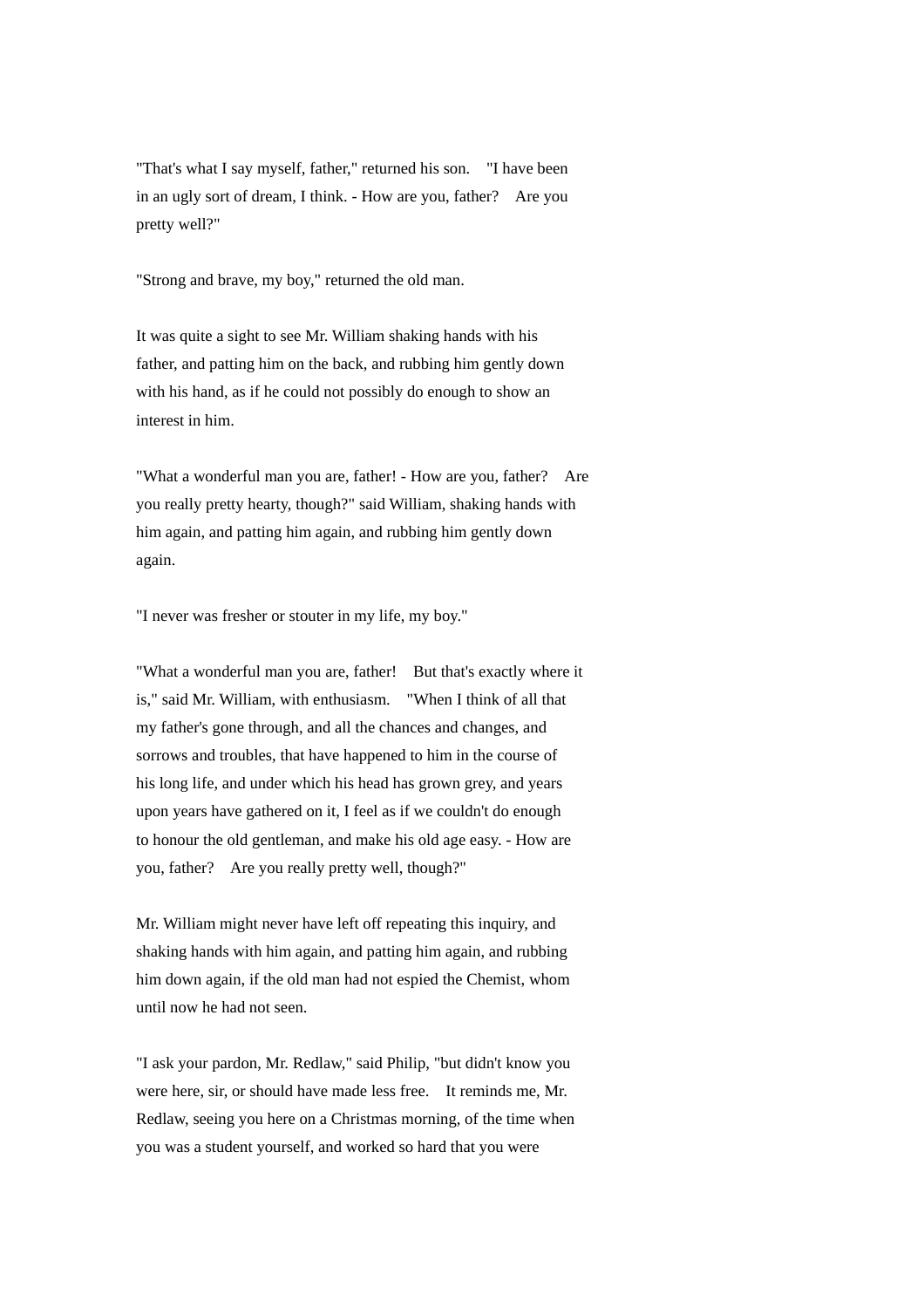"That's what I say myself, father," returned his son. "I have been in an ugly sort of dream, I think. - How are you, father? Are you pretty well?"

"Strong and brave, my boy," returned the old man.

It was quite a sight to see Mr. William shaking hands with his father, and patting him on the back, and rubbing him gently down with his hand, as if he could not possibly do enough to show an interest in him.

"What a wonderful man you are, father! - How are you, father? Are you really pretty hearty, though?" said William, shaking hands with him again, and patting him again, and rubbing him gently down again.

"I never was fresher or stouter in my life, my boy."

"What a wonderful man you are, father! But that's exactly where it is," said Mr. William, with enthusiasm. "When I think of all that my father's gone through, and all the chances and changes, and sorrows and troubles, that have happened to him in the course of his long life, and under which his head has grown grey, and years upon years have gathered on it, I feel as if we couldn't do enough to honour the old gentleman, and make his old age easy. - How are you, father? Are you really pretty well, though?"

Mr. William might never have left off repeating this inquiry, and shaking hands with him again, and patting him again, and rubbing him down again, if the old man had not espied the Chemist, whom until now he had not seen.

"I ask your pardon, Mr. Redlaw," said Philip, "but didn't know you were here, sir, or should have made less free. It reminds me, Mr. Redlaw, seeing you here on a Christmas morning, of the time when you was a student yourself, and worked so hard that you were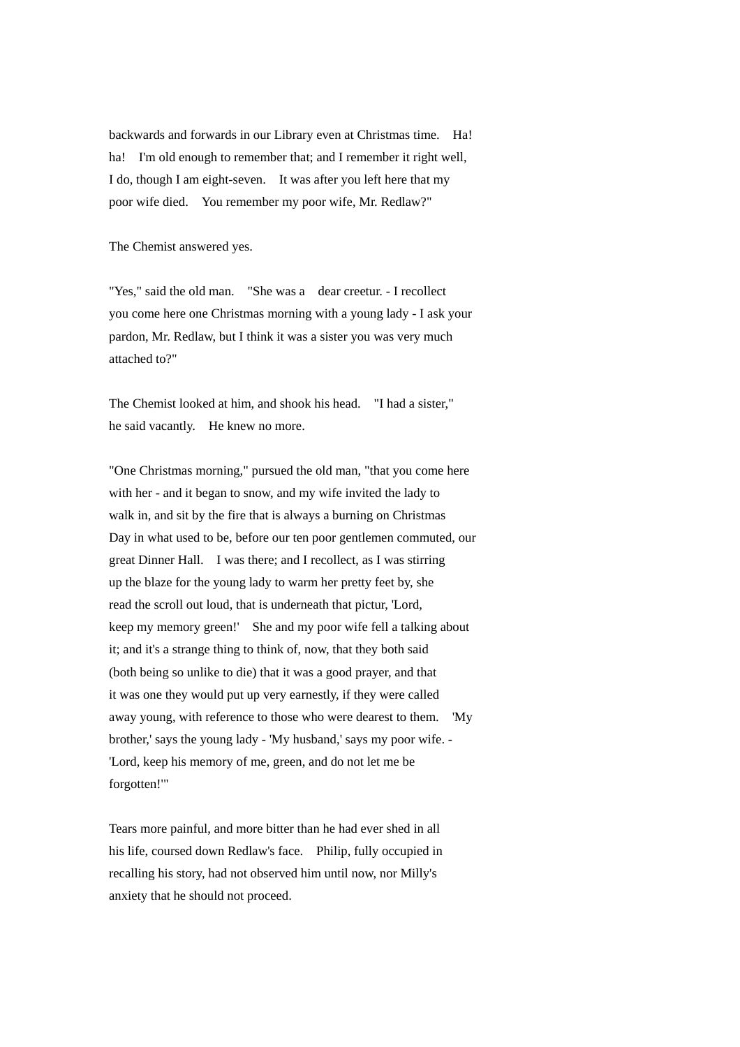backwards and forwards in our Library even at Christmas time. Ha! ha! I'm old enough to remember that; and I remember it right well, I do, though I am eight-seven. It was after you left here that my poor wife died. You remember my poor wife, Mr. Redlaw?"

The Chemist answered yes.

"Yes," said the old man. "She was a dear creetur. - I recollect you come here one Christmas morning with a young lady - I ask your pardon, Mr. Redlaw, but I think it was a sister you was very much attached to?"

The Chemist looked at him, and shook his head. "I had a sister," he said vacantly. He knew no more.

"One Christmas morning," pursued the old man, "that you come here with her - and it began to snow, and my wife invited the lady to walk in, and sit by the fire that is always a burning on Christmas Day in what used to be, before our ten poor gentlemen commuted, our great Dinner Hall. I was there; and I recollect, as I was stirring up the blaze for the young lady to warm her pretty feet by, she read the scroll out loud, that is underneath that pictur, 'Lord, keep my memory green!' She and my poor wife fell a talking about it; and it's a strange thing to think of, now, that they both said (both being so unlike to die) that it was a good prayer, and that it was one they would put up very earnestly, if they were called away young, with reference to those who were dearest to them. 'My brother,' says the young lady - 'My husband,' says my poor wife. - 'Lord, keep his memory of me, green, and do not let me be forgotten!'"

Tears more painful, and more bitter than he had ever shed in all his life, coursed down Redlaw's face. Philip, fully occupied in recalling his story, had not observed him until now, nor Milly's anxiety that he should not proceed.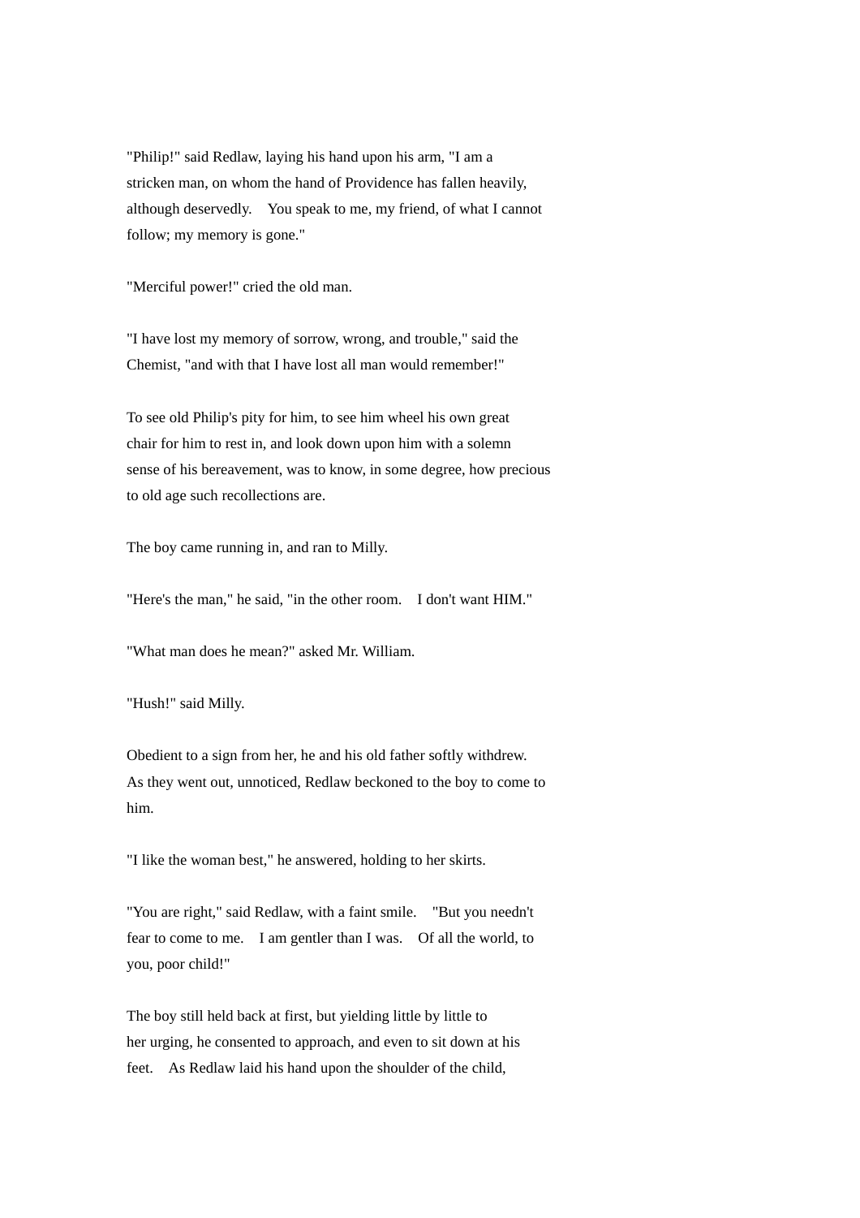"Philip!" said Redlaw, laying his hand upon his arm, "I am a stricken man, on whom the hand of Providence has fallen heavily, although deservedly.  You speak to me, my friend, of what I cannot follow; my memory is gone."

"Merciful power!" cried the old man.

"I have lost my memory of sorrow, wrong, and trouble," said the Chemist, "and with that I have lost all man would remember!"

To see old Philip's pity for him, to see him wheel his own great chair for him to rest in, and look down upon him with a solemn sense of his bereavement, was to know, in some degree, how precious to old age such recollections are.

The boy came running in, and ran to Milly.

"Here's the man," he said, "in the other room.  I don't want HIM."

"What man does he mean?" asked Mr. William.

"Hush!" said Milly.

Obedient to a sign from her, he and his old father softly withdrew. As they went out, unnoticed, Redlaw beckoned to the boy to come to him.

"I like the woman best," he answered, holding to her skirts.

"You are right," said Redlaw, with a faint smile.  "But you needn't fear to come to me.  I am gentler than I was.  Of all the world, to you, poor child!"

The boy still held back at first, but yielding little by little to her urging, he consented to approach, and even to sit down at his feet.  As Redlaw laid his hand upon the shoulder of the child,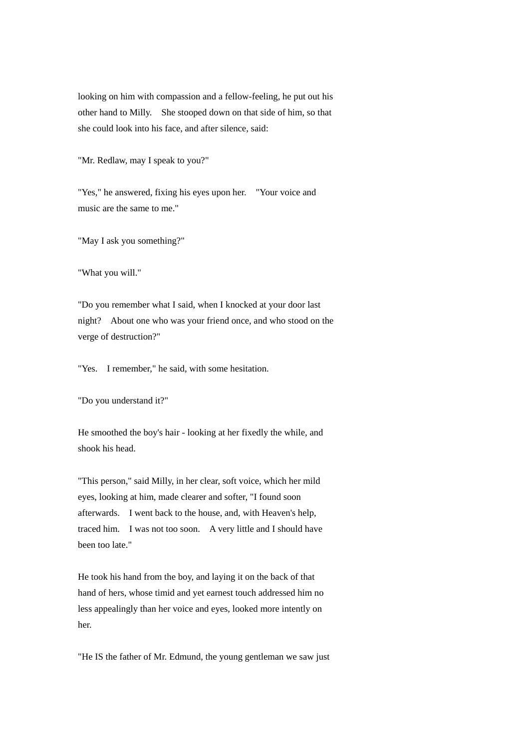looking on him with compassion and a fellow-feeling, he put out his other hand to Milly. She stooped down on that side of him, so that she could look into his face, and after silence, said:

"Mr. Redlaw, may I speak to you?"

"Yes," he answered, fixing his eyes upon her. "Your voice and music are the same to me."

"May I ask you something?"

"What you will."

"Do you remember what I said, when I knocked at your door last night? About one who was your friend once, and who stood on the verge of destruction?"

"Yes. I remember," he said, with some hesitation.

"Do you understand it?"

He smoothed the boy's hair - looking at her fixedly the while, and shook his head.

"This person," said Milly, in her clear, soft voice, which her mild eyes, looking at him, made clearer and softer, "I found soon afterwards. I went back to the house, and, with Heaven's help, traced him. I was not too soon. A very little and I should have been too late."

He took his hand from the boy, and laying it on the back of that hand of hers, whose timid and yet earnest touch addressed him no less appealingly than her voice and eyes, looked more intently on her.

"He IS the father of Mr. Edmund, the young gentleman we saw just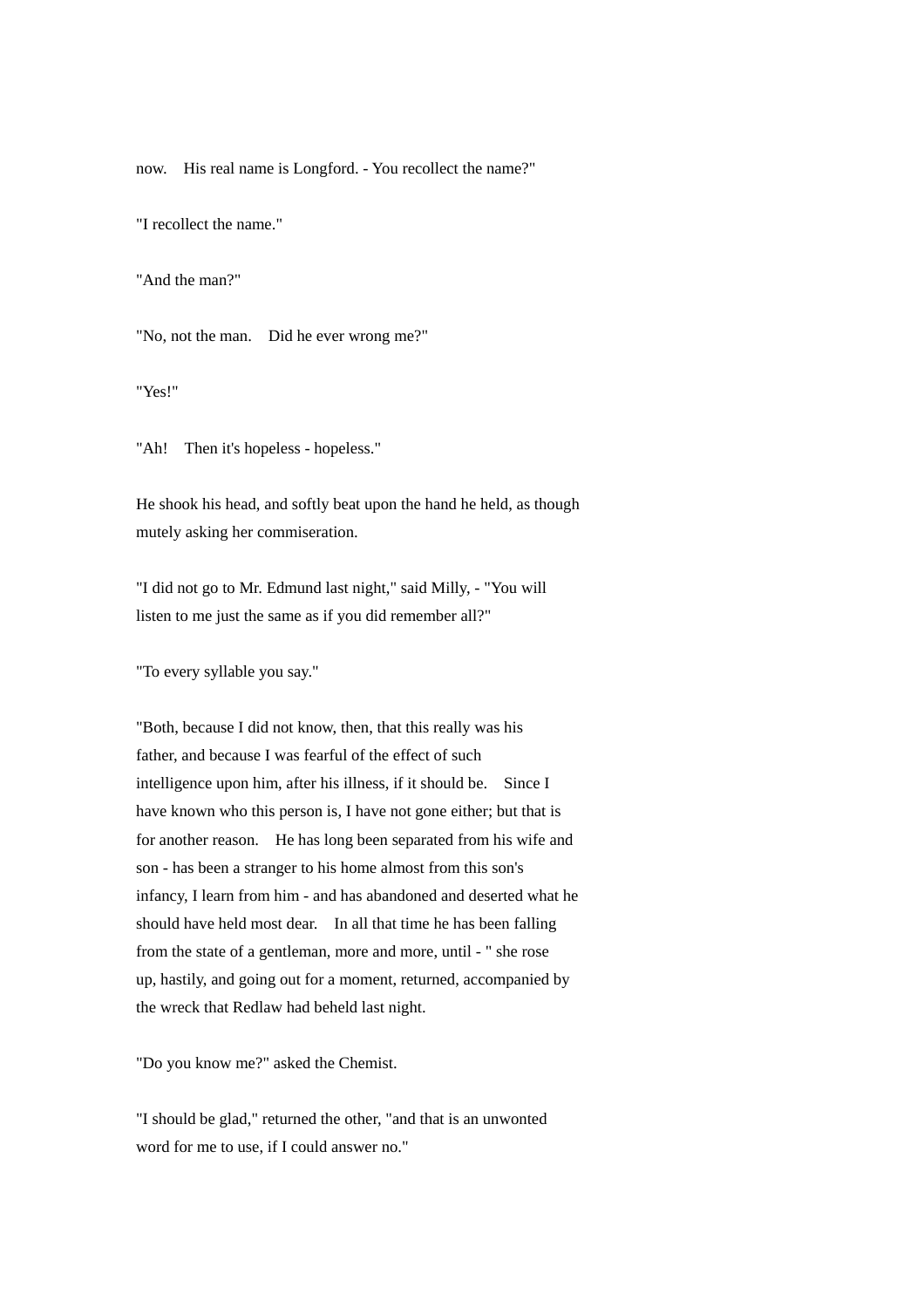now.  His real name is Longford. - You recollect the name?"

"I recollect the name."

"And the man?"

"No, not the man.  Did he ever wrong me?"

"Yes!"

"Ah!  Then it's hopeless - hopeless."

He shook his head, and softly beat upon the hand he held, as though mutely asking her commiseration.

"I did not go to Mr. Edmund last night," said Milly, - "You will listen to me just the same as if you did remember all?"

"To every syllable you say."

"Both, because I did not know, then, that this really was his father, and because I was fearful of the effect of such intelligence upon him, after his illness, if it should be.  Since I have known who this person is, I have not gone either; but that is for another reason.  He has long been separated from his wife and son - has been a stranger to his home almost from this son's infancy, I learn from him - and has abandoned and deserted what he should have held most dear.  In all that time he has been falling from the state of a gentleman, more and more, until - " she rose up, hastily, and going out for a moment, returned, accompanied by the wreck that Redlaw had beheld last night.

"Do you know me?" asked the Chemist.

"I should be glad," returned the other, "and that is an unwonted word for me to use, if I could answer no."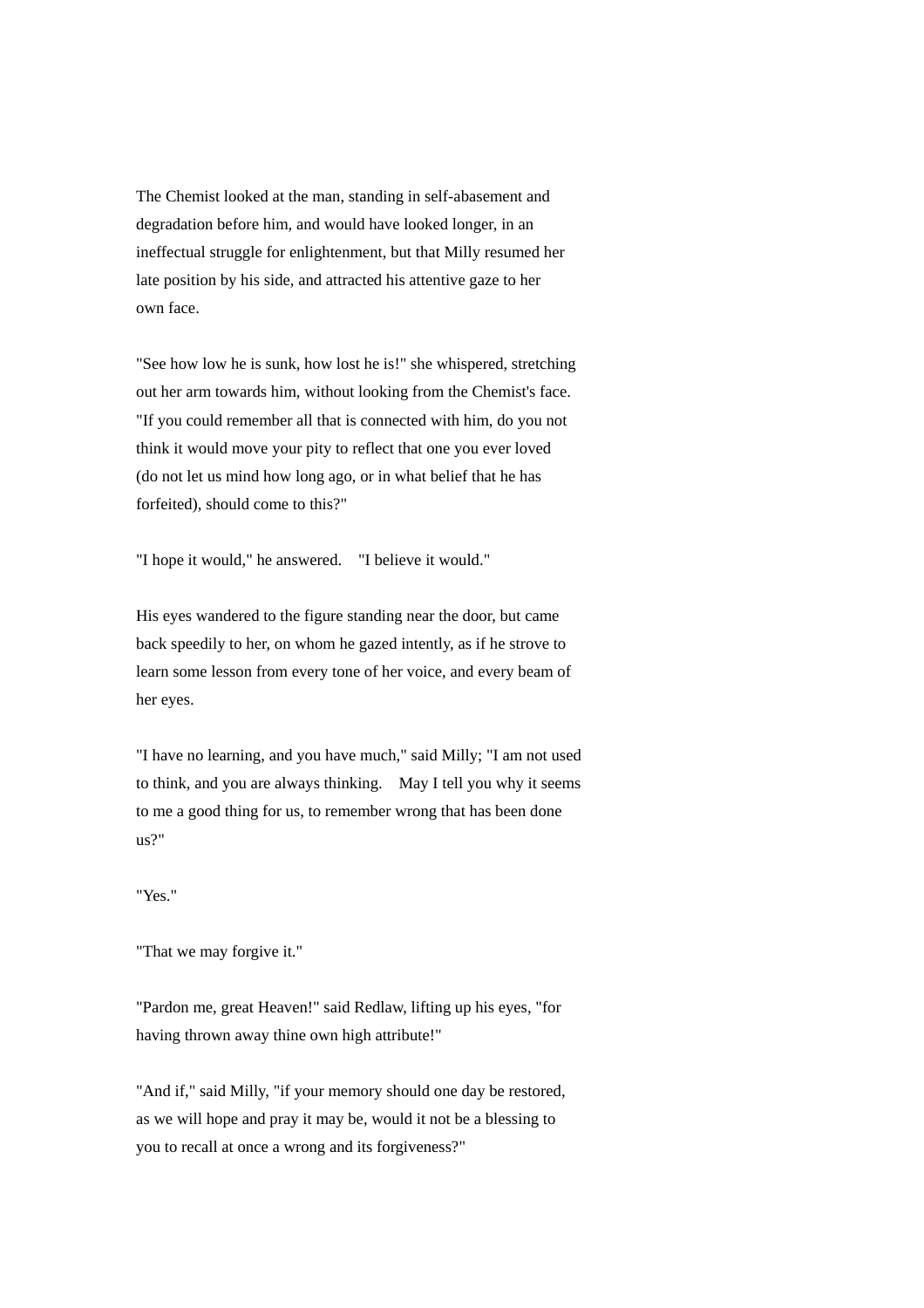The Chemist looked at the man, standing in self-abasement and degradation before him, and would have looked longer, in an ineffectual struggle for enlightenment, but that Milly resumed her late position by his side, and attracted his attentive gaze to her own face.

"See how low he is sunk, how lost he is!" she whispered, stretching out her arm towards him, without looking from the Chemist's face. "If you could remember all that is connected with him, do you not think it would move your pity to reflect that one you ever loved (do not let us mind how long ago, or in what belief that he has forfeited), should come to this?"

"I hope it would," he answered. "I believe it would."

His eyes wandered to the figure standing near the door, but came back speedily to her, on whom he gazed intently, as if he strove to learn some lesson from every tone of her voice, and every beam of her eyes.

"I have no learning, and you have much," said Milly; "I am not used to think, and you are always thinking. May I tell you why it seems to me a good thing for us, to remember wrong that has been done us?"

"Yes."

"That we may forgive it."

"Pardon me, great Heaven!" said Redlaw, lifting up his eyes, "for having thrown away thine own high attribute!"

"And if," said Milly, "if your memory should one day be restored, as we will hope and pray it may be, would it not be a blessing to you to recall at once a wrong and its forgiveness?"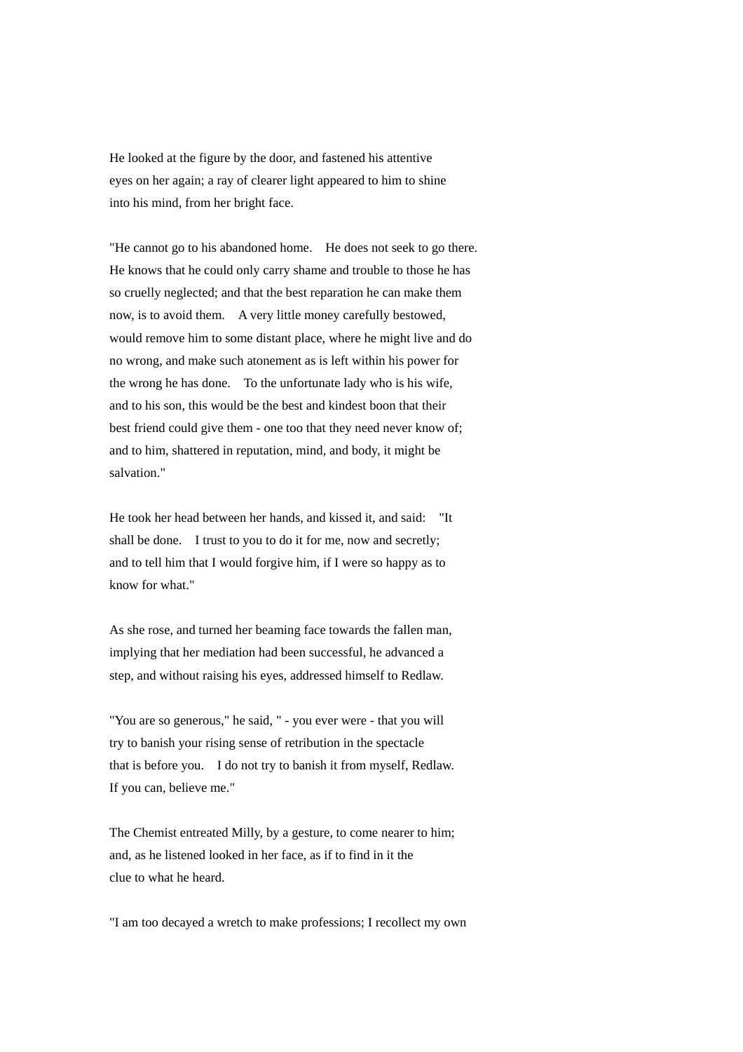He looked at the figure by the door, and fastened his attentive eyes on her again; a ray of clearer light appeared to him to shine into his mind, from her bright face.

"He cannot go to his abandoned home. He does not seek to go there. He knows that he could only carry shame and trouble to those he has so cruelly neglected; and that the best reparation he can make them now, is to avoid them. A very little money carefully bestowed, would remove him to some distant place, where he might live and do no wrong, and make such atonement as is left within his power for the wrong he has done. To the unfortunate lady who is his wife, and to his son, this would be the best and kindest boon that their best friend could give them - one too that they need never know of; and to him, shattered in reputation, mind, and body, it might be salvation."

He took her head between her hands, and kissed it, and said: "It shall be done. I trust to you to do it for me, now and secretly; and to tell him that I would forgive him, if I were so happy as to know for what."

As she rose, and turned her beaming face towards the fallen man, implying that her mediation had been successful, he advanced a step, and without raising his eyes, addressed himself to Redlaw.

"You are so generous," he said, " - you ever were - that you will try to banish your rising sense of retribution in the spectacle that is before you. I do not try to banish it from myself, Redlaw. If you can, believe me."

The Chemist entreated Milly, by a gesture, to come nearer to him; and, as he listened looked in her face, as if to find in it the clue to what he heard.

"I am too decayed a wretch to make professions; I recollect my own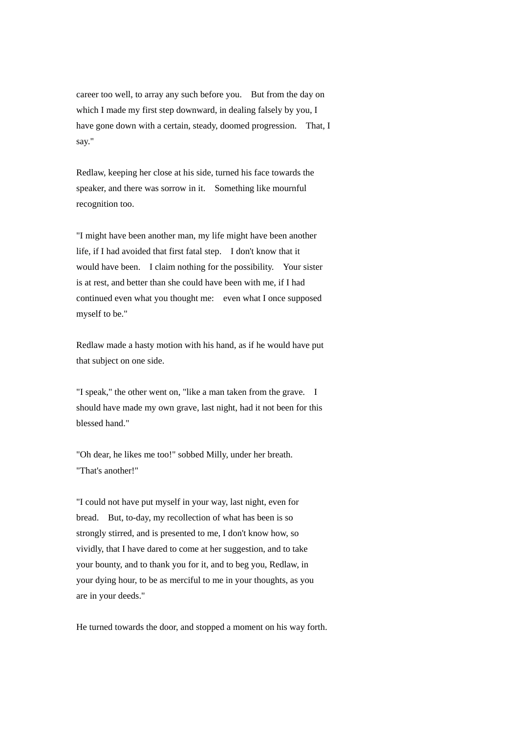career too well, to array any such before you. But from the day on which I made my first step downward, in dealing falsely by you, I have gone down with a certain, steady, doomed progression. That, I say."

Redlaw, keeping her close at his side, turned his face towards the speaker, and there was sorrow in it. Something like mournful recognition too.

"I might have been another man, my life might have been another life, if I had avoided that first fatal step. I don't know that it would have been. I claim nothing for the possibility. Your sister is at rest, and better than she could have been with me, if I had continued even what you thought me: even what I once supposed myself to be."

Redlaw made a hasty motion with his hand, as if he would have put that subject on one side.

"I speak," the other went on, "like a man taken from the grave. I should have made my own grave, last night, had it not been for this blessed hand."

"Oh dear, he likes me too!" sobbed Milly, under her breath. "That's another!"

"I could not have put myself in your way, last night, even for bread. But, to-day, my recollection of what has been is so strongly stirred, and is presented to me, I don't know how, so vividly, that I have dared to come at her suggestion, and to take your bounty, and to thank you for it, and to beg you, Redlaw, in your dying hour, to be as merciful to me in your thoughts, as you are in your deeds."

He turned towards the door, and stopped a moment on his way forth.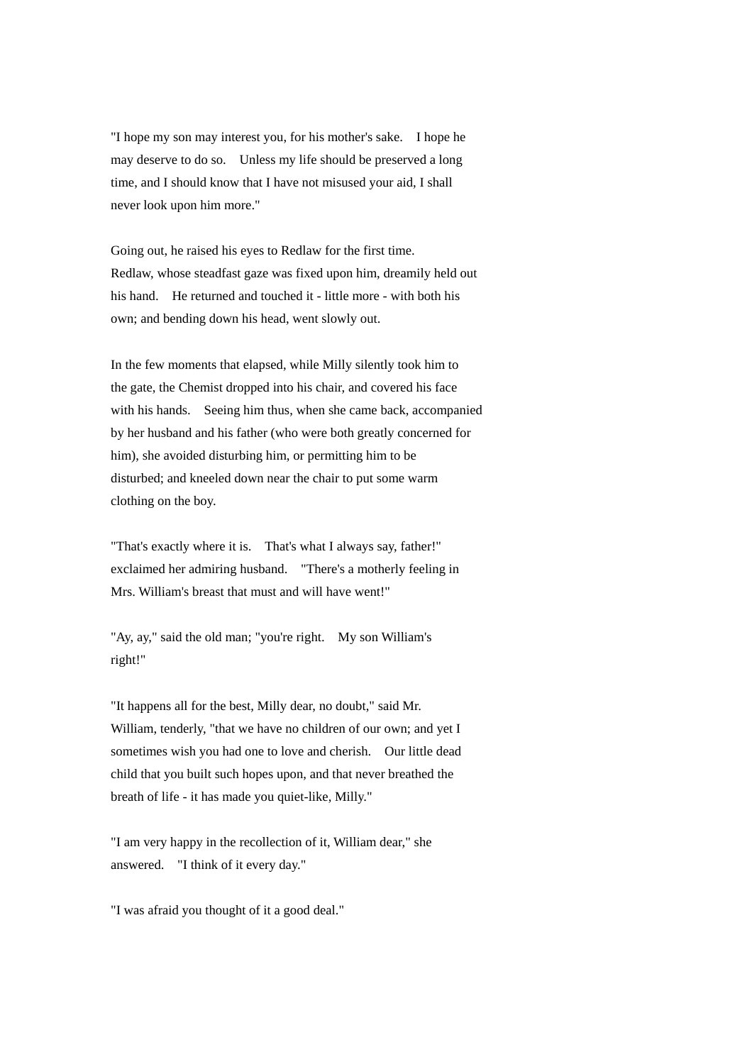"I hope my son may interest you, for his mother's sake. I hope he may deserve to do so. Unless my life should be preserved a long time, and I should know that I have not misused your aid, I shall never look upon him more."

Going out, he raised his eyes to Redlaw for the first time. Redlaw, whose steadfast gaze was fixed upon him, dreamily held out his hand. He returned and touched it - little more - with both his own; and bending down his head, went slowly out.

In the few moments that elapsed, while Milly silently took him to the gate, the Chemist dropped into his chair, and covered his face with his hands. Seeing him thus, when she came back, accompanied by her husband and his father (who were both greatly concerned for him), she avoided disturbing him, or permitting him to be disturbed; and kneeled down near the chair to put some warm clothing on the boy.

"That's exactly where it is. That's what I always say, father!" exclaimed her admiring husband. "There's a motherly feeling in Mrs. William's breast that must and will have went!"

"Ay, ay," said the old man; "you're right. My son William's right!"

"It happens all for the best, Milly dear, no doubt," said Mr. William, tenderly, "that we have no children of our own; and yet I sometimes wish you had one to love and cherish. Our little dead child that you built such hopes upon, and that never breathed the breath of life - it has made you quiet-like, Milly."

"I am very happy in the recollection of it, William dear," she answered. "I think of it every day."

"I was afraid you thought of it a good deal."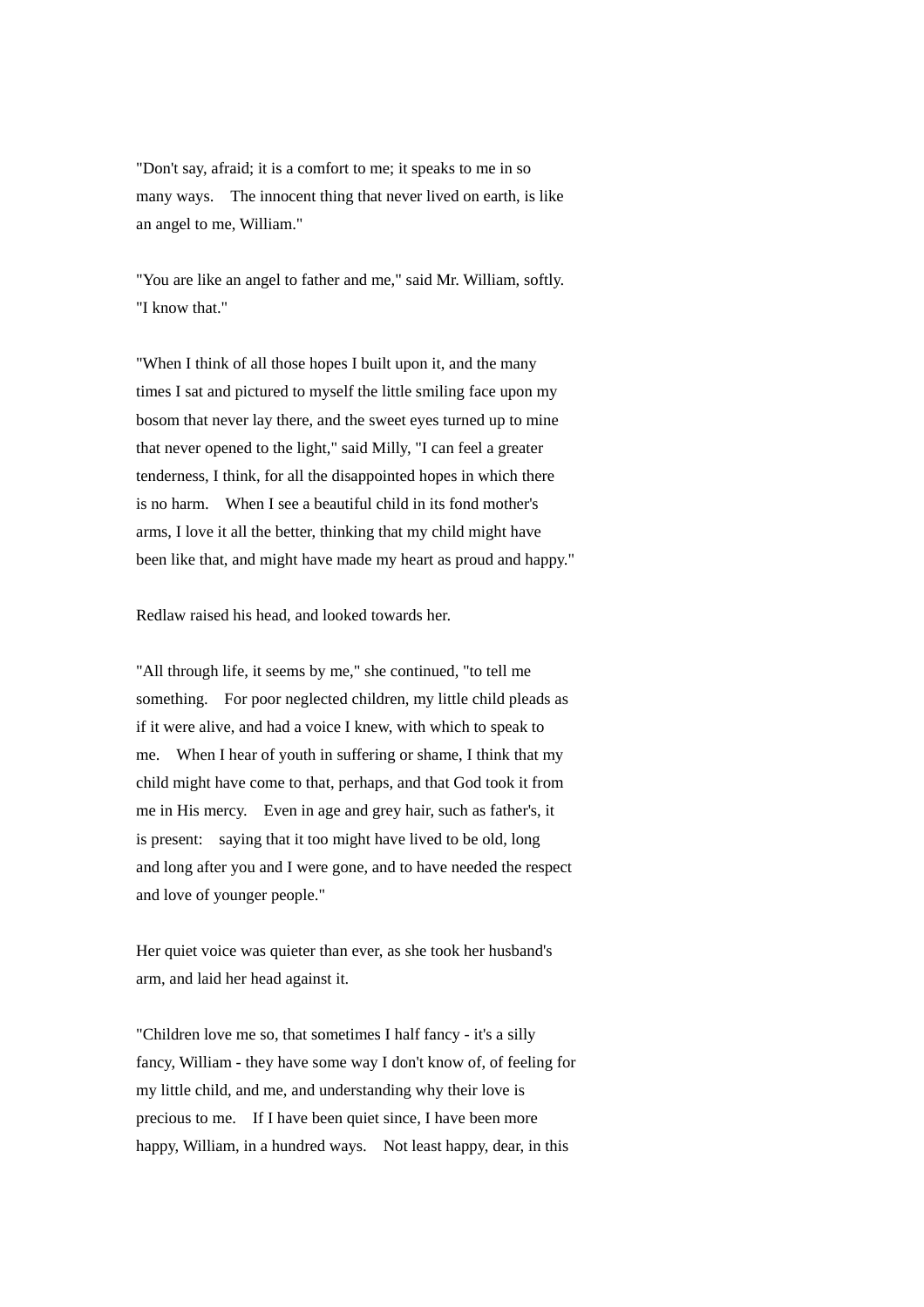"Don't say, afraid; it is a comfort to me; it speaks to me in so many ways.   The innocent thing that never lived on earth, is like an angel to me, William."

"You are like an angel to father and me," said Mr. William, softly. "I know that."

"When I think of all those hopes I built upon it, and the many times I sat and pictured to myself the little smiling face upon my bosom that never lay there, and the sweet eyes turned up to mine that never opened to the light," said Milly, "I can feel a greater tenderness, I think, for all the disappointed hopes in which there is no harm.   When I see a beautiful child in its fond mother's arms, I love it all the better, thinking that my child might have been like that, and might have made my heart as proud and happy."

Redlaw raised his head, and looked towards her.

"All through life, it seems by me," she continued, "to tell me something.   For poor neglected children, my little child pleads as if it were alive, and had a voice I knew, with which to speak to me.   When I hear of youth in suffering or shame, I think that my child might have come to that, perhaps, and that God took it from me in His mercy.   Even in age and grey hair, such as father's, it is present:   saying that it too might have lived to be old, long and long after you and I were gone, and to have needed the respect and love of younger people."

Her quiet voice was quieter than ever, as she took her husband's arm, and laid her head against it.

"Children love me so, that sometimes I half fancy - it's a silly fancy, William - they have some way I don't know of, of feeling for my little child, and me, and understanding why their love is precious to me.   If I have been quiet since, I have been more happy, William, in a hundred ways.   Not least happy, dear, in this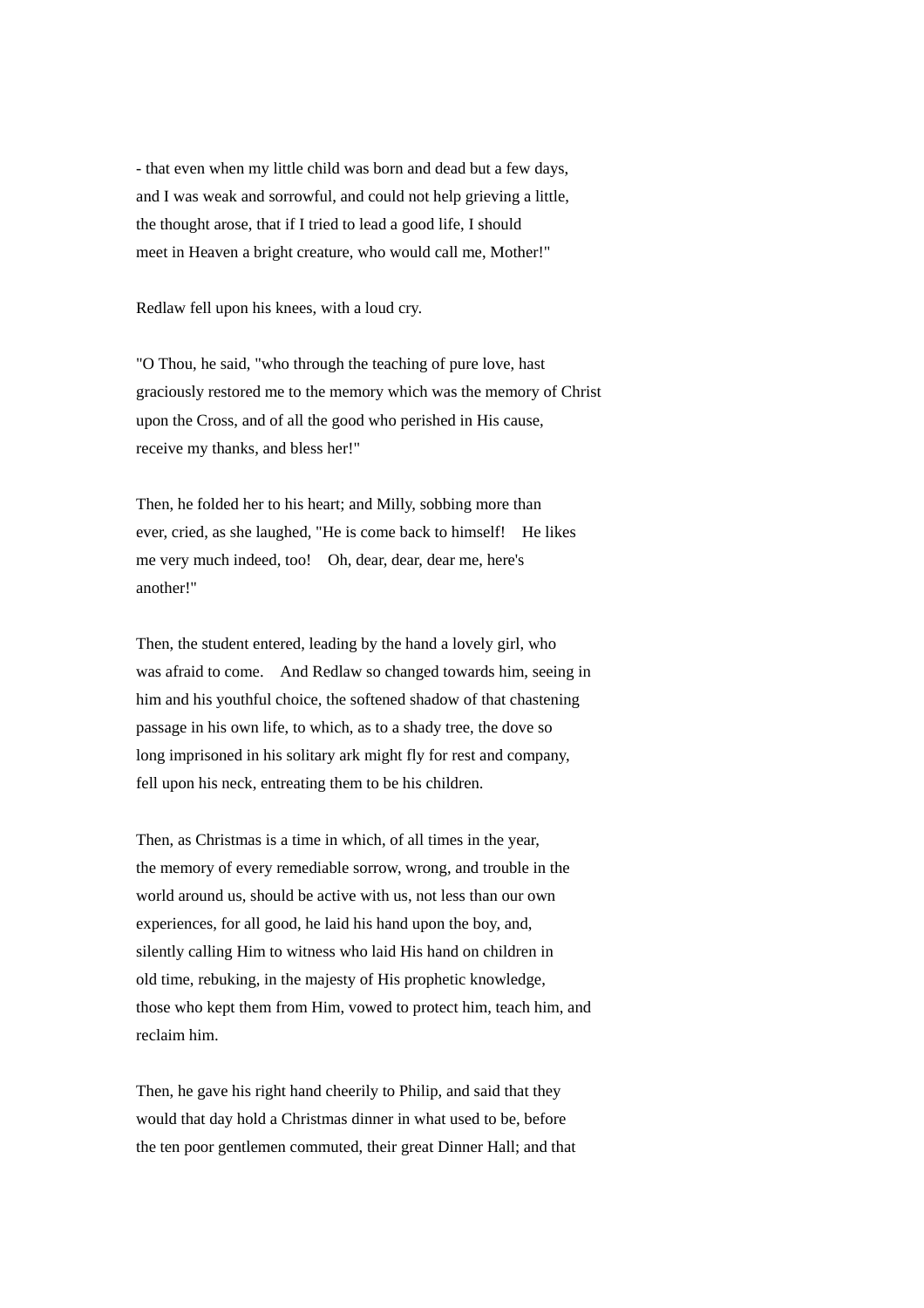- that even when my little child was born and dead but a few days, and I was weak and sorrowful, and could not help grieving a little, the thought arose, that if I tried to lead a good life, I should meet in Heaven a bright creature, who would call me, Mother!"

Redlaw fell upon his knees, with a loud cry.

"O Thou, he said, "who through the teaching of pure love, hast graciously restored me to the memory which was the memory of Christ upon the Cross, and of all the good who perished in His cause, receive my thanks, and bless her!"

Then, he folded her to his heart; and Milly, sobbing more than ever, cried, as she laughed, "He is come back to himself! He likes me very much indeed, too! Oh, dear, dear, dear me, here's another!"

Then, the student entered, leading by the hand a lovely girl, who was afraid to come. And Redlaw so changed towards him, seeing in him and his youthful choice, the softened shadow of that chastening passage in his own life, to which, as to a shady tree, the dove so long imprisoned in his solitary ark might fly for rest and company, fell upon his neck, entreating them to be his children.

Then, as Christmas is a time in which, of all times in the year, the memory of every remediable sorrow, wrong, and trouble in the world around us, should be active with us, not less than our own experiences, for all good, he laid his hand upon the boy, and, silently calling Him to witness who laid His hand on children in old time, rebuking, in the majesty of His prophetic knowledge, those who kept them from Him, vowed to protect him, teach him, and reclaim him.

Then, he gave his right hand cheerily to Philip, and said that they would that day hold a Christmas dinner in what used to be, before the ten poor gentlemen commuted, their great Dinner Hall; and that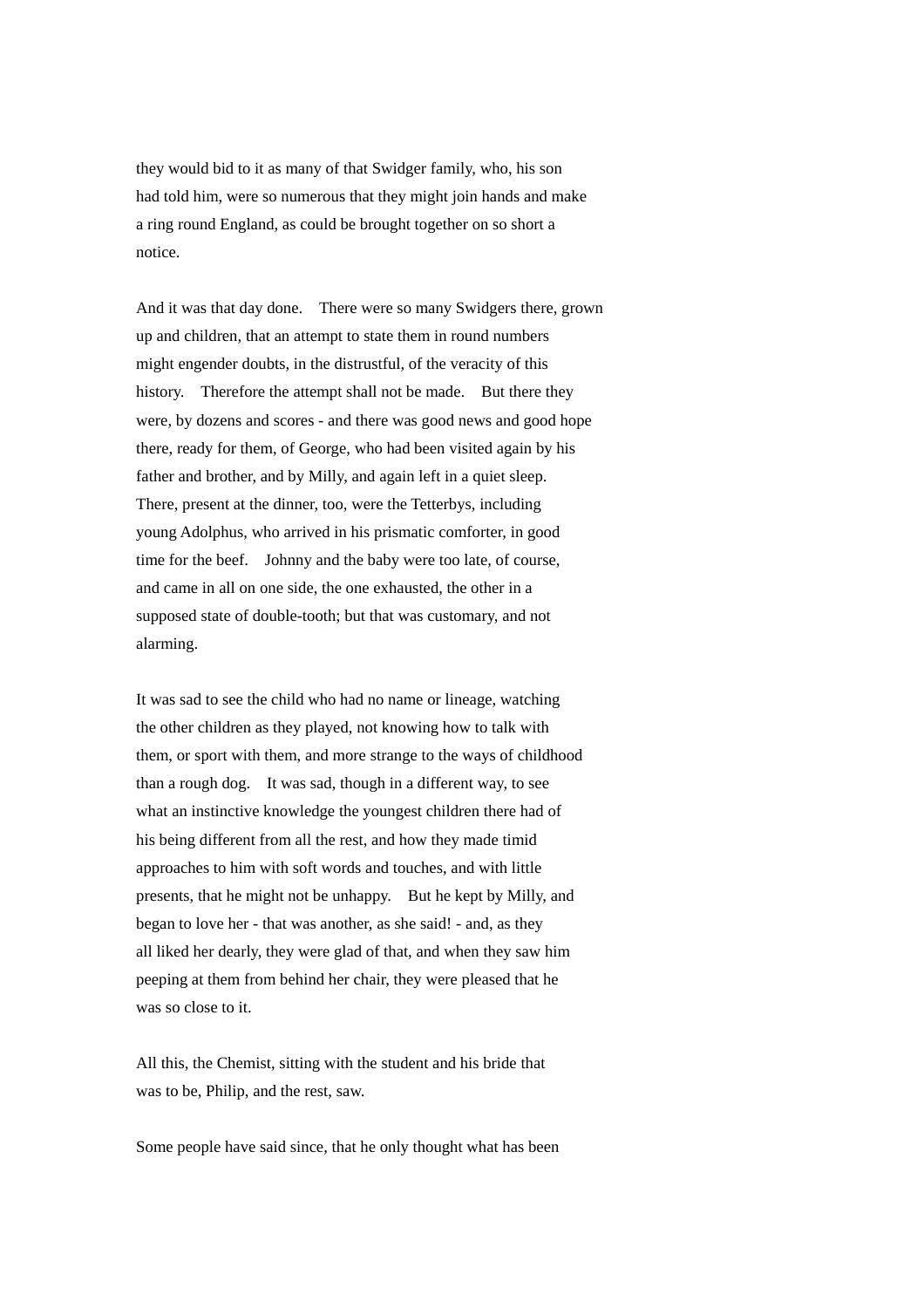they would bid to it as many of that Swidger family, who, his son had told him, were so numerous that they might join hands and make a ring round England, as could be brought together on so short a notice.

And it was that day done. There were so many Swidgers there, grown up and children, that an attempt to state them in round numbers might engender doubts, in the distrustful, of the veracity of this history. Therefore the attempt shall not be made. But there they were, by dozens and scores - and there was good news and good hope there, ready for them, of George, who had been visited again by his father and brother, and by Milly, and again left in a quiet sleep. There, present at the dinner, too, were the Tetterbys, including young Adolphus, who arrived in his prismatic comforter, in good time for the beef. Johnny and the baby were too late, of course, and came in all on one side, the one exhausted, the other in a supposed state of double-tooth; but that was customary, and not alarming.

It was sad to see the child who had no name or lineage, watching the other children as they played, not knowing how to talk with them, or sport with them, and more strange to the ways of childhood than a rough dog. It was sad, though in a different way, to see what an instinctive knowledge the youngest children there had of his being different from all the rest, and how they made timid approaches to him with soft words and touches, and with little presents, that he might not be unhappy. But he kept by Milly, and began to love her - that was another, as she said! - and, as they all liked her dearly, they were glad of that, and when they saw him peeping at them from behind her chair, they were pleased that he was so close to it.

All this, the Chemist, sitting with the student and his bride that was to be, Philip, and the rest, saw.

Some people have said since, that he only thought what has been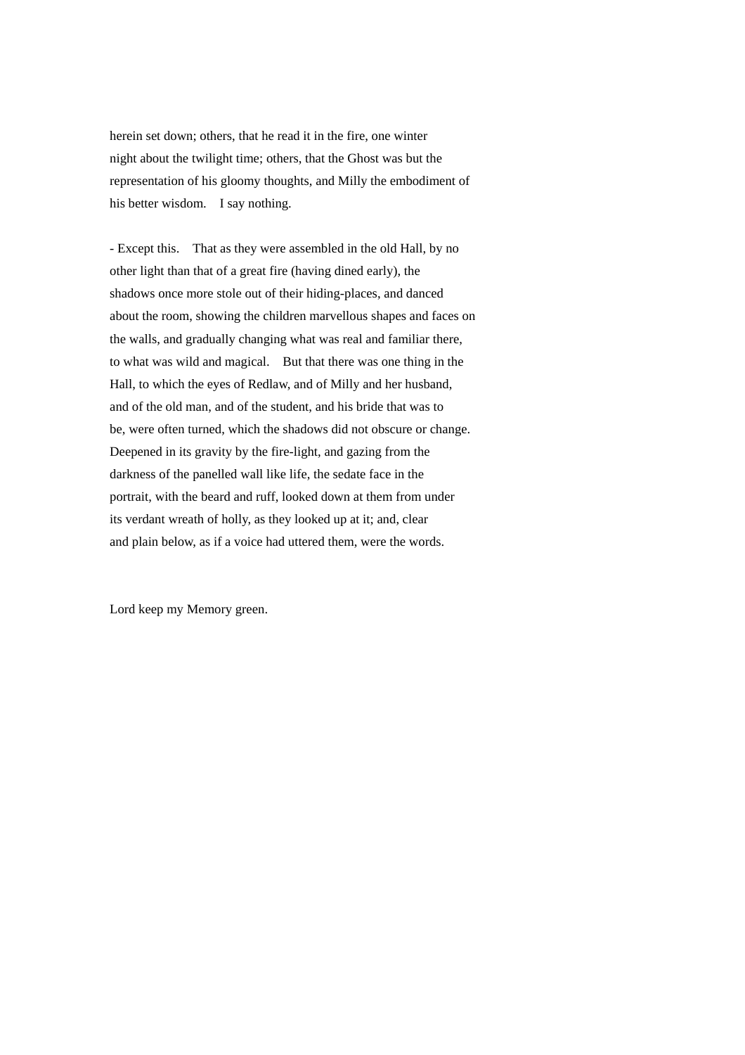herein set down; others, that he read it in the fire, one winter night about the twilight time; others, that the Ghost was but the representation of his gloomy thoughts, and Milly the embodiment of his better wisdom.  I say nothing.

- Except this.  That as they were assembled in the old Hall, by no other light than that of a great fire (having dined early), the shadows once more stole out of their hiding-places, and danced about the room, showing the children marvellous shapes and faces on the walls, and gradually changing what was real and familiar there, to what was wild and magical.  But that there was one thing in the Hall, to which the eyes of Redlaw, and of Milly and her husband, and of the old man, and of the student, and his bride that was to be, were often turned, which the shadows did not obscure or change. Deepened in its gravity by the fire-light, and gazing from the darkness of the panelled wall like life, the sedate face in the portrait, with the beard and ruff, looked down at them from under its verdant wreath of holly, as they looked up at it; and, clear and plain below, as if a voice had uttered them, were the words.

Lord keep my Memory green.